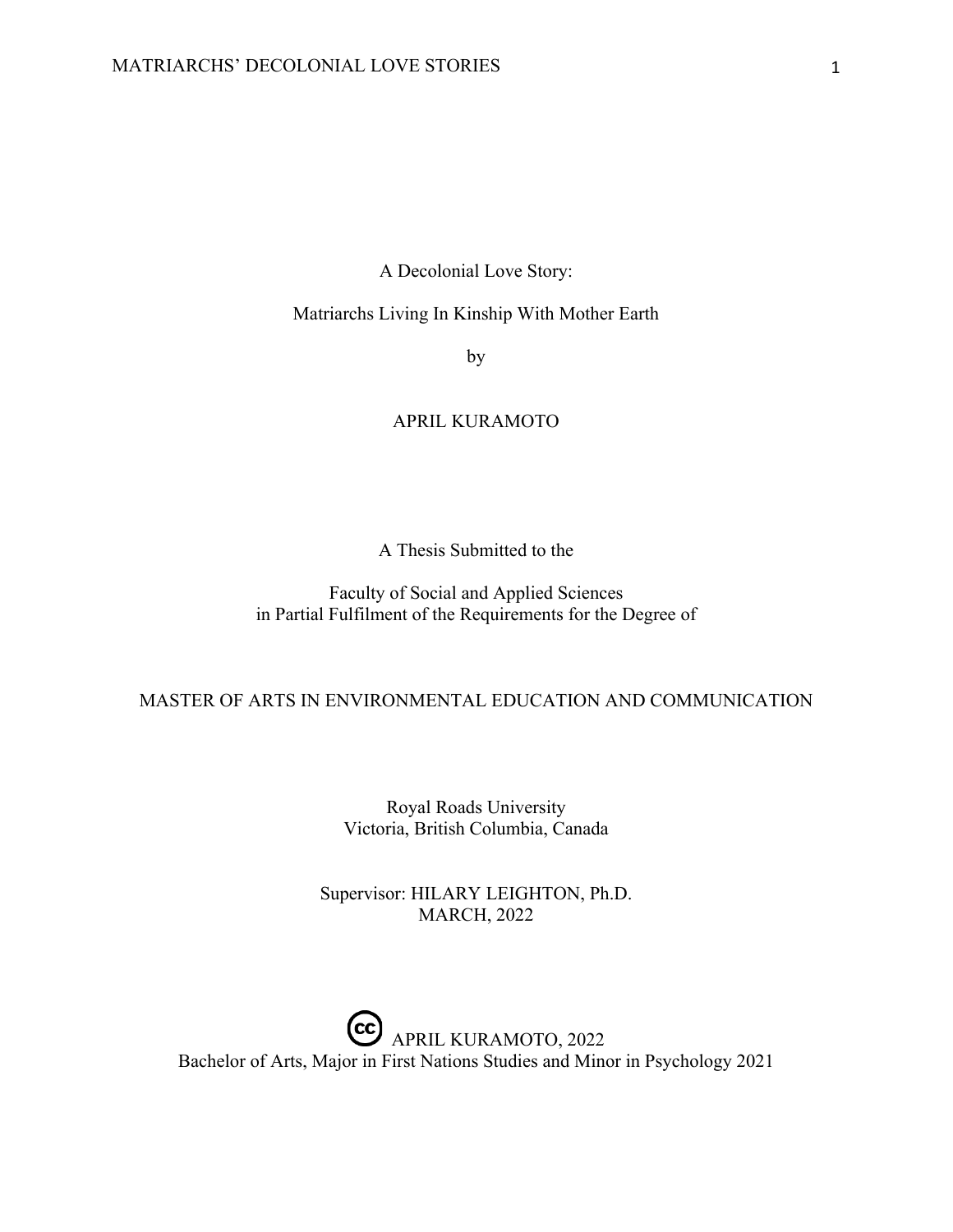# A Decolonial Love Story:

## Matriarchs Living In Kinship With Mother Earth

by

APRIL KURAMOTO

A Thesis Submitted to the

Faculty of Social and Applied Sciences
in Partial Fulfilment of the Requirements for the Degree of

MASTER OF ARTS IN ENVIRONMENTAL EDUCATION AND COMMUNICATION

Royal Roads University
Victoria, British Columbia, Canada

Supervisor: HILARY LEIGHTON, Ph.D.
MARCH, 2022

(cc) APRIL KURAMOTO, 2022
Bachelor of Arts, Major in First Nations Studies and Minor in Psychology 2021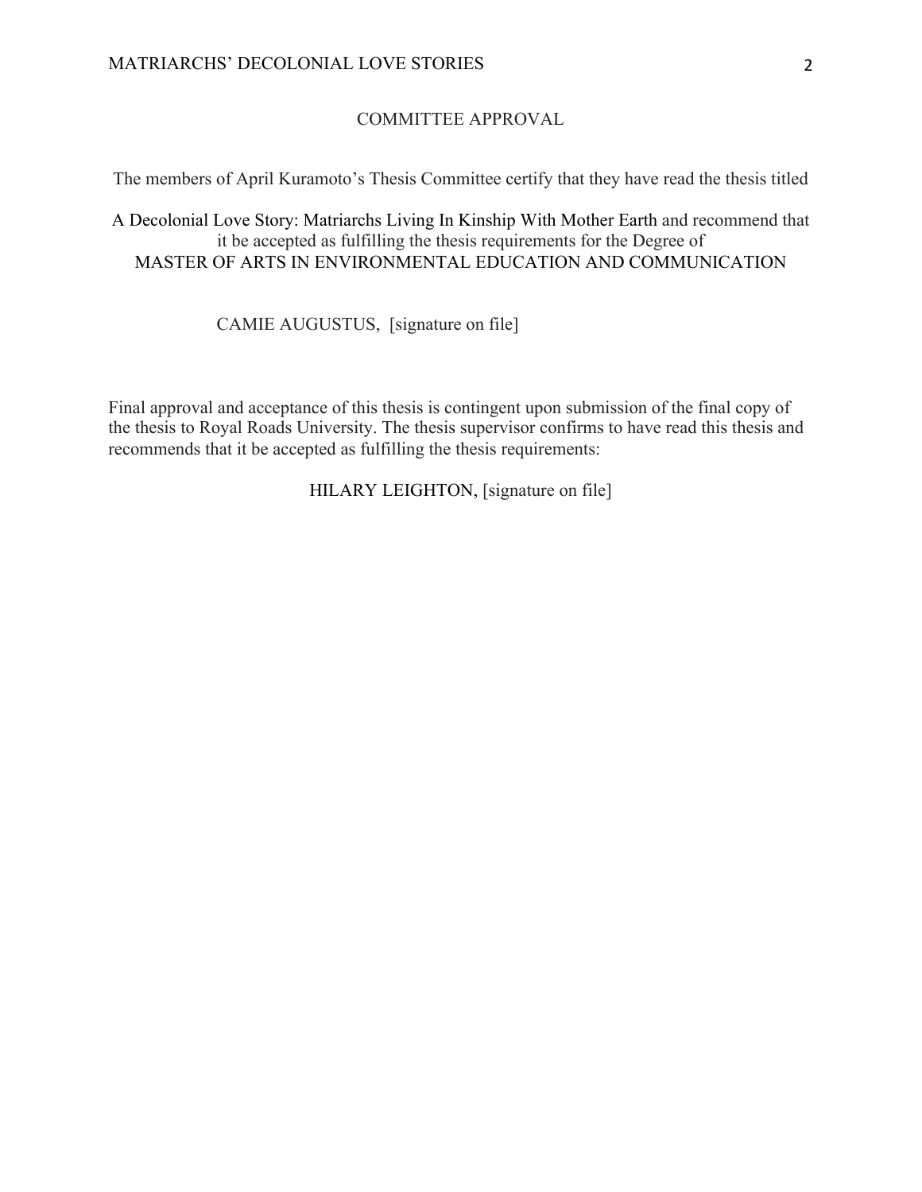# COMMITTEE APPROVAL

The members of April Kuramoto's Thesis Committee certify that they have read the thesis titled

A Decolonial Love Story: Matriarchs Living In Kinship With Mother Earth and recommend that it be accepted as fulfilling the thesis requirements for the Degree of
MASTER OF ARTS IN ENVIRONMENTAL EDUCATION AND COMMUNICATION

CAMIE AUGUSTUS, [signature on file]

Final approval and acceptance of this thesis is contingent upon submission of the final copy of the thesis to Royal Roads University. The thesis supervisor confirms to have read this thesis and recommends that it be accepted as fulfilling the thesis requirements:

HILARY LEIGHTON, [signature on file]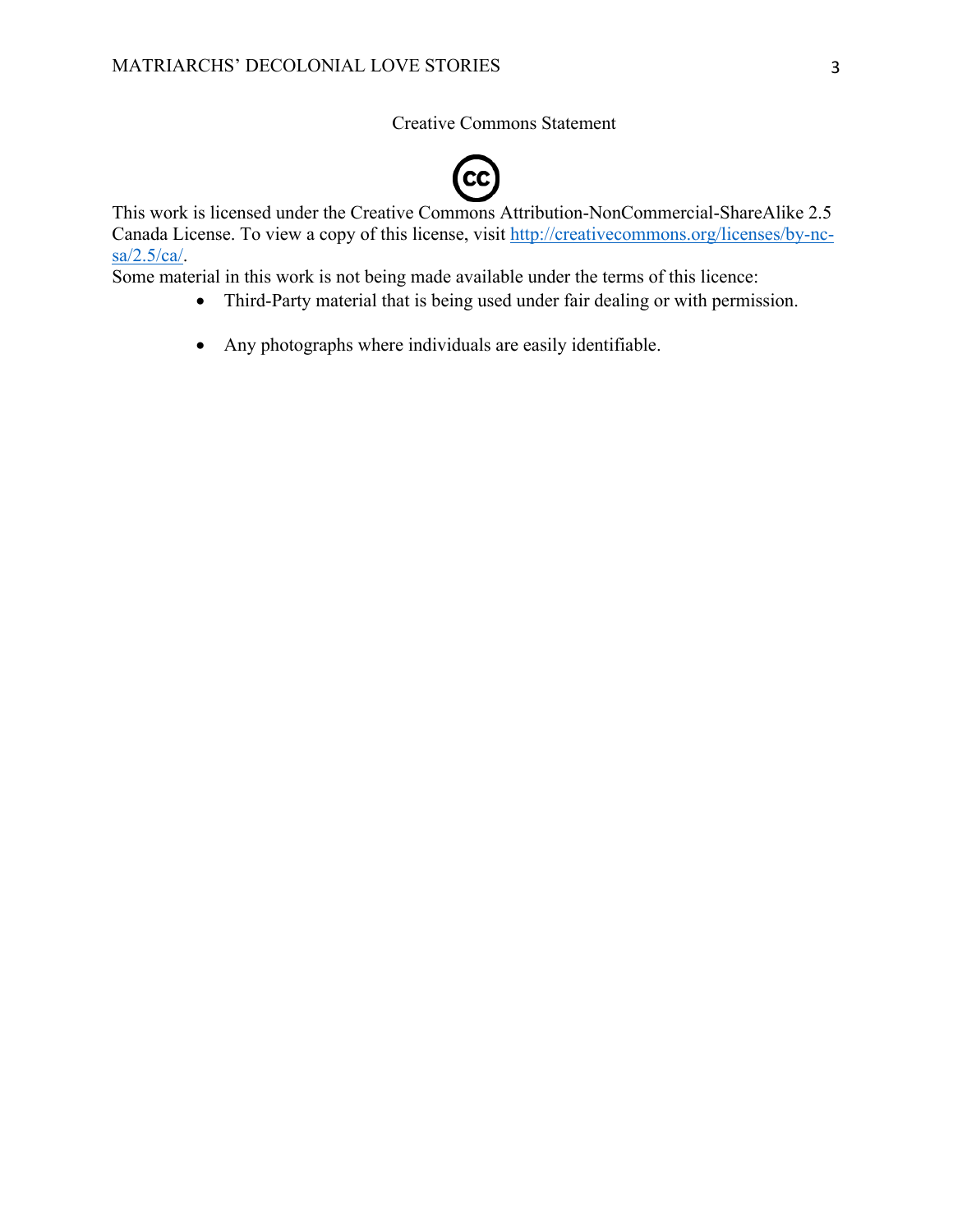# Creative Commons Statement

This work is licensed under the Creative Commons Attribution-NonCommercial-ShareAlike 2.5 Canada License. To view a copy of this license, visit http://creativecommons.org/licenses/by-nc-sa/2.5/ca/.

Some material in this work is not being made available under the terms of this licence:

- Third-Party material that is being used under fair dealing or with permission.
- Any photographs where individuals are easily identifiable.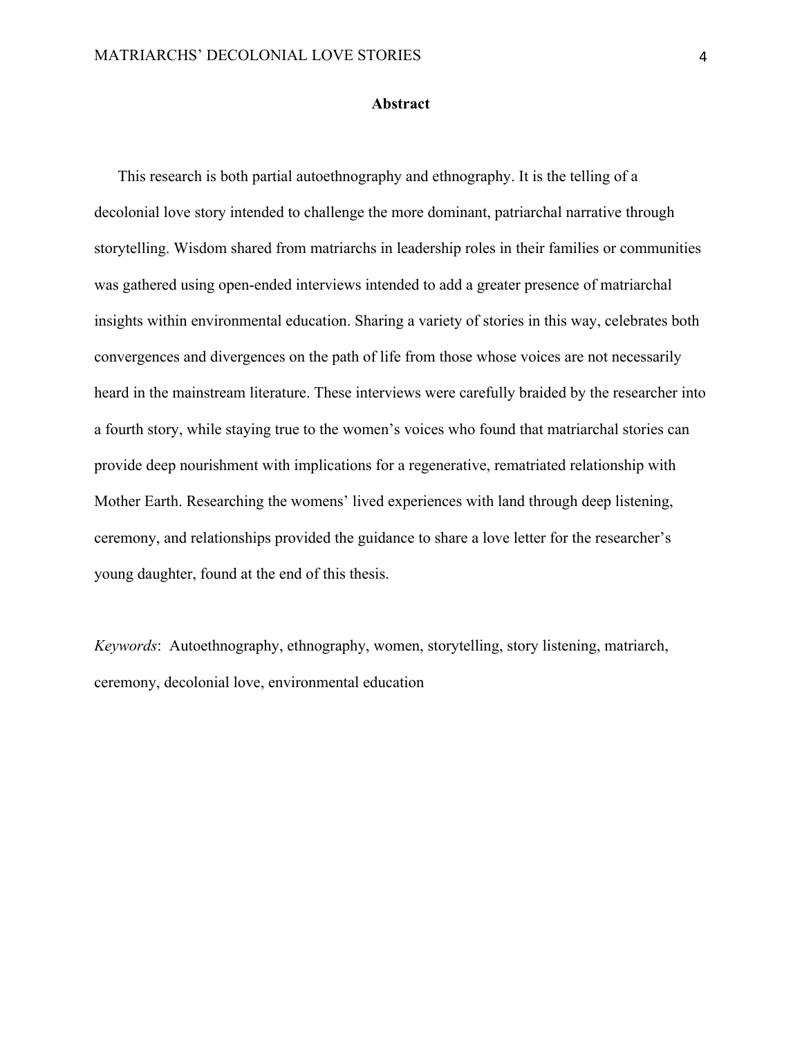# Abstract

This research is both partial autoethnography and ethnography. It is the telling of a decolonial love story intended to challenge the more dominant, patriarchal narrative through storytelling. Wisdom shared from matriarchs in leadership roles in their families or communities was gathered using open-ended interviews intended to add a greater presence of matriarchal insights within environmental education. Sharing a variety of stories in this way, celebrates both convergences and divergences on the path of life from those whose voices are not necessarily heard in the mainstream literature. These interviews were carefully braided by the researcher into a fourth story, while staying true to the women's voices who found that matriarchal stories can provide deep nourishment with implications for a regenerative, rematriated relationship with Mother Earth. Researching the womens' lived experiences with land through deep listening, ceremony, and relationships provided the guidance to share a love letter for the researcher's young daughter, found at the end of this thesis.

*Keywords*: Autoethnography, ethnography, women, storytelling, story listening, matriarch, ceremony, decolonial love, environmental education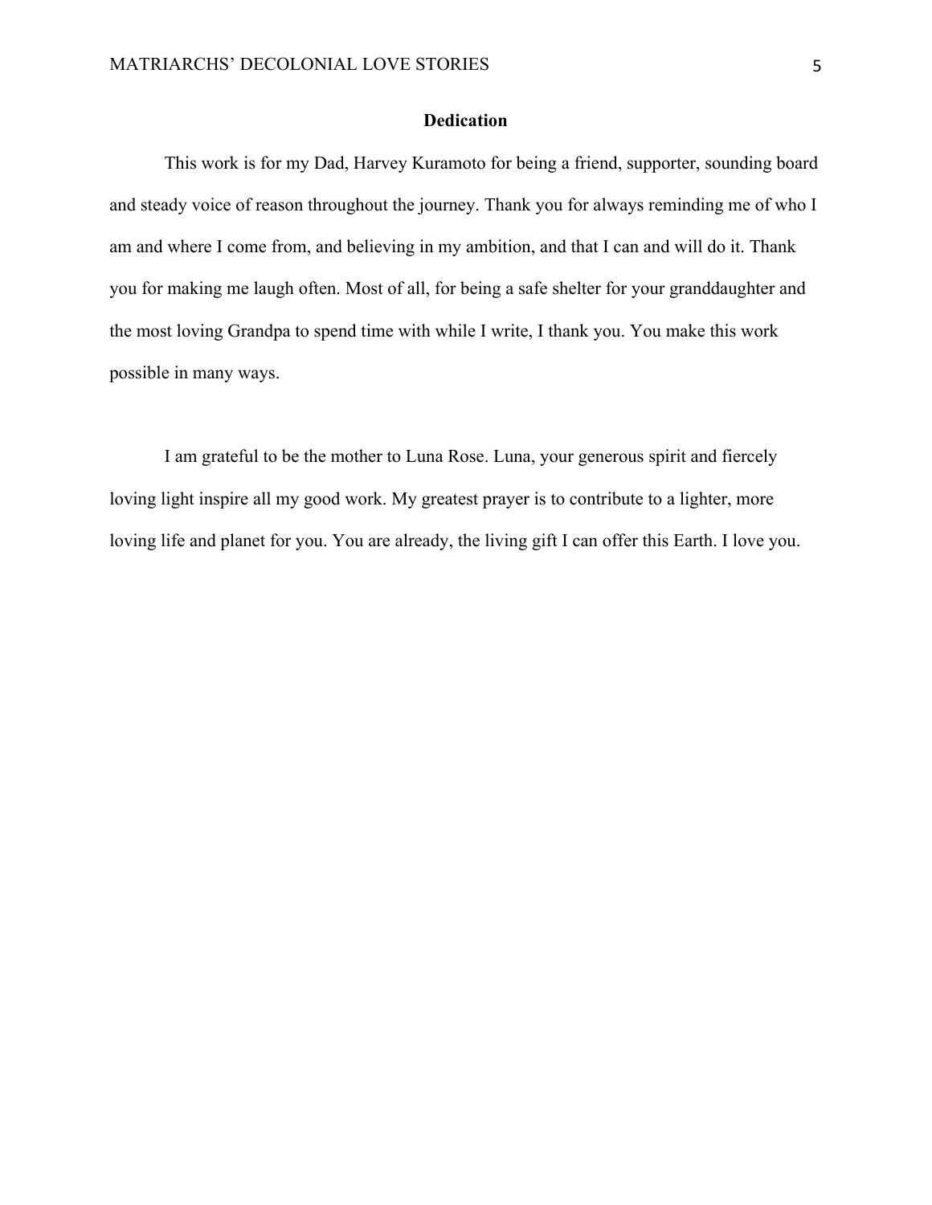## Dedication

This work is for my Dad, Harvey Kuramoto for being a friend, supporter, sounding board and steady voice of reason throughout the journey. Thank you for always reminding me of who I am and where I come from, and believing in my ambition, and that I can and will do it. Thank you for making me laugh often. Most of all, for being a safe shelter for your granddaughter and the most loving Grandpa to spend time with while I write, I thank you. You make this work possible in many ways.

I am grateful to be the mother to Luna Rose. Luna, your generous spirit and fiercely loving light inspire all my good work. My greatest prayer is to contribute to a lighter, more loving life and planet for you. You are already, the living gift I can offer this Earth. I love you.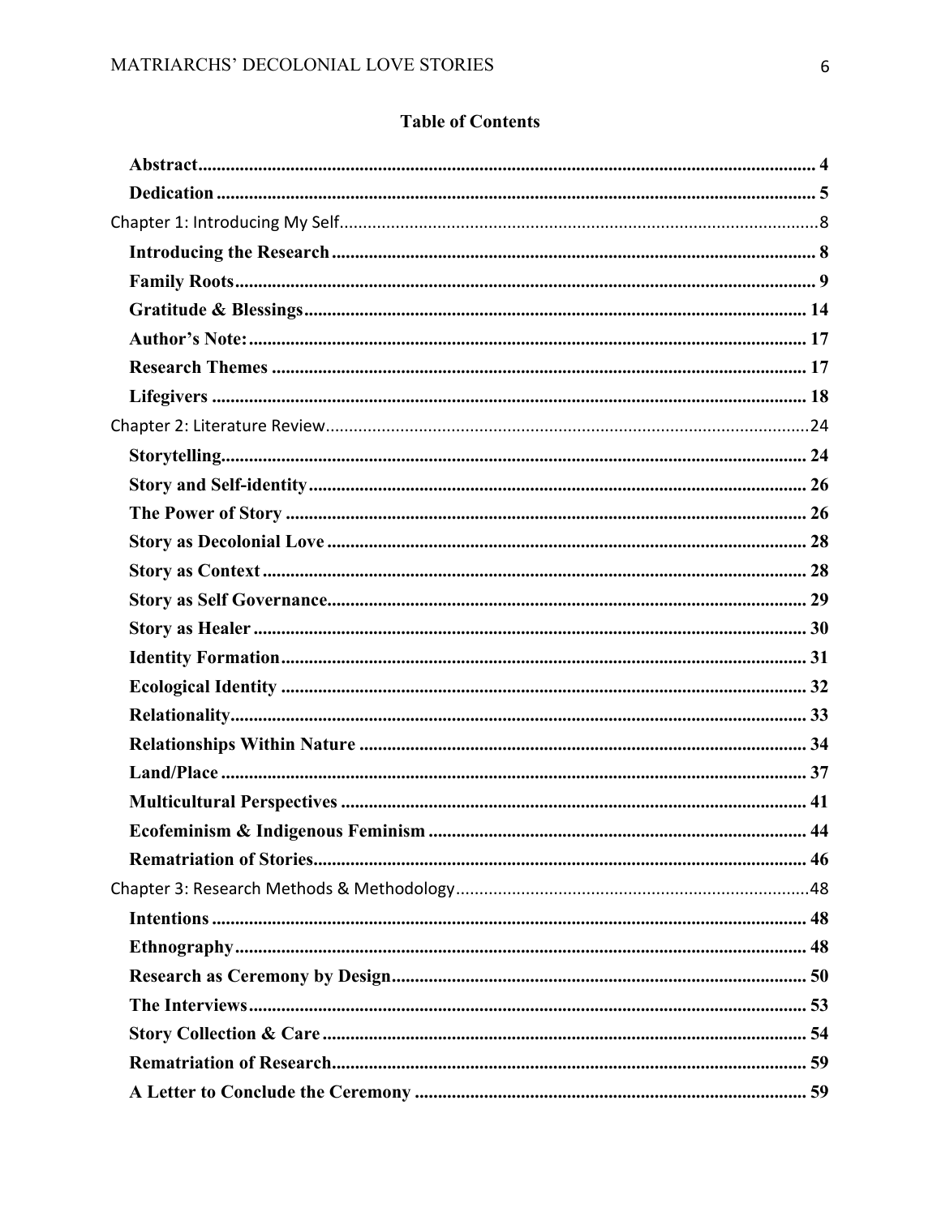## Table of Contents

**Abstract** ..... 4
**Dedication** ..... 5
Chapter 1: Introducing My Self ..... 8
**Introducing the Research** ..... 8
**Family Roots** ..... 9
**Gratitude & Blessings** ..... 14
**Author's Note:** ..... 17
**Research Themes** ..... 17
**Lifegivers** ..... 18
Chapter 2: Literature Review ..... 24
**Storytelling** ..... 24
**Story and Self-identity** ..... 26
**The Power of Story** ..... 26
**Story as Decolonial Love** ..... 28
**Story as Context** ..... 28
**Story as Self Governance** ..... 29
**Story as Healer** ..... 30
**Identity Formation** ..... 31
**Ecological Identity** ..... 32
**Relationality** ..... 33
**Relationships Within Nature** ..... 34
**Land/Place** ..... 37
**Multicultural Perspectives** ..... 41
**Ecofeminism & Indigenous Feminism** ..... 44
**Rematriation of Stories** ..... 46
Chapter 3: Research Methods & Methodology ..... 48
**Intentions** ..... 48
**Ethnography** ..... 48
**Research as Ceremony by Design** ..... 50
**The Interviews** ..... 53
**Story Collection & Care** ..... 54
**Rematriation of Research** ..... 59
**A Letter to Conclude the Ceremony** ..... 59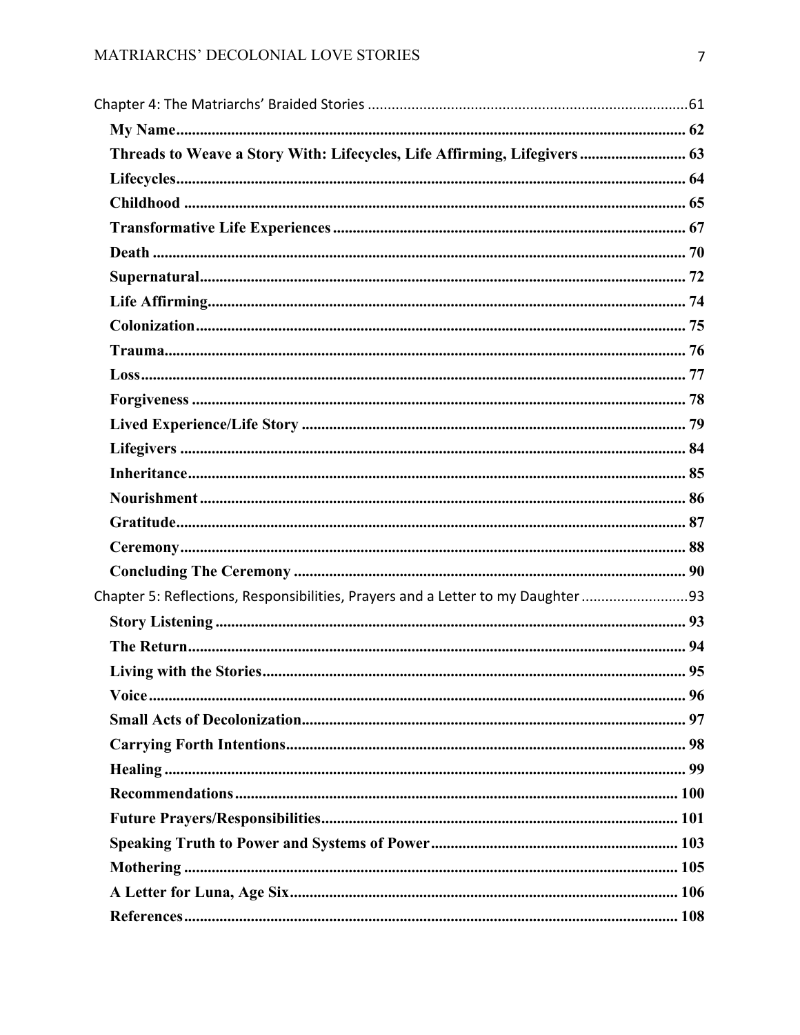Chapter 4: The Matriarchs' Braided Stories ....................................................................................61

**My Name** ................................................................................................................................ 62

**Threads to Weave a Story With: Lifecycles, Life Affirming, Lifegivers** ........................... 63

**Lifecycles** ................................................................................................................................. 64

**Childhood** ............................................................................................................................... 65

**Transformative Life Experiences** ......................................................................................... 67

**Death** ....................................................................................................................................... 70

**Supernatural** ........................................................................................................................... 72

**Life Affirming** ......................................................................................................................... 74

**Colonization** ............................................................................................................................ 75

**Trauma** .................................................................................................................................... 76

**Loss** ......................................................................................................................................... 77

**Forgiveness** ............................................................................................................................. 78

**Lived Experience/Life Story** ................................................................................................. 79

**Lifegivers** ................................................................................................................................ 84

**Inheritance** .............................................................................................................................. 85

**Nourishment** ........................................................................................................................... 86

**Gratitude** ................................................................................................................................. 87

**Ceremony** ................................................................................................................................ 88

**Concluding The Ceremony** ................................................................................................... 90

Chapter 5: Reflections, Responsibilities, Prayers and a Letter to my Daughter ...........................93

**Story Listening** ....................................................................................................................... 93

**The Return** .............................................................................................................................. 94

**Living with the Stories** ........................................................................................................... 95

**Voice** ....................................................................................................................................... 96

**Small Acts of Decolonization** ................................................................................................. 97

**Carrying Forth Intentions** ...................................................................................................... 98

**Healing** ................................................................................................................................... 99

**Recommendations** ................................................................................................................ 100

**Future Prayers/Responsibilities** ........................................................................................... 101

**Speaking Truth to Power and Systems of Power** ............................................................... 103

**Mothering** ............................................................................................................................. 105

**A Letter for Luna, Age Six** .................................................................................................. 106

**References** ............................................................................................................................ 108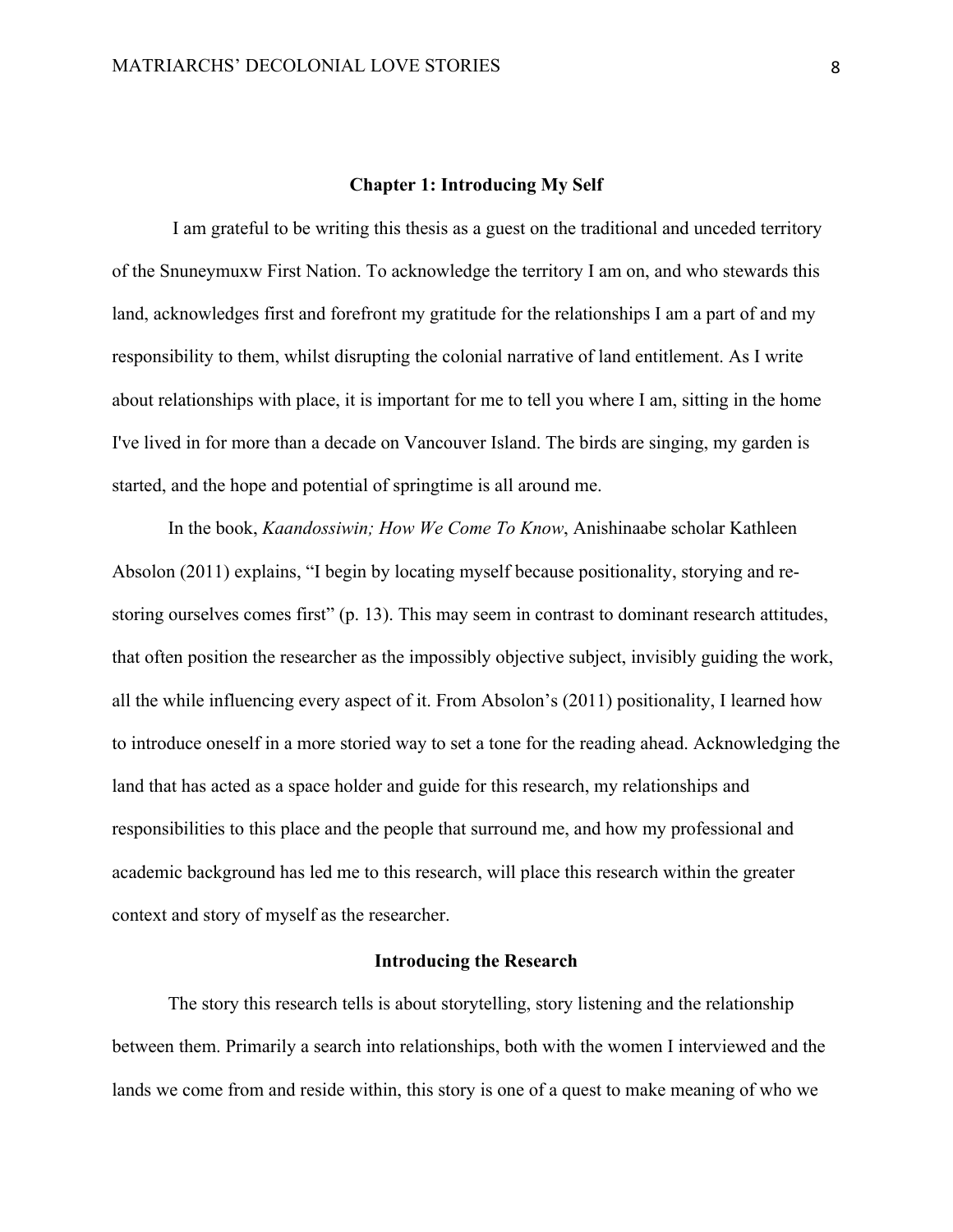## Chapter 1: Introducing My Self

I am grateful to be writing this thesis as a guest on the traditional and unceded territory of the Snuneymuxw First Nation. To acknowledge the territory I am on, and who stewards this land, acknowledges first and forefront my gratitude for the relationships I am a part of and my responsibility to them, whilst disrupting the colonial narrative of land entitlement. As I write about relationships with place, it is important for me to tell you where I am, sitting in the home I've lived in for more than a decade on Vancouver Island. The birds are singing, my garden is started, and the hope and potential of springtime is all around me.

In the book, *Kaandossiwin; How We Come To Know*, Anishinaabe scholar Kathleen Absolon (2011) explains, “I begin by locating myself because positionality, storying and re-storing ourselves comes first” (p. 13). This may seem in contrast to dominant research attitudes, that often position the researcher as the impossibly objective subject, invisibly guiding the work, all the while influencing every aspect of it. From Absolon’s (2011) positionality, I learned how to introduce oneself in a more storied way to set a tone for the reading ahead. Acknowledging the land that has acted as a space holder and guide for this research, my relationships and responsibilities to this place and the people that surround me, and how my professional and academic background has led me to this research, will place this research within the greater context and story of myself as the researcher.

### Introducing the Research

The story this research tells is about storytelling, story listening and the relationship between them. Primarily a search into relationships, both with the women I interviewed and the lands we come from and reside within, this story is one of a quest to make meaning of who we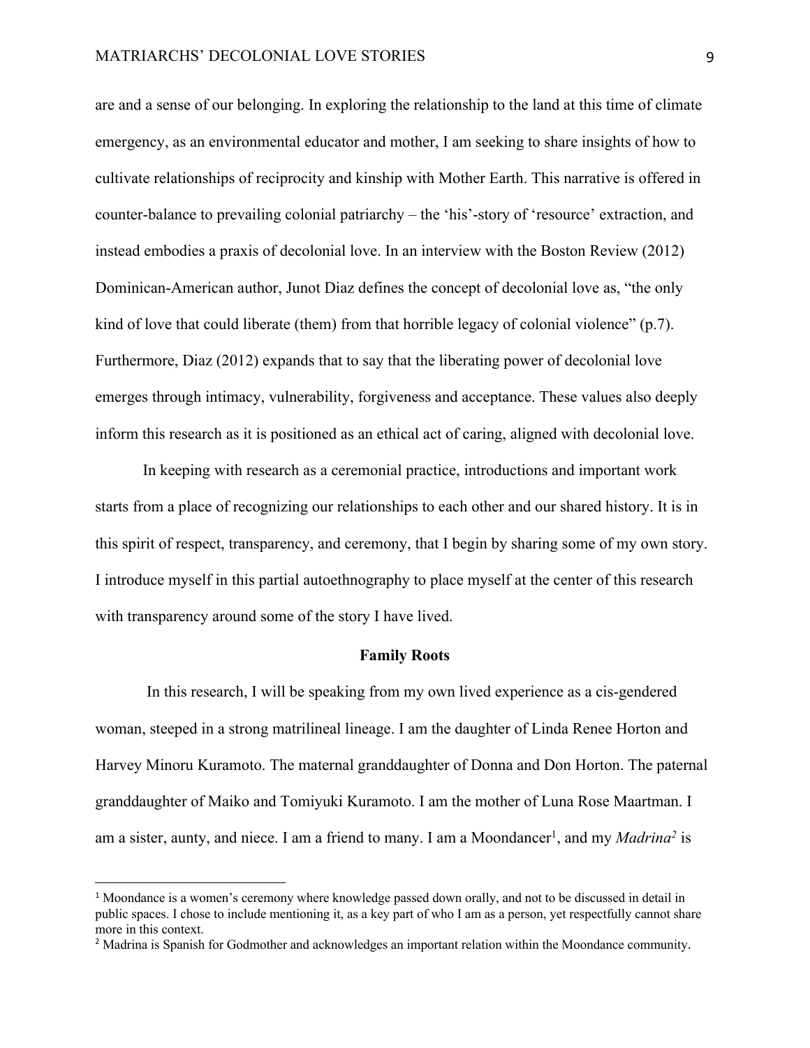are and a sense of our belonging. In exploring the relationship to the land at this time of climate emergency, as an environmental educator and mother, I am seeking to share insights of how to cultivate relationships of reciprocity and kinship with Mother Earth. This narrative is offered in counter-balance to prevailing colonial patriarchy – the 'his'-story of 'resource' extraction, and instead embodies a praxis of decolonial love. In an interview with the Boston Review (2012) Dominican-American author, Junot Diaz defines the concept of decolonial love as, "the only kind of love that could liberate (them) from that horrible legacy of colonial violence" (p.7). Furthermore, Diaz (2012) expands that to say that the liberating power of decolonial love emerges through intimacy, vulnerability, forgiveness and acceptance. These values also deeply inform this research as it is positioned as an ethical act of caring, aligned with decolonial love.

In keeping with research as a ceremonial practice, introductions and important work starts from a place of recognizing our relationships to each other and our shared history. It is in this spirit of respect, transparency, and ceremony, that I begin by sharing some of my own story. I introduce myself in this partial autoethnography to place myself at the center of this research with transparency around some of the story I have lived.

## Family Roots

In this research, I will be speaking from my own lived experience as a cis-gendered woman, steeped in a strong matrilineal lineage. I am the daughter of Linda Renee Horton and Harvey Minoru Kuramoto. The maternal granddaughter of Donna and Don Horton. The paternal granddaughter of Maiko and Tomiyuki Kuramoto. I am the mother of Luna Rose Maartman. I am a sister, aunty, and niece. I am a friend to many. I am a Moondancer[1], and my *Madrina*[2] is

---

[1] Moondance is a women's ceremony where knowledge passed down orally, and not to be discussed in detail in public spaces. I chose to include mentioning it, as a key part of who I am as a person, yet respectfully cannot share more in this context.

[2] Madrina is Spanish for Godmother and acknowledges an important relation within the Moondance community.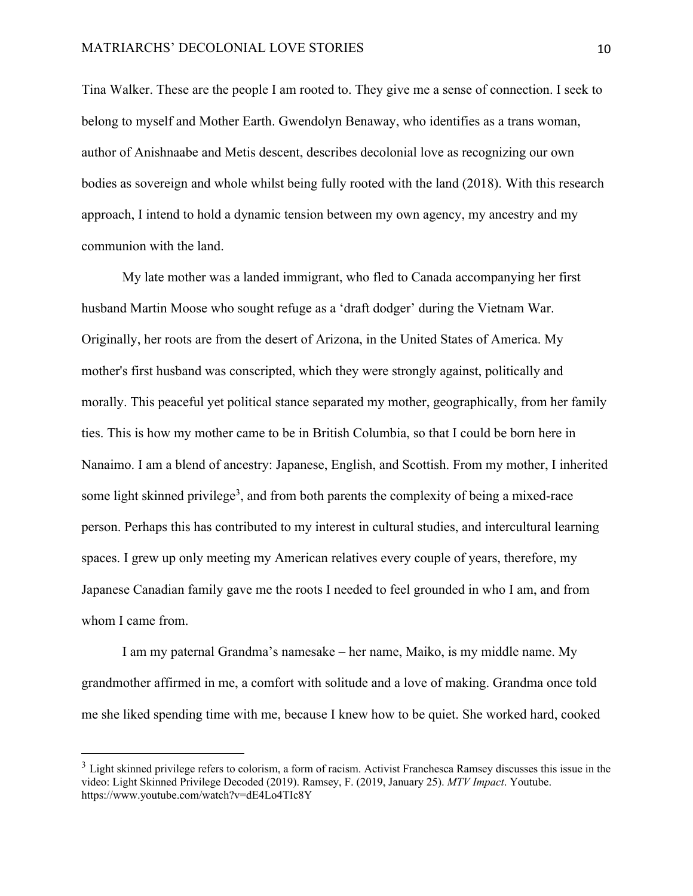Tina Walker. These are the people I am rooted to. They give me a sense of connection. I seek to belong to myself and Mother Earth. Gwendolyn Benaway, who identifies as a trans woman, author of Anishnaabe and Metis descent, describes decolonial love as recognizing our own bodies as sovereign and whole whilst being fully rooted with the land (2018). With this research approach, I intend to hold a dynamic tension between my own agency, my ancestry and my communion with the land.

My late mother was a landed immigrant, who fled to Canada accompanying her first husband Martin Moose who sought refuge as a 'draft dodger' during the Vietnam War. Originally, her roots are from the desert of Arizona, in the United States of America. My mother's first husband was conscripted, which they were strongly against, politically and morally. This peaceful yet political stance separated my mother, geographically, from her family ties. This is how my mother came to be in British Columbia, so that I could be born here in Nanaimo. I am a blend of ancestry: Japanese, English, and Scottish. From my mother, I inherited some light skinned privilege[3], and from both parents the complexity of being a mixed-race person. Perhaps this has contributed to my interest in cultural studies, and intercultural learning spaces. I grew up only meeting my American relatives every couple of years, therefore, my Japanese Canadian family gave me the roots I needed to feel grounded in who I am, and from whom I came from.

I am my paternal Grandma's namesake – her name, Maiko, is my middle name. My grandmother affirmed in me, a comfort with solitude and a love of making. Grandma once told me she liked spending time with me, because I knew how to be quiet. She worked hard, cooked

---

[3] Light skinned privilege refers to colorism, a form of racism. Activist Franchesca Ramsey discusses this issue in the video: Light Skinned Privilege Decoded (2019). Ramsey, F. (2019, January 25). *MTV Impact*. Youtube. https://www.youtube.com/watch?v=dE4Lo4TIc8Y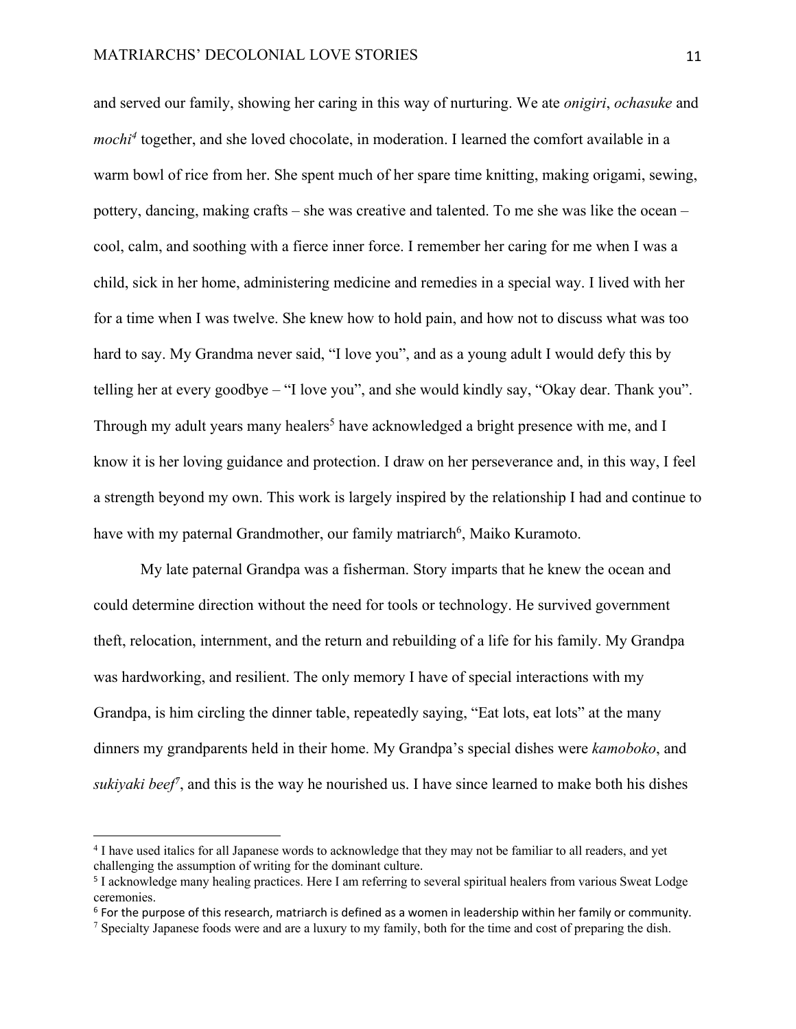and served our family, showing her caring in this way of nurturing. We ate *onigiri*, *ochasuke* and *mochi*[4] together, and she loved chocolate, in moderation. I learned the comfort available in a warm bowl of rice from her. She spent much of her spare time knitting, making origami, sewing, pottery, dancing, making crafts – she was creative and talented. To me she was like the ocean – cool, calm, and soothing with a fierce inner force. I remember her caring for me when I was a child, sick in her home, administering medicine and remedies in a special way. I lived with her for a time when I was twelve. She knew how to hold pain, and how not to discuss what was too hard to say. My Grandma never said, "I love you", and as a young adult I would defy this by telling her at every goodbye – "I love you", and she would kindly say, "Okay dear. Thank you". Through my adult years many healers[5] have acknowledged a bright presence with me, and I know it is her loving guidance and protection. I draw on her perseverance and, in this way, I feel a strength beyond my own. This work is largely inspired by the relationship I had and continue to have with my paternal Grandmother, our family matriarch[6], Maiko Kuramoto.

My late paternal Grandpa was a fisherman. Story imparts that he knew the ocean and could determine direction without the need for tools or technology. He survived government theft, relocation, internment, and the return and rebuilding of a life for his family. My Grandpa was hardworking, and resilient. The only memory I have of special interactions with my Grandpa, is him circling the dinner table, repeatedly saying, "Eat lots, eat lots" at the many dinners my grandparents held in their home. My Grandpa's special dishes were *kamoboko*, and *sukiyaki beef*[7], and this is the way he nourished us. I have since learned to make both his dishes

---

[4] I have used italics for all Japanese words to acknowledge that they may not be familiar to all readers, and yet challenging the assumption of writing for the dominant culture.

[5] I acknowledge many healing practices. Here I am referring to several spiritual healers from various Sweat Lodge ceremonies.

[6] For the purpose of this research, matriarch is defined as a women in leadership within her family or community.

[7] Specialty Japanese foods were and are a luxury to my family, both for the time and cost of preparing the dish.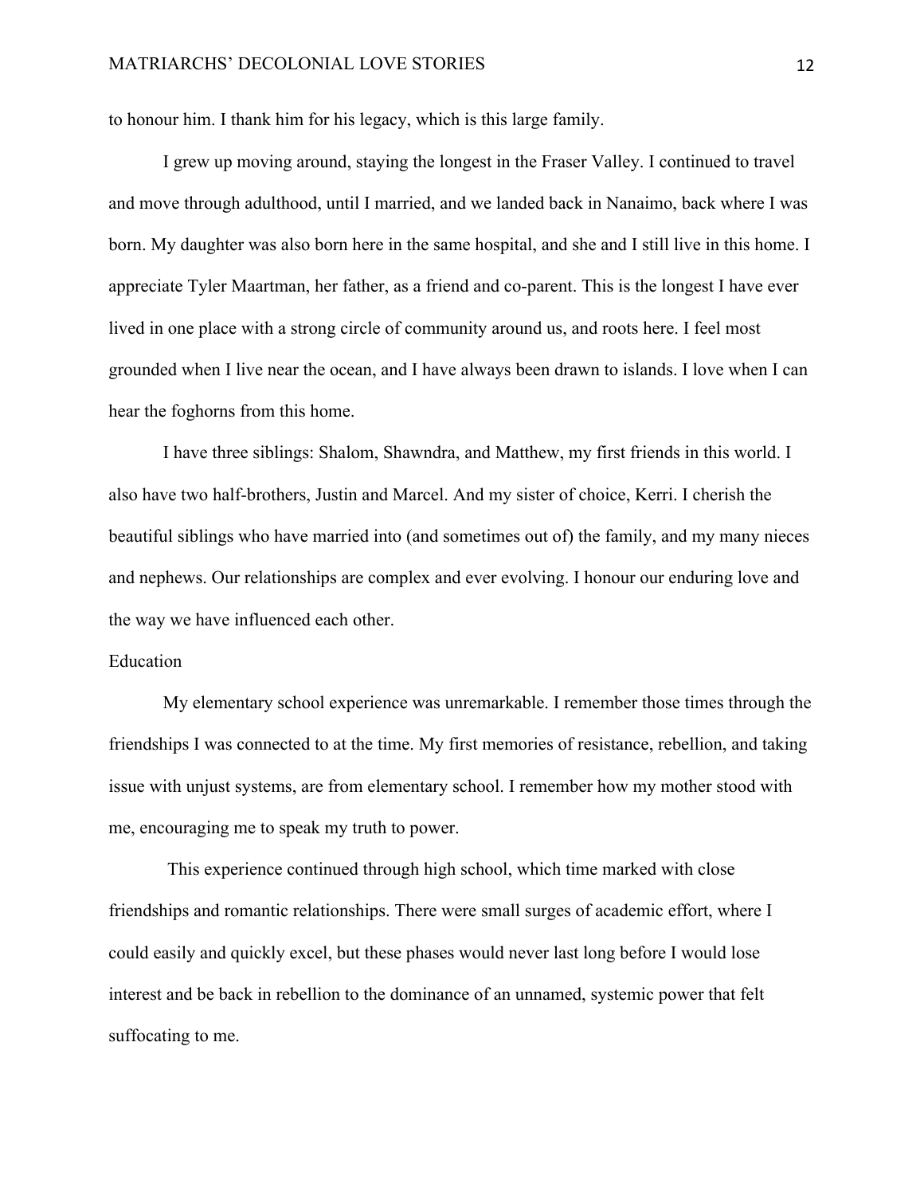to honour him. I thank him for his legacy, which is this large family.

I grew up moving around, staying the longest in the Fraser Valley. I continued to travel and move through adulthood, until I married, and we landed back in Nanaimo, back where I was born. My daughter was also born here in the same hospital, and she and I still live in this home. I appreciate Tyler Maartman, her father, as a friend and co-parent. This is the longest I have ever lived in one place with a strong circle of community around us, and roots here. I feel most grounded when I live near the ocean, and I have always been drawn to islands. I love when I can hear the foghorns from this home.

I have three siblings: Shalom, Shawndra, and Matthew, my first friends in this world. I also have two half-brothers, Justin and Marcel. And my sister of choice, Kerri. I cherish the beautiful siblings who have married into (and sometimes out of) the family, and my many nieces and nephews. Our relationships are complex and ever evolving. I honour our enduring love and the way we have influenced each other.

## Education

My elementary school experience was unremarkable. I remember those times through the friendships I was connected to at the time. My first memories of resistance, rebellion, and taking issue with unjust systems, are from elementary school. I remember how my mother stood with me, encouraging me to speak my truth to power.

This experience continued through high school, which time marked with close friendships and romantic relationships. There were small surges of academic effort, where I could easily and quickly excel, but these phases would never last long before I would lose interest and be back in rebellion to the dominance of an unnamed, systemic power that felt suffocating to me.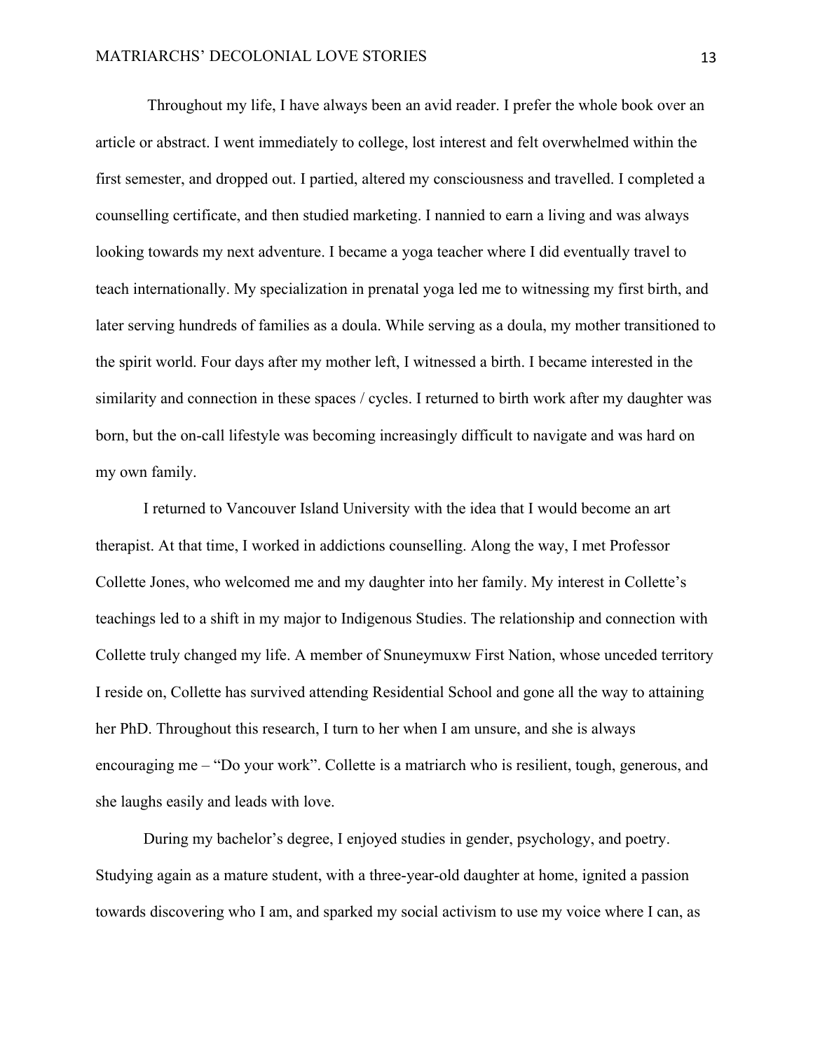Throughout my life, I have always been an avid reader. I prefer the whole book over an article or abstract. I went immediately to college, lost interest and felt overwhelmed within the first semester, and dropped out. I partied, altered my consciousness and travelled. I completed a counselling certificate, and then studied marketing. I nannied to earn a living and was always looking towards my next adventure. I became a yoga teacher where I did eventually travel to teach internationally. My specialization in prenatal yoga led me to witnessing my first birth, and later serving hundreds of families as a doula. While serving as a doula, my mother transitioned to the spirit world. Four days after my mother left, I witnessed a birth. I became interested in the similarity and connection in these spaces / cycles. I returned to birth work after my daughter was born, but the on-call lifestyle was becoming increasingly difficult to navigate and was hard on my own family.

I returned to Vancouver Island University with the idea that I would become an art therapist. At that time, I worked in addictions counselling. Along the way, I met Professor Collette Jones, who welcomed me and my daughter into her family. My interest in Collette's teachings led to a shift in my major to Indigenous Studies. The relationship and connection with Collette truly changed my life. A member of Snuneymuxw First Nation, whose unceded territory I reside on, Collette has survived attending Residential School and gone all the way to attaining her PhD. Throughout this research, I turn to her when I am unsure, and she is always encouraging me – "Do your work". Collette is a matriarch who is resilient, tough, generous, and she laughs easily and leads with love.

During my bachelor's degree, I enjoyed studies in gender, psychology, and poetry. Studying again as a mature student, with a three-year-old daughter at home, ignited a passion towards discovering who I am, and sparked my social activism to use my voice where I can, as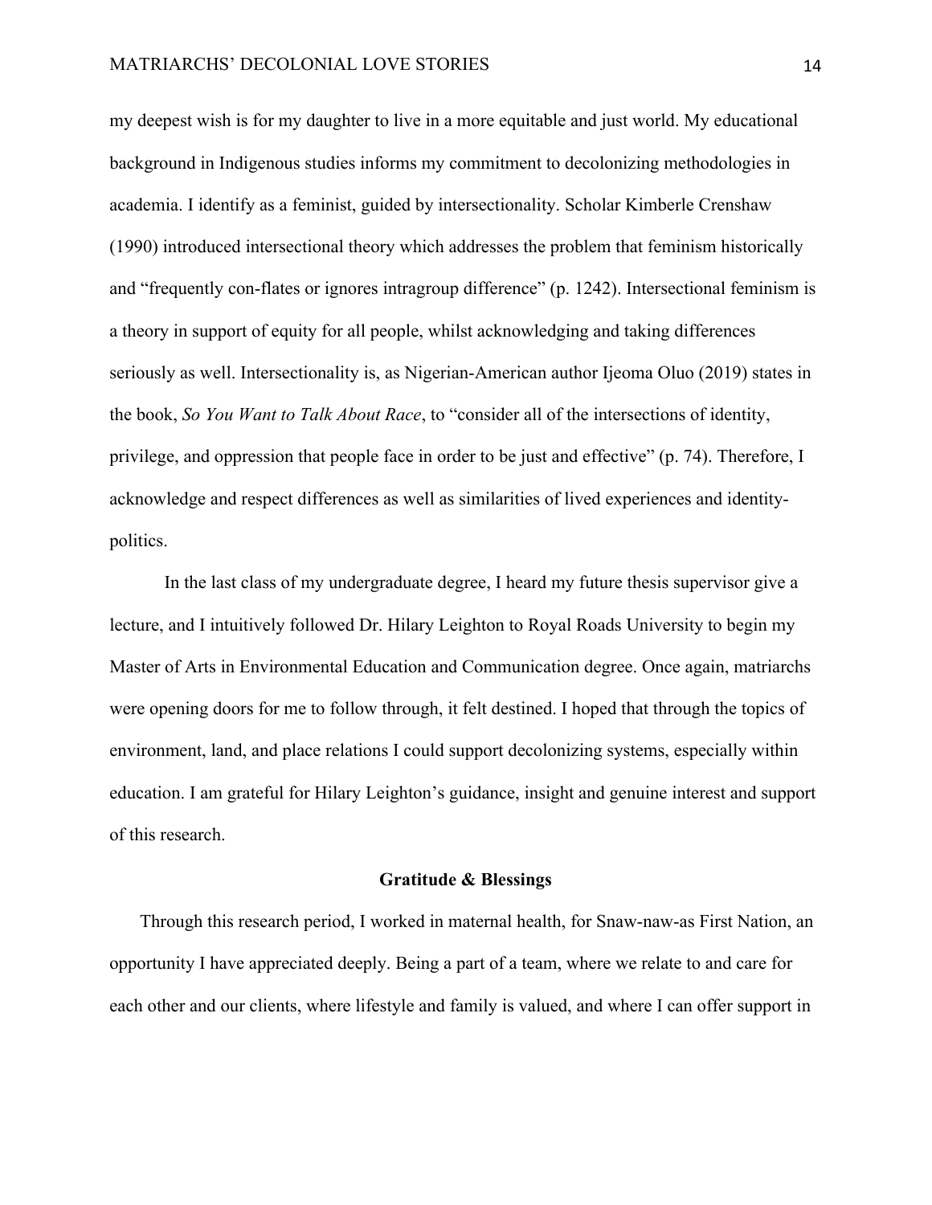my deepest wish is for my daughter to live in a more equitable and just world. My educational background in Indigenous studies informs my commitment to decolonizing methodologies in academia. I identify as a feminist, guided by intersectionality. Scholar Kimberle Crenshaw (1990) introduced intersectional theory which addresses the problem that feminism historically and "frequently con-flates or ignores intragroup difference" (p. 1242). Intersectional feminism is a theory in support of equity for all people, whilst acknowledging and taking differences seriously as well. Intersectionality is, as Nigerian-American author Ijeoma Oluo (2019) states in the book, *So You Want to Talk About Race*, to "consider all of the intersections of identity, privilege, and oppression that people face in order to be just and effective" (p. 74). Therefore, I acknowledge and respect differences as well as similarities of lived experiences and identity-politics.

In the last class of my undergraduate degree, I heard my future thesis supervisor give a lecture, and I intuitively followed Dr. Hilary Leighton to Royal Roads University to begin my Master of Arts in Environmental Education and Communication degree. Once again, matriarchs were opening doors for me to follow through, it felt destined. I hoped that through the topics of environment, land, and place relations I could support decolonizing systems, especially within education. I am grateful for Hilary Leighton's guidance, insight and genuine interest and support of this research.

## Gratitude & Blessings

Through this research period, I worked in maternal health, for Snaw-naw-as First Nation, an opportunity I have appreciated deeply. Being a part of a team, where we relate to and care for each other and our clients, where lifestyle and family is valued, and where I can offer support in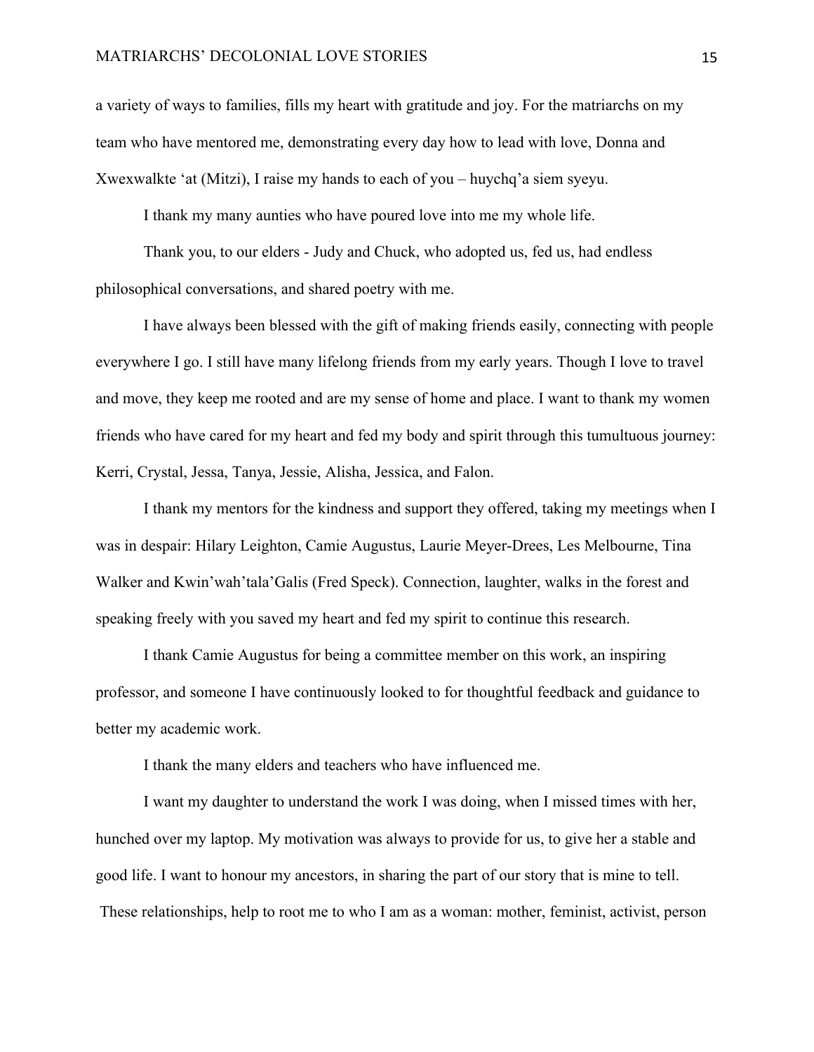a variety of ways to families, fills my heart with gratitude and joy. For the matriarchs on my team who have mentored me, demonstrating every day how to lead with love, Donna and Xwexwalkte 'at (Mitzi), I raise my hands to each of you – huychq'a siem syeyu.

I thank my many aunties who have poured love into me my whole life.

Thank you, to our elders - Judy and Chuck, who adopted us, fed us, had endless philosophical conversations, and shared poetry with me.

I have always been blessed with the gift of making friends easily, connecting with people everywhere I go. I still have many lifelong friends from my early years. Though I love to travel and move, they keep me rooted and are my sense of home and place. I want to thank my women friends who have cared for my heart and fed my body and spirit through this tumultuous journey: Kerri, Crystal, Jessa, Tanya, Jessie, Alisha, Jessica, and Falon.

I thank my mentors for the kindness and support they offered, taking my meetings when I was in despair: Hilary Leighton, Camie Augustus, Laurie Meyer-Drees, Les Melbourne, Tina Walker and Kwin'wah'tala'Galis (Fred Speck). Connection, laughter, walks in the forest and speaking freely with you saved my heart and fed my spirit to continue this research.

I thank Camie Augustus for being a committee member on this work, an inspiring professor, and someone I have continuously looked to for thoughtful feedback and guidance to better my academic work.

I thank the many elders and teachers who have influenced me.

I want my daughter to understand the work I was doing, when I missed times with her, hunched over my laptop. My motivation was always to provide for us, to give her a stable and good life. I want to honour my ancestors, in sharing the part of our story that is mine to tell.

These relationships, help to root me to who I am as a woman: mother, feminist, activist, person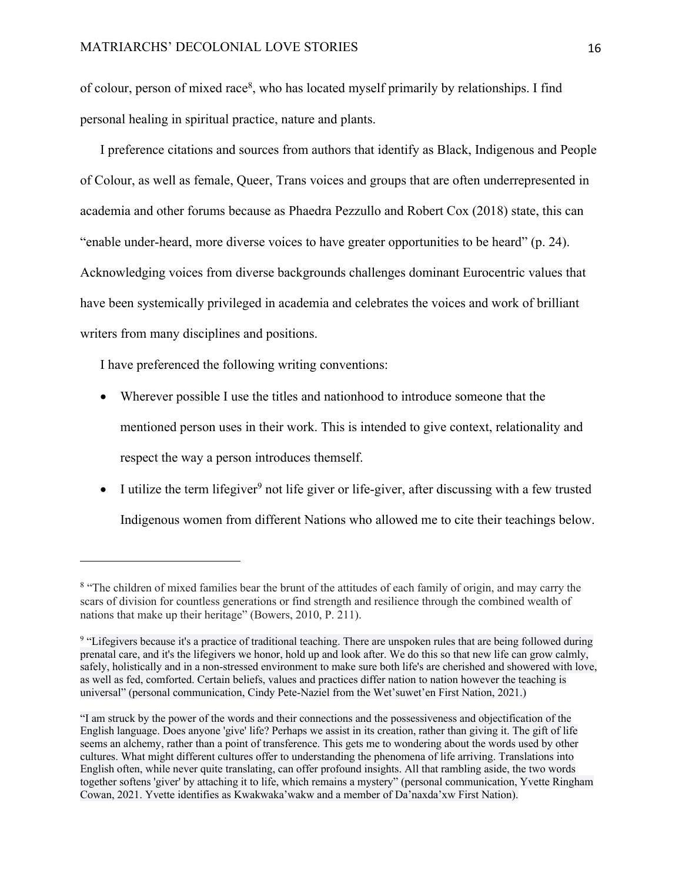of colour, person of mixed race[8], who has located myself primarily by relationships. I find personal healing in spiritual practice, nature and plants.

I preference citations and sources from authors that identify as Black, Indigenous and People of Colour, as well as female, Queer, Trans voices and groups that are often underrepresented in academia and other forums because as Phaedra Pezzullo and Robert Cox (2018) state, this can "enable under-heard, more diverse voices to have greater opportunities to be heard" (p. 24). Acknowledging voices from diverse backgrounds challenges dominant Eurocentric values that have been systemically privileged in academia and celebrates the voices and work of brilliant writers from many disciplines and positions.

I have preferenced the following writing conventions:

- Wherever possible I use the titles and nationhood to introduce someone that the mentioned person uses in their work. This is intended to give context, relationality and respect the way a person introduces themself.
- I utilize the term lifegiver[9] not life giver or life-giver, after discussing with a few trusted Indigenous women from different Nations who allowed me to cite their teachings below.

---

[8] "The children of mixed families bear the brunt of the attitudes of each family of origin, and may carry the scars of division for countless generations or find strength and resilience through the combined wealth of nations that make up their heritage" (Bowers, 2010, P. 211).

[9] "Lifegivers because it's a practice of traditional teaching. There are unspoken rules that are being followed during prenatal care, and it's the lifegivers we honor, hold up and look after. We do this so that new life can grow calmly, safely, holistically and in a non-stressed environment to make sure both life's are cherished and showered with love, as well as fed, comforted. Certain beliefs, values and practices differ nation to nation however the teaching is universal" (personal communication, Cindy Pete-Naziel from the Wet'suwet'en First Nation, 2021.)

"I am struck by the power of the words and their connections and the possessiveness and objectification of the English language. Does anyone 'give' life? Perhaps we assist in its creation, rather than giving it. The gift of life seems an alchemy, rather than a point of transference. This gets me to wondering about the words used by other cultures. What might different cultures offer to understanding the phenomena of life arriving. Translations into English often, while never quite translating, can offer profound insights. All that rambling aside, the two words together softens 'giver' by attaching it to life, which remains a mystery" (personal communication, Yvette Ringham Cowan, 2021. Yvette identifies as Kwakwaka'wakw and a member of Da'naxda'xw First Nation).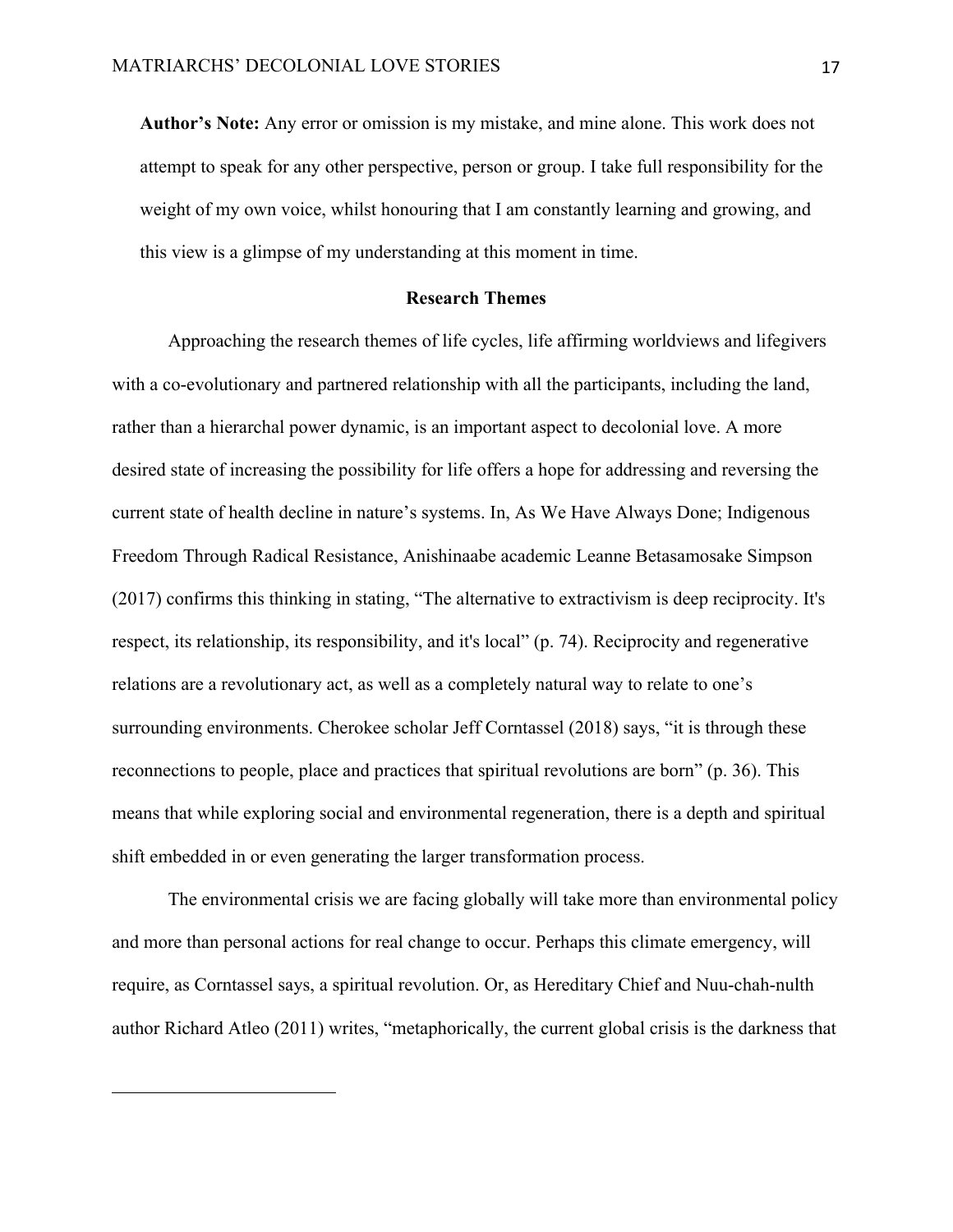**Author's Note:** Any error or omission is my mistake, and mine alone. This work does not attempt to speak for any other perspective, person or group. I take full responsibility for the weight of my own voice, whilst honouring that I am constantly learning and growing, and this view is a glimpse of my understanding at this moment in time.

## Research Themes

Approaching the research themes of life cycles, life affirming worldviews and lifegivers with a co-evolutionary and partnered relationship with all the participants, including the land, rather than a hierarchal power dynamic, is an important aspect to decolonial love. A more desired state of increasing the possibility for life offers a hope for addressing and reversing the current state of health decline in nature's systems. In, As We Have Always Done; Indigenous Freedom Through Radical Resistance, Anishinaabe academic Leanne Betasamosake Simpson (2017) confirms this thinking in stating, "The alternative to extractivism is deep reciprocity. It's respect, its relationship, its responsibility, and it's local" (p. 74). Reciprocity and regenerative relations are a revolutionary act, as well as a completely natural way to relate to one's surrounding environments. Cherokee scholar Jeff Corntassel (2018) says, "it is through these reconnections to people, place and practices that spiritual revolutions are born" (p. 36). This means that while exploring social and environmental regeneration, there is a depth and spiritual shift embedded in or even generating the larger transformation process.

The environmental crisis we are facing globally will take more than environmental policy and more than personal actions for real change to occur. Perhaps this climate emergency, will require, as Corntassel says, a spiritual revolution. Or, as Hereditary Chief and Nuu-chah-nulth author Richard Atleo (2011) writes, "metaphorically, the current global crisis is the darkness that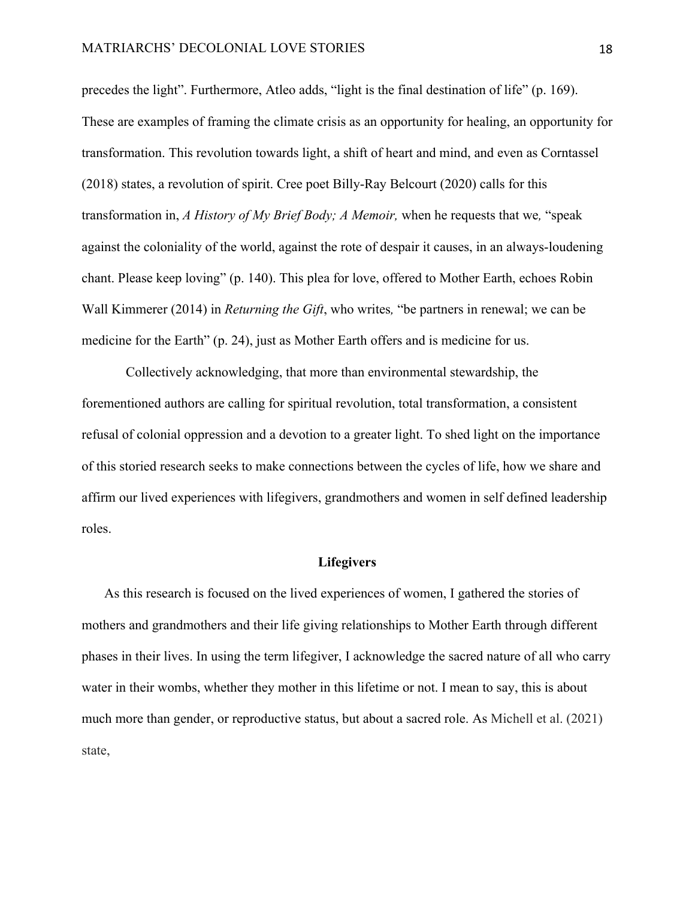precedes the light". Furthermore, Atleo adds, "light is the final destination of life" (p. 169). These are examples of framing the climate crisis as an opportunity for healing, an opportunity for transformation. This revolution towards light, a shift of heart and mind, and even as Corntassel (2018) states, a revolution of spirit. Cree poet Billy-Ray Belcourt (2020) calls for this transformation in, *A History of My Brief Body; A Memoir,* when he requests that we*,* "speak against the coloniality of the world, against the rote of despair it causes, in an always-loudening chant. Please keep loving" (p. 140). This plea for love, offered to Mother Earth, echoes Robin Wall Kimmerer (2014) in *Returning the Gift*, who writes*,* "be partners in renewal; we can be medicine for the Earth" (p. 24), just as Mother Earth offers and is medicine for us.

Collectively acknowledging, that more than environmental stewardship, the forementioned authors are calling for spiritual revolution, total transformation, a consistent refusal of colonial oppression and a devotion to a greater light. To shed light on the importance of this storied research seeks to make connections between the cycles of life, how we share and affirm our lived experiences with lifegivers, grandmothers and women in self defined leadership roles.

## Lifegivers

As this research is focused on the lived experiences of women, I gathered the stories of mothers and grandmothers and their life giving relationships to Mother Earth through different phases in their lives. In using the term lifegiver, I acknowledge the sacred nature of all who carry water in their wombs, whether they mother in this lifetime or not. I mean to say, this is about much more than gender, or reproductive status, but about a sacred role. As Michell et al. (2021) state,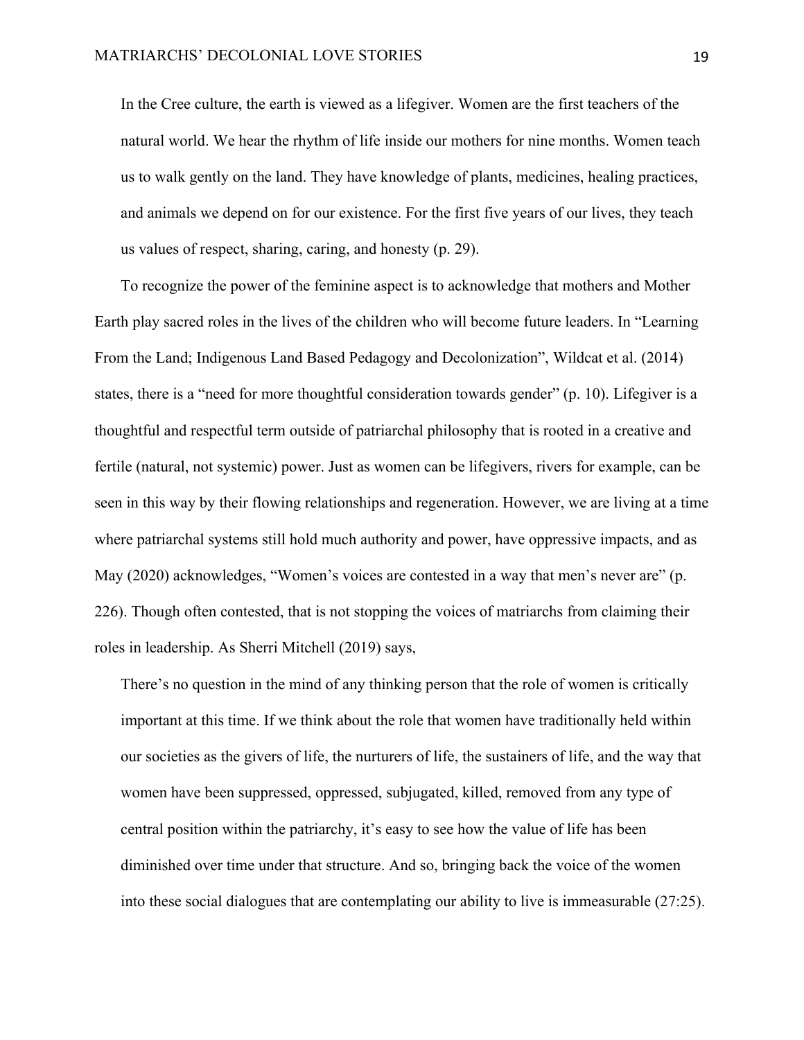> In the Cree culture, the earth is viewed as a lifegiver. Women are the first teachers of the natural world. We hear the rhythm of life inside our mothers for nine months. Women teach us to walk gently on the land. They have knowledge of plants, medicines, healing practices, and animals we depend on for our existence. For the first five years of our lives, they teach us values of respect, sharing, caring, and honesty (p. 29).

To recognize the power of the feminine aspect is to acknowledge that mothers and Mother Earth play sacred roles in the lives of the children who will become future leaders. In "Learning From the Land; Indigenous Land Based Pedagogy and Decolonization", Wildcat et al. (2014) states, there is a "need for more thoughtful consideration towards gender" (p. 10). Lifegiver is a thoughtful and respectful term outside of patriarchal philosophy that is rooted in a creative and fertile (natural, not systemic) power. Just as women can be lifegivers, rivers for example, can be seen in this way by their flowing relationships and regeneration. However, we are living at a time where patriarchal systems still hold much authority and power, have oppressive impacts, and as May (2020) acknowledges, "Women's voices are contested in a way that men's never are" (p. 226). Though often contested, that is not stopping the voices of matriarchs from claiming their roles in leadership. As Sherri Mitchell (2019) says,

> There's no question in the mind of any thinking person that the role of women is critically important at this time. If we think about the role that women have traditionally held within our societies as the givers of life, the nurturers of life, the sustainers of life, and the way that women have been suppressed, oppressed, subjugated, killed, removed from any type of central position within the patriarchy, it's easy to see how the value of life has been diminished over time under that structure. And so, bringing back the voice of the women into these social dialogues that are contemplating our ability to live is immeasurable (27:25).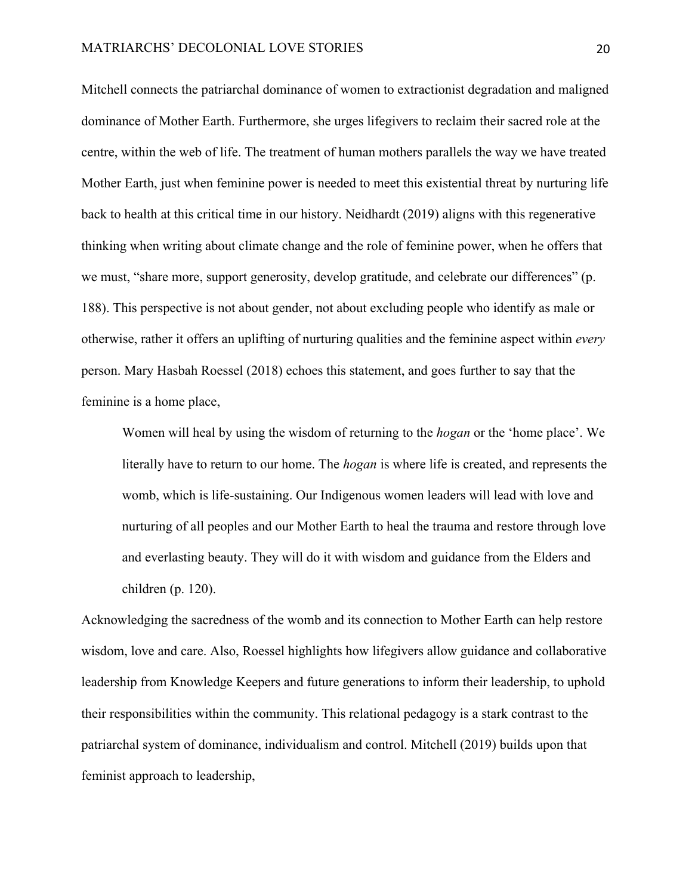Mitchell connects the patriarchal dominance of women to extractionist degradation and maligned dominance of Mother Earth. Furthermore, she urges lifegivers to reclaim their sacred role at the centre, within the web of life. The treatment of human mothers parallels the way we have treated Mother Earth, just when feminine power is needed to meet this existential threat by nurturing life back to health at this critical time in our history. Neidhardt (2019) aligns with this regenerative thinking when writing about climate change and the role of feminine power, when he offers that we must, "share more, support generosity, develop gratitude, and celebrate our differences" (p. 188). This perspective is not about gender, not about excluding people who identify as male or otherwise, rather it offers an uplifting of nurturing qualities and the feminine aspect within *every* person. Mary Hasbah Roessel (2018) echoes this statement, and goes further to say that the feminine is a home place,

> Women will heal by using the wisdom of returning to the *hogan* or the 'home place'. We literally have to return to our home. The *hogan* is where life is created, and represents the womb, which is life-sustaining. Our Indigenous women leaders will lead with love and nurturing of all peoples and our Mother Earth to heal the trauma and restore through love and everlasting beauty. They will do it with wisdom and guidance from the Elders and children (p. 120).

Acknowledging the sacredness of the womb and its connection to Mother Earth can help restore wisdom, love and care. Also, Roessel highlights how lifegivers allow guidance and collaborative leadership from Knowledge Keepers and future generations to inform their leadership, to uphold their responsibilities within the community. This relational pedagogy is a stark contrast to the patriarchal system of dominance, individualism and control. Mitchell (2019) builds upon that feminist approach to leadership,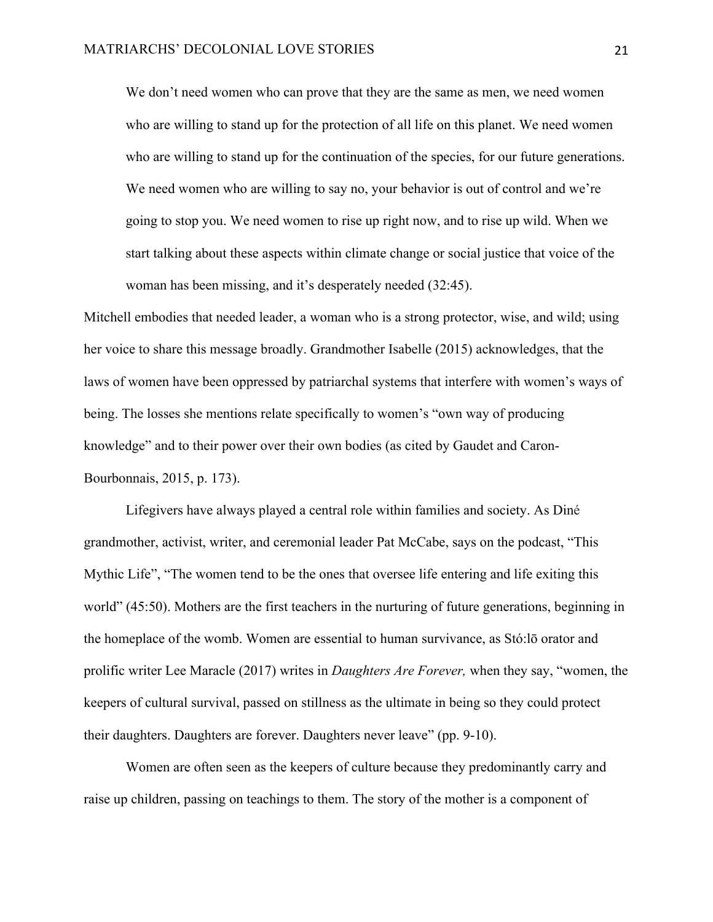> We don't need women who can prove that they are the same as men, we need women who are willing to stand up for the protection of all life on this planet. We need women who are willing to stand up for the continuation of the species, for our future generations. We need women who are willing to say no, your behavior is out of control and we're going to stop you. We need women to rise up right now, and to rise up wild. When we start talking about these aspects within climate change or social justice that voice of the woman has been missing, and it's desperately needed (32:45).

Mitchell embodies that needed leader, a woman who is a strong protector, wise, and wild; using her voice to share this message broadly. Grandmother Isabelle (2015) acknowledges, that the laws of women have been oppressed by patriarchal systems that interfere with women's ways of being. The losses she mentions relate specifically to women's "own way of producing knowledge" and to their power over their own bodies (as cited by Gaudet and Caron-Bourbonnais, 2015, p. 173).

Lifegivers have always played a central role within families and society. As Diné grandmother, activist, writer, and ceremonial leader Pat McCabe, says on the podcast, "This Mythic Life", "The women tend to be the ones that oversee life entering and life exiting this world" (45:50). Mothers are the first teachers in the nurturing of future generations, beginning in the homeplace of the womb. Women are essential to human survivance, as Stó:lō orator and prolific writer Lee Maracle (2017) writes in *Daughters Are Forever,* when they say, "women, the keepers of cultural survival, passed on stillness as the ultimate in being so they could protect their daughters. Daughters are forever. Daughters never leave" (pp. 9-10).

Women are often seen as the keepers of culture because they predominantly carry and raise up children, passing on teachings to them. The story of the mother is a component of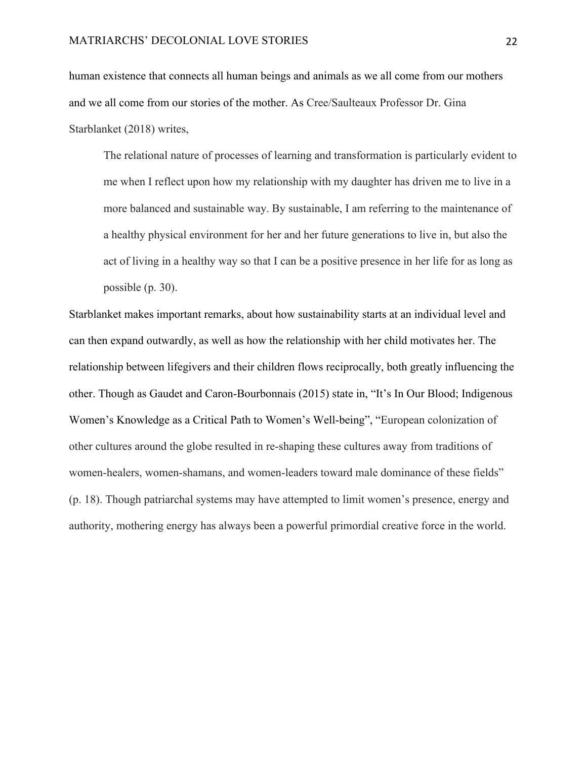human existence that connects all human beings and animals as we all come from our mothers and we all come from our stories of the mother. As Cree/Saulteaux Professor Dr. Gina Starblanket (2018) writes,

> The relational nature of processes of learning and transformation is particularly evident to me when I reflect upon how my relationship with my daughter has driven me to live in a more balanced and sustainable way. By sustainable, I am referring to the maintenance of a healthy physical environment for her and her future generations to live in, but also the act of living in a healthy way so that I can be a positive presence in her life for as long as possible (p. 30).

Starblanket makes important remarks, about how sustainability starts at an individual level and can then expand outwardly, as well as how the relationship with her child motivates her. The relationship between lifegivers and their children flows reciprocally, both greatly influencing the other. Though as Gaudet and Caron-Bourbonnais (2015) state in, "It's In Our Blood; Indigenous Women's Knowledge as a Critical Path to Women's Well-being", "European colonization of other cultures around the globe resulted in re-shaping these cultures away from traditions of women-healers, women-shamans, and women-leaders toward male dominance of these fields" (p. 18). Though patriarchal systems may have attempted to limit women's presence, energy and authority, mothering energy has always been a powerful primordial creative force in the world.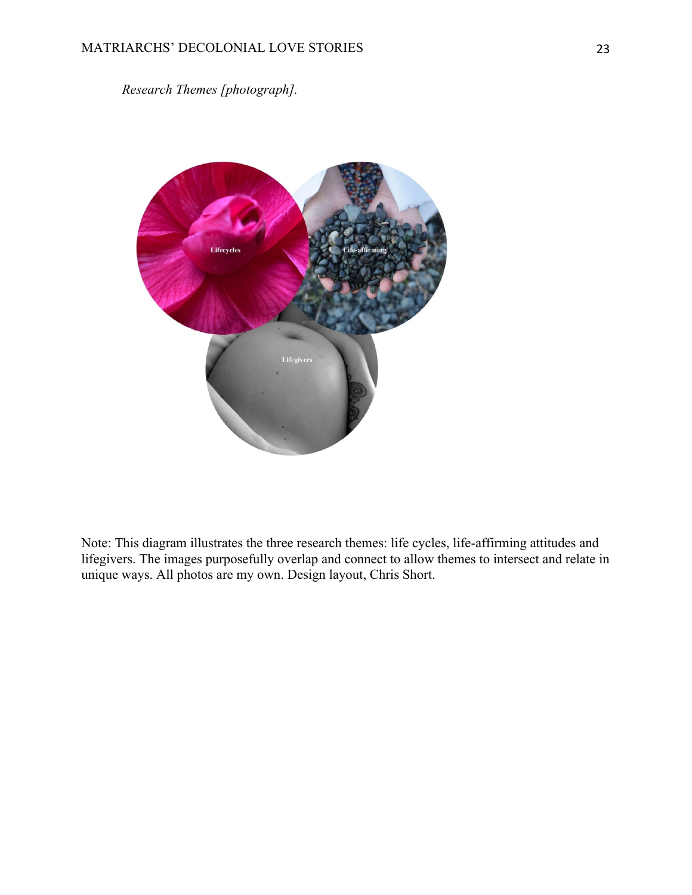*Research Themes [photograph].*

Lifecycles

Life-affirming

Lifegivers

Note: This diagram illustrates the three research themes: life cycles, life-affirming attitudes and lifegivers. The images purposefully overlap and connect to allow themes to intersect and relate in unique ways. All photos are my own. Design layout, Chris Short.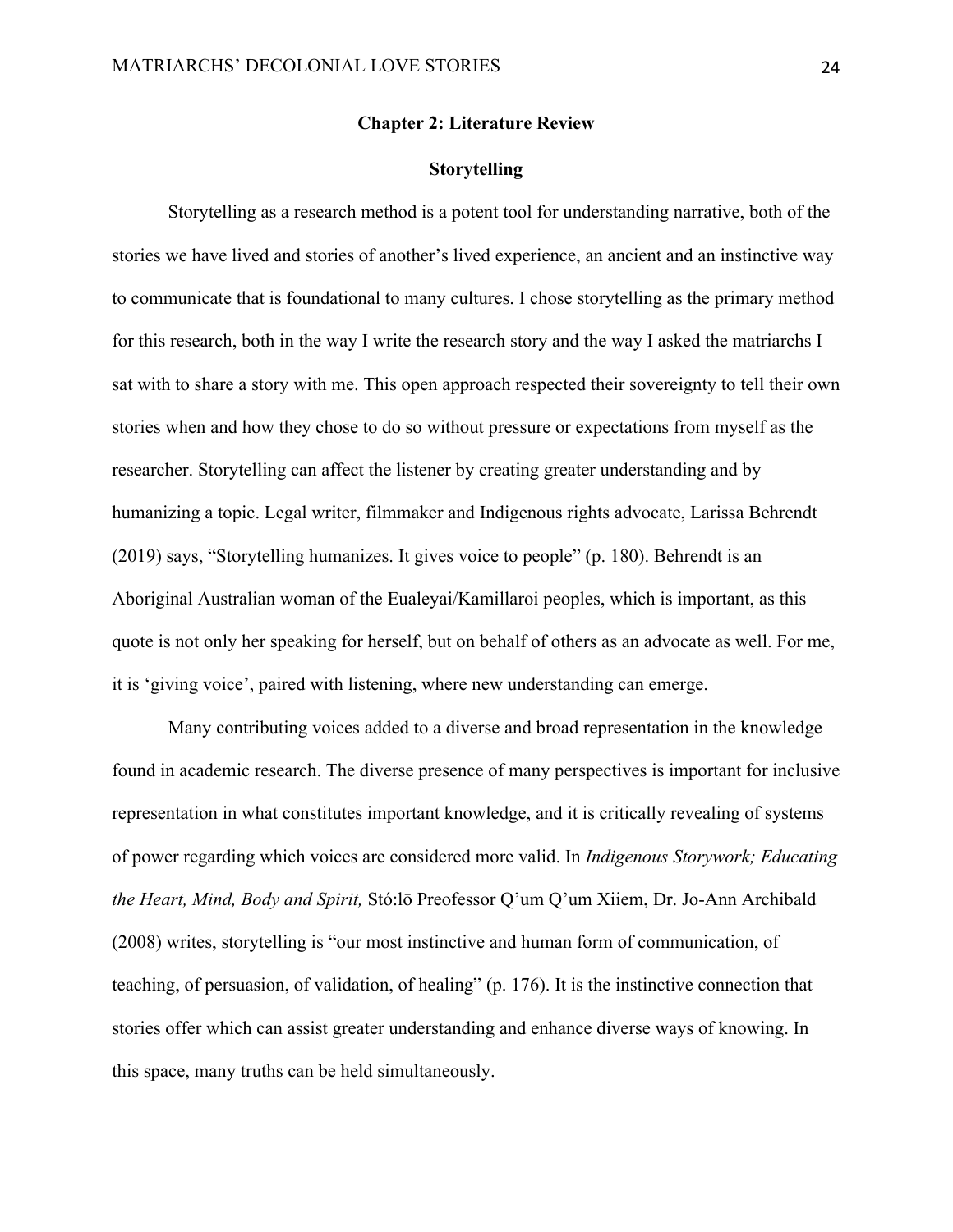## Chapter 2: Literature Review

### Storytelling

Storytelling as a research method is a potent tool for understanding narrative, both of the stories we have lived and stories of another's lived experience, an ancient and an instinctive way to communicate that is foundational to many cultures. I chose storytelling as the primary method for this research, both in the way I write the research story and the way I asked the matriarchs I sat with to share a story with me. This open approach respected their sovereignty to tell their own stories when and how they chose to do so without pressure or expectations from myself as the researcher. Storytelling can affect the listener by creating greater understanding and by humanizing a topic. Legal writer, filmmaker and Indigenous rights advocate, Larissa Behrendt (2019) says, "Storytelling humanizes. It gives voice to people" (p. 180). Behrendt is an Aboriginal Australian woman of the Eualeyai/Kamillaroi peoples, which is important, as this quote is not only her speaking for herself, but on behalf of others as an advocate as well. For me, it is 'giving voice', paired with listening, where new understanding can emerge.

Many contributing voices added to a diverse and broad representation in the knowledge found in academic research. The diverse presence of many perspectives is important for inclusive representation in what constitutes important knowledge, and it is critically revealing of systems of power regarding which voices are considered more valid. In *Indigenous Storywork; Educating the Heart, Mind, Body and Spirit,* Stó:lō Preofessor Q'um Q'um Xiiem, Dr. Jo-Ann Archibald (2008) writes, storytelling is "our most instinctive and human form of communication, of teaching, of persuasion, of validation, of healing" (p. 176). It is the instinctive connection that stories offer which can assist greater understanding and enhance diverse ways of knowing. In this space, many truths can be held simultaneously.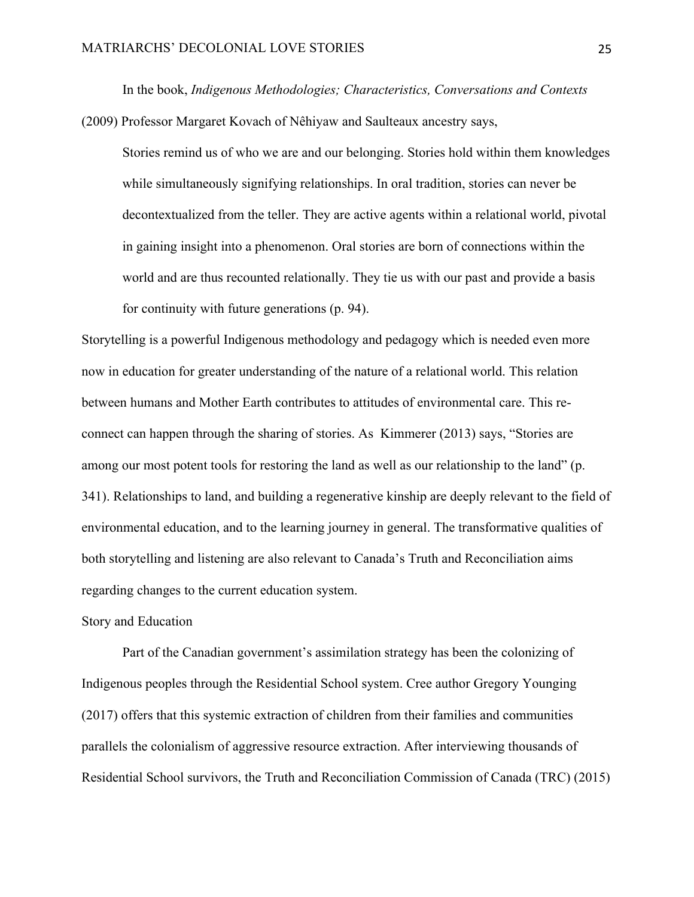In the book, *Indigenous Methodologies; Characteristics, Conversations and Contexts* (2009) Professor Margaret Kovach of Nêhiyaw and Saulteaux ancestry says,

> Stories remind us of who we are and our belonging. Stories hold within them knowledges while simultaneously signifying relationships. In oral tradition, stories can never be decontextualized from the teller. They are active agents within a relational world, pivotal in gaining insight into a phenomenon. Oral stories are born of connections within the world and are thus recounted relationally. They tie us with our past and provide a basis for continuity with future generations (p. 94).

Storytelling is a powerful Indigenous methodology and pedagogy which is needed even more now in education for greater understanding of the nature of a relational world. This relation between humans and Mother Earth contributes to attitudes of environmental care. This re-connect can happen through the sharing of stories. As Kimmerer (2013) says, "Stories are among our most potent tools for restoring the land as well as our relationship to the land" (p. 341). Relationships to land, and building a regenerative kinship are deeply relevant to the field of environmental education, and to the learning journey in general. The transformative qualities of both storytelling and listening are also relevant to Canada's Truth and Reconciliation aims regarding changes to the current education system.

## Story and Education

Part of the Canadian government's assimilation strategy has been the colonizing of Indigenous peoples through the Residential School system. Cree author Gregory Younging (2017) offers that this systemic extraction of children from their families and communities parallels the colonialism of aggressive resource extraction. After interviewing thousands of Residential School survivors, the Truth and Reconciliation Commission of Canada (TRC) (2015)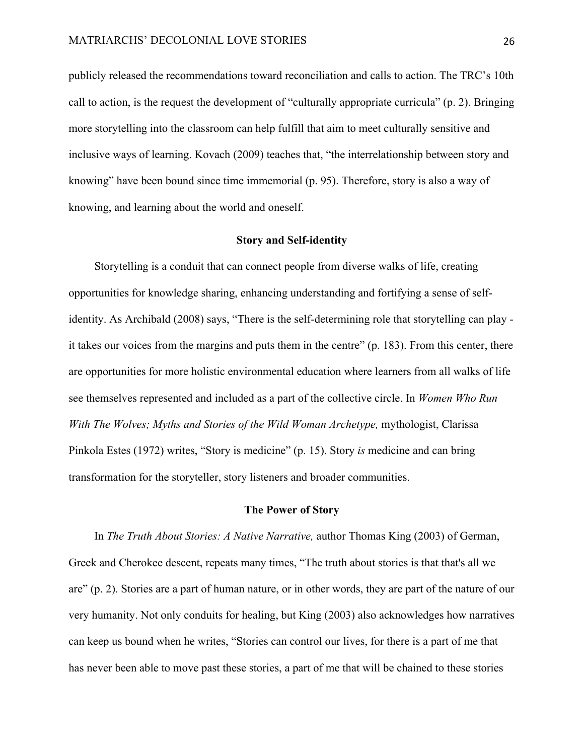publicly released the recommendations toward reconciliation and calls to action. The TRC's 10th call to action, is the request the development of "culturally appropriate curricula" (p. 2). Bringing more storytelling into the classroom can help fulfill that aim to meet culturally sensitive and inclusive ways of learning. Kovach (2009) teaches that, "the interrelationship between story and knowing" have been bound since time immemorial (p. 95). Therefore, story is also a way of knowing, and learning about the world and oneself.

## Story and Self-identity

Storytelling is a conduit that can connect people from diverse walks of life, creating opportunities for knowledge sharing, enhancing understanding and fortifying a sense of self-identity. As Archibald (2008) says, "There is the self-determining role that storytelling can play - it takes our voices from the margins and puts them in the centre" (p. 183). From this center, there are opportunities for more holistic environmental education where learners from all walks of life see themselves represented and included as a part of the collective circle. In *Women Who Run With The Wolves; Myths and Stories of the Wild Woman Archetype,* mythologist, Clarissa Pinkola Estes (1972) writes, "Story is medicine" (p. 15). Story *is* medicine and can bring transformation for the storyteller, story listeners and broader communities.

## The Power of Story

In *The Truth About Stories: A Native Narrative,* author Thomas King (2003) of German, Greek and Cherokee descent, repeats many times, "The truth about stories is that that's all we are" (p. 2). Stories are a part of human nature, or in other words, they are part of the nature of our very humanity. Not only conduits for healing, but King (2003) also acknowledges how narratives can keep us bound when he writes, "Stories can control our lives, for there is a part of me that has never been able to move past these stories, a part of me that will be chained to these stories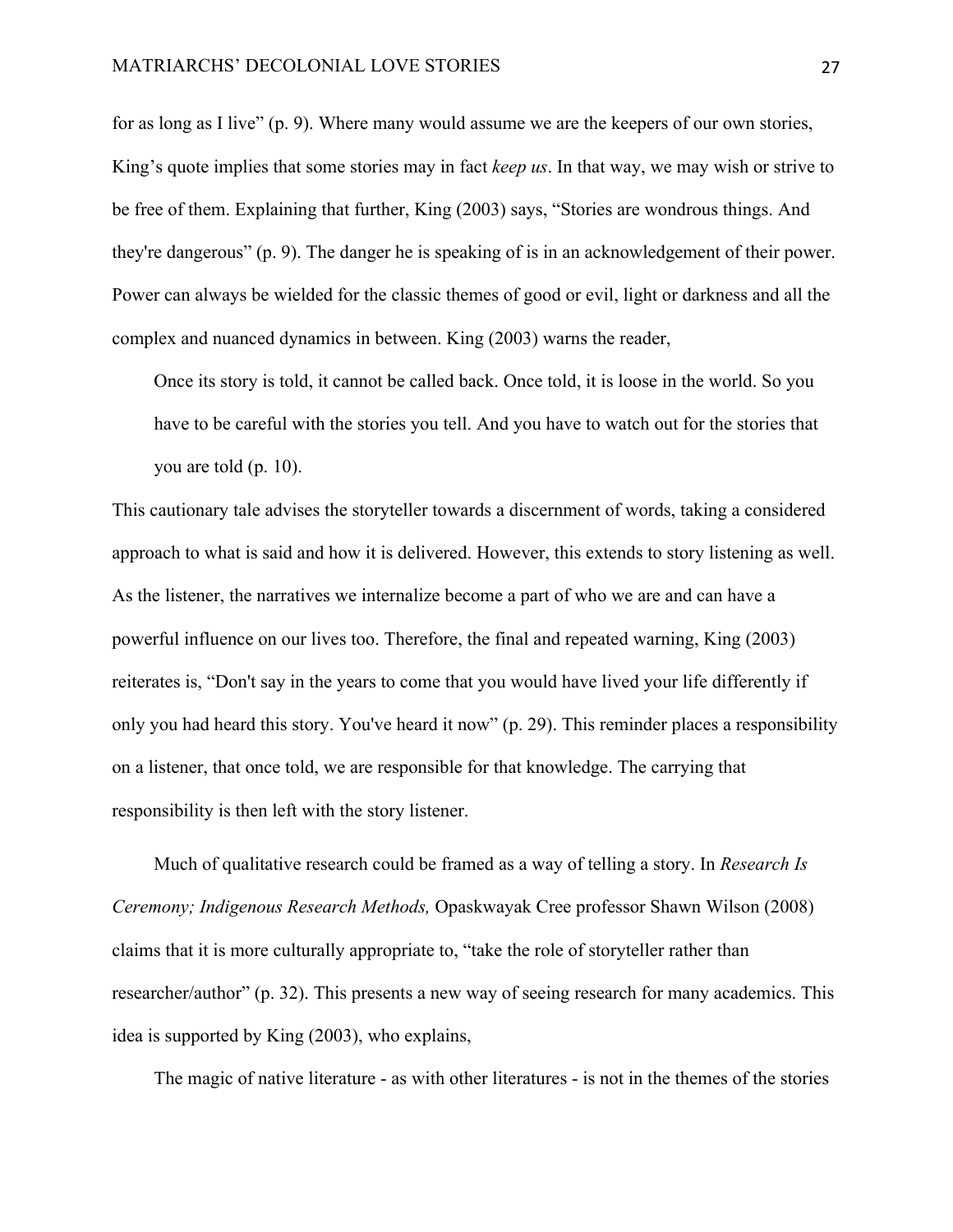for as long as I live" (p. 9). Where many would assume we are the keepers of our own stories, King's quote implies that some stories may in fact *keep us*. In that way, we may wish or strive to be free of them. Explaining that further, King (2003) says, "Stories are wondrous things. And they're dangerous" (p. 9). The danger he is speaking of is in an acknowledgement of their power. Power can always be wielded for the classic themes of good or evil, light or darkness and all the complex and nuanced dynamics in between. King (2003) warns the reader,

> Once its story is told, it cannot be called back. Once told, it is loose in the world. So you have to be careful with the stories you tell. And you have to watch out for the stories that you are told (p. 10).

This cautionary tale advises the storyteller towards a discernment of words, taking a considered approach to what is said and how it is delivered. However, this extends to story listening as well. As the listener, the narratives we internalize become a part of who we are and can have a powerful influence on our lives too. Therefore, the final and repeated warning, King (2003) reiterates is, "Don't say in the years to come that you would have lived your life differently if only you had heard this story. You've heard it now" (p. 29). This reminder places a responsibility on a listener, that once told, we are responsible for that knowledge. The carrying that responsibility is then left with the story listener.

Much of qualitative research could be framed as a way of telling a story. In *Research Is Ceremony; Indigenous Research Methods,* Opaskwayak Cree professor Shawn Wilson (2008) claims that it is more culturally appropriate to, "take the role of storyteller rather than researcher/author" (p. 32). This presents a new way of seeing research for many academics. This idea is supported by King (2003), who explains,

> The magic of native literature - as with other literatures - is not in the themes of the stories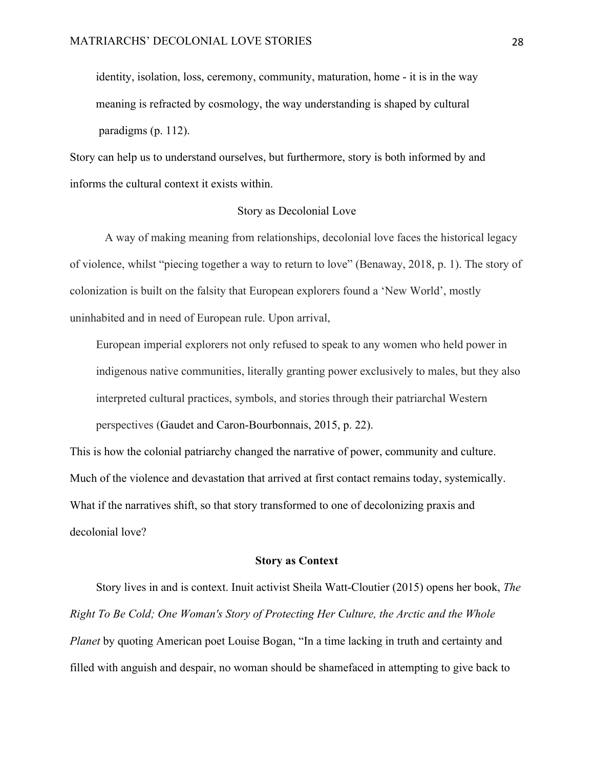> identity, isolation, loss, ceremony, community, maturation, home - it is in the way meaning is refracted by cosmology, the way understanding is shaped by cultural paradigms (p. 112).

Story can help us to understand ourselves, but furthermore, story is both informed by and informs the cultural context it exists within.

## Story as Decolonial Love

A way of making meaning from relationships, decolonial love faces the historical legacy of violence, whilst "piecing together a way to return to love" (Benaway, 2018, p. 1). The story of colonization is built on the falsity that European explorers found a 'New World', mostly uninhabited and in need of European rule. Upon arrival,

> European imperial explorers not only refused to speak to any women who held power in indigenous native communities, literally granting power exclusively to males, but they also interpreted cultural practices, symbols, and stories through their patriarchal Western perspectives (Gaudet and Caron-Bourbonnais, 2015, p. 22).

This is how the colonial patriarchy changed the narrative of power, community and culture. Much of the violence and devastation that arrived at first contact remains today, systemically. What if the narratives shift, so that story transformed to one of decolonizing praxis and decolonial love?

## **Story as Context**

Story lives in and is context. Inuit activist Sheila Watt-Cloutier (2015) opens her book, *The Right To Be Cold; One Woman's Story of Protecting Her Culture, the Arctic and the Whole Planet* by quoting American poet Louise Bogan, "In a time lacking in truth and certainty and filled with anguish and despair, no woman should be shamefaced in attempting to give back to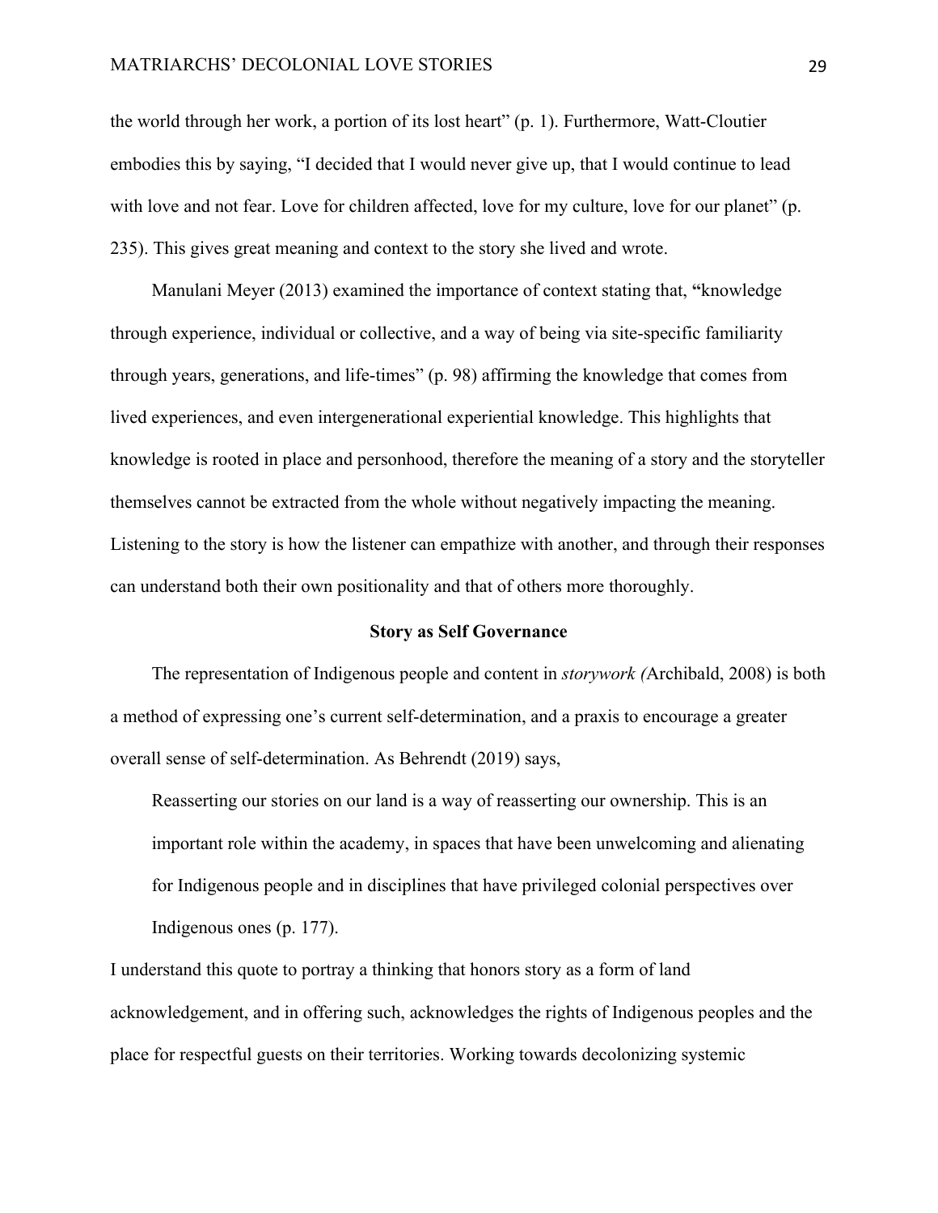the world through her work, a portion of its lost heart" (p. 1). Furthermore, Watt-Cloutier embodies this by saying, "I decided that I would never give up, that I would continue to lead with love and not fear. Love for children affected, love for my culture, love for our planet" (p. 235). This gives great meaning and context to the story she lived and wrote.

Manulani Meyer (2013) examined the importance of context stating that, **"**knowledge through experience, individual or collective, and a way of being via site-specific familiarity through years, generations, and life-times" (p. 98) affirming the knowledge that comes from lived experiences, and even intergenerational experiential knowledge. This highlights that knowledge is rooted in place and personhood, therefore the meaning of a story and the storyteller themselves cannot be extracted from the whole without negatively impacting the meaning. Listening to the story is how the listener can empathize with another, and through their responses can understand both their own positionality and that of others more thoroughly.

**Story as Self Governance**

The representation of Indigenous people and content in *storywork (*Archibald, 2008) is both a method of expressing one's current self-determination, and a praxis to encourage a greater overall sense of self-determination. As Behrendt (2019) says,

> Reasserting our stories on our land is a way of reasserting our ownership. This is an important role within the academy, in spaces that have been unwelcoming and alienating for Indigenous people and in disciplines that have privileged colonial perspectives over Indigenous ones (p. 177).

I understand this quote to portray a thinking that honors story as a form of land acknowledgement, and in offering such, acknowledges the rights of Indigenous peoples and the place for respectful guests on their territories. Working towards decolonizing systemic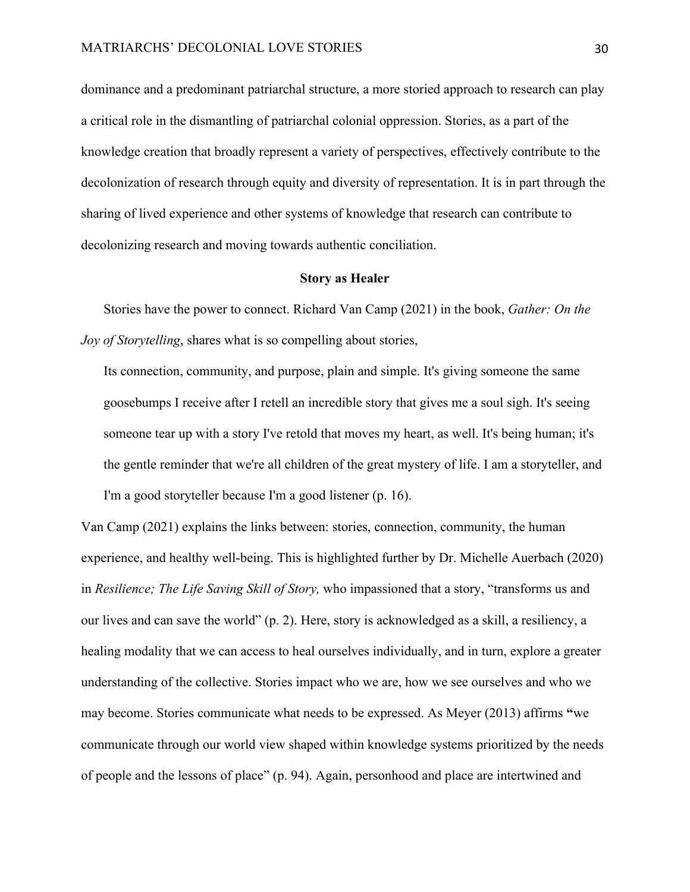dominance and a predominant patriarchal structure, a more storied approach to research can play a critical role in the dismantling of patriarchal colonial oppression. Stories, as a part of the knowledge creation that broadly represent a variety of perspectives, effectively contribute to the decolonization of research through equity and diversity of representation. It is in part through the sharing of lived experience and other systems of knowledge that research can contribute to decolonizing research and moving towards authentic conciliation.

## Story as Healer

Stories have the power to connect. Richard Van Camp (2021) in the book, *Gather: On the Joy of Storytelling*, shares what is so compelling about stories,

> Its connection, community, and purpose, plain and simple. It's giving someone the same goosebumps I receive after I retell an incredible story that gives me a soul sigh. It's seeing someone tear up with a story I've retold that moves my heart, as well. It's being human; it's the gentle reminder that we're all children of the great mystery of life. I am a storyteller, and I'm a good storyteller because I'm a good listener (p. 16).

Van Camp (2021) explains the links between: stories, connection, community, the human experience, and healthy well-being. This is highlighted further by Dr. Michelle Auerbach (2020) in *Resilience; The Life Saving Skill of Story,* who impassioned that a story, "transforms us and our lives and can save the world" (p. 2). Here, story is acknowledged as a skill, a resiliency, a healing modality that we can access to heal ourselves individually, and in turn, explore a greater understanding of the collective. Stories impact who we are, how we see ourselves and who we may become. Stories communicate what needs to be expressed. As Meyer (2013) affirms **"**we communicate through our world view shaped within knowledge systems prioritized by the needs of people and the lessons of place" (p. 94). Again, personhood and place are intertwined and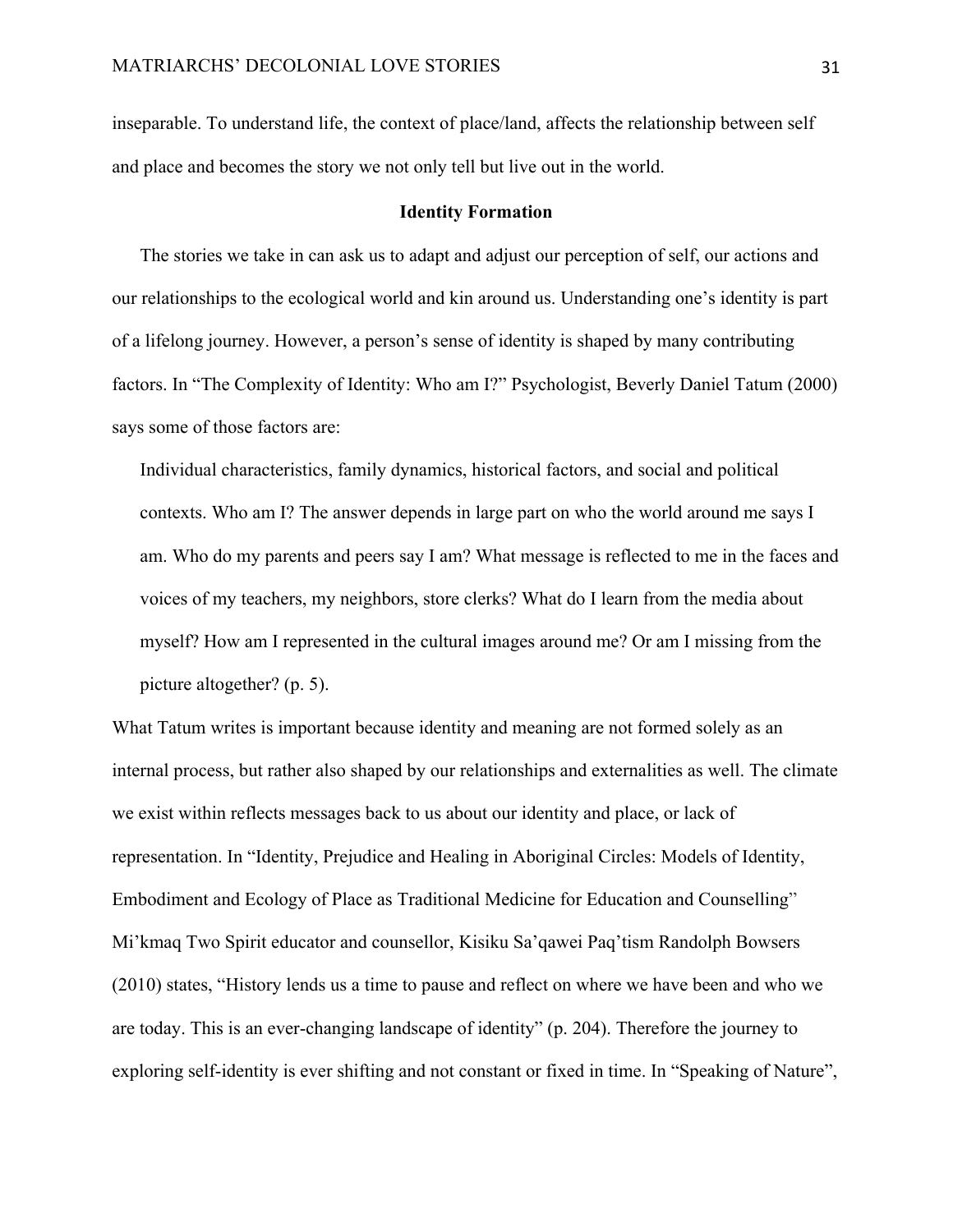inseparable. To understand life, the context of place/land, affects the relationship between self and place and becomes the story we not only tell but live out in the world.

## Identity Formation

The stories we take in can ask us to adapt and adjust our perception of self, our actions and our relationships to the ecological world and kin around us. Understanding one's identity is part of a lifelong journey. However, a person's sense of identity is shaped by many contributing factors. In "The Complexity of Identity: Who am I?" Psychologist, Beverly Daniel Tatum (2000) says some of those factors are:

> Individual characteristics, family dynamics, historical factors, and social and political contexts. Who am I? The answer depends in large part on who the world around me says I am. Who do my parents and peers say I am? What message is reflected to me in the faces and voices of my teachers, my neighbors, store clerks? What do I learn from the media about myself? How am I represented in the cultural images around me? Or am I missing from the picture altogether? (p. 5).

What Tatum writes is important because identity and meaning are not formed solely as an internal process, but rather also shaped by our relationships and externalities as well. The climate we exist within reflects messages back to us about our identity and place, or lack of representation. In "Identity, Prejudice and Healing in Aboriginal Circles: Models of Identity, Embodiment and Ecology of Place as Traditional Medicine for Education and Counselling" Mi'kmaq Two Spirit educator and counsellor, Kisiku Sa'qawei Paq'tism Randolph Bowsers (2010) states, "History lends us a time to pause and reflect on where we have been and who we are today. This is an ever-changing landscape of identity" (p. 204). Therefore the journey to exploring self-identity is ever shifting and not constant or fixed in time. In "Speaking of Nature",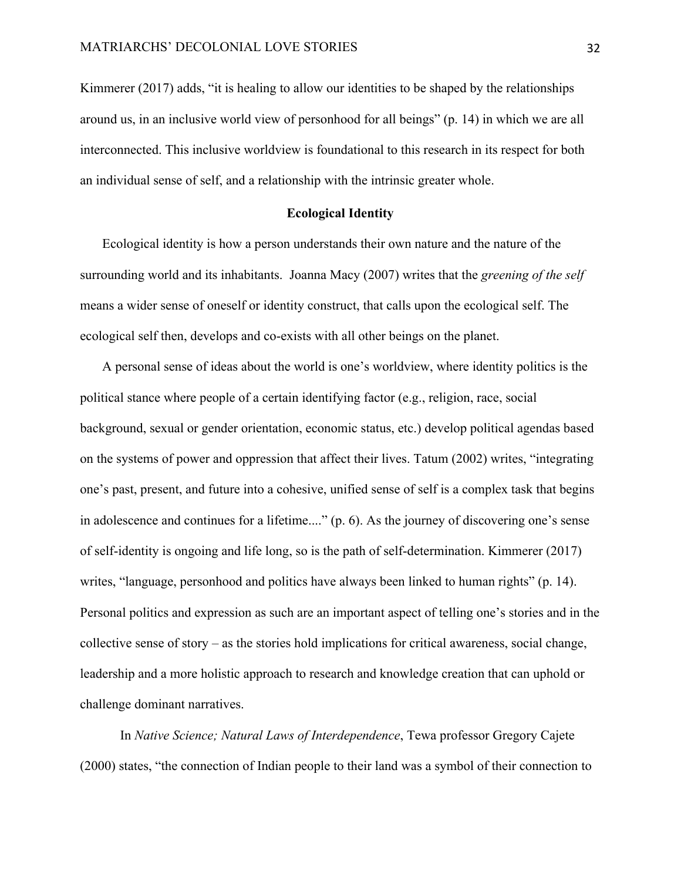Kimmerer (2017) adds, "it is healing to allow our identities to be shaped by the relationships around us, in an inclusive world view of personhood for all beings" (p. 14) in which we are all interconnected. This inclusive worldview is foundational to this research in its respect for both an individual sense of self, and a relationship with the intrinsic greater whole.

## Ecological Identity

Ecological identity is how a person understands their own nature and the nature of the surrounding world and its inhabitants. Joanna Macy (2007) writes that the *greening of the self* means a wider sense of oneself or identity construct, that calls upon the ecological self. The ecological self then, develops and co-exists with all other beings on the planet.

A personal sense of ideas about the world is one's worldview, where identity politics is the political stance where people of a certain identifying factor (e.g., religion, race, social background, sexual or gender orientation, economic status, etc.) develop political agendas based on the systems of power and oppression that affect their lives. Tatum (2002) writes, "integrating one's past, present, and future into a cohesive, unified sense of self is a complex task that begins in adolescence and continues for a lifetime...." (p. 6). As the journey of discovering one's sense of self-identity is ongoing and life long, so is the path of self-determination. Kimmerer (2017) writes, "language, personhood and politics have always been linked to human rights" (p. 14). Personal politics and expression as such are an important aspect of telling one's stories and in the collective sense of story – as the stories hold implications for critical awareness, social change, leadership and a more holistic approach to research and knowledge creation that can uphold or challenge dominant narratives.

In *Native Science; Natural Laws of Interdependence*, Tewa professor Gregory Cajete (2000) states, "the connection of Indian people to their land was a symbol of their connection to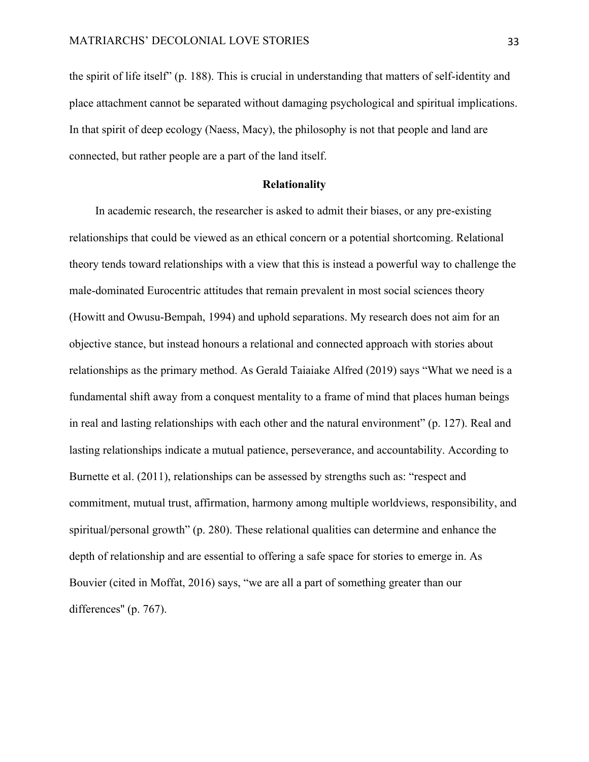the spirit of life itself" (p. 188). This is crucial in understanding that matters of self-identity and place attachment cannot be separated without damaging psychological and spiritual implications. In that spirit of deep ecology (Naess, Macy), the philosophy is not that people and land are connected, but rather people are a part of the land itself.

## Relationality

In academic research, the researcher is asked to admit their biases, or any pre-existing relationships that could be viewed as an ethical concern or a potential shortcoming. Relational theory tends toward relationships with a view that this is instead a powerful way to challenge the male-dominated Eurocentric attitudes that remain prevalent in most social sciences theory (Howitt and Owusu-Bempah, 1994) and uphold separations. My research does not aim for an objective stance, but instead honours a relational and connected approach with stories about relationships as the primary method. As Gerald Taiaiake Alfred (2019) says "What we need is a fundamental shift away from a conquest mentality to a frame of mind that places human beings in real and lasting relationships with each other and the natural environment" (p. 127). Real and lasting relationships indicate a mutual patience, perseverance, and accountability. According to Burnette et al. (2011), relationships can be assessed by strengths such as: "respect and commitment, mutual trust, affirmation, harmony among multiple worldviews, responsibility, and spiritual/personal growth" (p. 280). These relational qualities can determine and enhance the depth of relationship and are essential to offering a safe space for stories to emerge in. As Bouvier (cited in Moffat, 2016) says, "we are all a part of something greater than our differences" (p. 767).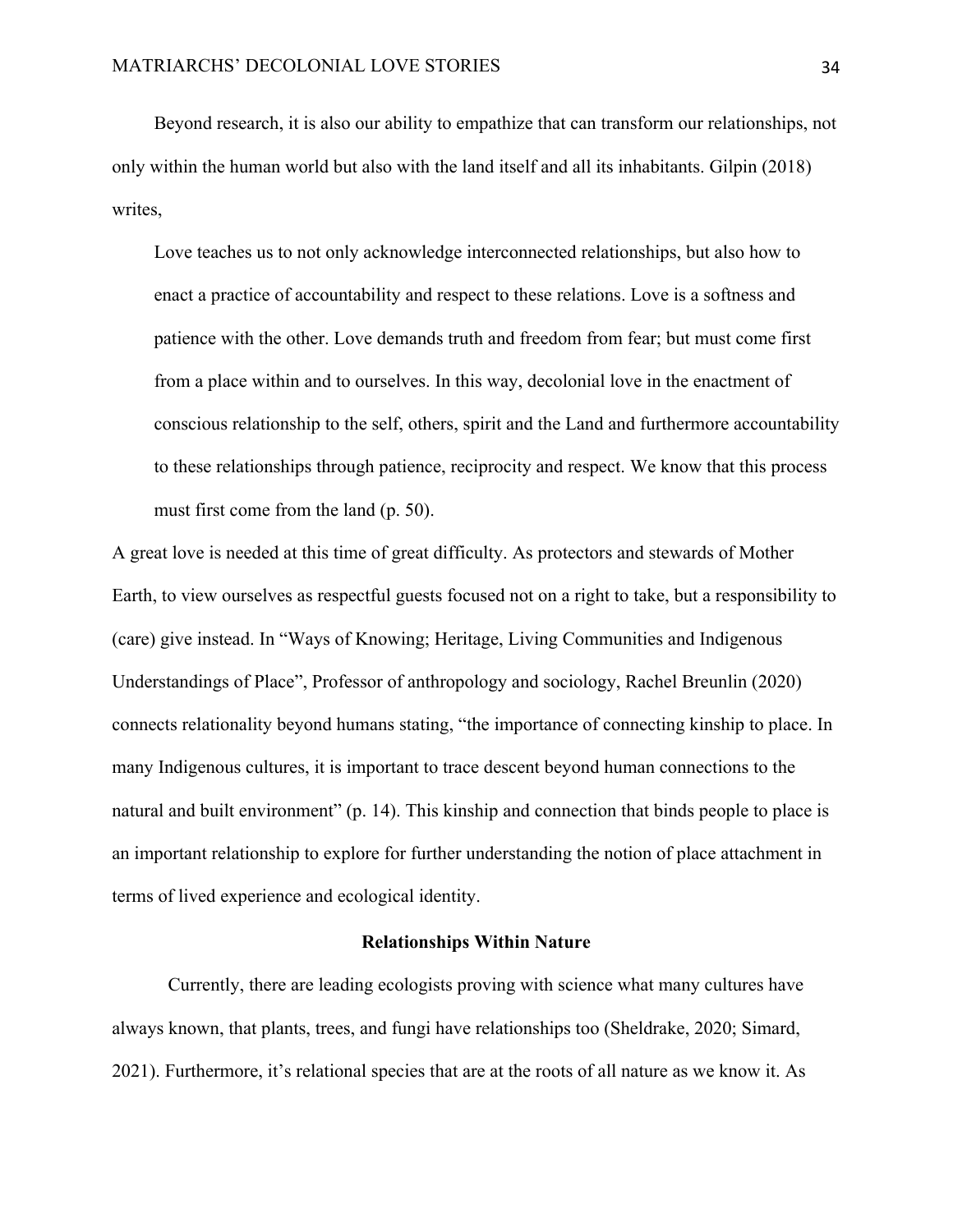Beyond research, it is also our ability to empathize that can transform our relationships, not only within the human world but also with the land itself and all its inhabitants. Gilpin (2018) writes,

> Love teaches us to not only acknowledge interconnected relationships, but also how to enact a practice of accountability and respect to these relations. Love is a softness and patience with the other. Love demands truth and freedom from fear; but must come first from a place within and to ourselves. In this way, decolonial love in the enactment of conscious relationship to the self, others, spirit and the Land and furthermore accountability to these relationships through patience, reciprocity and respect. We know that this process must first come from the land (p. 50).

A great love is needed at this time of great difficulty. As protectors and stewards of Mother Earth, to view ourselves as respectful guests focused not on a right to take, but a responsibility to (care) give instead. In "Ways of Knowing; Heritage, Living Communities and Indigenous Understandings of Place", Professor of anthropology and sociology, Rachel Breunlin (2020) connects relationality beyond humans stating, "the importance of connecting kinship to place. In many Indigenous cultures, it is important to trace descent beyond human connections to the natural and built environment" (p. 14). This kinship and connection that binds people to place is an important relationship to explore for further understanding the notion of place attachment in terms of lived experience and ecological identity.

## Relationships Within Nature

Currently, there are leading ecologists proving with science what many cultures have always known, that plants, trees, and fungi have relationships too (Sheldrake, 2020; Simard, 2021). Furthermore, it's relational species that are at the roots of all nature as we know it. As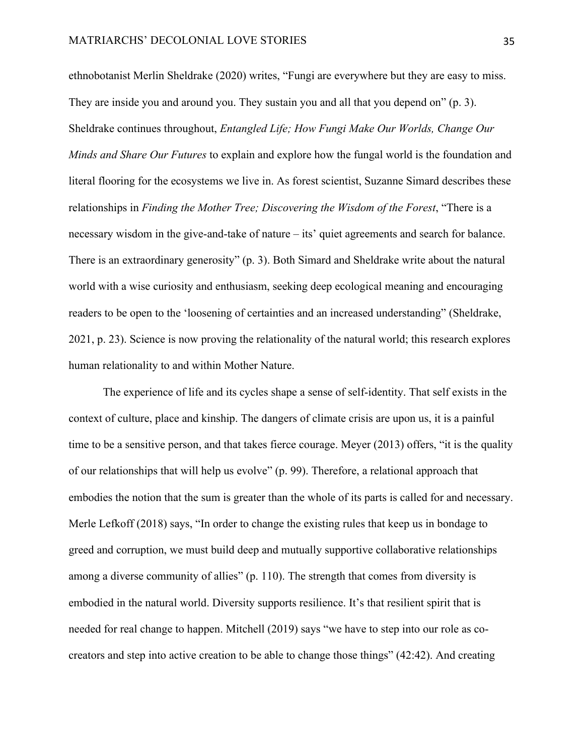ethnobotanist Merlin Sheldrake (2020) writes, "Fungi are everywhere but they are easy to miss. They are inside you and around you. They sustain you and all that you depend on" (p. 3). Sheldrake continues throughout, *Entangled Life; How Fungi Make Our Worlds, Change Our Minds and Share Our Futures* to explain and explore how the fungal world is the foundation and literal flooring for the ecosystems we live in. As forest scientist, Suzanne Simard describes these relationships in *Finding the Mother Tree; Discovering the Wisdom of the Forest*, "There is a necessary wisdom in the give-and-take of nature – its' quiet agreements and search for balance. There is an extraordinary generosity" (p. 3). Both Simard and Sheldrake write about the natural world with a wise curiosity and enthusiasm, seeking deep ecological meaning and encouraging readers to be open to the 'loosening of certainties and an increased understanding" (Sheldrake, 2021, p. 23). Science is now proving the relationality of the natural world; this research explores human relationality to and within Mother Nature.

The experience of life and its cycles shape a sense of self-identity. That self exists in the context of culture, place and kinship. The dangers of climate crisis are upon us, it is a painful time to be a sensitive person, and that takes fierce courage. Meyer (2013) offers, "it is the quality of our relationships that will help us evolve" (p. 99). Therefore, a relational approach that embodies the notion that the sum is greater than the whole of its parts is called for and necessary. Merle Lefkoff (2018) says, "In order to change the existing rules that keep us in bondage to greed and corruption, we must build deep and mutually supportive collaborative relationships among a diverse community of allies" (p. 110). The strength that comes from diversity is embodied in the natural world. Diversity supports resilience. It's that resilient spirit that is needed for real change to happen. Mitchell (2019) says "we have to step into our role as co-creators and step into active creation to be able to change those things" (42:42). And creating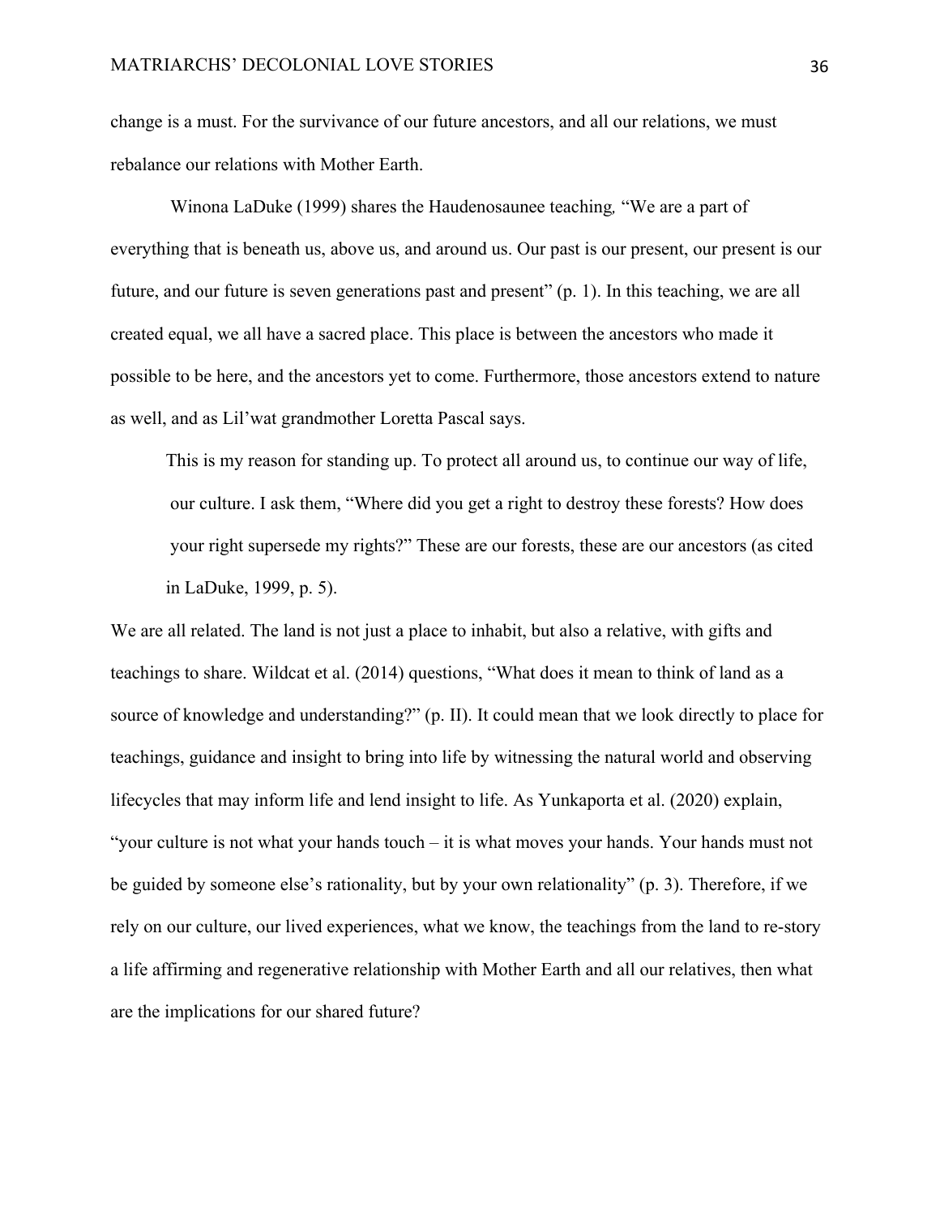change is a must. For the survivance of our future ancestors, and all our relations, we must rebalance our relations with Mother Earth.

Winona LaDuke (1999) shares the Haudenosaunee teaching, "We are a part of everything that is beneath us, above us, and around us. Our past is our present, our present is our future, and our future is seven generations past and present" (p. 1). In this teaching, we are all created equal, we all have a sacred place. This place is between the ancestors who made it possible to be here, and the ancestors yet to come. Furthermore, those ancestors extend to nature as well, and as Lil'wat grandmother Loretta Pascal says.

> This is my reason for standing up. To protect all around us, to continue our way of life, our culture. I ask them, "Where did you get a right to destroy these forests? How does your right supersede my rights?" These are our forests, these are our ancestors (as cited in LaDuke, 1999, p. 5).

We are all related. The land is not just a place to inhabit, but also a relative, with gifts and teachings to share. Wildcat et al. (2014) questions, "What does it mean to think of land as a source of knowledge and understanding?" (p. II). It could mean that we look directly to place for teachings, guidance and insight to bring into life by witnessing the natural world and observing lifecycles that may inform life and lend insight to life. As Yunkaporta et al. (2020) explain, "your culture is not what your hands touch – it is what moves your hands. Your hands must not be guided by someone else's rationality, but by your own relationality" (p. 3). Therefore, if we rely on our culture, our lived experiences, what we know, the teachings from the land to re-story a life affirming and regenerative relationship with Mother Earth and all our relatives, then what are the implications for our shared future?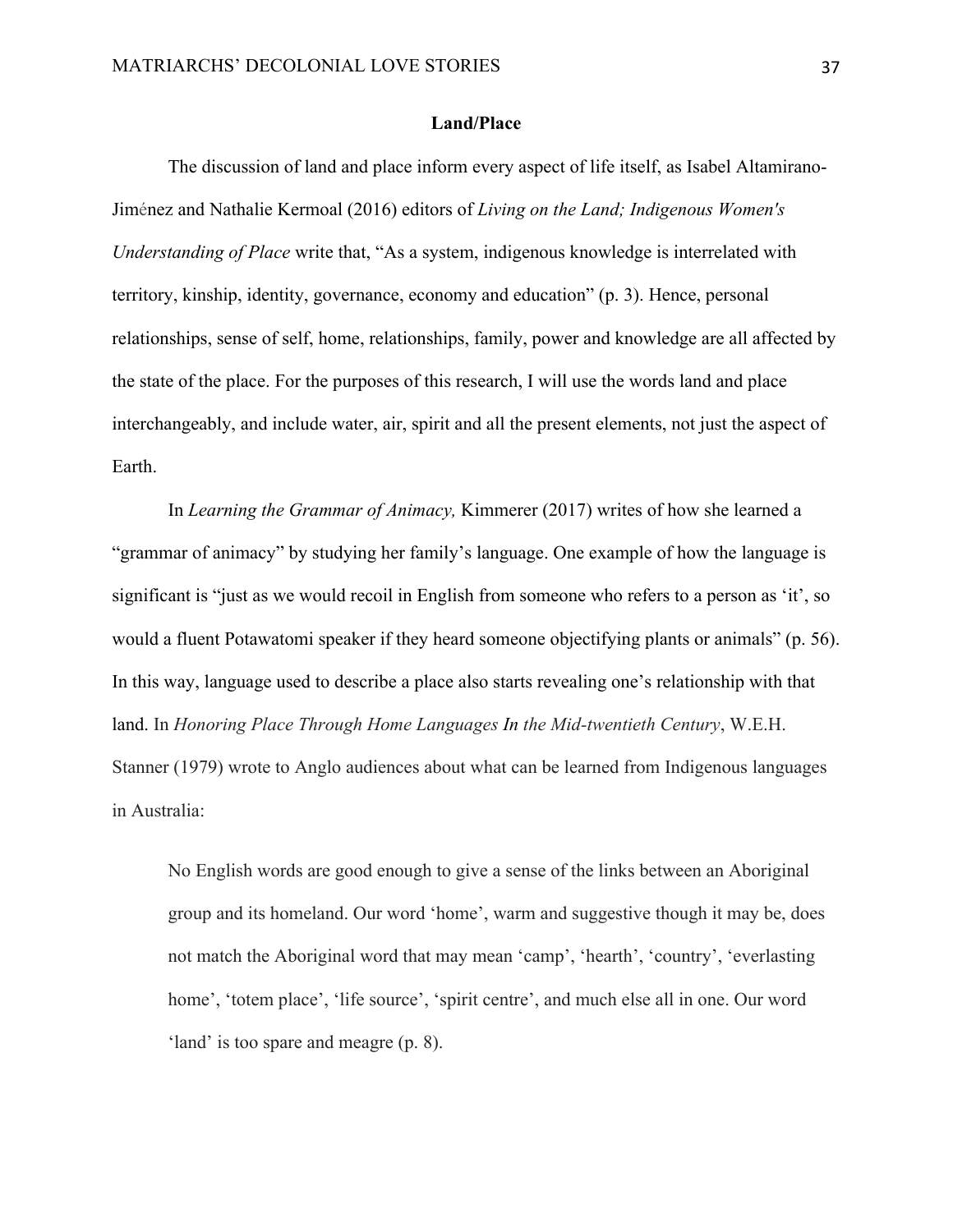**Land/Place**

The discussion of land and place inform every aspect of life itself, as Isabel Altamirano-Jiménez and Nathalie Kermoal (2016) editors of *Living on the Land; Indigenous Women's Understanding of Place* write that, "As a system, indigenous knowledge is interrelated with territory, kinship, identity, governance, economy and education" (p. 3). Hence, personal relationships, sense of self, home, relationships, family, power and knowledge are all affected by the state of the place. For the purposes of this research, I will use the words land and place interchangeably, and include water, air, spirit and all the present elements, not just the aspect of Earth.

In *Learning the Grammar of Animacy,* Kimmerer (2017) writes of how she learned a "grammar of animacy" by studying her family's language. One example of how the language is significant is "just as we would recoil in English from someone who refers to a person as 'it', so would a fluent Potawatomi speaker if they heard someone objectifying plants or animals" (p. 56). In this way, language used to describe a place also starts revealing one's relationship with that land. In *Honoring Place Through Home Languages In the Mid-twentieth Century*, W.E.H. Stanner (1979) wrote to Anglo audiences about what can be learned from Indigenous languages in Australia:

> No English words are good enough to give a sense of the links between an Aboriginal group and its homeland. Our word 'home', warm and suggestive though it may be, does not match the Aboriginal word that may mean 'camp', 'hearth', 'country', 'everlasting home', 'totem place', 'life source', 'spirit centre', and much else all in one. Our word 'land' is too spare and meagre (p. 8).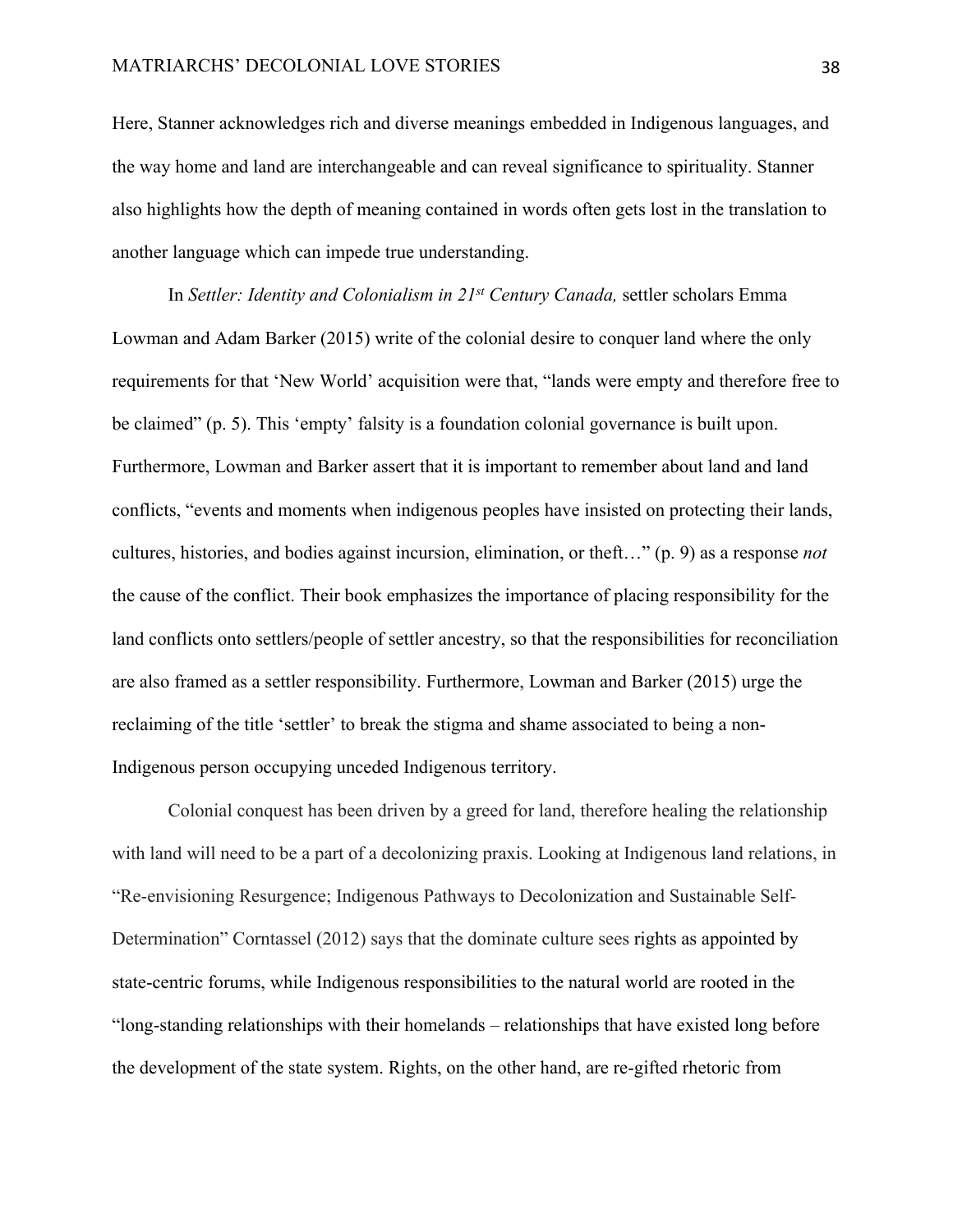Here, Stanner acknowledges rich and diverse meanings embedded in Indigenous languages, and the way home and land are interchangeable and can reveal significance to spirituality. Stanner also highlights how the depth of meaning contained in words often gets lost in the translation to another language which can impede true understanding.

In *Settler: Identity and Colonialism in 21st Century Canada,* settler scholars Emma Lowman and Adam Barker (2015) write of the colonial desire to conquer land where the only requirements for that 'New World' acquisition were that, "lands were empty and therefore free to be claimed" (p. 5). This 'empty' falsity is a foundation colonial governance is built upon. Furthermore, Lowman and Barker assert that it is important to remember about land and land conflicts, "events and moments when indigenous peoples have insisted on protecting their lands, cultures, histories, and bodies against incursion, elimination, or theft…" (p. 9) as a response *not* the cause of the conflict. Their book emphasizes the importance of placing responsibility for the land conflicts onto settlers/people of settler ancestry, so that the responsibilities for reconciliation are also framed as a settler responsibility. Furthermore, Lowman and Barker (2015) urge the reclaiming of the title 'settler' to break the stigma and shame associated to being a non-Indigenous person occupying unceded Indigenous territory.

Colonial conquest has been driven by a greed for land, therefore healing the relationship with land will need to be a part of a decolonizing praxis. Looking at Indigenous land relations, in "Re-envisioning Resurgence; Indigenous Pathways to Decolonization and Sustainable Self-Determination" Corntassel (2012) says that the dominate culture sees rights as appointed by state-centric forums, while Indigenous responsibilities to the natural world are rooted in the "long-standing relationships with their homelands – relationships that have existed long before the development of the state system. Rights, on the other hand, are re-gifted rhetoric from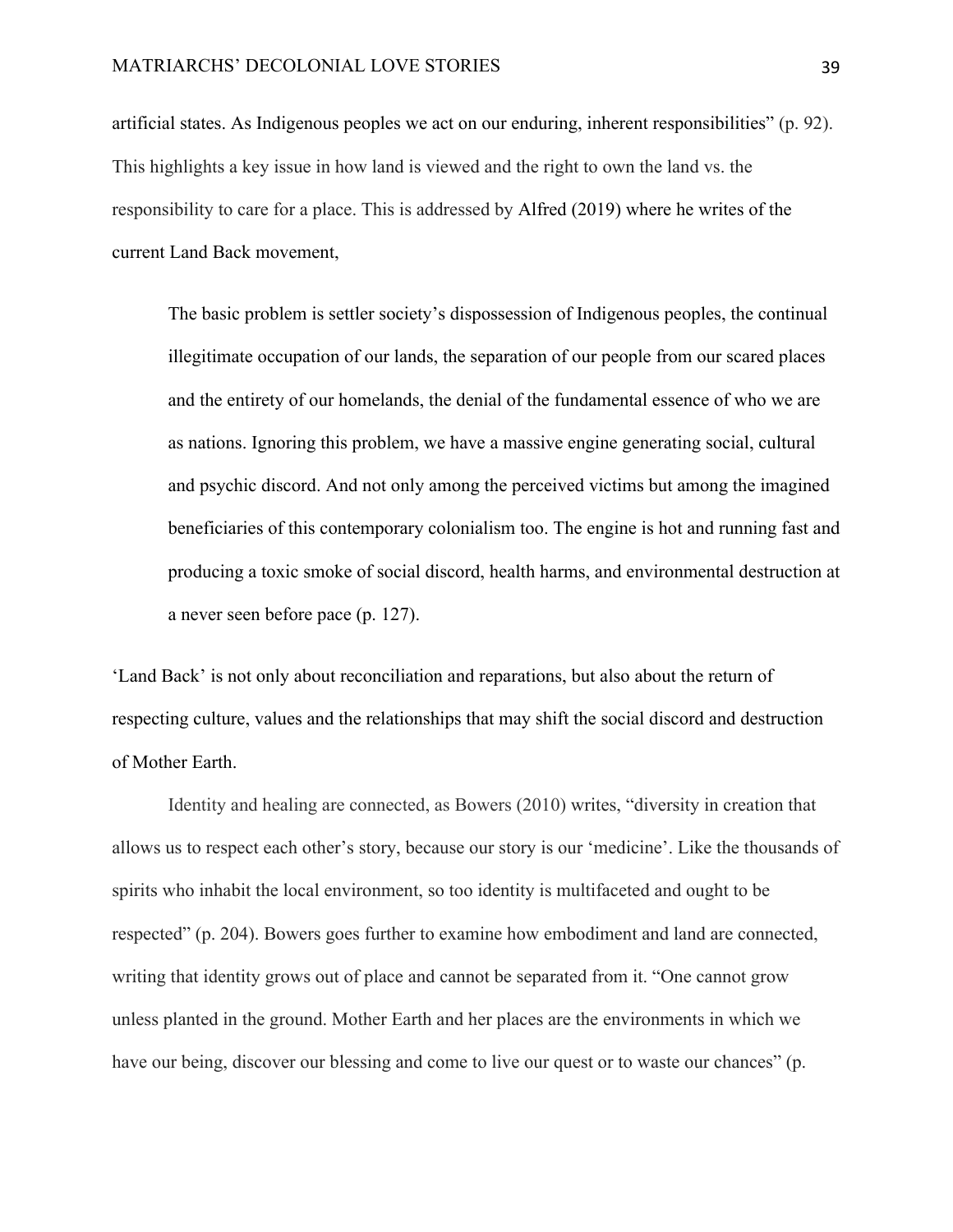artificial states. As Indigenous peoples we act on our enduring, inherent responsibilities" (p. 92). This highlights a key issue in how land is viewed and the right to own the land vs. the responsibility to care for a place. This is addressed by Alfred (2019) where he writes of the current Land Back movement,

> The basic problem is settler society's dispossession of Indigenous peoples, the continual illegitimate occupation of our lands, the separation of our people from our scared places and the entirety of our homelands, the denial of the fundamental essence of who we are as nations. Ignoring this problem, we have a massive engine generating social, cultural and psychic discord. And not only among the perceived victims but among the imagined beneficiaries of this contemporary colonialism too. The engine is hot and running fast and producing a toxic smoke of social discord, health harms, and environmental destruction at a never seen before pace (p. 127).

'Land Back' is not only about reconciliation and reparations, but also about the return of respecting culture, values and the relationships that may shift the social discord and destruction of Mother Earth.

Identity and healing are connected, as Bowers (2010) writes, "diversity in creation that allows us to respect each other's story, because our story is our 'medicine'. Like the thousands of spirits who inhabit the local environment, so too identity is multifaceted and ought to be respected" (p. 204). Bowers goes further to examine how embodiment and land are connected, writing that identity grows out of place and cannot be separated from it. "One cannot grow unless planted in the ground. Mother Earth and her places are the environments in which we have our being, discover our blessing and come to live our quest or to waste our chances" (p.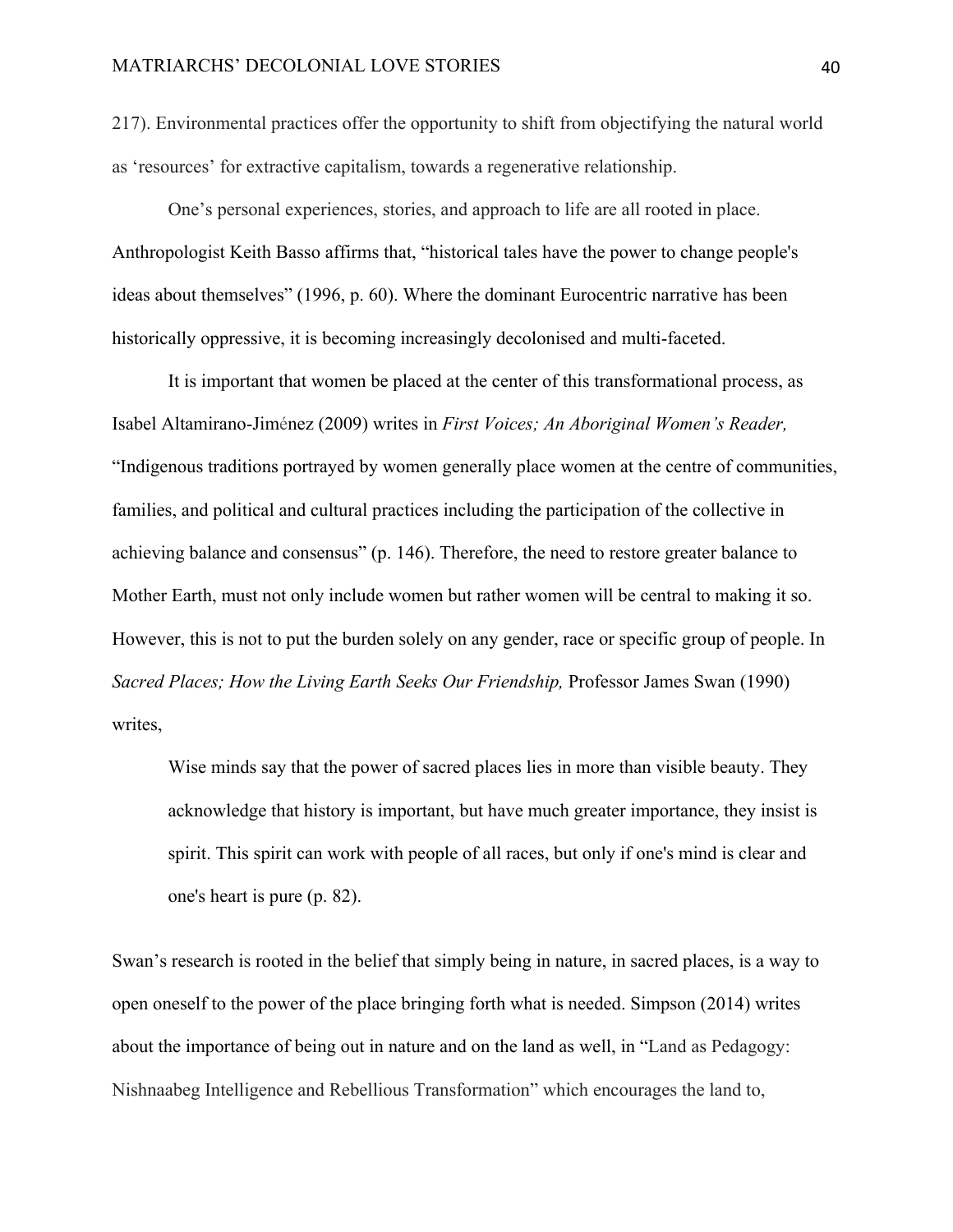217). Environmental practices offer the opportunity to shift from objectifying the natural world as 'resources' for extractive capitalism, towards a regenerative relationship.

One's personal experiences, stories, and approach to life are all rooted in place. Anthropologist Keith Basso affirms that, "historical tales have the power to change people's ideas about themselves" (1996, p. 60). Where the dominant Eurocentric narrative has been historically oppressive, it is becoming increasingly decolonised and multi-faceted.

It is important that women be placed at the center of this transformational process, as Isabel Altamirano-Jiménez (2009) writes in *First Voices; An Aboriginal Women's Reader,* "Indigenous traditions portrayed by women generally place women at the centre of communities, families, and political and cultural practices including the participation of the collective in achieving balance and consensus" (p. 146). Therefore, the need to restore greater balance to Mother Earth, must not only include women but rather women will be central to making it so. However, this is not to put the burden solely on any gender, race or specific group of people. In *Sacred Places; How the Living Earth Seeks Our Friendship,* Professor James Swan (1990) writes,

> Wise minds say that the power of sacred places lies in more than visible beauty. They acknowledge that history is important, but have much greater importance, they insist is spirit. This spirit can work with people of all races, but only if one's mind is clear and one's heart is pure (p. 82).

Swan's research is rooted in the belief that simply being in nature, in sacred places, is a way to open oneself to the power of the place bringing forth what is needed. Simpson (2014) writes about the importance of being out in nature and on the land as well, in "Land as Pedagogy: Nishnaabeg Intelligence and Rebellious Transformation" which encourages the land to,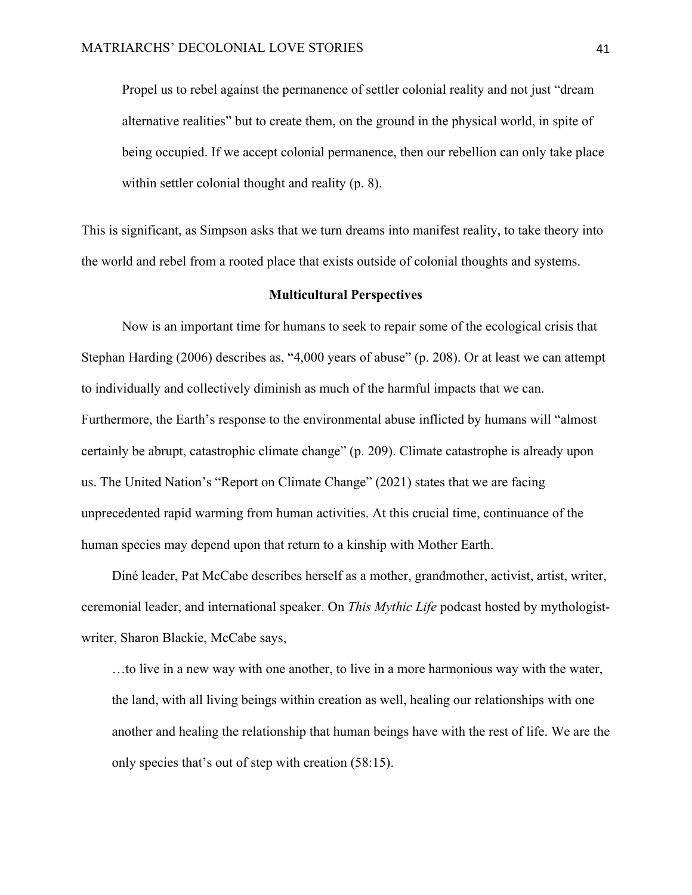> Propel us to rebel against the permanence of settler colonial reality and not just "dream alternative realities" but to create them, on the ground in the physical world, in spite of being occupied. If we accept colonial permanence, then our rebellion can only take place within settler colonial thought and reality (p. 8).

This is significant, as Simpson asks that we turn dreams into manifest reality, to take theory into the world and rebel from a rooted place that exists outside of colonial thoughts and systems.

## Multicultural Perspectives

Now is an important time for humans to seek to repair some of the ecological crisis that Stephan Harding (2006) describes as, "4,000 years of abuse" (p. 208). Or at least we can attempt to individually and collectively diminish as much of the harmful impacts that we can. Furthermore, the Earth's response to the environmental abuse inflicted by humans will "almost certainly be abrupt, catastrophic climate change" (p. 209). Climate catastrophe is already upon us. The United Nation's "Report on Climate Change" (2021) states that we are facing unprecedented rapid warming from human activities. At this crucial time, continuance of the human species may depend upon that return to a kinship with Mother Earth.

Diné leader, Pat McCabe describes herself as a mother, grandmother, activist, artist, writer, ceremonial leader, and international speaker. On *This Mythic Life* podcast hosted by mythologist-writer, Sharon Blackie, McCabe says,

> …to live in a new way with one another, to live in a more harmonious way with the water, the land, with all living beings within creation as well, healing our relationships with one another and healing the relationship that human beings have with the rest of life. We are the only species that's out of step with creation (58:15).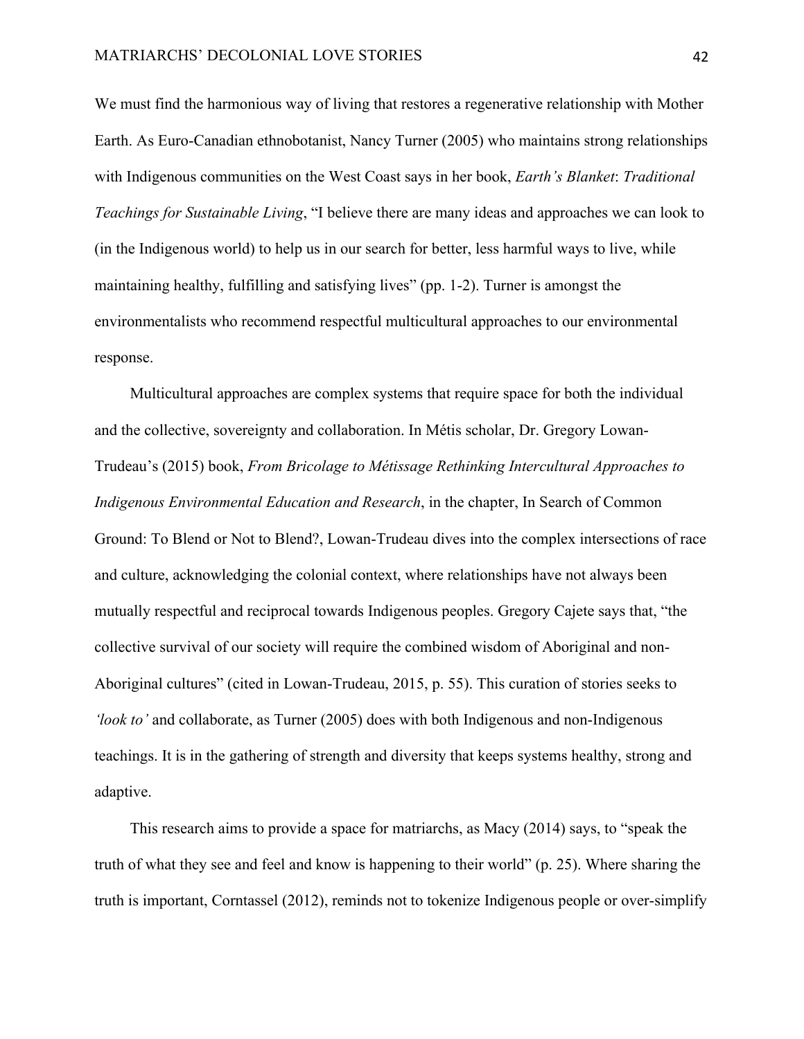We must find the harmonious way of living that restores a regenerative relationship with Mother Earth. As Euro-Canadian ethnobotanist, Nancy Turner (2005) who maintains strong relationships with Indigenous communities on the West Coast says in her book, *Earth's Blanket*: *Traditional Teachings for Sustainable Living*, "I believe there are many ideas and approaches we can look to (in the Indigenous world) to help us in our search for better, less harmful ways to live, while maintaining healthy, fulfilling and satisfying lives" (pp. 1-2). Turner is amongst the environmentalists who recommend respectful multicultural approaches to our environmental response.

Multicultural approaches are complex systems that require space for both the individual and the collective, sovereignty and collaboration. In Métis scholar, Dr. Gregory Lowan-Trudeau's (2015) book, *From Bricolage to Métissage Rethinking Intercultural Approaches to Indigenous Environmental Education and Research*, in the chapter, In Search of Common Ground: To Blend or Not to Blend?, Lowan-Trudeau dives into the complex intersections of race and culture, acknowledging the colonial context, where relationships have not always been mutually respectful and reciprocal towards Indigenous peoples. Gregory Cajete says that, "the collective survival of our society will require the combined wisdom of Aboriginal and non-Aboriginal cultures" (cited in Lowan-Trudeau, 2015, p. 55). This curation of stories seeks to *'look to'* and collaborate, as Turner (2005) does with both Indigenous and non-Indigenous teachings. It is in the gathering of strength and diversity that keeps systems healthy, strong and adaptive.

This research aims to provide a space for matriarchs, as Macy (2014) says, to "speak the truth of what they see and feel and know is happening to their world" (p. 25). Where sharing the truth is important, Corntassel (2012), reminds not to tokenize Indigenous people or over-simplify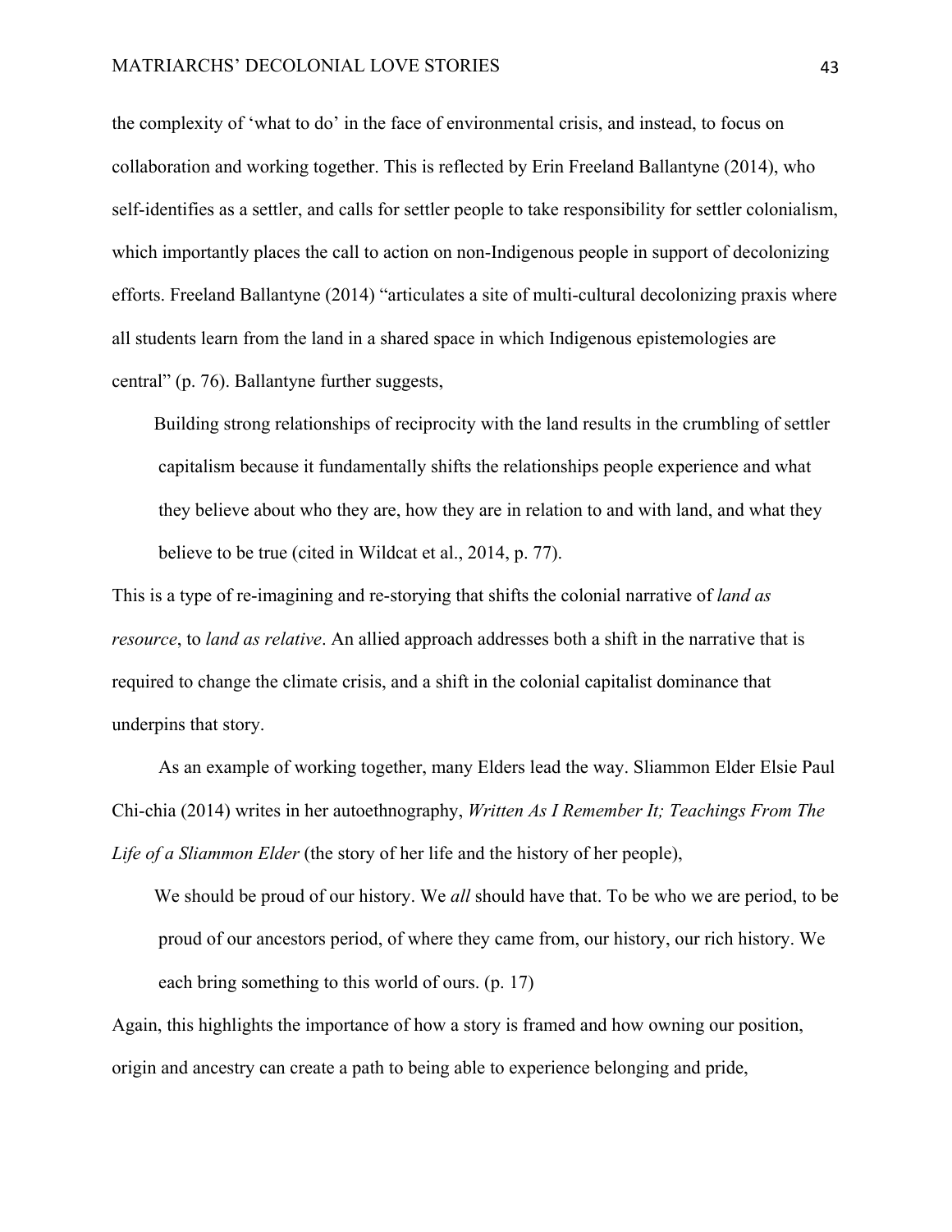the complexity of 'what to do' in the face of environmental crisis, and instead, to focus on collaboration and working together. This is reflected by Erin Freeland Ballantyne (2014), who self-identifies as a settler, and calls for settler people to take responsibility for settler colonialism, which importantly places the call to action on non-Indigenous people in support of decolonizing efforts. Freeland Ballantyne (2014) "articulates a site of multi-cultural decolonizing praxis where all students learn from the land in a shared space in which Indigenous epistemologies are central" (p. 76). Ballantyne further suggests,

> Building strong relationships of reciprocity with the land results in the crumbling of settler capitalism because it fundamentally shifts the relationships people experience and what they believe about who they are, how they are in relation to and with land, and what they believe to be true (cited in Wildcat et al., 2014, p. 77).

This is a type of re-imagining and re-storying that shifts the colonial narrative of *land as resource*, to *land as relative*. An allied approach addresses both a shift in the narrative that is required to change the climate crisis, and a shift in the colonial capitalist dominance that underpins that story.

As an example of working together, many Elders lead the way. Sliammon Elder Elsie Paul Chi-chia (2014) writes in her autoethnography, *Written As I Remember It; Teachings From The Life of a Sliammon Elder* (the story of her life and the history of her people),

> We should be proud of our history. We *all* should have that. To be who we are period, to be proud of our ancestors period, of where they came from, our history, our rich history. We each bring something to this world of ours. (p. 17)

Again, this highlights the importance of how a story is framed and how owning our position, origin and ancestry can create a path to being able to experience belonging and pride,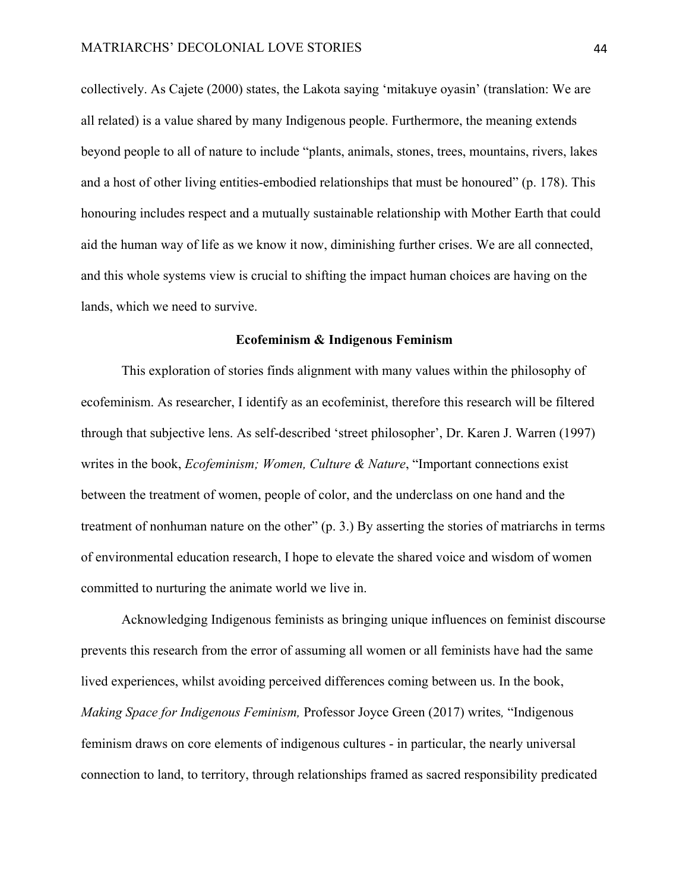collectively. As Cajete (2000) states, the Lakota saying 'mitakuye oyasin' (translation: We are all related) is a value shared by many Indigenous people. Furthermore, the meaning extends beyond people to all of nature to include "plants, animals, stones, trees, mountains, rivers, lakes and a host of other living entities-embodied relationships that must be honoured" (p. 178). This honouring includes respect and a mutually sustainable relationship with Mother Earth that could aid the human way of life as we know it now, diminishing further crises. We are all connected, and this whole systems view is crucial to shifting the impact human choices are having on the lands, which we need to survive.

## Ecofeminism & Indigenous Feminism

This exploration of stories finds alignment with many values within the philosophy of ecofeminism. As researcher, I identify as an ecofeminist, therefore this research will be filtered through that subjective lens. As self-described 'street philosopher', Dr. Karen J. Warren (1997) writes in the book, *Ecofeminism; Women, Culture & Nature*, "Important connections exist between the treatment of women, people of color, and the underclass on one hand and the treatment of nonhuman nature on the other" (p. 3.) By asserting the stories of matriarchs in terms of environmental education research, I hope to elevate the shared voice and wisdom of women committed to nurturing the animate world we live in.

Acknowledging Indigenous feminists as bringing unique influences on feminist discourse prevents this research from the error of assuming all women or all feminists have had the same lived experiences, whilst avoiding perceived differences coming between us. In the book, *Making Space for Indigenous Feminism,* Professor Joyce Green (2017) writes*,* "Indigenous feminism draws on core elements of indigenous cultures - in particular, the nearly universal connection to land, to territory, through relationships framed as sacred responsibility predicated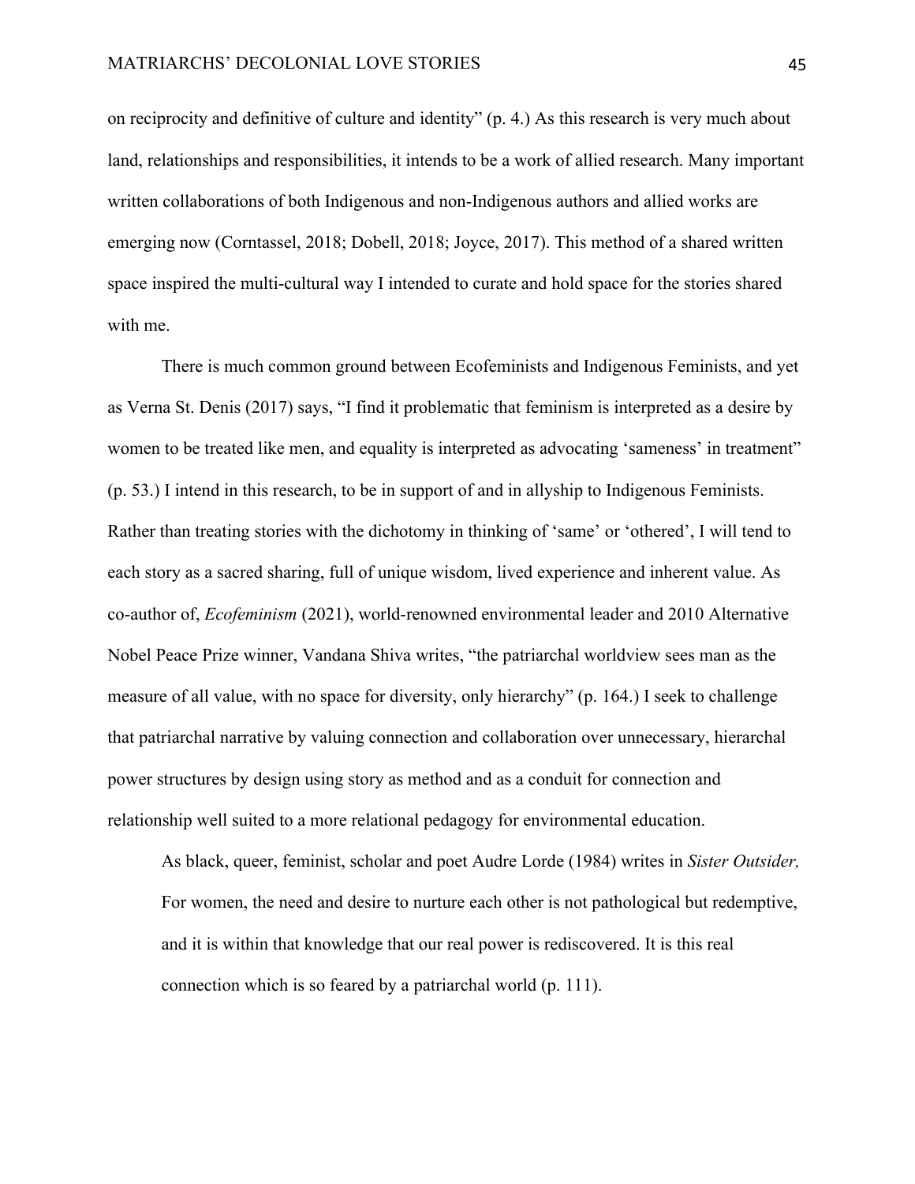on reciprocity and definitive of culture and identity" (p. 4.) As this research is very much about land, relationships and responsibilities, it intends to be a work of allied research. Many important written collaborations of both Indigenous and non-Indigenous authors and allied works are emerging now (Corntassel, 2018; Dobell, 2018; Joyce, 2017). This method of a shared written space inspired the multi-cultural way I intended to curate and hold space for the stories shared with me.

There is much common ground between Ecofeminists and Indigenous Feminists, and yet as Verna St. Denis (2017) says, "I find it problematic that feminism is interpreted as a desire by women to be treated like men, and equality is interpreted as advocating 'sameness' in treatment" (p. 53.) I intend in this research, to be in support of and in allyship to Indigenous Feminists. Rather than treating stories with the dichotomy in thinking of 'same' or 'othered', I will tend to each story as a sacred sharing, full of unique wisdom, lived experience and inherent value. As co-author of, *Ecofeminism* (2021), world-renowned environmental leader and 2010 Alternative Nobel Peace Prize winner, Vandana Shiva writes, "the patriarchal worldview sees man as the measure of all value, with no space for diversity, only hierarchy" (p. 164.) I seek to challenge that patriarchal narrative by valuing connection and collaboration over unnecessary, hierarchal power structures by design using story as method and as a conduit for connection and relationship well suited to a more relational pedagogy for environmental education.

> As black, queer, feminist, scholar and poet Audre Lorde (1984) writes in *Sister Outsider,* For women, the need and desire to nurture each other is not pathological but redemptive, and it is within that knowledge that our real power is rediscovered. It is this real connection which is so feared by a patriarchal world (p. 111).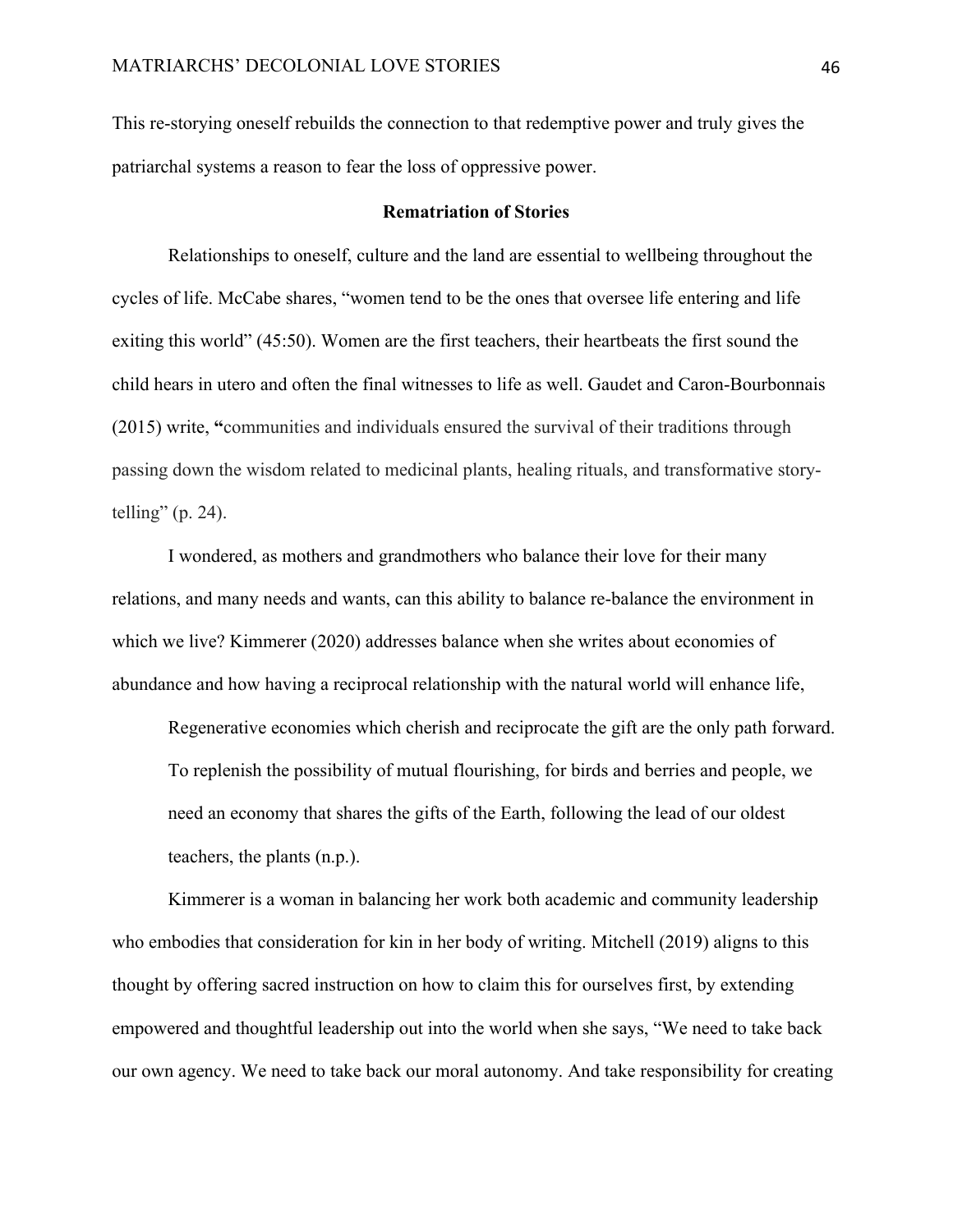This re-storying oneself rebuilds the connection to that redemptive power and truly gives the patriarchal systems a reason to fear the loss of oppressive power.

### Rematriation of Stories

Relationships to oneself, culture and the land are essential to wellbeing throughout the cycles of life. McCabe shares, "women tend to be the ones that oversee life entering and life exiting this world" (45:50). Women are the first teachers, their heartbeats the first sound the child hears in utero and often the final witnesses to life as well. Gaudet and Caron-Bourbonnais (2015) write, "communities and individuals ensured the survival of their traditions through passing down the wisdom related to medicinal plants, healing rituals, and transformative story-telling" (p. 24).

I wondered, as mothers and grandmothers who balance their love for their many relations, and many needs and wants, can this ability to balance re-balance the environment in which we live? Kimmerer (2020) addresses balance when she writes about economies of abundance and how having a reciprocal relationship with the natural world will enhance life,

> Regenerative economies which cherish and reciprocate the gift are the only path forward. To replenish the possibility of mutual flourishing, for birds and berries and people, we need an economy that shares the gifts of the Earth, following the lead of our oldest teachers, the plants (n.p.).

Kimmerer is a woman in balancing her work both academic and community leadership who embodies that consideration for kin in her body of writing. Mitchell (2019) aligns to this thought by offering sacred instruction on how to claim this for ourselves first, by extending empowered and thoughtful leadership out into the world when she says, "We need to take back our own agency. We need to take back our moral autonomy. And take responsibility for creating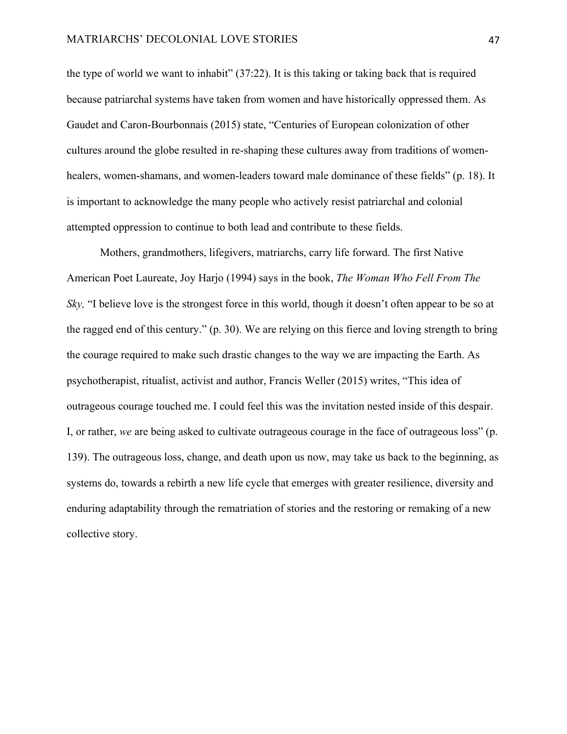the type of world we want to inhabit" (37:22). It is this taking or taking back that is required because patriarchal systems have taken from women and have historically oppressed them. As Gaudet and Caron-Bourbonnais (2015) state, "Centuries of European colonization of other cultures around the globe resulted in re-shaping these cultures away from traditions of women-healers, women-shamans, and women-leaders toward male dominance of these fields" (p. 18). It is important to acknowledge the many people who actively resist patriarchal and colonial attempted oppression to continue to both lead and contribute to these fields.

Mothers, grandmothers, lifegivers, matriarchs, carry life forward. The first Native American Poet Laureate, Joy Harjo (1994) says in the book, *The Woman Who Fell From The Sky,* "I believe love is the strongest force in this world, though it doesn't often appear to be so at the ragged end of this century." (p. 30). We are relying on this fierce and loving strength to bring the courage required to make such drastic changes to the way we are impacting the Earth. As psychotherapist, ritualist, activist and author, Francis Weller (2015) writes, "This idea of outrageous courage touched me. I could feel this was the invitation nested inside of this despair. I, or rather, *we* are being asked to cultivate outrageous courage in the face of outrageous loss" (p. 139). The outrageous loss, change, and death upon us now, may take us back to the beginning, as systems do, towards a rebirth a new life cycle that emerges with greater resilience, diversity and enduring adaptability through the rematriation of stories and the restoring or remaking of a new collective story.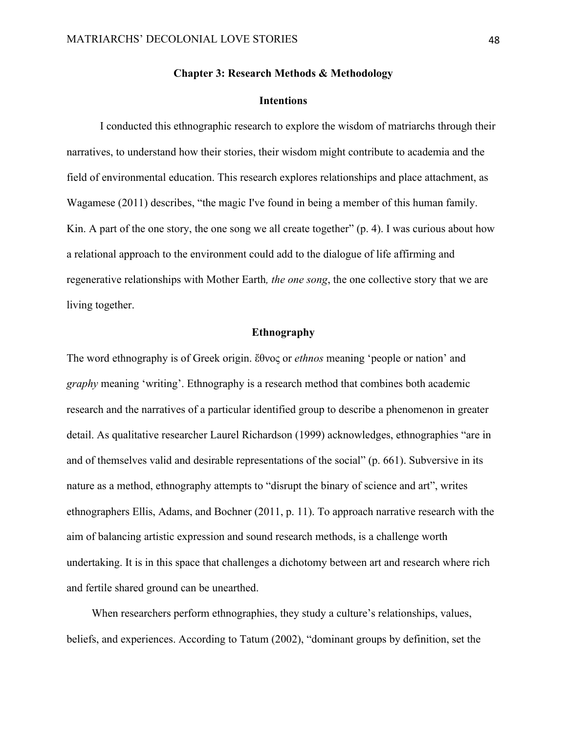## Chapter 3: Research Methods & Methodology

### Intentions

I conducted this ethnographic research to explore the wisdom of matriarchs through their narratives, to understand how their stories, their wisdom might contribute to academia and the field of environmental education. This research explores relationships and place attachment, as Wagamese (2011) describes, "the magic I've found in being a member of this human family. Kin. A part of the one story, the one song we all create together" (p. 4). I was curious about how a relational approach to the environment could add to the dialogue of life affirming and regenerative relationships with Mother Earth*, the one song*, the one collective story that we are living together.

### Ethnography

The word ethnography is of Greek origin. ἔθνος or *ethnos* meaning 'people or nation' and *graphy* meaning 'writing'. Ethnography is a research method that combines both academic research and the narratives of a particular identified group to describe a phenomenon in greater detail. As qualitative researcher Laurel Richardson (1999) acknowledges, ethnographies "are in and of themselves valid and desirable representations of the social" (p. 661). Subversive in its nature as a method, ethnography attempts to "disrupt the binary of science and art", writes ethnographers Ellis, Adams, and Bochner (2011, p. 11). To approach narrative research with the aim of balancing artistic expression and sound research methods, is a challenge worth undertaking. It is in this space that challenges a dichotomy between art and research where rich and fertile shared ground can be unearthed.

When researchers perform ethnographies, they study a culture's relationships, values, beliefs, and experiences. According to Tatum (2002), "dominant groups by definition, set the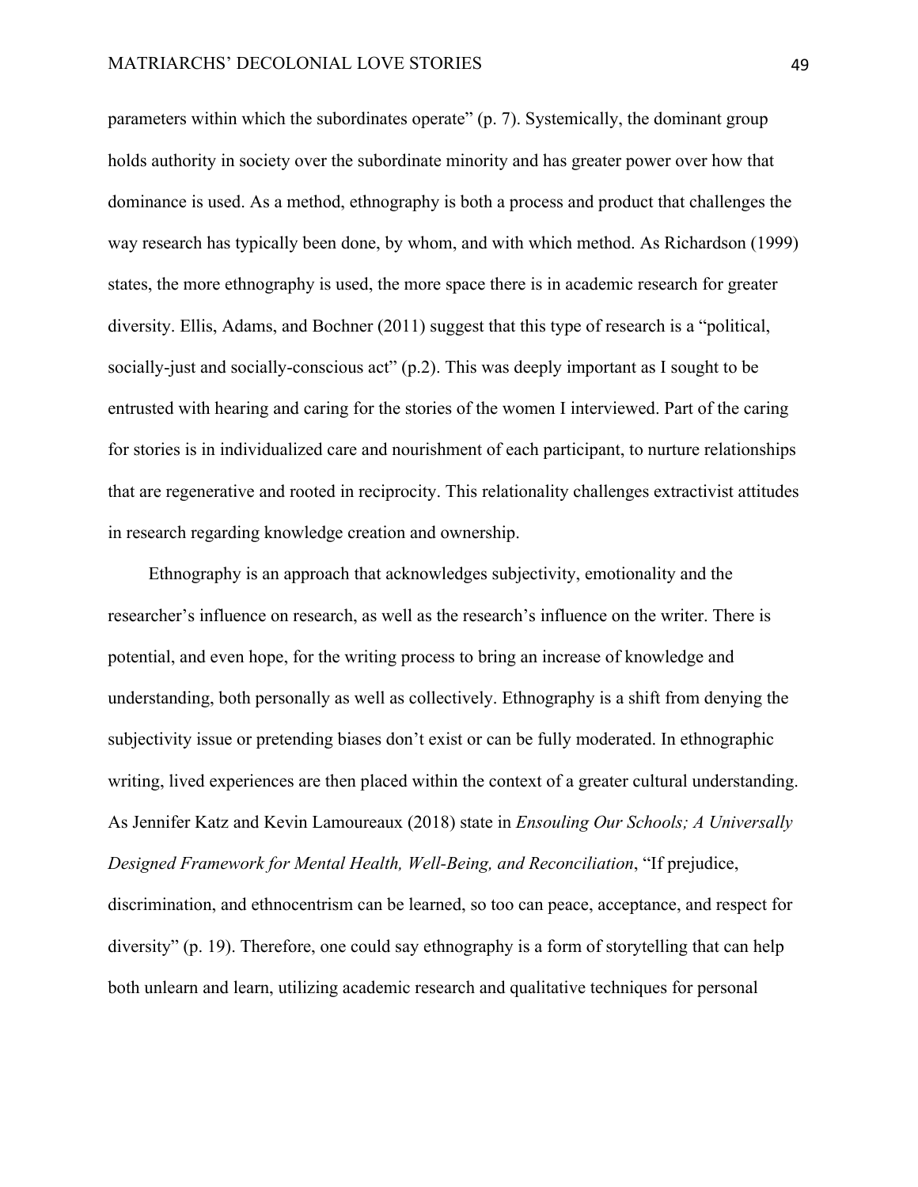parameters within which the subordinates operate" (p. 7). Systemically, the dominant group holds authority in society over the subordinate minority and has greater power over how that dominance is used. As a method, ethnography is both a process and product that challenges the way research has typically been done, by whom, and with which method. As Richardson (1999) states, the more ethnography is used, the more space there is in academic research for greater diversity. Ellis, Adams, and Bochner (2011) suggest that this type of research is a "political, socially-just and socially-conscious act" (p.2). This was deeply important as I sought to be entrusted with hearing and caring for the stories of the women I interviewed. Part of the caring for stories is in individualized care and nourishment of each participant, to nurture relationships that are regenerative and rooted in reciprocity. This relationality challenges extractivist attitudes in research regarding knowledge creation and ownership.

Ethnography is an approach that acknowledges subjectivity, emotionality and the researcher's influence on research, as well as the research's influence on the writer. There is potential, and even hope, for the writing process to bring an increase of knowledge and understanding, both personally as well as collectively. Ethnography is a shift from denying the subjectivity issue or pretending biases don't exist or can be fully moderated. In ethnographic writing, lived experiences are then placed within the context of a greater cultural understanding. As Jennifer Katz and Kevin Lamoureaux (2018) state in *Ensouling Our Schools; A Universally Designed Framework for Mental Health, Well-Being, and Reconciliation*, "If prejudice, discrimination, and ethnocentrism can be learned, so too can peace, acceptance, and respect for diversity" (p. 19). Therefore, one could say ethnography is a form of storytelling that can help both unlearn and learn, utilizing academic research and qualitative techniques for personal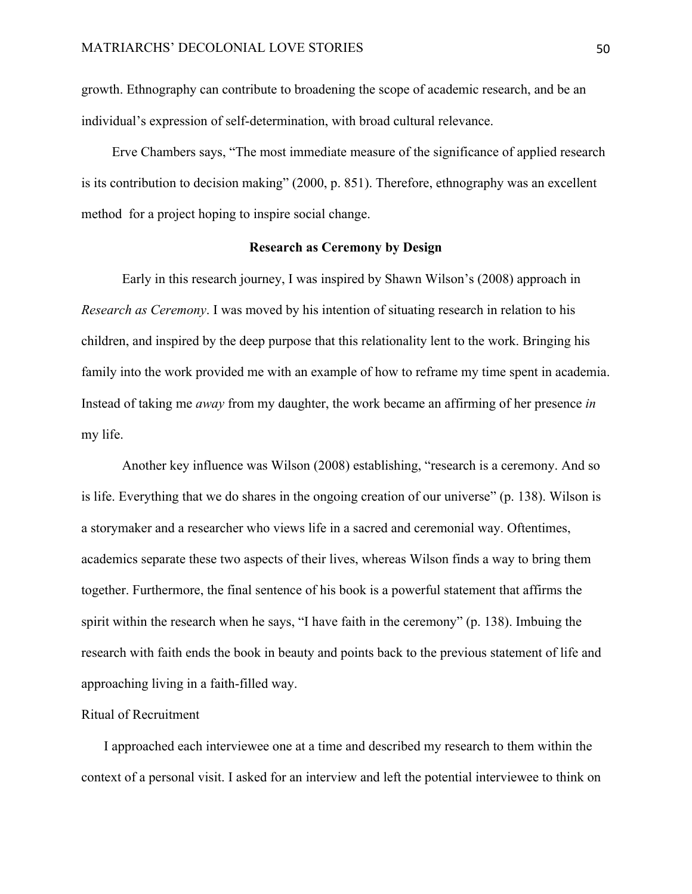growth. Ethnography can contribute to broadening the scope of academic research, and be an individual's expression of self-determination, with broad cultural relevance.

Erve Chambers says, "The most immediate measure of the significance of applied research is its contribution to decision making" (2000, p. 851). Therefore, ethnography was an excellent method for a project hoping to inspire social change.

## Research as Ceremony by Design

Early in this research journey, I was inspired by Shawn Wilson's (2008) approach in *Research as Ceremony*. I was moved by his intention of situating research in relation to his children, and inspired by the deep purpose that this relationality lent to the work. Bringing his family into the work provided me with an example of how to reframe my time spent in academia. Instead of taking me *away* from my daughter, the work became an affirming of her presence *in* my life.

Another key influence was Wilson (2008) establishing, "research is a ceremony. And so is life. Everything that we do shares in the ongoing creation of our universe" (p. 138). Wilson is a storymaker and a researcher who views life in a sacred and ceremonial way. Oftentimes, academics separate these two aspects of their lives, whereas Wilson finds a way to bring them together. Furthermore, the final sentence of his book is a powerful statement that affirms the spirit within the research when he says, "I have faith in the ceremony" (p. 138). Imbuing the research with faith ends the book in beauty and points back to the previous statement of life and approaching living in a faith-filled way.

### Ritual of Recruitment

I approached each interviewee one at a time and described my research to them within the context of a personal visit. I asked for an interview and left the potential interviewee to think on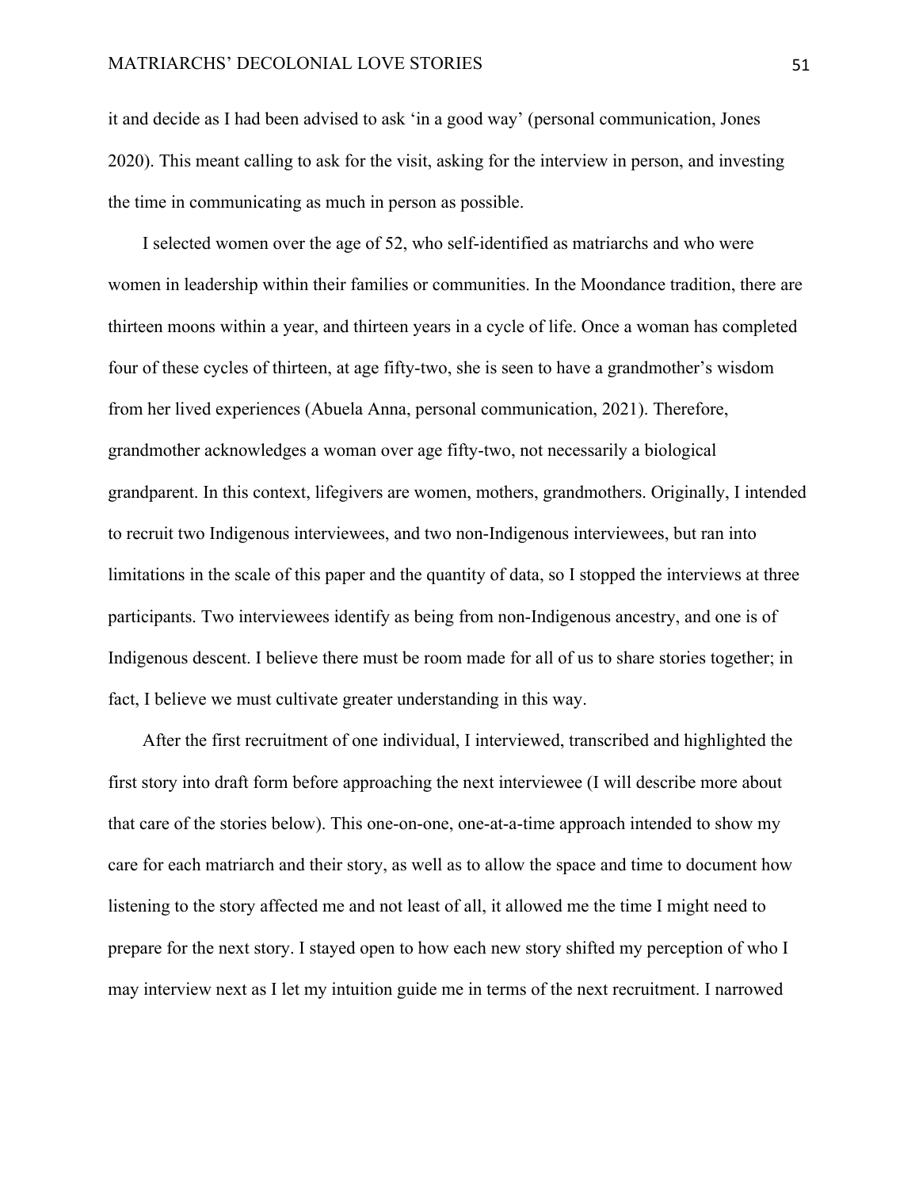it and decide as I had been advised to ask 'in a good way' (personal communication, Jones 2020). This meant calling to ask for the visit, asking for the interview in person, and investing the time in communicating as much in person as possible.

I selected women over the age of 52, who self-identified as matriarchs and who were women in leadership within their families or communities. In the Moondance tradition, there are thirteen moons within a year, and thirteen years in a cycle of life. Once a woman has completed four of these cycles of thirteen, at age fifty-two, she is seen to have a grandmother's wisdom from her lived experiences (Abuela Anna, personal communication, 2021). Therefore, grandmother acknowledges a woman over age fifty-two, not necessarily a biological grandparent. In this context, lifegivers are women, mothers, grandmothers. Originally, I intended to recruit two Indigenous interviewees, and two non-Indigenous interviewees, but ran into limitations in the scale of this paper and the quantity of data, so I stopped the interviews at three participants. Two interviewees identify as being from non-Indigenous ancestry, and one is of Indigenous descent. I believe there must be room made for all of us to share stories together; in fact, I believe we must cultivate greater understanding in this way.

After the first recruitment of one individual, I interviewed, transcribed and highlighted the first story into draft form before approaching the next interviewee (I will describe more about that care of the stories below). This one-on-one, one-at-a-time approach intended to show my care for each matriarch and their story, as well as to allow the space and time to document how listening to the story affected me and not least of all, it allowed me the time I might need to prepare for the next story. I stayed open to how each new story shifted my perception of who I may interview next as I let my intuition guide me in terms of the next recruitment. I narrowed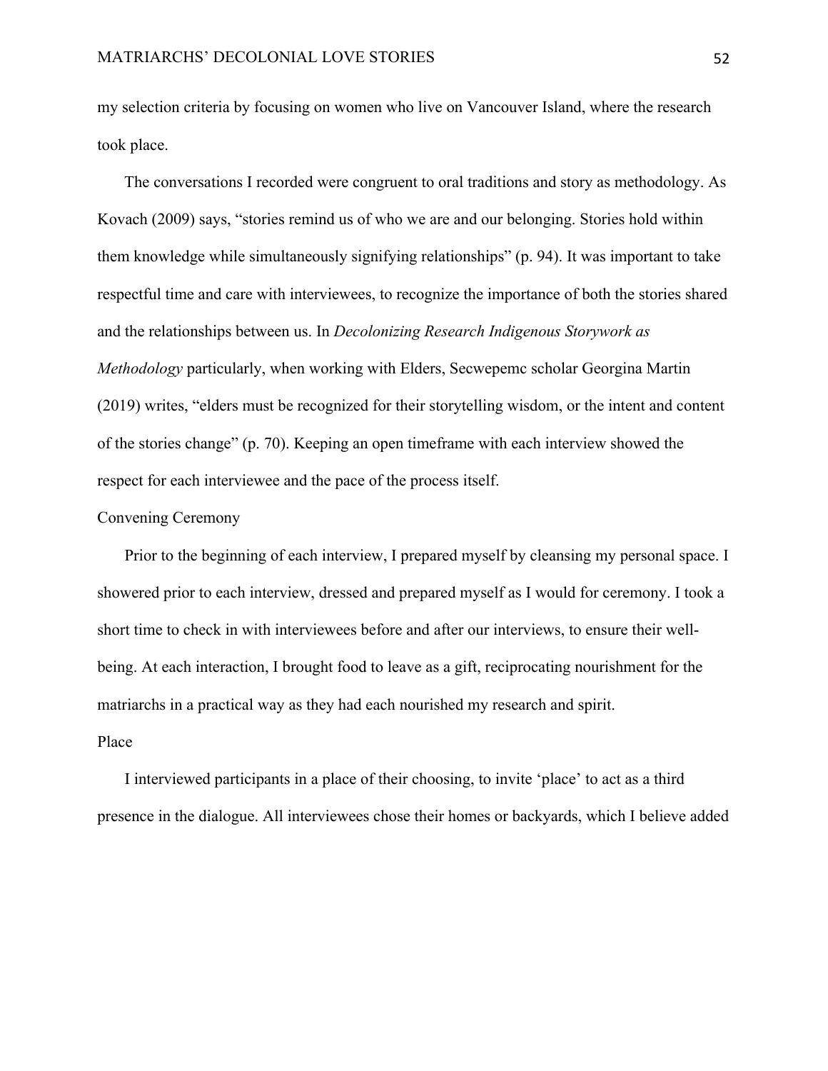my selection criteria by focusing on women who live on Vancouver Island, where the research took place.

The conversations I recorded were congruent to oral traditions and story as methodology. As Kovach (2009) says, "stories remind us of who we are and our belonging. Stories hold within them knowledge while simultaneously signifying relationships" (p. 94). It was important to take respectful time and care with interviewees, to recognize the importance of both the stories shared and the relationships between us. In *Decolonizing Research Indigenous Storywork as Methodology* particularly, when working with Elders, Secwepemc scholar Georgina Martin (2019) writes, "elders must be recognized for their storytelling wisdom, or the intent and content of the stories change" (p. 70). Keeping an open timeframe with each interview showed the respect for each interviewee and the pace of the process itself.

### Convening Ceremony

Prior to the beginning of each interview, I prepared myself by cleansing my personal space. I showered prior to each interview, dressed and prepared myself as I would for ceremony. I took a short time to check in with interviewees before and after our interviews, to ensure their well-being. At each interaction, I brought food to leave as a gift, reciprocating nourishment for the matriarchs in a practical way as they had each nourished my research and spirit.

### Place

I interviewed participants in a place of their choosing, to invite 'place' to act as a third presence in the dialogue. All interviewees chose their homes or backyards, which I believe added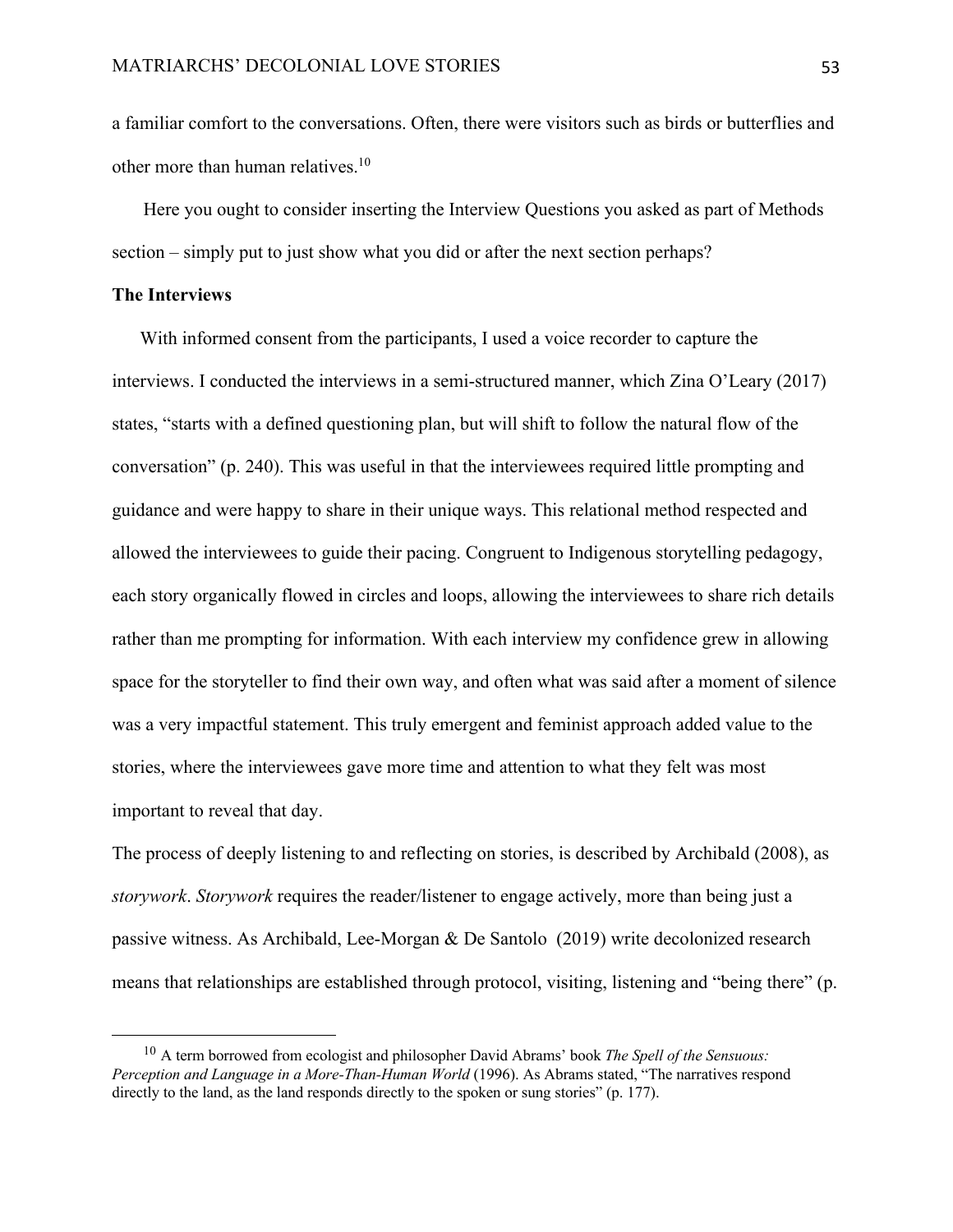a familiar comfort to the conversations. Often, there were visitors such as birds or butterflies and other more than human relatives.[10]

Here you ought to consider inserting the Interview Questions you asked as part of Methods section – simply put to just show what you did or after the next section perhaps?

**The Interviews**

With informed consent from the participants, I used a voice recorder to capture the interviews. I conducted the interviews in a semi-structured manner, which Zina O'Leary (2017) states, "starts with a defined questioning plan, but will shift to follow the natural flow of the conversation" (p. 240). This was useful in that the interviewees required little prompting and guidance and were happy to share in their unique ways. This relational method respected and allowed the interviewees to guide their pacing. Congruent to Indigenous storytelling pedagogy, each story organically flowed in circles and loops, allowing the interviewees to share rich details rather than me prompting for information. With each interview my confidence grew in allowing space for the storyteller to find their own way, and often what was said after a moment of silence was a very impactful statement. This truly emergent and feminist approach added value to the stories, where the interviewees gave more time and attention to what they felt was most important to reveal that day.

The process of deeply listening to and reflecting on stories, is described by Archibald (2008), as *storywork*. *Storywork* requires the reader/listener to engage actively, more than being just a passive witness. As Archibald, Lee-Morgan & De Santolo (2019) write decolonized research means that relationships are established through protocol, visiting, listening and "being there" (p.

---

[10] A term borrowed from ecologist and philosopher David Abrams' book *The Spell of the Sensuous: Perception and Language in a More-Than-Human World* (1996). As Abrams stated, "The narratives respond directly to the land, as the land responds directly to the spoken or sung stories" (p. 177).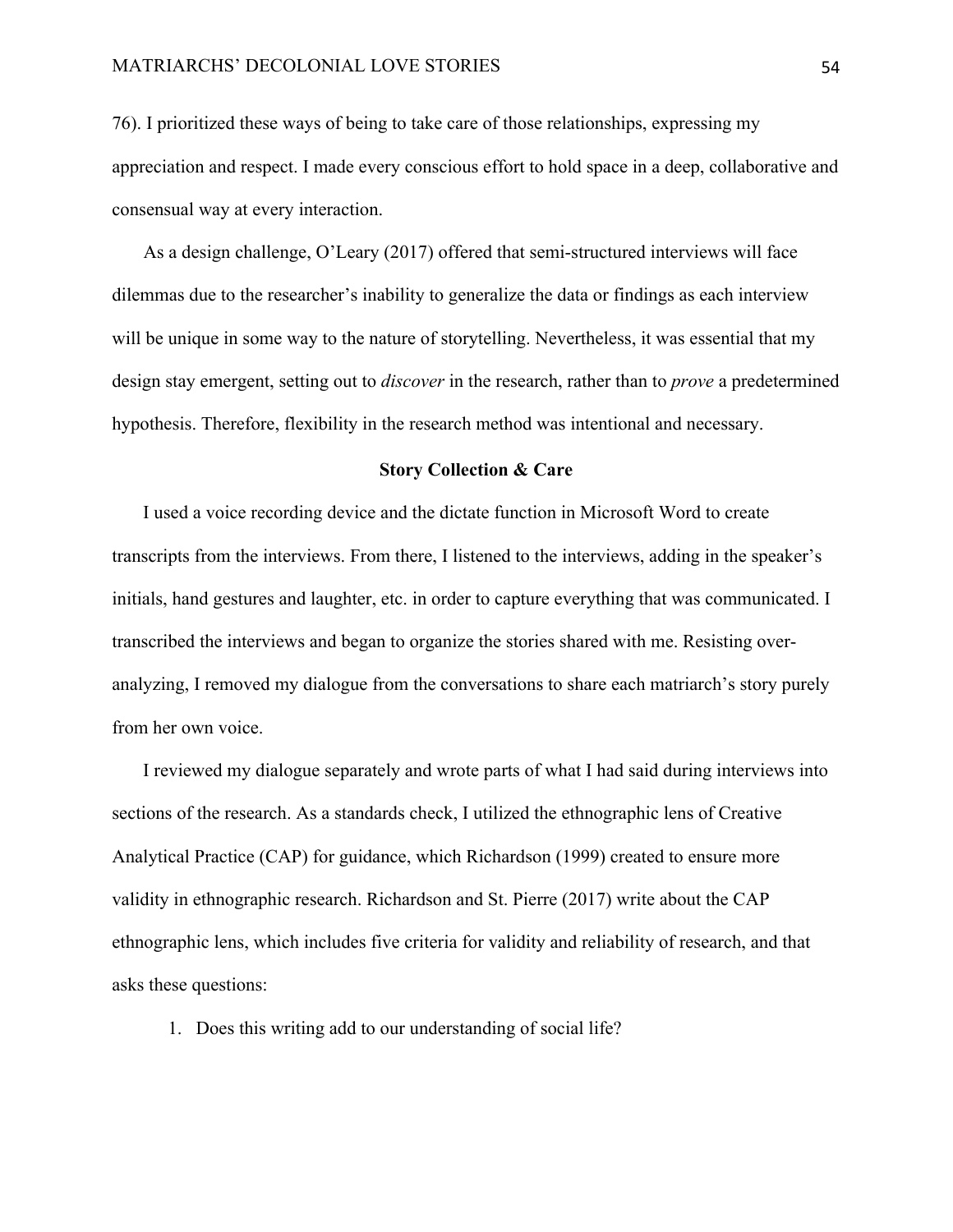76). I prioritized these ways of being to take care of those relationships, expressing my appreciation and respect. I made every conscious effort to hold space in a deep, collaborative and consensual way at every interaction.

As a design challenge, O'Leary (2017) offered that semi-structured interviews will face dilemmas due to the researcher's inability to generalize the data or findings as each interview will be unique in some way to the nature of storytelling. Nevertheless, it was essential that my design stay emergent, setting out to *discover* in the research, rather than to *prove* a predetermined hypothesis. Therefore, flexibility in the research method was intentional and necessary.

## Story Collection & Care

I used a voice recording device and the dictate function in Microsoft Word to create transcripts from the interviews. From there, I listened to the interviews, adding in the speaker's initials, hand gestures and laughter, etc. in order to capture everything that was communicated. I transcribed the interviews and began to organize the stories shared with me. Resisting over-analyzing, I removed my dialogue from the conversations to share each matriarch's story purely from her own voice.

I reviewed my dialogue separately and wrote parts of what I had said during interviews into sections of the research. As a standards check, I utilized the ethnographic lens of Creative Analytical Practice (CAP) for guidance, which Richardson (1999) created to ensure more validity in ethnographic research. Richardson and St. Pierre (2017) write about the CAP ethnographic lens, which includes five criteria for validity and reliability of research, and that asks these questions:

1. Does this writing add to our understanding of social life?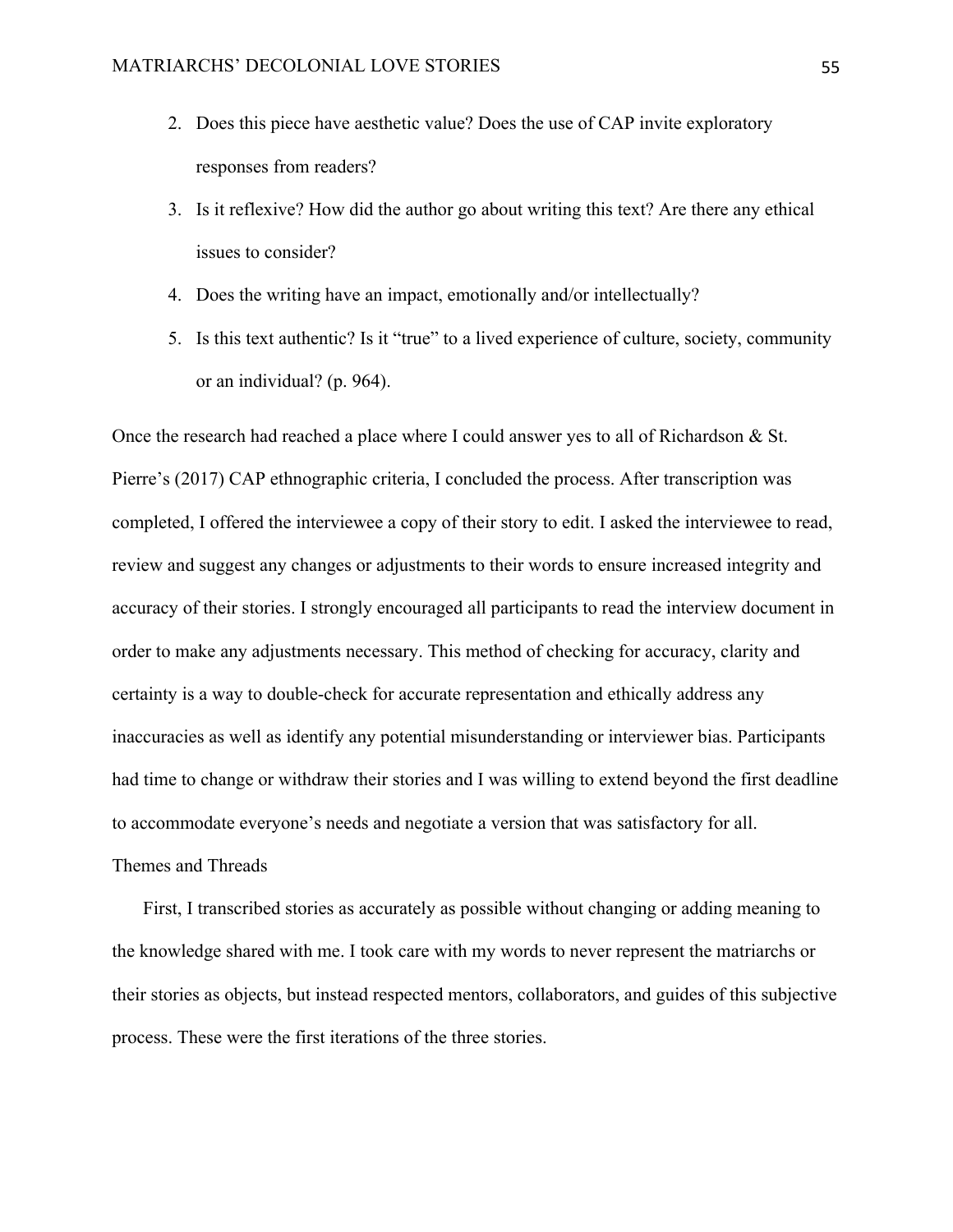2. Does this piece have aesthetic value? Does the use of CAP invite exploratory responses from readers?
3. Is it reflexive? How did the author go about writing this text? Are there any ethical issues to consider?
4. Does the writing have an impact, emotionally and/or intellectually?
5. Is this text authentic? Is it "true" to a lived experience of culture, society, community or an individual? (p. 964).

Once the research had reached a place where I could answer yes to all of Richardson & St. Pierre's (2017) CAP ethnographic criteria, I concluded the process. After transcription was completed, I offered the interviewee a copy of their story to edit. I asked the interviewee to read, review and suggest any changes or adjustments to their words to ensure increased integrity and accuracy of their stories. I strongly encouraged all participants to read the interview document in order to make any adjustments necessary. This method of checking for accuracy, clarity and certainty is a way to double-check for accurate representation and ethically address any inaccuracies as well as identify any potential misunderstanding or interviewer bias. Participants had time to change or withdraw their stories and I was willing to extend beyond the first deadline to accommodate everyone's needs and negotiate a version that was satisfactory for all.

## Themes and Threads

First, I transcribed stories as accurately as possible without changing or adding meaning to the knowledge shared with me. I took care with my words to never represent the matriarchs or their stories as objects, but instead respected mentors, collaborators, and guides of this subjective process. These were the first iterations of the three stories.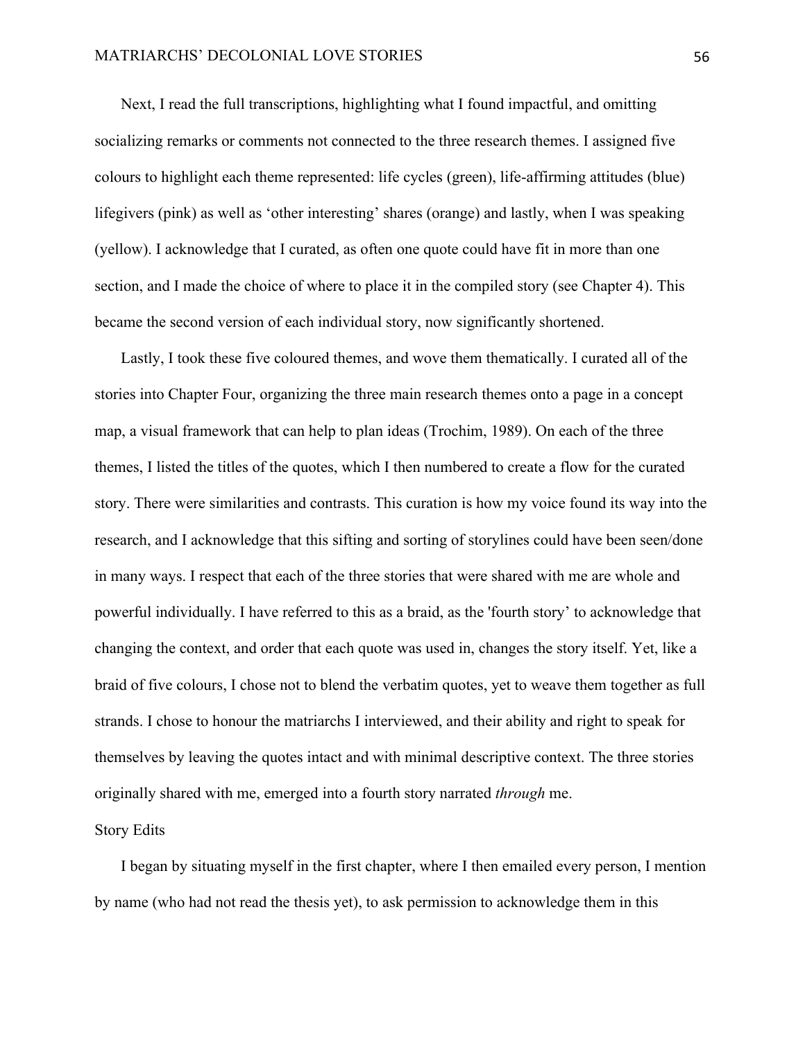Next, I read the full transcriptions, highlighting what I found impactful, and omitting socializing remarks or comments not connected to the three research themes. I assigned five colours to highlight each theme represented: life cycles (green), life-affirming attitudes (blue) lifegivers (pink) as well as 'other interesting' shares (orange) and lastly, when I was speaking (yellow). I acknowledge that I curated, as often one quote could have fit in more than one section, and I made the choice of where to place it in the compiled story (see Chapter 4). This became the second version of each individual story, now significantly shortened.

Lastly, I took these five coloured themes, and wove them thematically. I curated all of the stories into Chapter Four, organizing the three main research themes onto a page in a concept map, a visual framework that can help to plan ideas (Trochim, 1989). On each of the three themes, I listed the titles of the quotes, which I then numbered to create a flow for the curated story. There were similarities and contrasts. This curation is how my voice found its way into the research, and I acknowledge that this sifting and sorting of storylines could have been seen/done in many ways. I respect that each of the three stories that were shared with me are whole and powerful individually. I have referred to this as a braid, as the 'fourth story' to acknowledge that changing the context, and order that each quote was used in, changes the story itself. Yet, like a braid of five colours, I chose not to blend the verbatim quotes, yet to weave them together as full strands. I chose to honour the matriarchs I interviewed, and their ability and right to speak for themselves by leaving the quotes intact and with minimal descriptive context. The three stories originally shared with me, emerged into a fourth story narrated *through* me.

## Story Edits

I began by situating myself in the first chapter, where I then emailed every person, I mention by name (who had not read the thesis yet), to ask permission to acknowledge them in this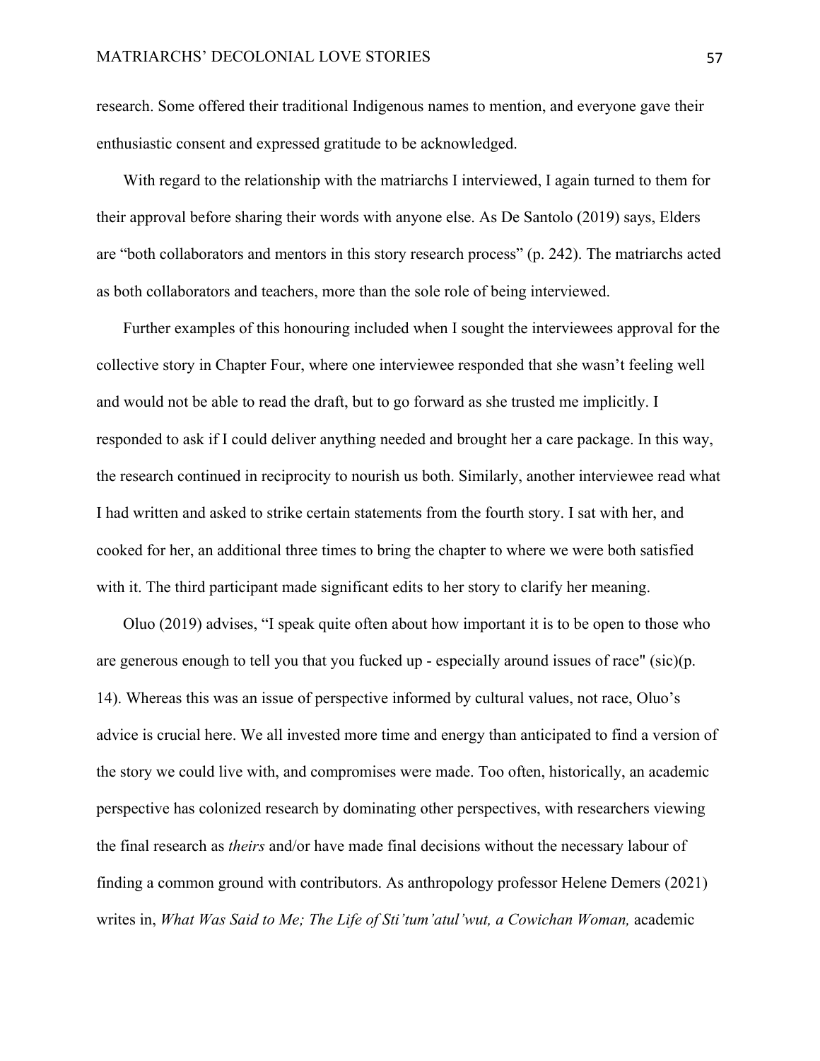research. Some offered their traditional Indigenous names to mention, and everyone gave their enthusiastic consent and expressed gratitude to be acknowledged.

With regard to the relationship with the matriarchs I interviewed, I again turned to them for their approval before sharing their words with anyone else. As De Santolo (2019) says, Elders are "both collaborators and mentors in this story research process" (p. 242). The matriarchs acted as both collaborators and teachers, more than the sole role of being interviewed.

Further examples of this honouring included when I sought the interviewees approval for the collective story in Chapter Four, where one interviewee responded that she wasn't feeling well and would not be able to read the draft, but to go forward as she trusted me implicitly. I responded to ask if I could deliver anything needed and brought her a care package. In this way, the research continued in reciprocity to nourish us both. Similarly, another interviewee read what I had written and asked to strike certain statements from the fourth story. I sat with her, and cooked for her, an additional three times to bring the chapter to where we were both satisfied with it. The third participant made significant edits to her story to clarify her meaning.

Oluo (2019) advises, "I speak quite often about how important it is to be open to those who are generous enough to tell you that you fucked up - especially around issues of race" (sic)(p. 14). Whereas this was an issue of perspective informed by cultural values, not race, Oluo's advice is crucial here. We all invested more time and energy than anticipated to find a version of the story we could live with, and compromises were made. Too often, historically, an academic perspective has colonized research by dominating other perspectives, with researchers viewing the final research as *theirs* and/or have made final decisions without the necessary labour of finding a common ground with contributors. As anthropology professor Helene Demers (2021) writes in, *What Was Said to Me; The Life of Sti'tum'atul'wut, a Cowichan Woman,* academic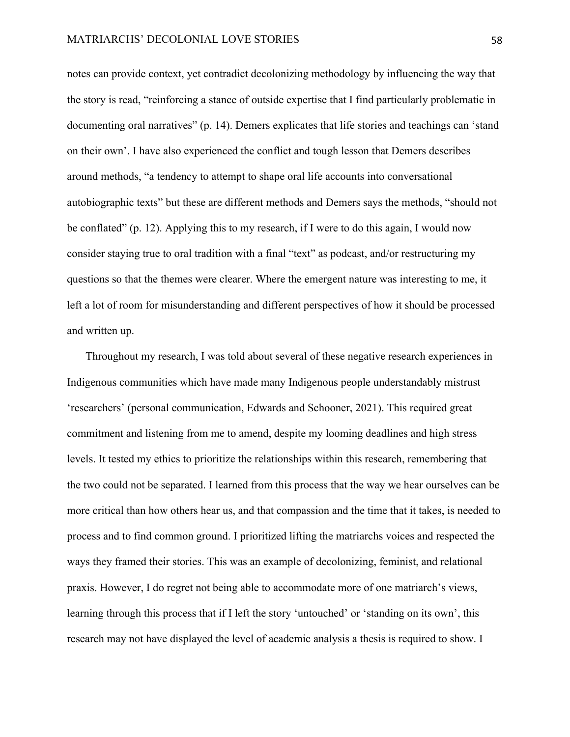notes can provide context, yet contradict decolonizing methodology by influencing the way that the story is read, "reinforcing a stance of outside expertise that I find particularly problematic in documenting oral narratives" (p. 14). Demers explicates that life stories and teachings can 'stand on their own'. I have also experienced the conflict and tough lesson that Demers describes around methods, "a tendency to attempt to shape oral life accounts into conversational autobiographic texts" but these are different methods and Demers says the methods, "should not be conflated" (p. 12). Applying this to my research, if I were to do this again, I would now consider staying true to oral tradition with a final "text" as podcast, and/or restructuring my questions so that the themes were clearer. Where the emergent nature was interesting to me, it left a lot of room for misunderstanding and different perspectives of how it should be processed and written up.

Throughout my research, I was told about several of these negative research experiences in Indigenous communities which have made many Indigenous people understandably mistrust 'researchers' (personal communication, Edwards and Schooner, 2021). This required great commitment and listening from me to amend, despite my looming deadlines and high stress levels. It tested my ethics to prioritize the relationships within this research, remembering that the two could not be separated. I learned from this process that the way we hear ourselves can be more critical than how others hear us, and that compassion and the time that it takes, is needed to process and to find common ground. I prioritized lifting the matriarchs voices and respected the ways they framed their stories. This was an example of decolonizing, feminist, and relational praxis. However, I do regret not being able to accommodate more of one matriarch's views, learning through this process that if I left the story 'untouched' or 'standing on its own', this research may not have displayed the level of academic analysis a thesis is required to show. I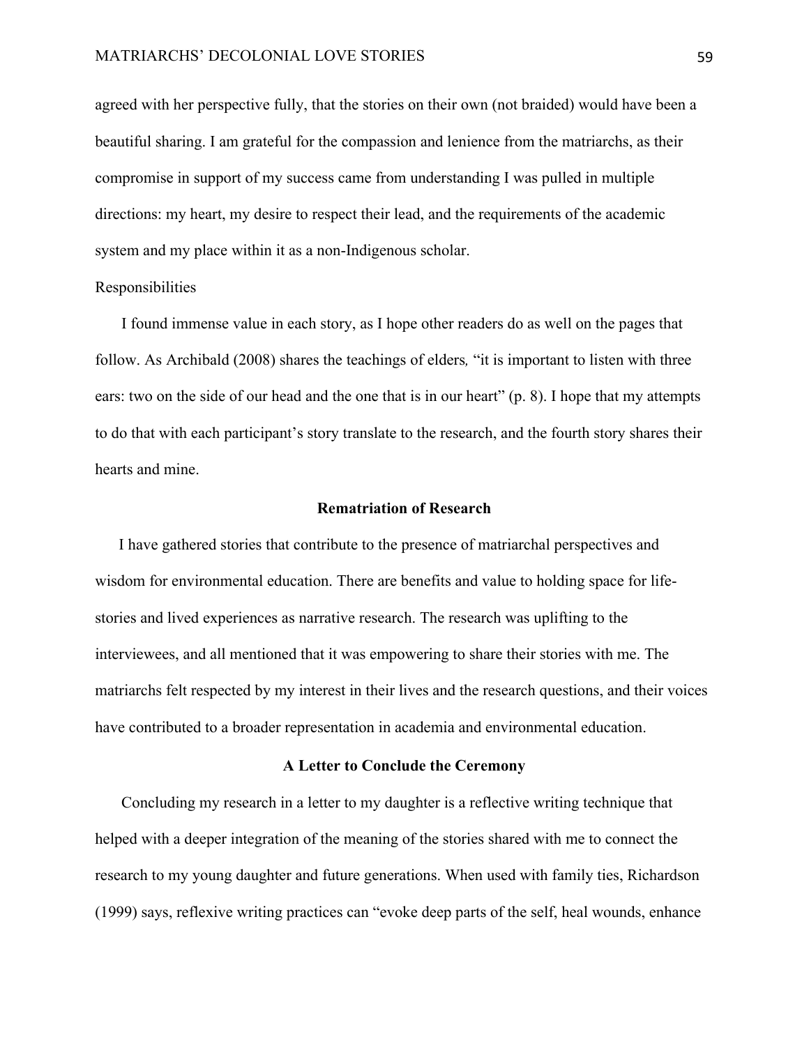agreed with her perspective fully, that the stories on their own (not braided) would have been a beautiful sharing. I am grateful for the compassion and lenience from the matriarchs, as their compromise in support of my success came from understanding I was pulled in multiple directions: my heart, my desire to respect their lead, and the requirements of the academic system and my place within it as a non-Indigenous scholar.

### Responsibilities

I found immense value in each story, as I hope other readers do as well on the pages that follow. As Archibald (2008) shares the teachings of elders*,* “it is important to listen with three ears: two on the side of our head and the one that is in our heart” (p. 8). I hope that my attempts to do that with each participant’s story translate to the research, and the fourth story shares their hearts and mine.

## Rematriation of Research

I have gathered stories that contribute to the presence of matriarchal perspectives and wisdom for environmental education. There are benefits and value to holding space for life-stories and lived experiences as narrative research. The research was uplifting to the interviewees, and all mentioned that it was empowering to share their stories with me. The matriarchs felt respected by my interest in their lives and the research questions, and their voices have contributed to a broader representation in academia and environmental education.

## A Letter to Conclude the Ceremony

Concluding my research in a letter to my daughter is a reflective writing technique that helped with a deeper integration of the meaning of the stories shared with me to connect the research to my young daughter and future generations. When used with family ties, Richardson (1999) says, reflexive writing practices can “evoke deep parts of the self, heal wounds, enhance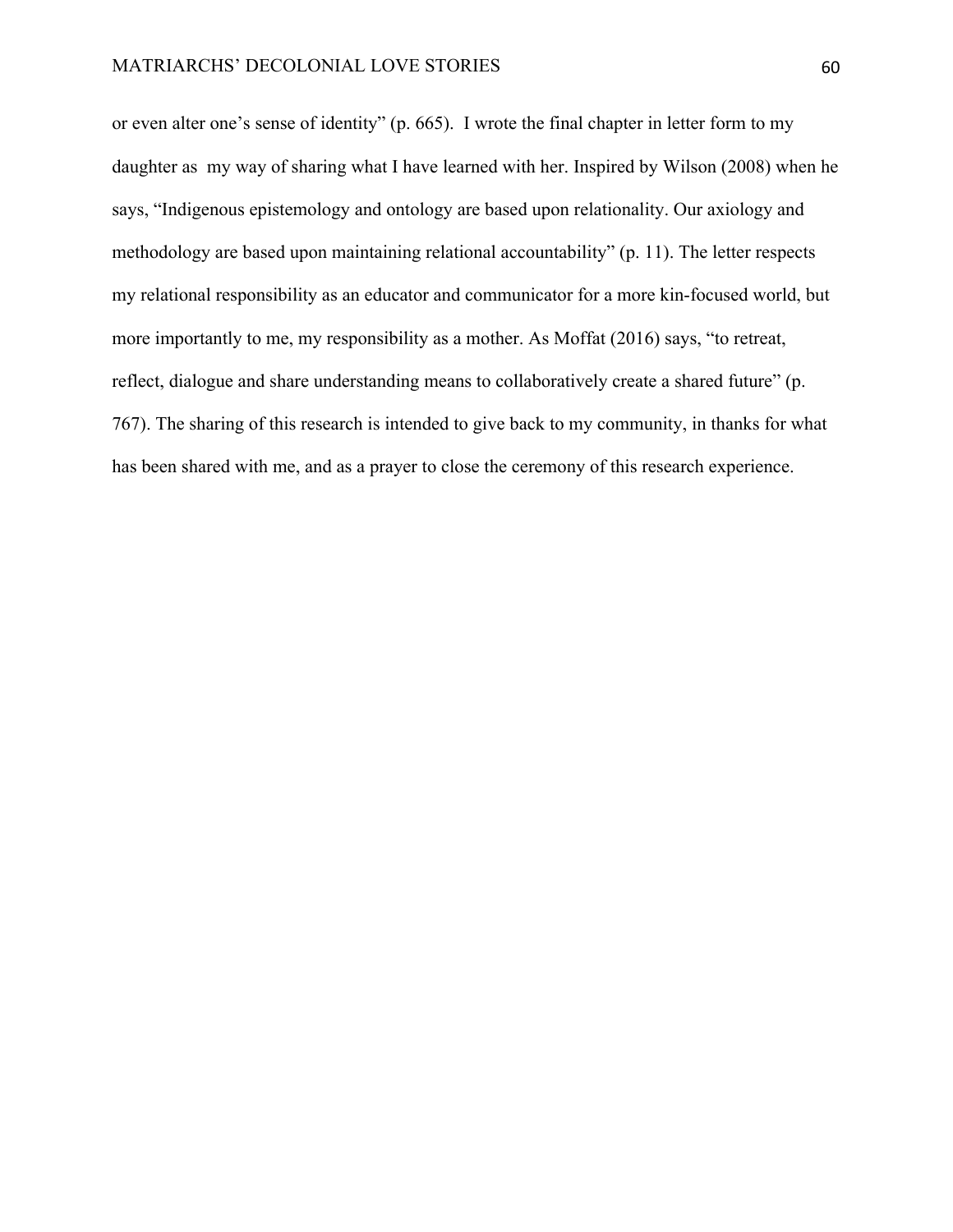or even alter one's sense of identity" (p. 665). I wrote the final chapter in letter form to my daughter as my way of sharing what I have learned with her. Inspired by Wilson (2008) when he says, "Indigenous epistemology and ontology are based upon relationality. Our axiology and methodology are based upon maintaining relational accountability" (p. 11). The letter respects my relational responsibility as an educator and communicator for a more kin-focused world, but more importantly to me, my responsibility as a mother. As Moffat (2016) says, "to retreat, reflect, dialogue and share understanding means to collaboratively create a shared future" (p. 767). The sharing of this research is intended to give back to my community, in thanks for what has been shared with me, and as a prayer to close the ceremony of this research experience.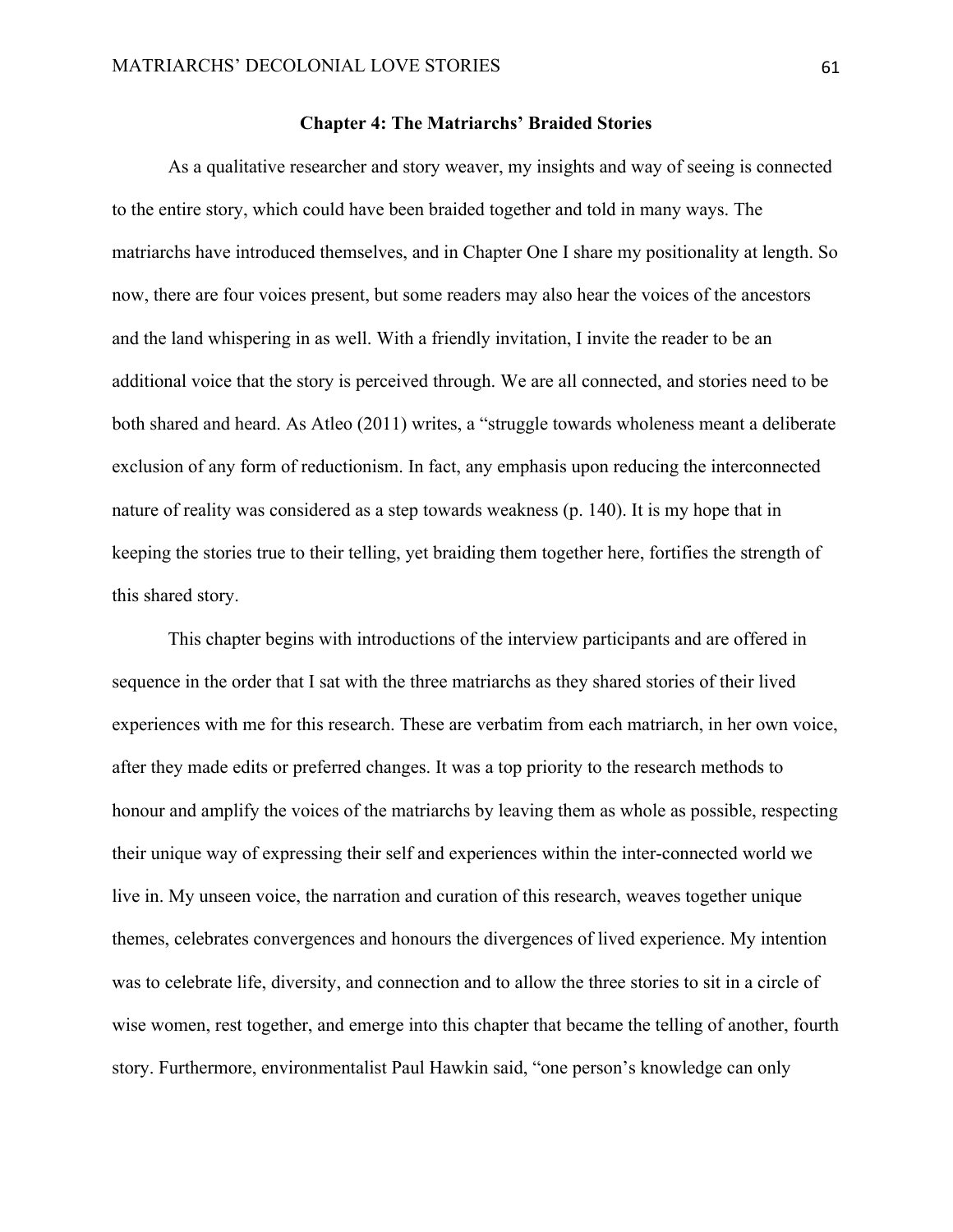## Chapter 4: The Matriarchs' Braided Stories

As a qualitative researcher and story weaver, my insights and way of seeing is connected to the entire story, which could have been braided together and told in many ways. The matriarchs have introduced themselves, and in Chapter One I share my positionality at length. So now, there are four voices present, but some readers may also hear the voices of the ancestors and the land whispering in as well. With a friendly invitation, I invite the reader to be an additional voice that the story is perceived through. We are all connected, and stories need to be both shared and heard. As Atleo (2011) writes, a "struggle towards wholeness meant a deliberate exclusion of any form of reductionism. In fact, any emphasis upon reducing the interconnected nature of reality was considered as a step towards weakness (p. 140). It is my hope that in keeping the stories true to their telling, yet braiding them together here, fortifies the strength of this shared story.

This chapter begins with introductions of the interview participants and are offered in sequence in the order that I sat with the three matriarchs as they shared stories of their lived experiences with me for this research. These are verbatim from each matriarch, in her own voice, after they made edits or preferred changes. It was a top priority to the research methods to honour and amplify the voices of the matriarchs by leaving them as whole as possible, respecting their unique way of expressing their self and experiences within the inter-connected world we live in. My unseen voice, the narration and curation of this research, weaves together unique themes, celebrates convergences and honours the divergences of lived experience. My intention was to celebrate life, diversity, and connection and to allow the three stories to sit in a circle of wise women, rest together, and emerge into this chapter that became the telling of another, fourth story. Furthermore, environmentalist Paul Hawkin said, "one person's knowledge can only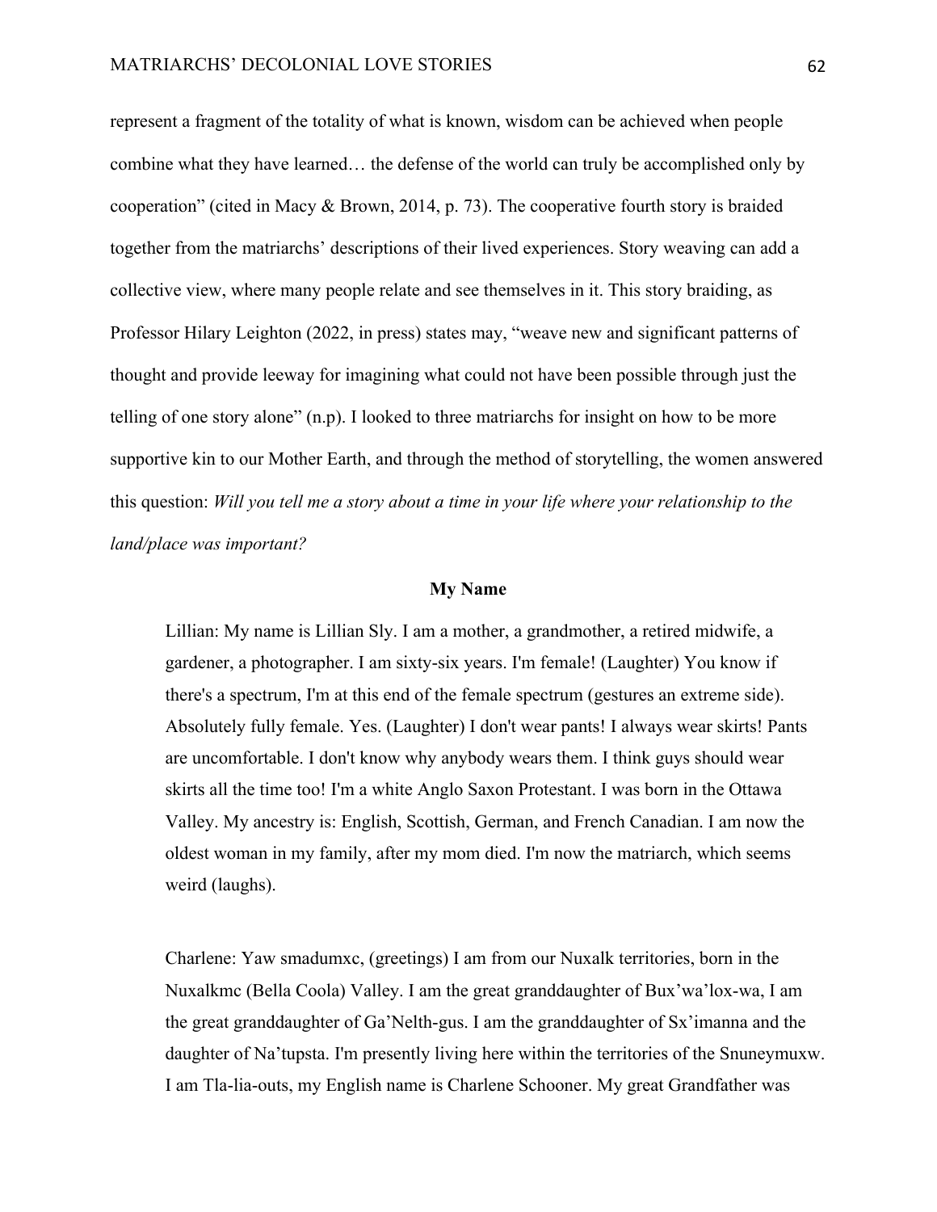represent a fragment of the totality of what is known, wisdom can be achieved when people combine what they have learned… the defense of the world can truly be accomplished only by cooperation" (cited in Macy & Brown, 2014, p. 73). The cooperative fourth story is braided together from the matriarchs' descriptions of their lived experiences. Story weaving can add a collective view, where many people relate and see themselves in it. This story braiding, as Professor Hilary Leighton (2022, in press) states may, "weave new and significant patterns of thought and provide leeway for imagining what could not have been possible through just the telling of one story alone" (n.p). I looked to three matriarchs for insight on how to be more supportive kin to our Mother Earth, and through the method of storytelling, the women answered this question: *Will you tell me a story about a time in your life where your relationship to the land/place was important?*

## My Name

> Lillian: My name is Lillian Sly. I am a mother, a grandmother, a retired midwife, a gardener, a photographer. I am sixty-six years. I'm female! (Laughter) You know if there's a spectrum, I'm at this end of the female spectrum (gestures an extreme side). Absolutely fully female. Yes. (Laughter) I don't wear pants! I always wear skirts! Pants are uncomfortable. I don't know why anybody wears them. I think guys should wear skirts all the time too! I'm a white Anglo Saxon Protestant. I was born in the Ottawa Valley. My ancestry is: English, Scottish, German, and French Canadian. I am now the oldest woman in my family, after my mom died. I'm now the matriarch, which seems weird (laughs).

> Charlene: Yaw smadumxc, (greetings) I am from our Nuxalk territories, born in the Nuxalkmc (Bella Coola) Valley. I am the great granddaughter of Bux'wa'lox-wa, I am the great granddaughter of Ga'Nelth-gus. I am the granddaughter of Sx'imanna and the daughter of Na'tupsta. I'm presently living here within the territories of the Snuneymuxw. I am Tla-lia-outs, my English name is Charlene Schooner. My great Grandfather was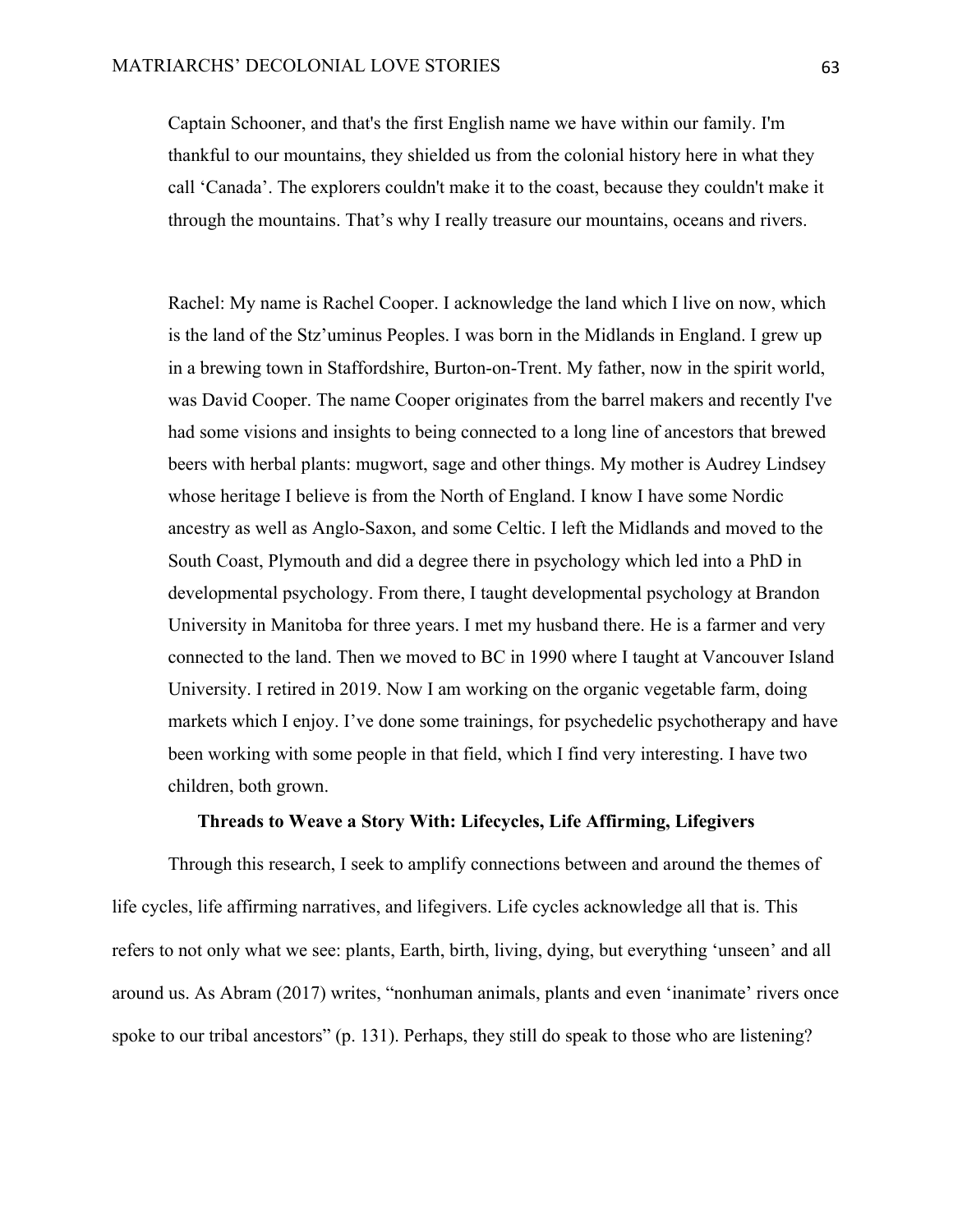Captain Schooner, and that's the first English name we have within our family. I'm thankful to our mountains, they shielded us from the colonial history here in what they call 'Canada'. The explorers couldn't make it to the coast, because they couldn't make it through the mountains. That's why I really treasure our mountains, oceans and rivers.

Rachel: My name is Rachel Cooper. I acknowledge the land which I live on now, which is the land of the Stz'uminus Peoples. I was born in the Midlands in England. I grew up in a brewing town in Staffordshire, Burton-on-Trent. My father, now in the spirit world, was David Cooper. The name Cooper originates from the barrel makers and recently I've had some visions and insights to being connected to a long line of ancestors that brewed beers with herbal plants: mugwort, sage and other things. My mother is Audrey Lindsey whose heritage I believe is from the North of England. I know I have some Nordic ancestry as well as Anglo-Saxon, and some Celtic. I left the Midlands and moved to the South Coast, Plymouth and did a degree there in psychology which led into a PhD in developmental psychology. From there, I taught developmental psychology at Brandon University in Manitoba for three years. I met my husband there. He is a farmer and very connected to the land. Then we moved to BC in 1990 where I taught at Vancouver Island University. I retired in 2019. Now I am working on the organic vegetable farm, doing markets which I enjoy. I've done some trainings, for psychedelic psychotherapy and have been working with some people in that field, which I find very interesting. I have two children, both grown.

## Threads to Weave a Story With: Lifecycles, Life Affirming, Lifegivers

Through this research, I seek to amplify connections between and around the themes of life cycles, life affirming narratives, and lifegivers. Life cycles acknowledge all that is. This refers to not only what we see: plants, Earth, birth, living, dying, but everything 'unseen' and all around us. As Abram (2017) writes, "nonhuman animals, plants and even 'inanimate' rivers once spoke to our tribal ancestors" (p. 131). Perhaps, they still do speak to those who are listening?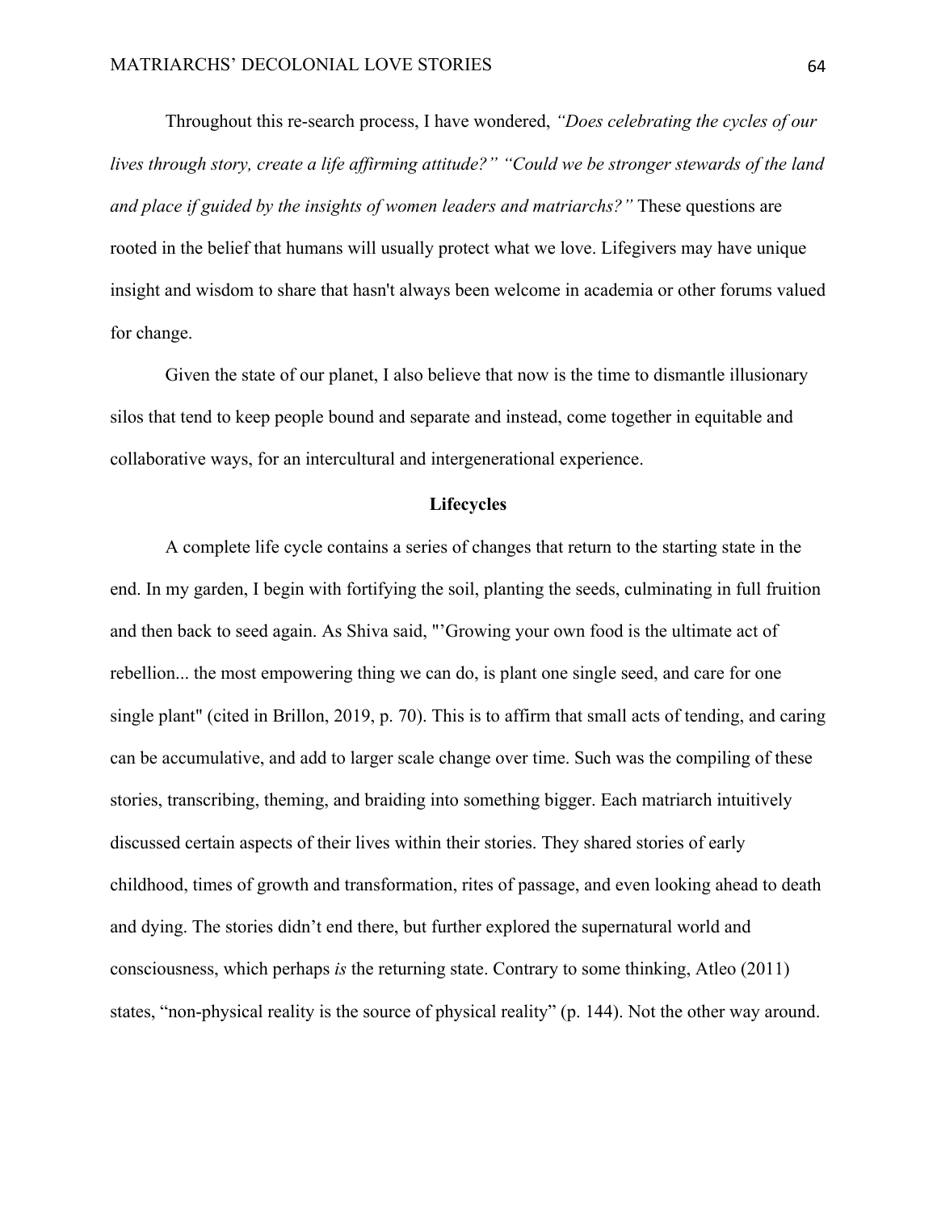Throughout this re-search process, I have wondered, *"Does celebrating the cycles of our lives through story, create a life affirming attitude?" "Could we be stronger stewards of the land and place if guided by the insights of women leaders and matriarchs?"* These questions are rooted in the belief that humans will usually protect what we love. Lifegivers may have unique insight and wisdom to share that hasn't always been welcome in academia or other forums valued for change.

Given the state of our planet, I also believe that now is the time to dismantle illusionary silos that tend to keep people bound and separate and instead, come together in equitable and collaborative ways, for an intercultural and intergenerational experience.

## Lifecycles

A complete life cycle contains a series of changes that return to the starting state in the end. In my garden, I begin with fortifying the soil, planting the seeds, culminating in full fruition and then back to seed again. As Shiva said, "'Growing your own food is the ultimate act of rebellion... the most empowering thing we can do, is plant one single seed, and care for one single plant" (cited in Brillon, 2019, p. 70). This is to affirm that small acts of tending, and caring can be accumulative, and add to larger scale change over time. Such was the compiling of these stories, transcribing, theming, and braiding into something bigger. Each matriarch intuitively discussed certain aspects of their lives within their stories. They shared stories of early childhood, times of growth and transformation, rites of passage, and even looking ahead to death and dying. The stories didn't end there, but further explored the supernatural world and consciousness, which perhaps *is* the returning state. Contrary to some thinking, Atleo (2011) states, "non-physical reality is the source of physical reality" (p. 144). Not the other way around.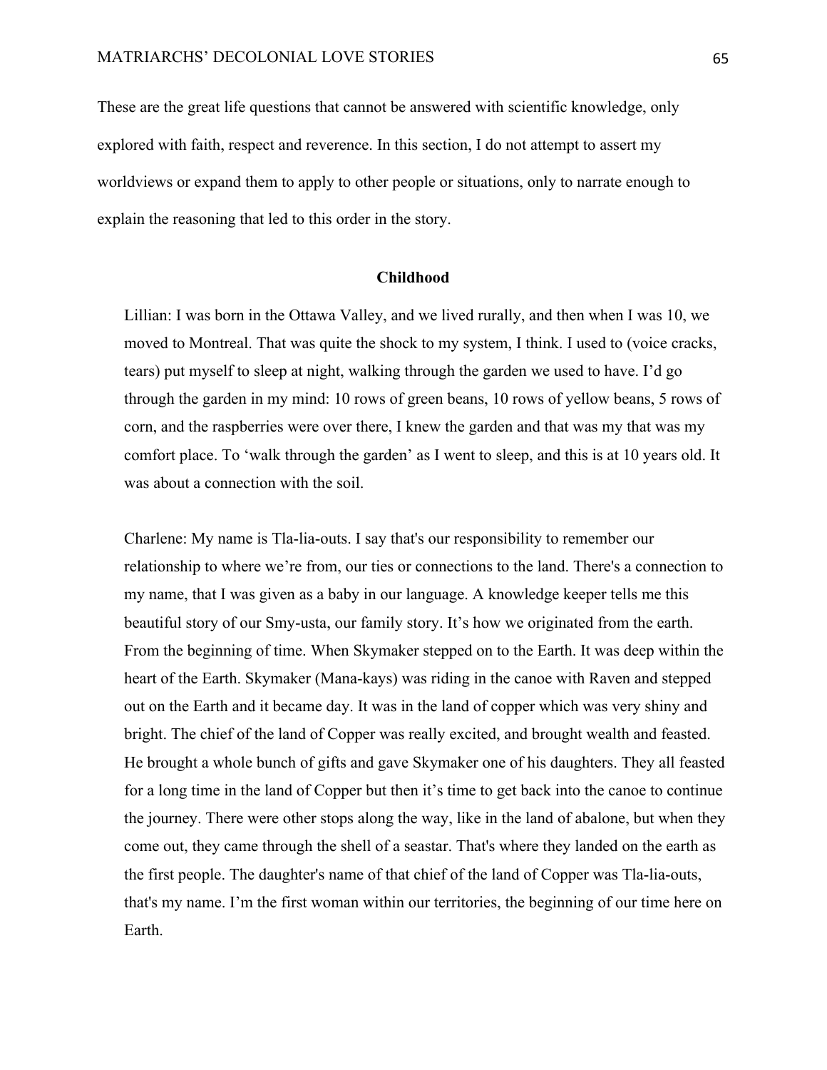These are the great life questions that cannot be answered with scientific knowledge, only explored with faith, respect and reverence. In this section, I do not attempt to assert my worldviews or expand them to apply to other people or situations, only to narrate enough to explain the reasoning that led to this order in the story.

## Childhood

> Lillian: I was born in the Ottawa Valley, and we lived rurally, and then when I was 10, we moved to Montreal. That was quite the shock to my system, I think. I used to (voice cracks, tears) put myself to sleep at night, walking through the garden we used to have. I'd go through the garden in my mind: 10 rows of green beans, 10 rows of yellow beans, 5 rows of corn, and the raspberries were over there, I knew the garden and that was my that was my comfort place. To 'walk through the garden' as I went to sleep, and this is at 10 years old. It was about a connection with the soil.

> Charlene: My name is Tla-lia-outs. I say that's our responsibility to remember our relationship to where we're from, our ties or connections to the land. There's a connection to my name, that I was given as a baby in our language. A knowledge keeper tells me this beautiful story of our Smy-usta, our family story. It's how we originated from the earth. From the beginning of time. When Skymaker stepped on to the Earth. It was deep within the heart of the Earth. Skymaker (Mana-kays) was riding in the canoe with Raven and stepped out on the Earth and it became day. It was in the land of copper which was very shiny and bright. The chief of the land of Copper was really excited, and brought wealth and feasted. He brought a whole bunch of gifts and gave Skymaker one of his daughters. They all feasted for a long time in the land of Copper but then it's time to get back into the canoe to continue the journey. There were other stops along the way, like in the land of abalone, but when they come out, they came through the shell of a seastar. That's where they landed on the earth as the first people. The daughter's name of that chief of the land of Copper was Tla-lia-outs, that's my name. I'm the first woman within our territories, the beginning of our time here on Earth.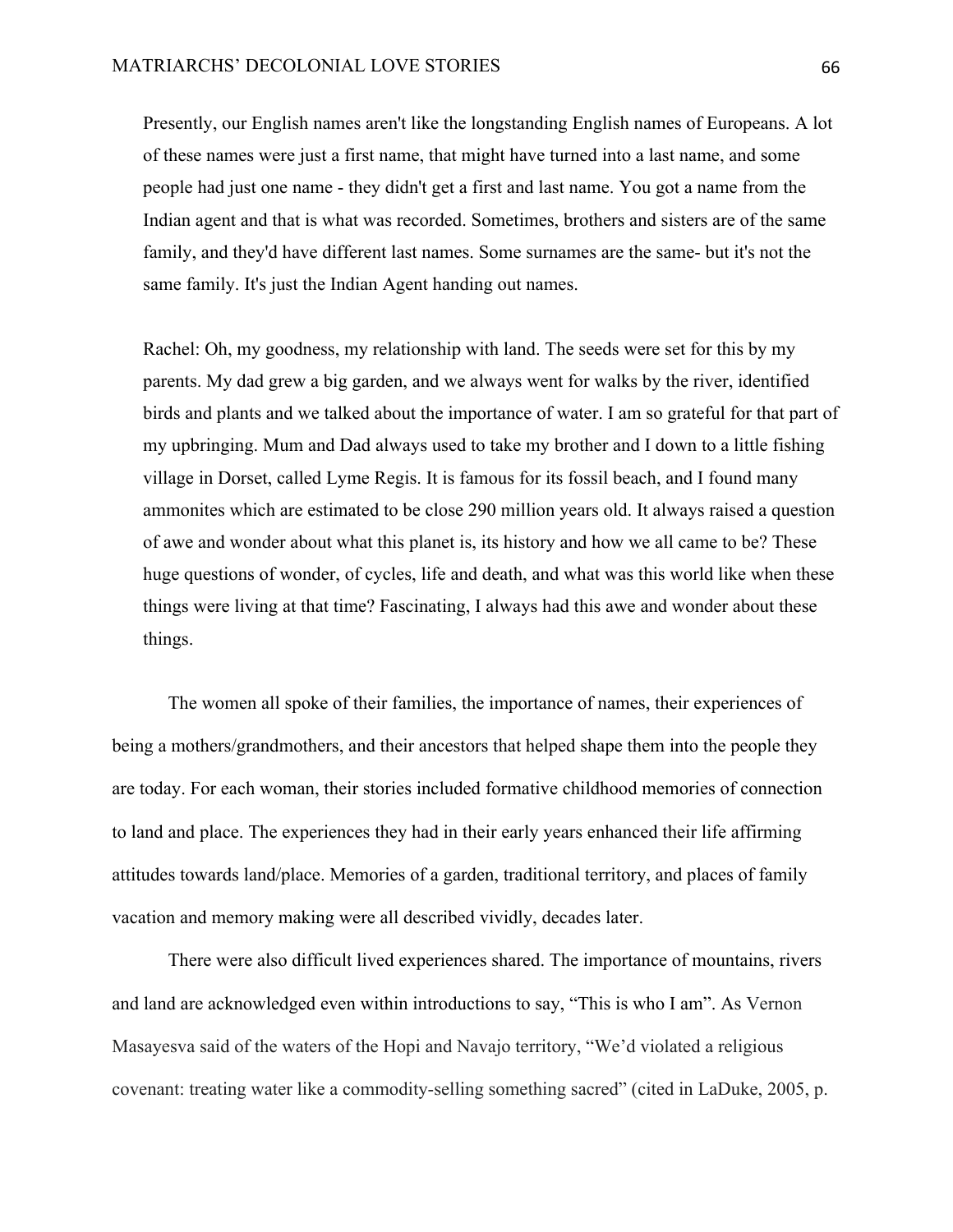Presently, our English names aren't like the longstanding English names of Europeans. A lot of these names were just a first name, that might have turned into a last name, and some people had just one name - they didn't get a first and last name. You got a name from the Indian agent and that is what was recorded. Sometimes, brothers and sisters are of the same family, and they'd have different last names. Some surnames are the same- but it's not the same family. It's just the Indian Agent handing out names.

Rachel: Oh, my goodness, my relationship with land. The seeds were set for this by my parents. My dad grew a big garden, and we always went for walks by the river, identified birds and plants and we talked about the importance of water. I am so grateful for that part of my upbringing. Mum and Dad always used to take my brother and I down to a little fishing village in Dorset, called Lyme Regis. It is famous for its fossil beach, and I found many ammonites which are estimated to be close 290 million years old. It always raised a question of awe and wonder about what this planet is, its history and how we all came to be? These huge questions of wonder, of cycles, life and death, and what was this world like when these things were living at that time? Fascinating, I always had this awe and wonder about these things.

The women all spoke of their families, the importance of names, their experiences of being a mothers/grandmothers, and their ancestors that helped shape them into the people they are today. For each woman, their stories included formative childhood memories of connection to land and place. The experiences they had in their early years enhanced their life affirming attitudes towards land/place. Memories of a garden, traditional territory, and places of family vacation and memory making were all described vividly, decades later.

There were also difficult lived experiences shared. The importance of mountains, rivers and land are acknowledged even within introductions to say, "This is who I am". As Vernon Masayesva said of the waters of the Hopi and Navajo territory, "We'd violated a religious covenant: treating water like a commodity-selling something sacred" (cited in LaDuke, 2005, p.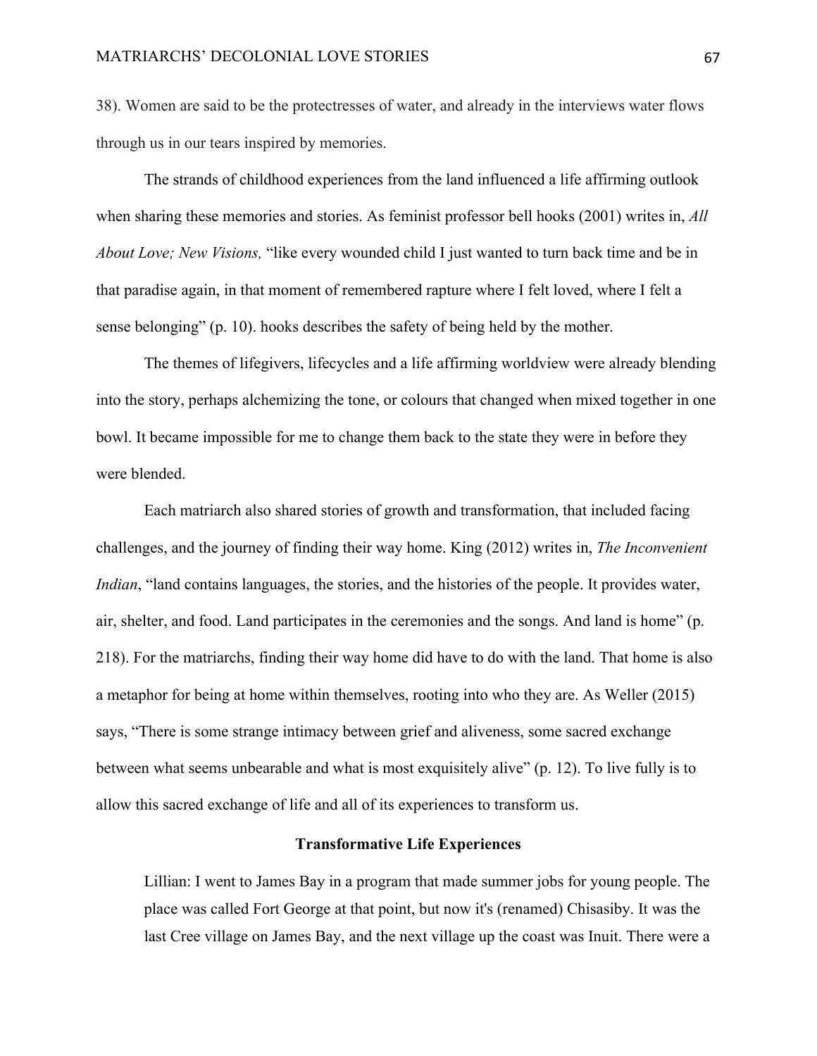38). Women are said to be the protectresses of water, and already in the interviews water flows through us in our tears inspired by memories.

The strands of childhood experiences from the land influenced a life affirming outlook when sharing these memories and stories. As feminist professor bell hooks (2001) writes in, *All About Love; New Visions,* "like every wounded child I just wanted to turn back time and be in that paradise again, in that moment of remembered rapture where I felt loved, where I felt a sense belonging" (p. 10). hooks describes the safety of being held by the mother.

The themes of lifegivers, lifecycles and a life affirming worldview were already blending into the story, perhaps alchemizing the tone, or colours that changed when mixed together in one bowl. It became impossible for me to change them back to the state they were in before they were blended.

Each matriarch also shared stories of growth and transformation, that included facing challenges, and the journey of finding their way home. King (2012) writes in, *The Inconvenient Indian*, "land contains languages, the stories, and the histories of the people. It provides water, air, shelter, and food. Land participates in the ceremonies and the songs. And land is home" (p. 218). For the matriarchs, finding their way home did have to do with the land. That home is also a metaphor for being at home within themselves, rooting into who they are. As Weller (2015) says, "There is some strange intimacy between grief and aliveness, some sacred exchange between what seems unbearable and what is most exquisitely alive" (p. 12). To live fully is to allow this sacred exchange of life and all of its experiences to transform us.

## Transformative Life Experiences

> Lillian: I went to James Bay in a program that made summer jobs for young people. The place was called Fort George at that point, but now it's (renamed) Chisasiby. It was the last Cree village on James Bay, and the next village up the coast was Inuit. There were a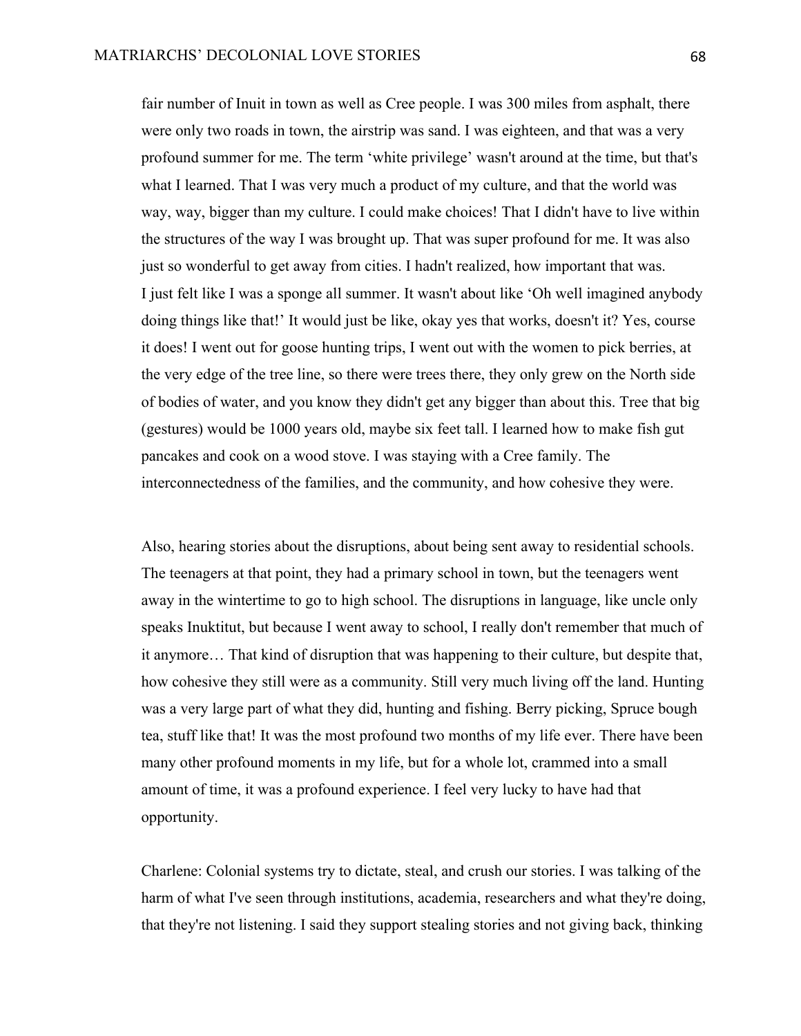fair number of Inuit in town as well as Cree people. I was 300 miles from asphalt, there were only two roads in town, the airstrip was sand. I was eighteen, and that was a very profound summer for me. The term 'white privilege' wasn't around at the time, but that's what I learned. That I was very much a product of my culture, and that the world was way, way, bigger than my culture. I could make choices! That I didn't have to live within the structures of the way I was brought up. That was super profound for me. It was also just so wonderful to get away from cities. I hadn't realized, how important that was. I just felt like I was a sponge all summer. It wasn't about like 'Oh well imagined anybody doing things like that!' It would just be like, okay yes that works, doesn't it? Yes, course it does! I went out for goose hunting trips, I went out with the women to pick berries, at the very edge of the tree line, so there were trees there, they only grew on the North side of bodies of water, and you know they didn't get any bigger than about this. Tree that big (gestures) would be 1000 years old, maybe six feet tall. I learned how to make fish gut pancakes and cook on a wood stove. I was staying with a Cree family. The interconnectedness of the families, and the community, and how cohesive they were.

Also, hearing stories about the disruptions, about being sent away to residential schools. The teenagers at that point, they had a primary school in town, but the teenagers went away in the wintertime to go to high school. The disruptions in language, like uncle only speaks Inuktitut, but because I went away to school, I really don't remember that much of it anymore… That kind of disruption that was happening to their culture, but despite that, how cohesive they still were as a community. Still very much living off the land. Hunting was a very large part of what they did, hunting and fishing. Berry picking, Spruce bough tea, stuff like that! It was the most profound two months of my life ever. There have been many other profound moments in my life, but for a whole lot, crammed into a small amount of time, it was a profound experience. I feel very lucky to have had that opportunity.

Charlene: Colonial systems try to dictate, steal, and crush our stories. I was talking of the harm of what I've seen through institutions, academia, researchers and what they're doing, that they're not listening. I said they support stealing stories and not giving back, thinking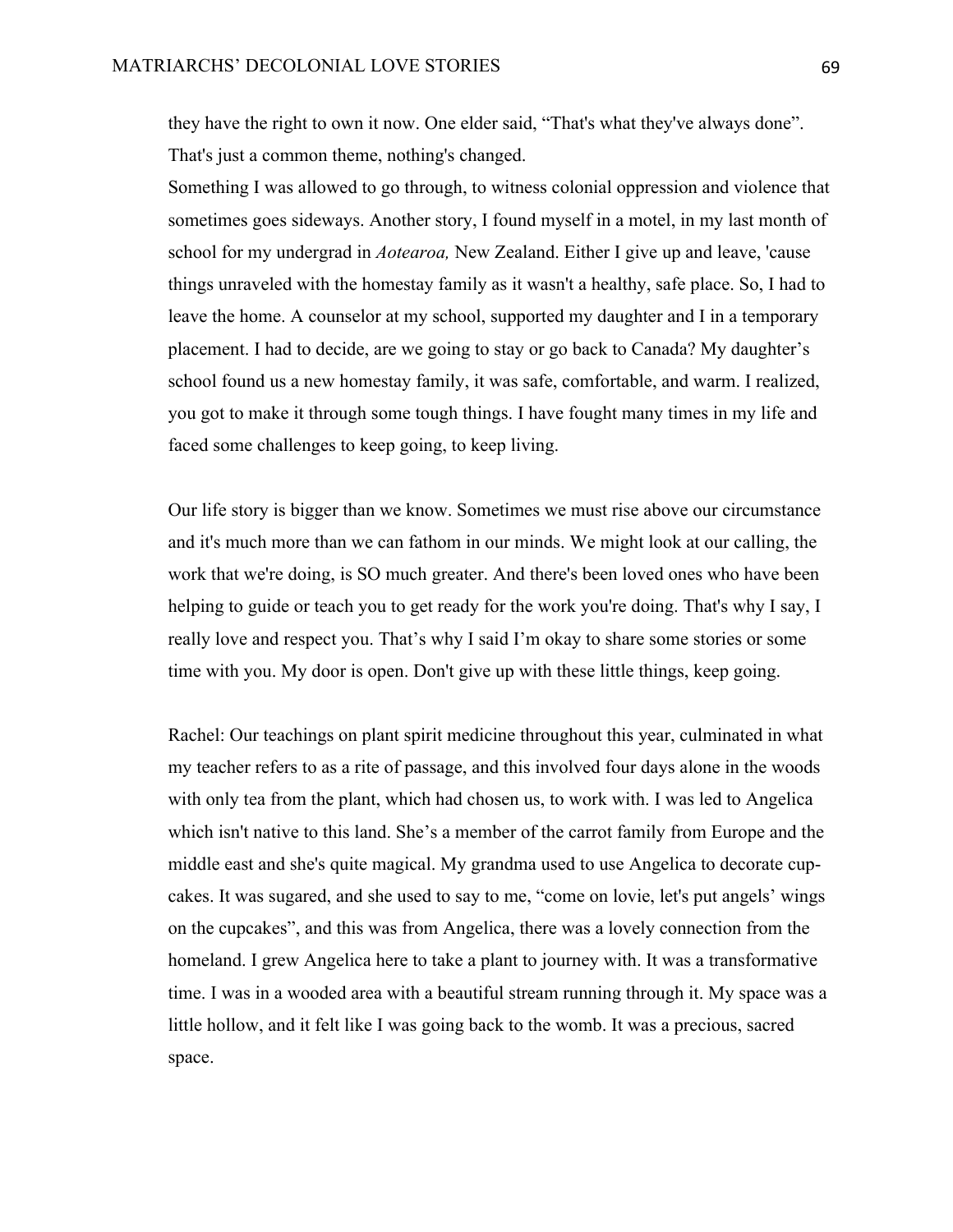they have the right to own it now. One elder said, "That's what they've always done". That's just a common theme, nothing's changed.
Something I was allowed to go through, to witness colonial oppression and violence that sometimes goes sideways. Another story, I found myself in a motel, in my last month of school for my undergrad in *Aotearoa,* New Zealand. Either I give up and leave, 'cause things unraveled with the homestay family as it wasn't a healthy, safe place. So, I had to leave the home. A counselor at my school, supported my daughter and I in a temporary placement. I had to decide, are we going to stay or go back to Canada? My daughter's school found us a new homestay family, it was safe, comfortable, and warm. I realized, you got to make it through some tough things. I have fought many times in my life and faced some challenges to keep going, to keep living.

Our life story is bigger than we know. Sometimes we must rise above our circumstance and it's much more than we can fathom in our minds. We might look at our calling, the work that we're doing, is SO much greater. And there's been loved ones who have been helping to guide or teach you to get ready for the work you're doing. That's why I say, I really love and respect you. That's why I said I'm okay to share some stories or some time with you. My door is open. Don't give up with these little things, keep going.

Rachel: Our teachings on plant spirit medicine throughout this year, culminated in what my teacher refers to as a rite of passage, and this involved four days alone in the woods with only tea from the plant, which had chosen us, to work with. I was led to Angelica which isn't native to this land. She's a member of the carrot family from Europe and the middle east and she's quite magical. My grandma used to use Angelica to decorate cup-cakes. It was sugared, and she used to say to me, "come on lovie, let's put angels' wings on the cupcakes", and this was from Angelica, there was a lovely connection from the homeland. I grew Angelica here to take a plant to journey with. It was a transformative time. I was in a wooded area with a beautiful stream running through it. My space was a little hollow, and it felt like I was going back to the womb. It was a precious, sacred space.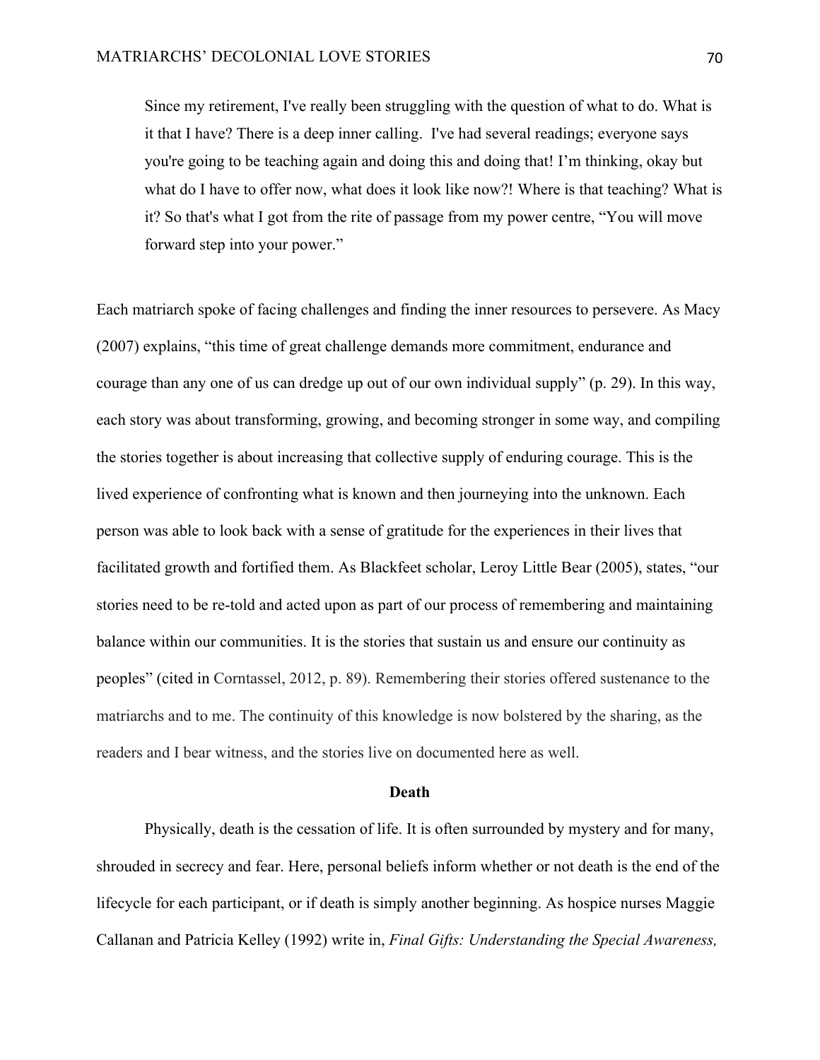> Since my retirement, I've really been struggling with the question of what to do. What is it that I have? There is a deep inner calling. I've had several readings; everyone says you're going to be teaching again and doing this and doing that! I'm thinking, okay but what do I have to offer now, what does it look like now?! Where is that teaching? What is it? So that's what I got from the rite of passage from my power centre, "You will move forward step into your power."

Each matriarch spoke of facing challenges and finding the inner resources to persevere. As Macy (2007) explains, "this time of great challenge demands more commitment, endurance and courage than any one of us can dredge up out of our own individual supply" (p. 29). In this way, each story was about transforming, growing, and becoming stronger in some way, and compiling the stories together is about increasing that collective supply of enduring courage. This is the lived experience of confronting what is known and then journeying into the unknown. Each person was able to look back with a sense of gratitude for the experiences in their lives that facilitated growth and fortified them. As Blackfeet scholar, Leroy Little Bear (2005), states, "our stories need to be re-told and acted upon as part of our process of remembering and maintaining balance within our communities. It is the stories that sustain us and ensure our continuity as peoples" (cited in Corntassel, 2012, p. 89). Remembering their stories offered sustenance to the matriarchs and to me. The continuity of this knowledge is now bolstered by the sharing, as the readers and I bear witness, and the stories live on documented here as well.

## Death

Physically, death is the cessation of life. It is often surrounded by mystery and for many, shrouded in secrecy and fear. Here, personal beliefs inform whether or not death is the end of the lifecycle for each participant, or if death is simply another beginning. As hospice nurses Maggie Callanan and Patricia Kelley (1992) write in, *Final Gifts: Understanding the Special Awareness,*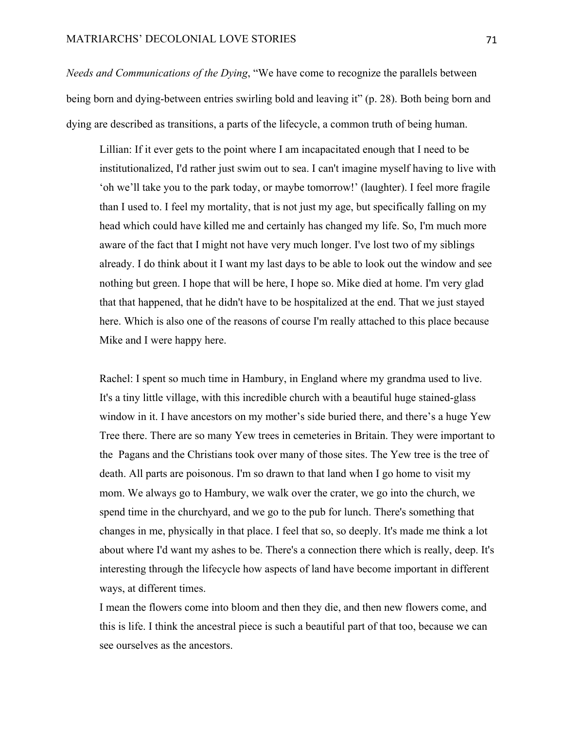*Needs and Communications of the Dying*, "We have come to recognize the parallels between being born and dying-between entries swirling bold and leaving it" (p. 28). Both being born and dying are described as transitions, a parts of the lifecycle, a common truth of being human.

> Lillian: If it ever gets to the point where I am incapacitated enough that I need to be institutionalized, I'd rather just swim out to sea. I can't imagine myself having to live with 'oh we'll take you to the park today, or maybe tomorrow!' (laughter). I feel more fragile than I used to. I feel my mortality, that is not just my age, but specifically falling on my head which could have killed me and certainly has changed my life. So, I'm much more aware of the fact that I might not have very much longer. I've lost two of my siblings already. I do think about it I want my last days to be able to look out the window and see nothing but green. I hope that will be here, I hope so. Mike died at home. I'm very glad that that happened, that he didn't have to be hospitalized at the end. That we just stayed here. Which is also one of the reasons of course I'm really attached to this place because Mike and I were happy here.

> Rachel: I spent so much time in Hambury, in England where my grandma used to live. It's a tiny little village, with this incredible church with a beautiful huge stained-glass window in it. I have ancestors on my mother's side buried there, and there's a huge Yew Tree there. There are so many Yew trees in cemeteries in Britain. They were important to the Pagans and the Christians took over many of those sites. The Yew tree is the tree of death. All parts are poisonous. I'm so drawn to that land when I go home to visit my mom. We always go to Hambury, we walk over the crater, we go into the church, we spend time in the churchyard, and we go to the pub for lunch. There's something that changes in me, physically in that place. I feel that so, so deeply. It's made me think a lot about where I'd want my ashes to be. There's a connection there which is really, deep. It's interesting through the lifecycle how aspects of land have become important in different ways, at different times.
>
> I mean the flowers come into bloom and then they die, and then new flowers come, and this is life. I think the ancestral piece is such a beautiful part of that too, because we can see ourselves as the ancestors.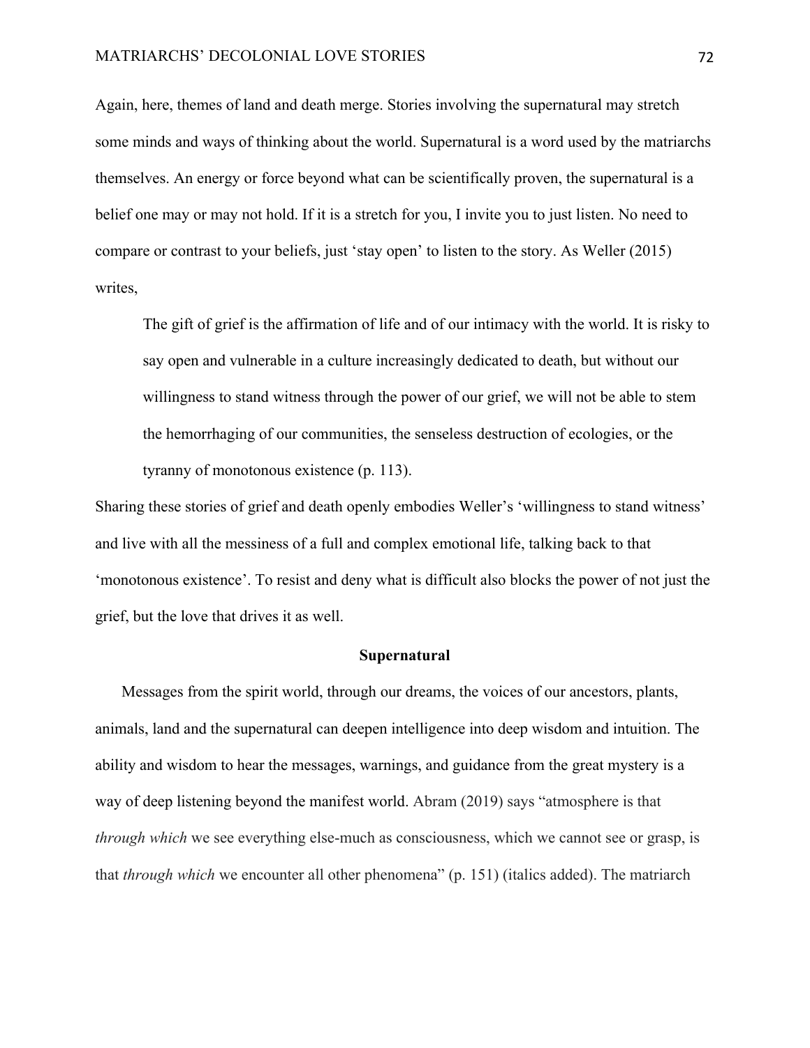Again, here, themes of land and death merge. Stories involving the supernatural may stretch some minds and ways of thinking about the world. Supernatural is a word used by the matriarchs themselves. An energy or force beyond what can be scientifically proven, the supernatural is a belief one may or may not hold. If it is a stretch for you, I invite you to just listen. No need to compare or contrast to your beliefs, just 'stay open' to listen to the story. As Weller (2015) writes,

> The gift of grief is the affirmation of life and of our intimacy with the world. It is risky to say open and vulnerable in a culture increasingly dedicated to death, but without our willingness to stand witness through the power of our grief, we will not be able to stem the hemorrhaging of our communities, the senseless destruction of ecologies, or the tyranny of monotonous existence (p. 113).

Sharing these stories of grief and death openly embodies Weller's 'willingness to stand witness' and live with all the messiness of a full and complex emotional life, talking back to that 'monotonous existence'. To resist and deny what is difficult also blocks the power of not just the grief, but the love that drives it as well.

## Supernatural

Messages from the spirit world, through our dreams, the voices of our ancestors, plants, animals, land and the supernatural can deepen intelligence into deep wisdom and intuition. The ability and wisdom to hear the messages, warnings, and guidance from the great mystery is a way of deep listening beyond the manifest world. Abram (2019) says "atmosphere is that *through which* we see everything else-much as consciousness, which we cannot see or grasp, is that *through which* we encounter all other phenomena" (p. 151) (italics added). The matriarch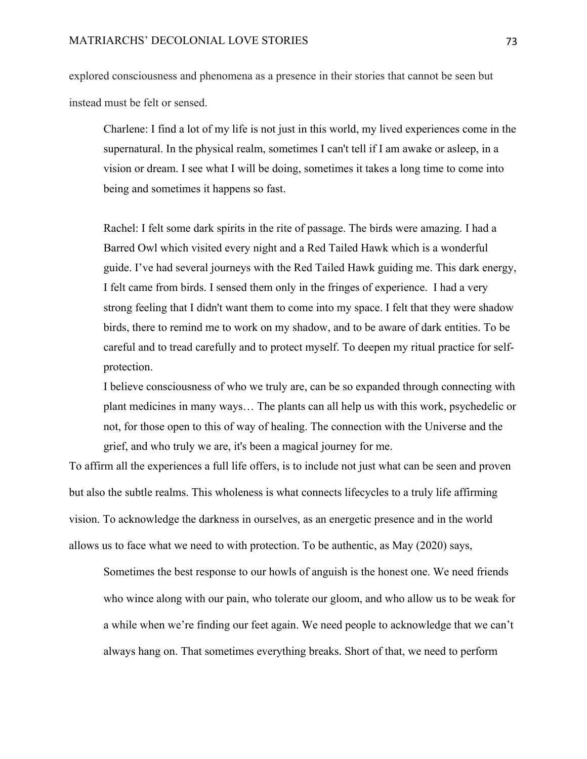explored consciousness and phenomena as a presence in their stories that cannot be seen but instead must be felt or sensed.

> Charlene: I find a lot of my life is not just in this world, my lived experiences come in the supernatural. In the physical realm, sometimes I can't tell if I am awake or asleep, in a vision or dream. I see what I will be doing, sometimes it takes a long time to come into being and sometimes it happens so fast.
>
> Rachel: I felt some dark spirits in the rite of passage. The birds were amazing. I had a Barred Owl which visited every night and a Red Tailed Hawk which is a wonderful guide. I've had several journeys with the Red Tailed Hawk guiding me. This dark energy, I felt came from birds. I sensed them only in the fringes of experience. I had a very strong feeling that I didn't want them to come into my space. I felt that they were shadow birds, there to remind me to work on my shadow, and to be aware of dark entities. To be careful and to tread carefully and to protect myself. To deepen my ritual practice for self-protection.
>
> I believe consciousness of who we truly are, can be so expanded through connecting with plant medicines in many ways… The plants can all help us with this work, psychedelic or not, for those open to this of way of healing. The connection with the Universe and the grief, and who truly we are, it's been a magical journey for me.

To affirm all the experiences a full life offers, is to include not just what can be seen and proven but also the subtle realms. This wholeness is what connects lifecycles to a truly life affirming vision. To acknowledge the darkness in ourselves, as an energetic presence and in the world allows us to face what we need to with protection. To be authentic, as May (2020) says,

> Sometimes the best response to our howls of anguish is the honest one. We need friends who wince along with our pain, who tolerate our gloom, and who allow us to be weak for a while when we're finding our feet again. We need people to acknowledge that we can't always hang on. That sometimes everything breaks. Short of that, we need to perform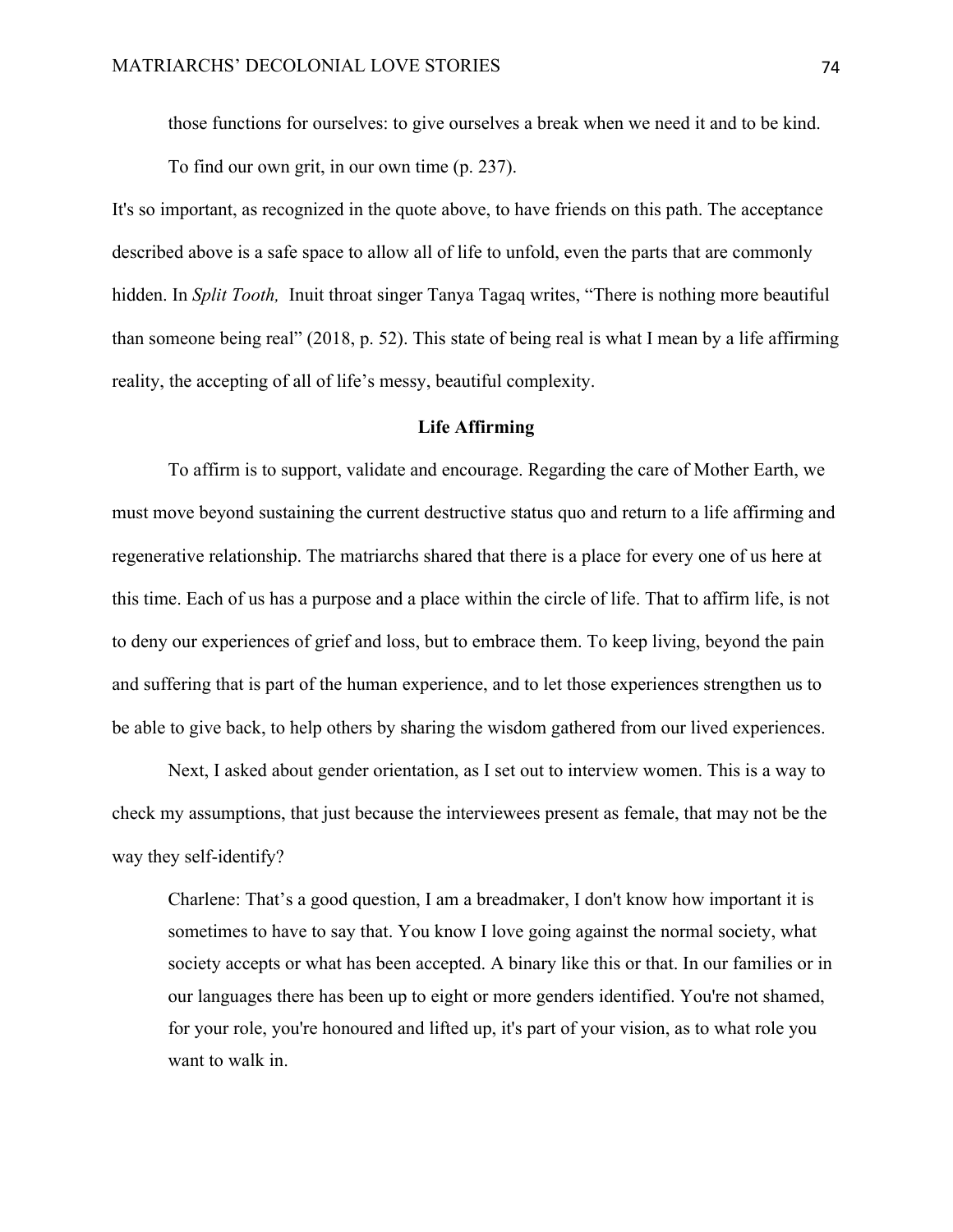> those functions for ourselves: to give ourselves a break when we need it and to be kind. To find our own grit, in our own time (p. 237).

It's so important, as recognized in the quote above, to have friends on this path. The acceptance described above is a safe space to allow all of life to unfold, even the parts that are commonly hidden. In *Split Tooth,* Inuit throat singer Tanya Tagaq writes, "There is nothing more beautiful than someone being real" (2018, p. 52). This state of being real is what I mean by a life affirming reality, the accepting of all of life's messy, beautiful complexity.

## Life Affirming

To affirm is to support, validate and encourage. Regarding the care of Mother Earth, we must move beyond sustaining the current destructive status quo and return to a life affirming and regenerative relationship. The matriarchs shared that there is a place for every one of us here at this time. Each of us has a purpose and a place within the circle of life. That to affirm life, is not to deny our experiences of grief and loss, but to embrace them. To keep living, beyond the pain and suffering that is part of the human experience, and to let those experiences strengthen us to be able to give back, to help others by sharing the wisdom gathered from our lived experiences.

Next, I asked about gender orientation, as I set out to interview women. This is a way to check my assumptions, that just because the interviewees present as female, that may not be the way they self-identify?

> Charlene: That's a good question, I am a breadmaker, I don't know how important it is sometimes to have to say that. You know I love going against the normal society, what society accepts or what has been accepted. A binary like this or that. In our families or in our languages there has been up to eight or more genders identified. You're not shamed, for your role, you're honoured and lifted up, it's part of your vision, as to what role you want to walk in.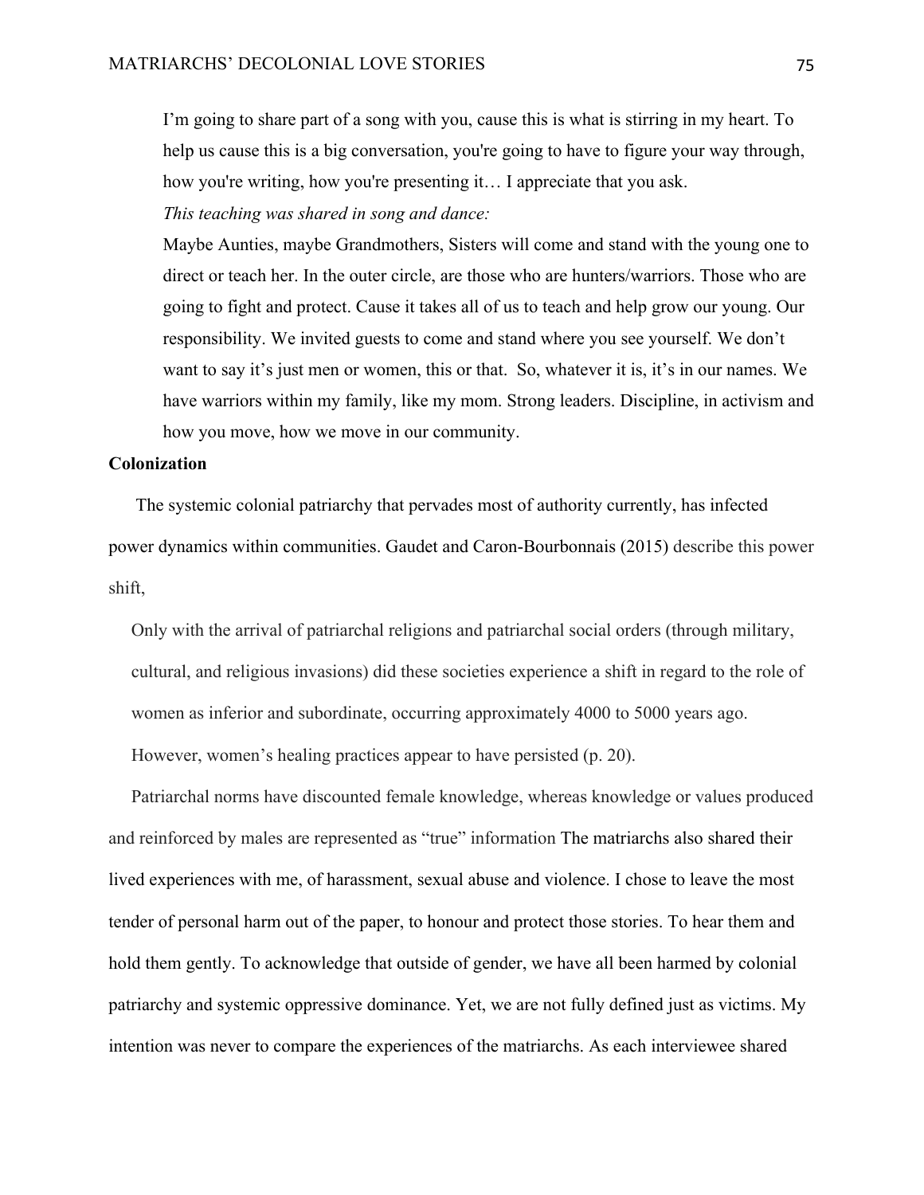> I'm going to share part of a song with you, cause this is what is stirring in my heart. To help us cause this is a big conversation, you're going to have to figure your way through, how you're writing, how you're presenting it… I appreciate that you ask.
>
> *This teaching was shared in song and dance:*
>
> Maybe Aunties, maybe Grandmothers, Sisters will come and stand with the young one to direct or teach her. In the outer circle, are those who are hunters/warriors. Those who are going to fight and protect. Cause it takes all of us to teach and help grow our young. Our responsibility. We invited guests to come and stand where you see yourself. We don't want to say it's just men or women, this or that. So, whatever it is, it's in our names. We have warriors within my family, like my mom. Strong leaders. Discipline, in activism and how you move, how we move in our community.

**Colonization**

The systemic colonial patriarchy that pervades most of authority currently, has infected power dynamics within communities. Gaudet and Caron-Bourbonnais (2015) describe this power shift,

> Only with the arrival of patriarchal religions and patriarchal social orders (through military, cultural, and religious invasions) did these societies experience a shift in regard to the role of women as inferior and subordinate, occurring approximately 4000 to 5000 years ago. However, women's healing practices appear to have persisted (p. 20).

Patriarchal norms have discounted female knowledge, whereas knowledge or values produced and reinforced by males are represented as "true" information The matriarchs also shared their lived experiences with me, of harassment, sexual abuse and violence. I chose to leave the most tender of personal harm out of the paper, to honour and protect those stories. To hear them and hold them gently. To acknowledge that outside of gender, we have all been harmed by colonial patriarchy and systemic oppressive dominance. Yet, we are not fully defined just as victims. My intention was never to compare the experiences of the matriarchs. As each interviewee shared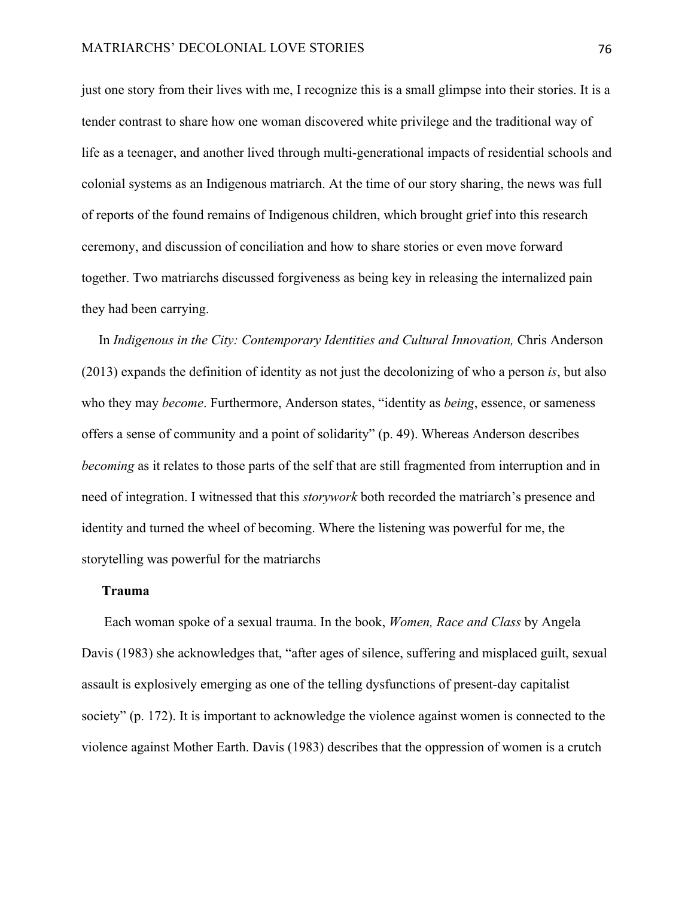just one story from their lives with me, I recognize this is a small glimpse into their stories. It is a tender contrast to share how one woman discovered white privilege and the traditional way of life as a teenager, and another lived through multi-generational impacts of residential schools and colonial systems as an Indigenous matriarch. At the time of our story sharing, the news was full of reports of the found remains of Indigenous children, which brought grief into this research ceremony, and discussion of conciliation and how to share stories or even move forward together. Two matriarchs discussed forgiveness as being key in releasing the internalized pain they had been carrying.

In *Indigenous in the City: Contemporary Identities and Cultural Innovation,* Chris Anderson (2013) expands the definition of identity as not just the decolonizing of who a person *is*, but also who they may *become*. Furthermore, Anderson states, "identity as *being*, essence, or sameness offers a sense of community and a point of solidarity" (p. 49). Whereas Anderson describes *becoming* as it relates to those parts of the self that are still fragmented from interruption and in need of integration. I witnessed that this *storywork* both recorded the matriarch's presence and identity and turned the wheel of becoming. Where the listening was powerful for me, the storytelling was powerful for the matriarchs

### Trauma

Each woman spoke of a sexual trauma. In the book, *Women, Race and Class* by Angela Davis (1983) she acknowledges that, "after ages of silence, suffering and misplaced guilt, sexual assault is explosively emerging as one of the telling dysfunctions of present-day capitalist society" (p. 172). It is important to acknowledge the violence against women is connected to the violence against Mother Earth. Davis (1983) describes that the oppression of women is a crutch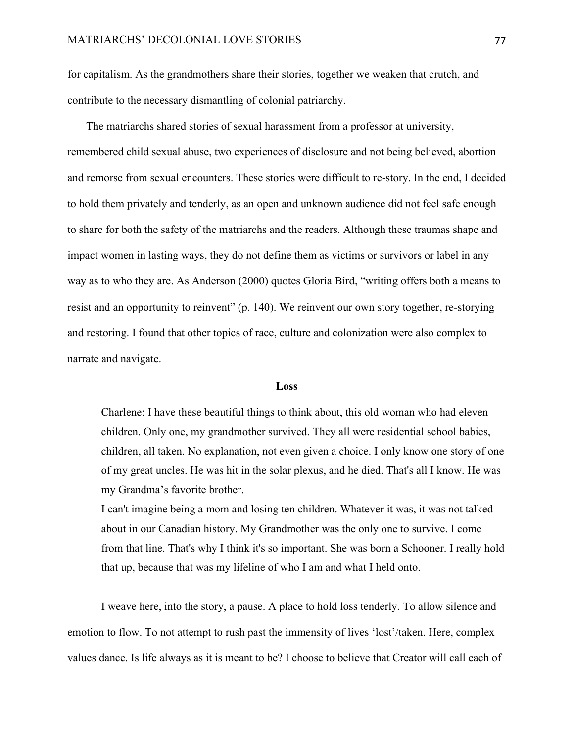for capitalism. As the grandmothers share their stories, together we weaken that crutch, and contribute to the necessary dismantling of colonial patriarchy.

The matriarchs shared stories of sexual harassment from a professor at university, remembered child sexual abuse, two experiences of disclosure and not being believed, abortion and remorse from sexual encounters. These stories were difficult to re-story. In the end, I decided to hold them privately and tenderly, as an open and unknown audience did not feel safe enough to share for both the safety of the matriarchs and the readers. Although these traumas shape and impact women in lasting ways, they do not define them as victims or survivors or label in any way as to who they are. As Anderson (2000) quotes Gloria Bird, "writing offers both a means to resist and an opportunity to reinvent" (p. 140). We reinvent our own story together, re-storying and restoring. I found that other topics of race, culture and colonization were also complex to narrate and navigate.

### Loss

> Charlene: I have these beautiful things to think about, this old woman who had eleven children. Only one, my grandmother survived. They all were residential school babies, children, all taken. No explanation, not even given a choice. I only know one story of one of my great uncles. He was hit in the solar plexus, and he died. That's all I know. He was my Grandma's favorite brother.
>
> I can't imagine being a mom and losing ten children. Whatever it was, it was not talked about in our Canadian history. My Grandmother was the only one to survive. I come from that line. That's why I think it's so important. She was born a Schooner. I really hold that up, because that was my lifeline of who I am and what I held onto.

I weave here, into the story, a pause. A place to hold loss tenderly. To allow silence and emotion to flow. To not attempt to rush past the immensity of lives 'lost'/taken. Here, complex values dance. Is life always as it is meant to be? I choose to believe that Creator will call each of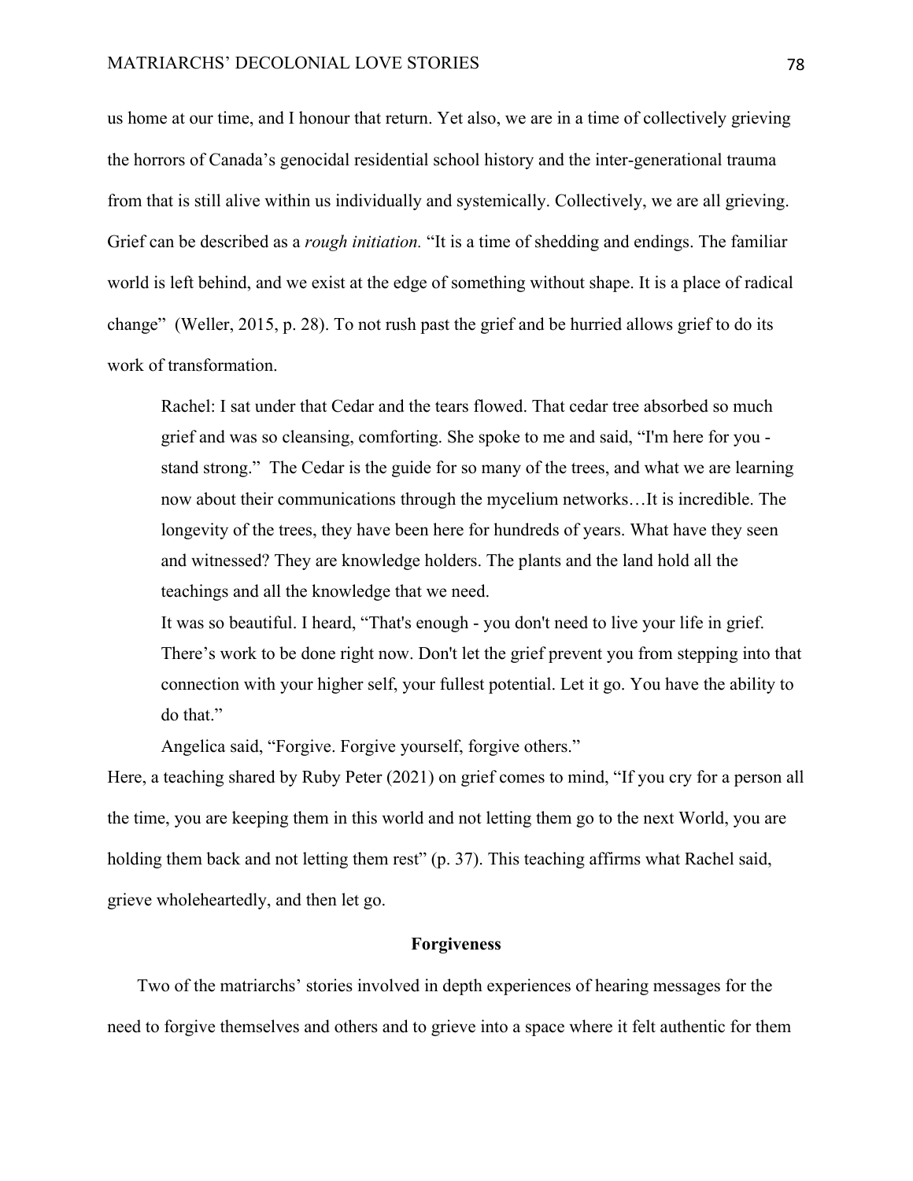us home at our time, and I honour that return. Yet also, we are in a time of collectively grieving the horrors of Canada's genocidal residential school history and the inter-generational trauma from that is still alive within us individually and systemically. Collectively, we are all grieving. Grief can be described as a *rough initiation.* "It is a time of shedding and endings. The familiar world is left behind, and we exist at the edge of something without shape. It is a place of radical change" (Weller, 2015, p. 28). To not rush past the grief and be hurried allows grief to do its work of transformation.

> Rachel: I sat under that Cedar and the tears flowed. That cedar tree absorbed so much grief and was so cleansing, comforting. She spoke to me and said, "I'm here for you - stand strong." The Cedar is the guide for so many of the trees, and what we are learning now about their communications through the mycelium networks…It is incredible. The longevity of the trees, they have been here for hundreds of years. What have they seen and witnessed? They are knowledge holders. The plants and the land hold all the teachings and all the knowledge that we need.
>
> It was so beautiful. I heard, "That's enough - you don't need to live your life in grief. There's work to be done right now. Don't let the grief prevent you from stepping into that connection with your higher self, your fullest potential. Let it go. You have the ability to do that."
>
> Angelica said, "Forgive. Forgive yourself, forgive others."

Here, a teaching shared by Ruby Peter (2021) on grief comes to mind, "If you cry for a person all the time, you are keeping them in this world and not letting them go to the next World, you are holding them back and not letting them rest" (p. 37). This teaching affirms what Rachel said, grieve wholeheartedly, and then let go.

## Forgiveness

Two of the matriarchs' stories involved in depth experiences of hearing messages for the need to forgive themselves and others and to grieve into a space where it felt authentic for them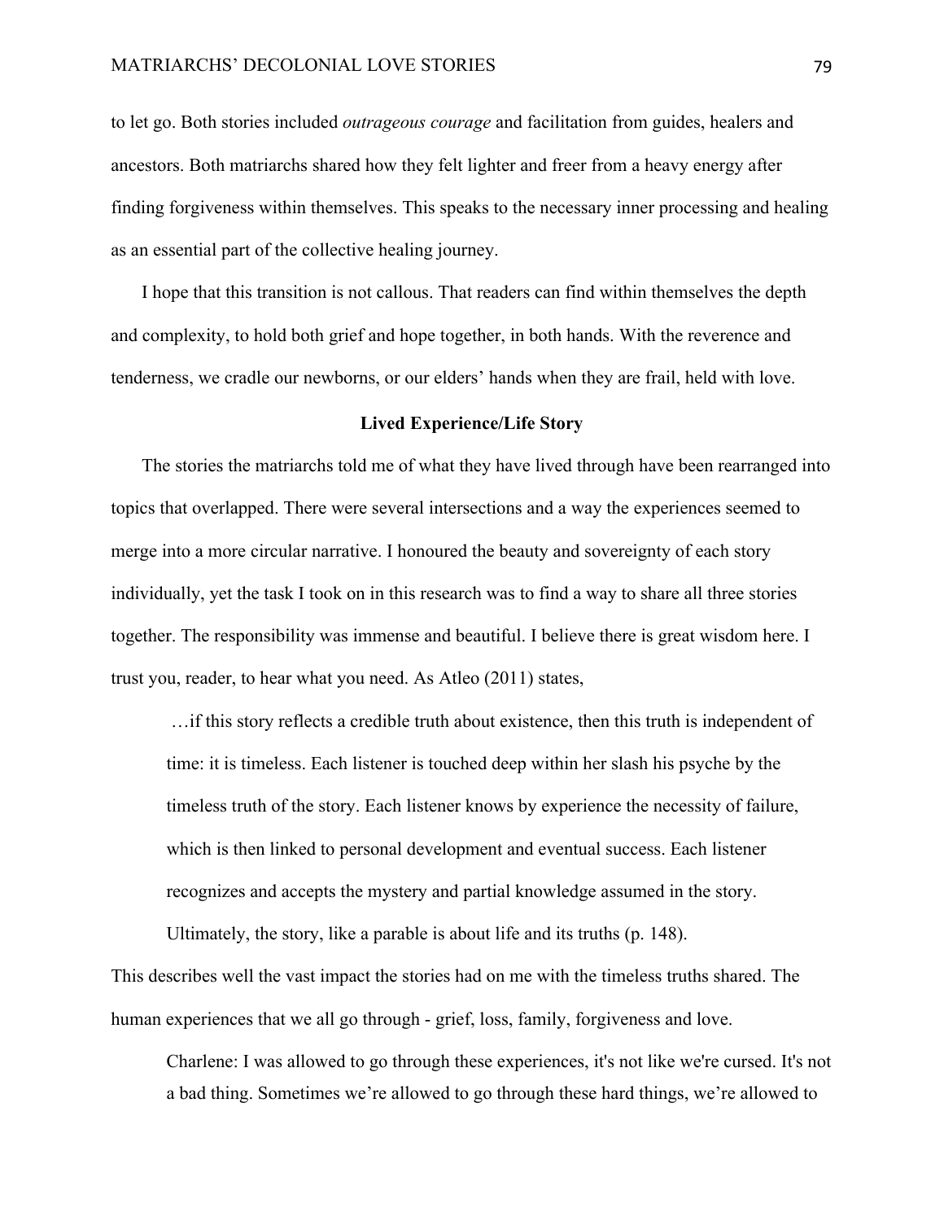to let go. Both stories included *outrageous courage* and facilitation from guides, healers and ancestors. Both matriarchs shared how they felt lighter and freer from a heavy energy after finding forgiveness within themselves. This speaks to the necessary inner processing and healing as an essential part of the collective healing journey.

I hope that this transition is not callous. That readers can find within themselves the depth and complexity, to hold both grief and hope together, in both hands. With the reverence and tenderness, we cradle our newborns, or our elders' hands when they are frail, held with love.

**Lived Experience/Life Story**

The stories the matriarchs told me of what they have lived through have been rearranged into topics that overlapped. There were several intersections and a way the experiences seemed to merge into a more circular narrative. I honoured the beauty and sovereignty of each story individually, yet the task I took on in this research was to find a way to share all three stories together. The responsibility was immense and beautiful. I believe there is great wisdom here. I trust you, reader, to hear what you need. As Atleo (2011) states,

> …if this story reflects a credible truth about existence, then this truth is independent of time: it is timeless. Each listener is touched deep within her slash his psyche by the timeless truth of the story. Each listener knows by experience the necessity of failure, which is then linked to personal development and eventual success. Each listener recognizes and accepts the mystery and partial knowledge assumed in the story. Ultimately, the story, like a parable is about life and its truths (p. 148).

This describes well the vast impact the stories had on me with the timeless truths shared. The human experiences that we all go through - grief, loss, family, forgiveness and love.

> Charlene: I was allowed to go through these experiences, it's not like we're cursed. It's not a bad thing. Sometimes we're allowed to go through these hard things, we're allowed to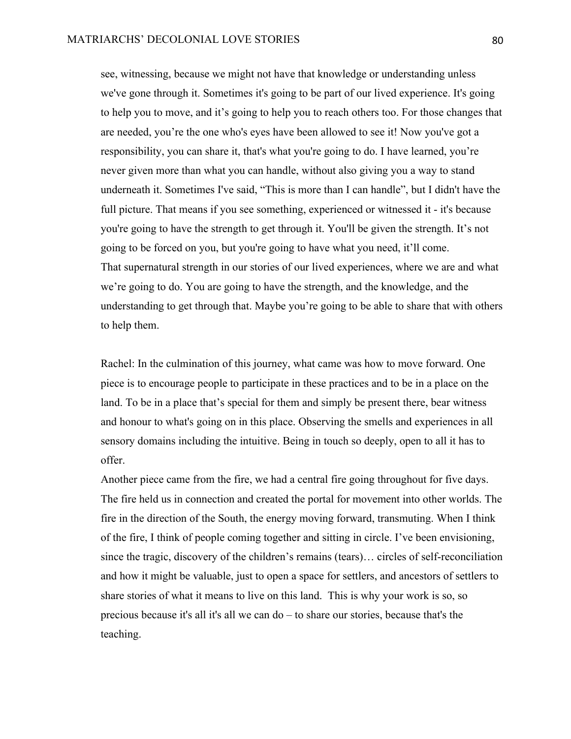see, witnessing, because we might not have that knowledge or understanding unless we've gone through it. Sometimes it's going to be part of our lived experience. It's going to help you to move, and it's going to help you to reach others too. For those changes that are needed, you're the one who's eyes have been allowed to see it! Now you've got a responsibility, you can share it, that's what you're going to do. I have learned, you're never given more than what you can handle, without also giving you a way to stand underneath it. Sometimes I've said, "This is more than I can handle", but I didn't have the full picture. That means if you see something, experienced or witnessed it - it's because you're going to have the strength to get through it. You'll be given the strength. It's not going to be forced on you, but you're going to have what you need, it'll come.
That supernatural strength in our stories of our lived experiences, where we are and what we're going to do. You are going to have the strength, and the knowledge, and the understanding to get through that. Maybe you're going to be able to share that with others to help them.

Rachel: In the culmination of this journey, what came was how to move forward. One piece is to encourage people to participate in these practices and to be in a place on the land. To be in a place that's special for them and simply be present there, bear witness and honour to what's going on in this place. Observing the smells and experiences in all sensory domains including the intuitive. Being in touch so deeply, open to all it has to offer.
Another piece came from the fire, we had a central fire going throughout for five days. The fire held us in connection and created the portal for movement into other worlds. The fire in the direction of the South, the energy moving forward, transmuting. When I think of the fire, I think of people coming together and sitting in circle. I've been envisioning, since the tragic, discovery of the children's remains (tears)… circles of self-reconciliation and how it might be valuable, just to open a space for settlers, and ancestors of settlers to share stories of what it means to live on this land. This is why your work is so, so precious because it's all it's all we can do – to share our stories, because that's the teaching.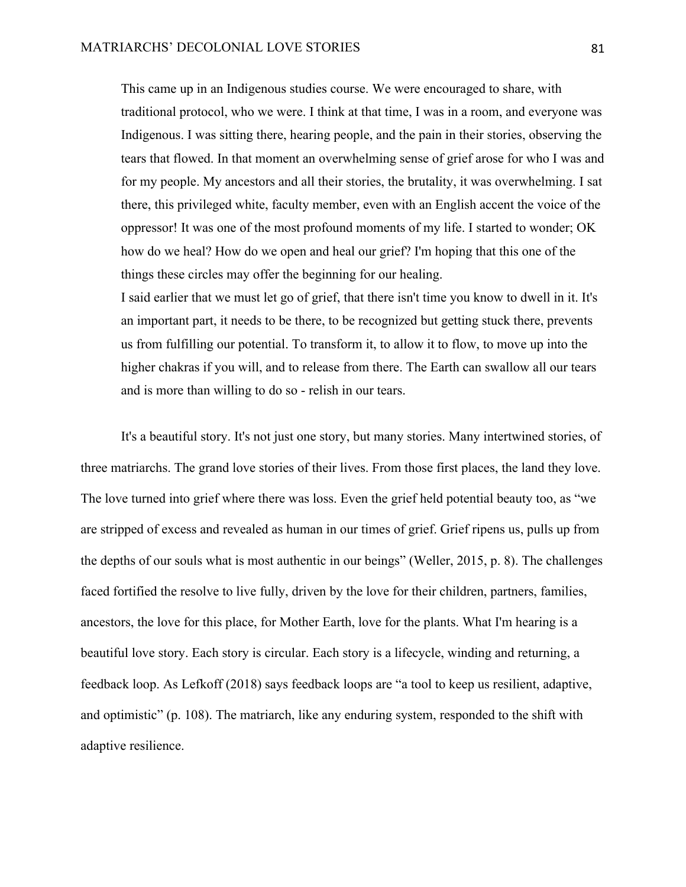> This came up in an Indigenous studies course. We were encouraged to share, with traditional protocol, who we were. I think at that time, I was in a room, and everyone was Indigenous. I was sitting there, hearing people, and the pain in their stories, observing the tears that flowed. In that moment an overwhelming sense of grief arose for who I was and for my people. My ancestors and all their stories, the brutality, it was overwhelming. I sat there, this privileged white, faculty member, even with an English accent the voice of the oppressor! It was one of the most profound moments of my life. I started to wonder; OK how do we heal? How do we open and heal our grief? I'm hoping that this one of the things these circles may offer the beginning for our healing.
>
> I said earlier that we must let go of grief, that there isn't time you know to dwell in it. It's an important part, it needs to be there, to be recognized but getting stuck there, prevents us from fulfilling our potential. To transform it, to allow it to flow, to move up into the higher chakras if you will, and to release from there. The Earth can swallow all our tears and is more than willing to do so - relish in our tears.

It's a beautiful story. It's not just one story, but many stories. Many intertwined stories, of three matriarchs. The grand love stories of their lives. From those first places, the land they love. The love turned into grief where there was loss. Even the grief held potential beauty too, as "we are stripped of excess and revealed as human in our times of grief. Grief ripens us, pulls up from the depths of our souls what is most authentic in our beings" (Weller, 2015, p. 8). The challenges faced fortified the resolve to live fully, driven by the love for their children, partners, families, ancestors, the love for this place, for Mother Earth, love for the plants. What I'm hearing is a beautiful love story. Each story is circular. Each story is a lifecycle, winding and returning, a feedback loop. As Lefkoff (2018) says feedback loops are "a tool to keep us resilient, adaptive, and optimistic" (p. 108). The matriarch, like any enduring system, responded to the shift with adaptive resilience.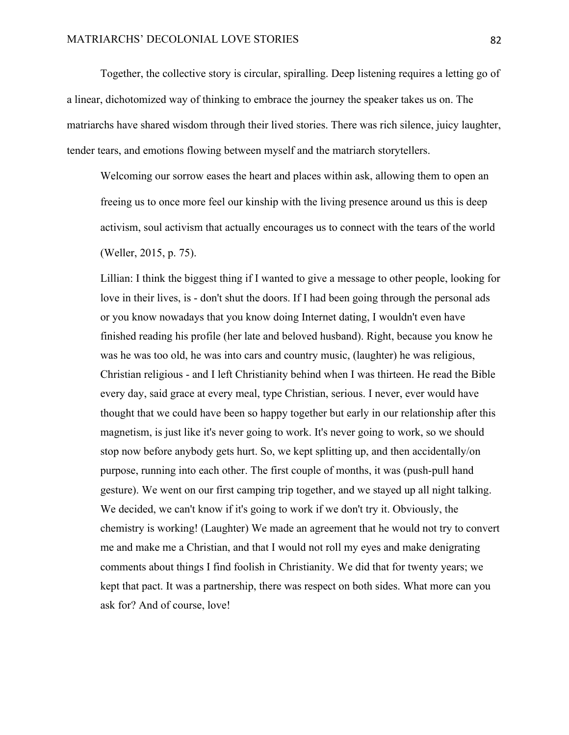Together, the collective story is circular, spiralling. Deep listening requires a letting go of a linear, dichotomized way of thinking to embrace the journey the speaker takes us on. The matriarchs have shared wisdom through their lived stories. There was rich silence, juicy laughter, tender tears, and emotions flowing between myself and the matriarch storytellers.

> Welcoming our sorrow eases the heart and places within ask, allowing them to open an freeing us to once more feel our kinship with the living presence around us this is deep activism, soul activism that actually encourages us to connect with the tears of the world (Weller, 2015, p. 75).

> Lillian: I think the biggest thing if I wanted to give a message to other people, looking for love in their lives, is - don't shut the doors. If I had been going through the personal ads or you know nowadays that you know doing Internet dating, I wouldn't even have finished reading his profile (her late and beloved husband). Right, because you know he was he was too old, he was into cars and country music, (laughter) he was religious, Christian religious - and I left Christianity behind when I was thirteen. He read the Bible every day, said grace at every meal, type Christian, serious. I never, ever would have thought that we could have been so happy together but early in our relationship after this magnetism, is just like it's never going to work. It's never going to work, so we should stop now before anybody gets hurt. So, we kept splitting up, and then accidentally/on purpose, running into each other. The first couple of months, it was (push-pull hand gesture). We went on our first camping trip together, and we stayed up all night talking. We decided, we can't know if it's going to work if we don't try it. Obviously, the chemistry is working! (Laughter) We made an agreement that he would not try to convert me and make me a Christian, and that I would not roll my eyes and make denigrating comments about things I find foolish in Christianity. We did that for twenty years; we kept that pact. It was a partnership, there was respect on both sides. What more can you ask for? And of course, love!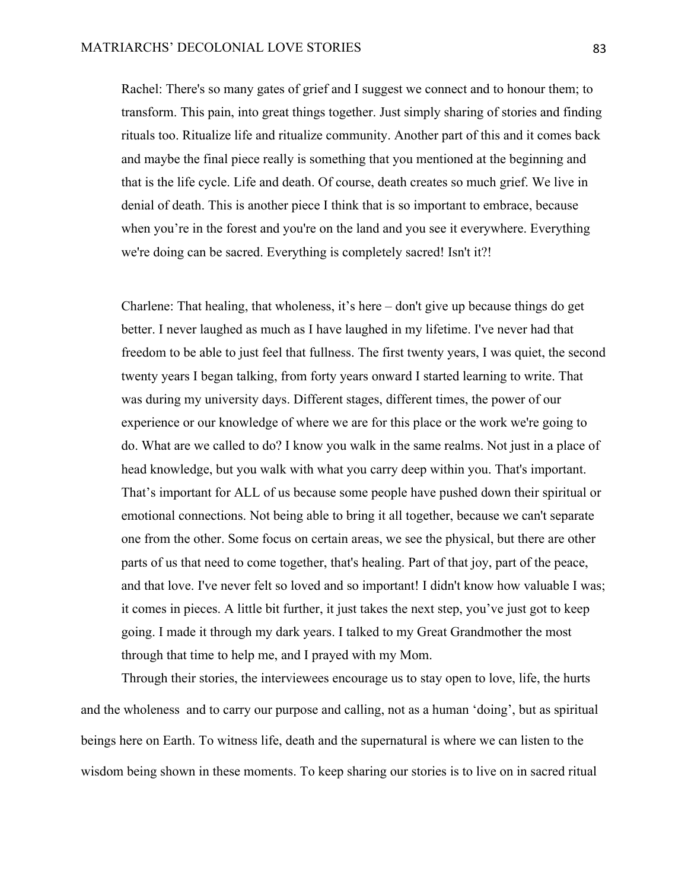Rachel: There's so many gates of grief and I suggest we connect and to honour them; to transform. This pain, into great things together. Just simply sharing of stories and finding rituals too. Ritualize life and ritualize community. Another part of this and it comes back and maybe the final piece really is something that you mentioned at the beginning and that is the life cycle. Life and death. Of course, death creates so much grief. We live in denial of death. This is another piece I think that is so important to embrace, because when you're in the forest and you're on the land and you see it everywhere. Everything we're doing can be sacred. Everything is completely sacred! Isn't it?!

Charlene: That healing, that wholeness, it's here – don't give up because things do get better. I never laughed as much as I have laughed in my lifetime. I've never had that freedom to be able to just feel that fullness. The first twenty years, I was quiet, the second twenty years I began talking, from forty years onward I started learning to write. That was during my university days. Different stages, different times, the power of our experience or our knowledge of where we are for this place or the work we're going to do. What are we called to do? I know you walk in the same realms. Not just in a place of head knowledge, but you walk with what you carry deep within you. That's important. That's important for ALL of us because some people have pushed down their spiritual or emotional connections. Not being able to bring it all together, because we can't separate one from the other. Some focus on certain areas, we see the physical, but there are other parts of us that need to come together, that's healing. Part of that joy, part of the peace, and that love. I've never felt so loved and so important! I didn't know how valuable I was; it comes in pieces. A little bit further, it just takes the next step, you've just got to keep going. I made it through my dark years. I talked to my Great Grandmother the most through that time to help me, and I prayed with my Mom.

Through their stories, the interviewees encourage us to stay open to love, life, the hurts and the wholeness and to carry our purpose and calling, not as a human 'doing', but as spiritual beings here on Earth. To witness life, death and the supernatural is where we can listen to the wisdom being shown in these moments. To keep sharing our stories is to live on in sacred ritual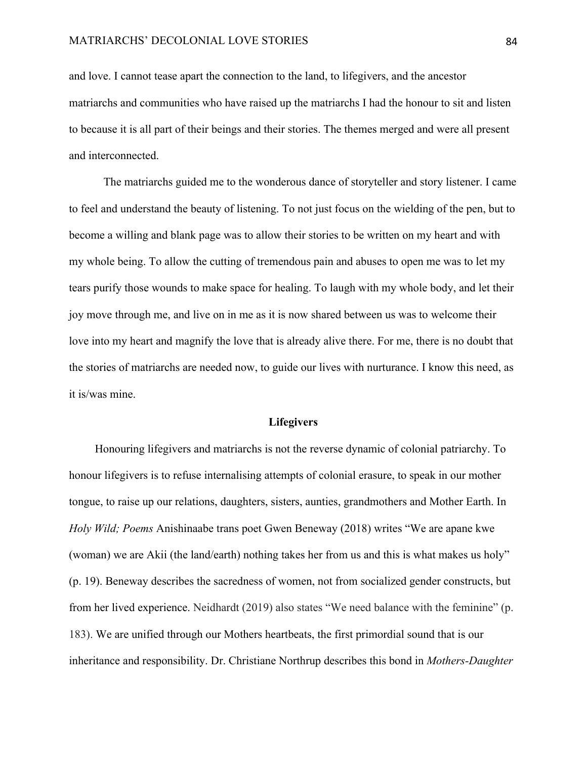and love. I cannot tease apart the connection to the land, to lifegivers, and the ancestor matriarchs and communities who have raised up the matriarchs I had the honour to sit and listen to because it is all part of their beings and their stories. The themes merged and were all present and interconnected.

The matriarchs guided me to the wonderous dance of storyteller and story listener. I came to feel and understand the beauty of listening. To not just focus on the wielding of the pen, but to become a willing and blank page was to allow their stories to be written on my heart and with my whole being. To allow the cutting of tremendous pain and abuses to open me was to let my tears purify those wounds to make space for healing. To laugh with my whole body, and let their joy move through me, and live on in me as it is now shared between us was to welcome their love into my heart and magnify the love that is already alive there. For me, there is no doubt that the stories of matriarchs are needed now, to guide our lives with nurturance. I know this need, as it is/was mine.

## Lifegivers

Honouring lifegivers and matriarchs is not the reverse dynamic of colonial patriarchy. To honour lifegivers is to refuse internalising attempts of colonial erasure, to speak in our mother tongue, to raise up our relations, daughters, sisters, aunties, grandmothers and Mother Earth. In *Holy Wild; Poems* Anishinaabe trans poet Gwen Beneway (2018) writes "We are apane kwe (woman) we are Akii (the land/earth) nothing takes her from us and this is what makes us holy" (p. 19). Beneway describes the sacredness of women, not from socialized gender constructs, but from her lived experience. Neidhardt (2019) also states "We need balance with the feminine" (p. 183). We are unified through our Mothers heartbeats, the first primordial sound that is our inheritance and responsibility. Dr. Christiane Northrup describes this bond in *Mothers-Daughter*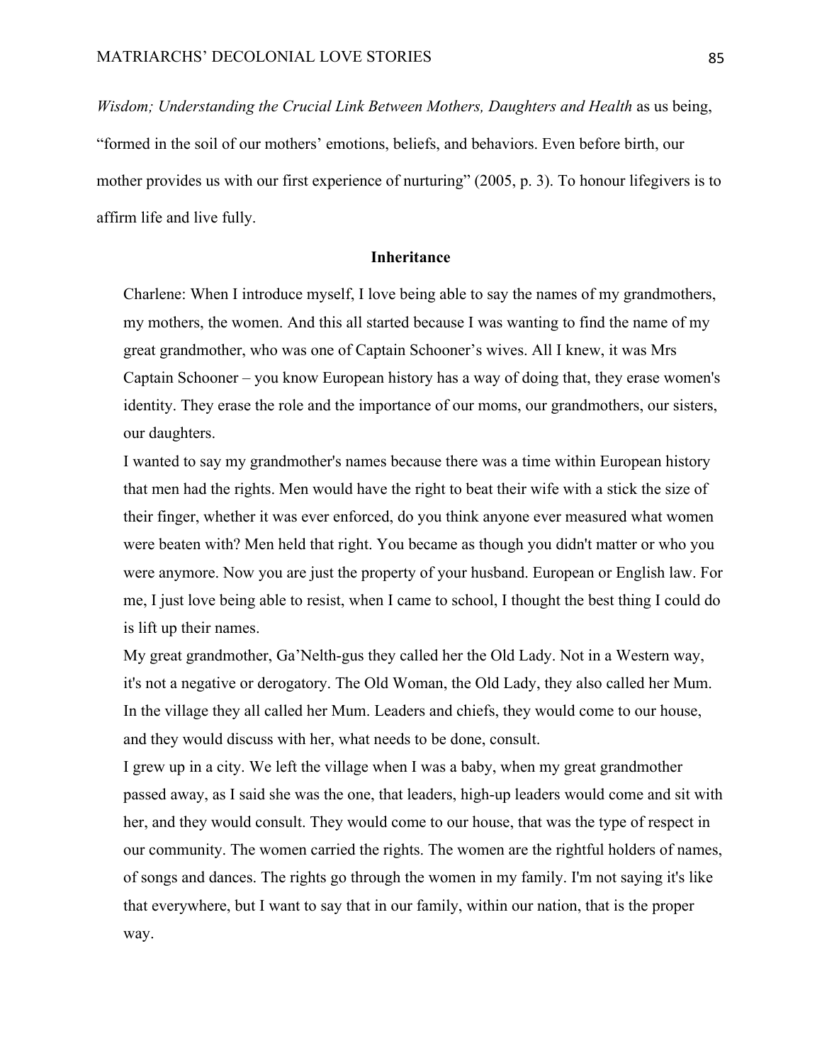*Wisdom; Understanding the Crucial Link Between Mothers, Daughters and Health* as us being, "formed in the soil of our mothers' emotions, beliefs, and behaviors. Even before birth, our mother provides us with our first experience of nurturing" (2005, p. 3). To honour lifegivers is to affirm life and live fully.

## Inheritance

> Charlene: When I introduce myself, I love being able to say the names of my grandmothers, my mothers, the women. And this all started because I was wanting to find the name of my great grandmother, who was one of Captain Schooner's wives. All I knew, it was Mrs Captain Schooner – you know European history has a way of doing that, they erase women's identity. They erase the role and the importance of our moms, our grandmothers, our sisters, our daughters.
>
> I wanted to say my grandmother's names because there was a time within European history that men had the rights. Men would have the right to beat their wife with a stick the size of their finger, whether it was ever enforced, do you think anyone ever measured what women were beaten with? Men held that right. You became as though you didn't matter or who you were anymore. Now you are just the property of your husband. European or English law. For me, I just love being able to resist, when I came to school, I thought the best thing I could do is lift up their names.
>
> My great grandmother, Ga'Nelth-gus they called her the Old Lady. Not in a Western way, it's not a negative or derogatory. The Old Woman, the Old Lady, they also called her Mum. In the village they all called her Mum. Leaders and chiefs, they would come to our house, and they would discuss with her, what needs to be done, consult.
>
> I grew up in a city. We left the village when I was a baby, when my great grandmother passed away, as I said she was the one, that leaders, high-up leaders would come and sit with her, and they would consult. They would come to our house, that was the type of respect in our community. The women carried the rights. The women are the rightful holders of names, of songs and dances. The rights go through the women in my family. I'm not saying it's like that everywhere, but I want to say that in our family, within our nation, that is the proper way.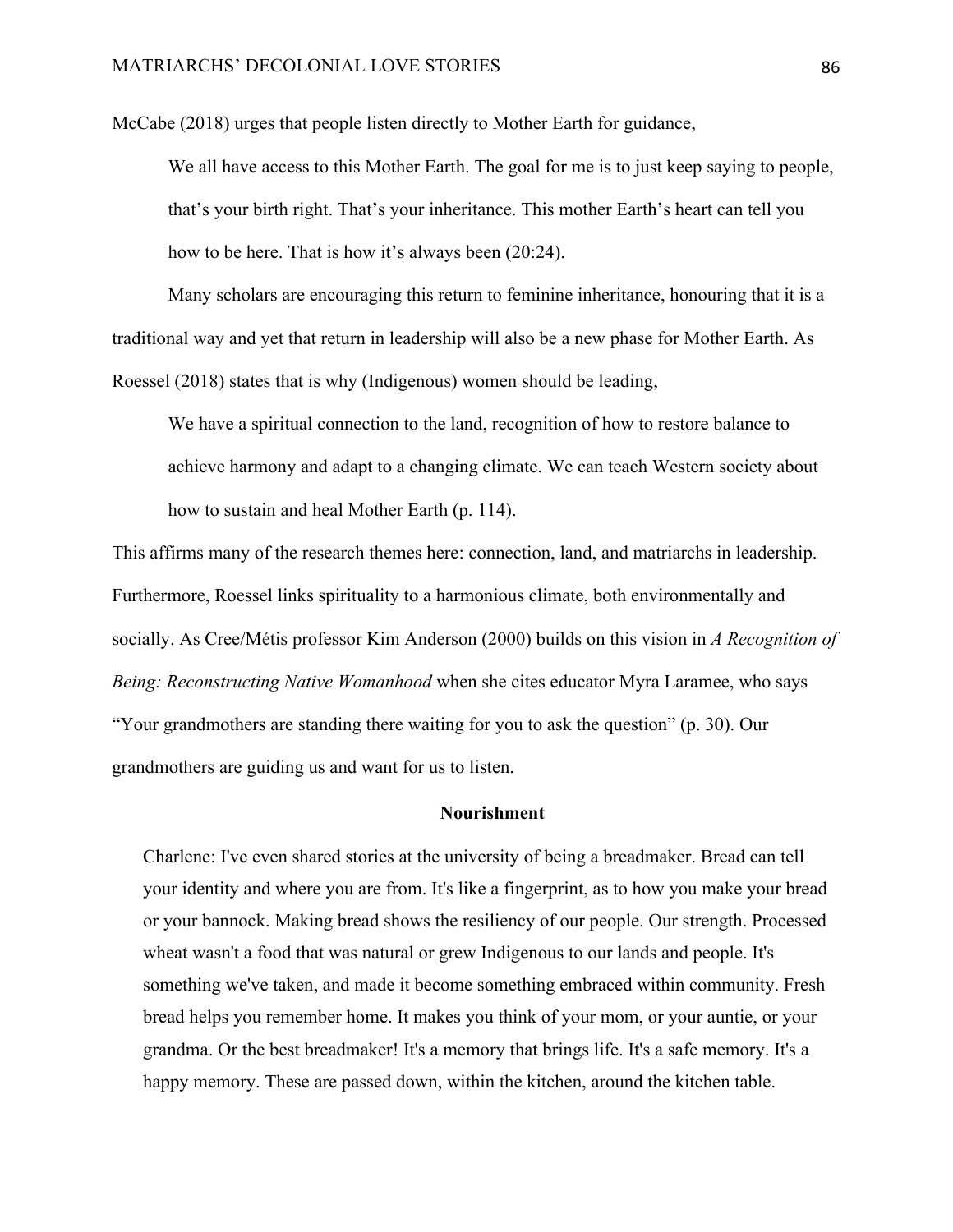McCabe (2018) urges that people listen directly to Mother Earth for guidance,

> We all have access to this Mother Earth. The goal for me is to just keep saying to people, that's your birth right. That's your inheritance. This mother Earth's heart can tell you how to be here. That is how it's always been (20:24).

Many scholars are encouraging this return to feminine inheritance, honouring that it is a traditional way and yet that return in leadership will also be a new phase for Mother Earth. As Roessel (2018) states that is why (Indigenous) women should be leading,

> We have a spiritual connection to the land, recognition of how to restore balance to achieve harmony and adapt to a changing climate. We can teach Western society about how to sustain and heal Mother Earth (p. 114).

This affirms many of the research themes here: connection, land, and matriarchs in leadership. Furthermore, Roessel links spirituality to a harmonious climate, both environmentally and socially. As Cree/Métis professor Kim Anderson (2000) builds on this vision in *A Recognition of Being: Reconstructing Native Womanhood* when she cites educator Myra Laramee, who says "Your grandmothers are standing there waiting for you to ask the question" (p. 30). Our grandmothers are guiding us and want for us to listen.

## Nourishment

> Charlene: I've even shared stories at the university of being a breadmaker. Bread can tell your identity and where you are from. It's like a fingerprint, as to how you make your bread or your bannock. Making bread shows the resiliency of our people. Our strength. Processed wheat wasn't a food that was natural or grew Indigenous to our lands and people. It's something we've taken, and made it become something embraced within community. Fresh bread helps you remember home. It makes you think of your mom, or your auntie, or your grandma. Or the best breadmaker! It's a memory that brings life. It's a safe memory. It's a happy memory. These are passed down, within the kitchen, around the kitchen table.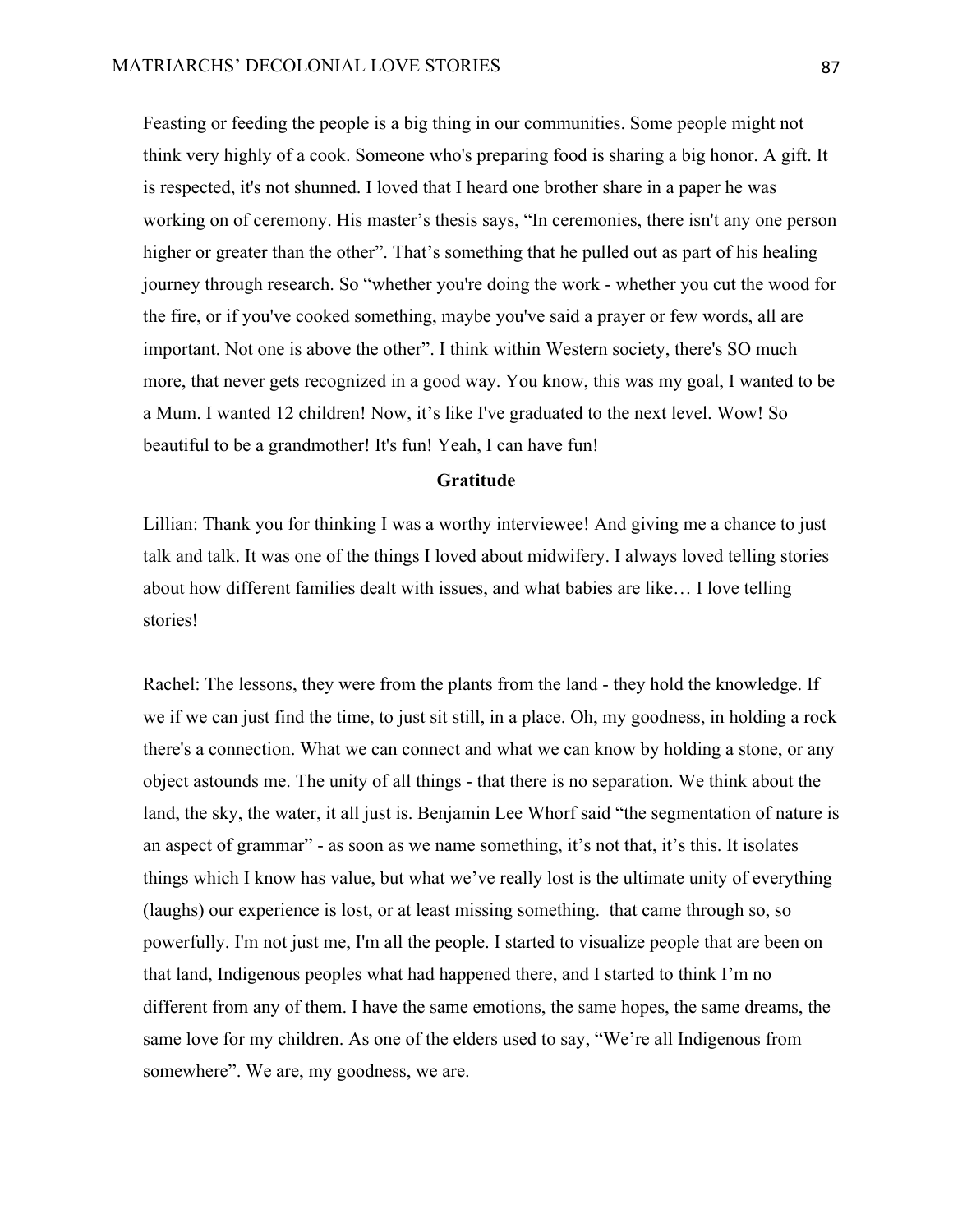Feasting or feeding the people is a big thing in our communities. Some people might not think very highly of a cook. Someone who's preparing food is sharing a big honor. A gift. It is respected, it's not shunned. I loved that I heard one brother share in a paper he was working on of ceremony. His master's thesis says, "In ceremonies, there isn't any one person higher or greater than the other". That's something that he pulled out as part of his healing journey through research. So "whether you're doing the work - whether you cut the wood for the fire, or if you've cooked something, maybe you've said a prayer or few words, all are important. Not one is above the other". I think within Western society, there's SO much more, that never gets recognized in a good way. You know, this was my goal, I wanted to be a Mum. I wanted 12 children! Now, it's like I've graduated to the next level. Wow! So beautiful to be a grandmother! It's fun! Yeah, I can have fun!

**Gratitude**

Lillian: Thank you for thinking I was a worthy interviewee! And giving me a chance to just talk and talk. It was one of the things I loved about midwifery. I always loved telling stories about how different families dealt with issues, and what babies are like… I love telling stories!

Rachel: The lessons, they were from the plants from the land - they hold the knowledge. If we if we can just find the time, to just sit still, in a place. Oh, my goodness, in holding a rock there's a connection. What we can connect and what we can know by holding a stone, or any object astounds me. The unity of all things - that there is no separation. We think about the land, the sky, the water, it all just is. Benjamin Lee Whorf said "the segmentation of nature is an aspect of grammar" - as soon as we name something, it's not that, it's this. It isolates things which I know has value, but what we've really lost is the ultimate unity of everything (laughs) our experience is lost, or at least missing something. that came through so, so powerfully. I'm not just me, I'm all the people. I started to visualize people that are been on that land, Indigenous peoples what had happened there, and I started to think I'm no different from any of them. I have the same emotions, the same hopes, the same dreams, the same love for my children. As one of the elders used to say, "We're all Indigenous from somewhere". We are, my goodness, we are.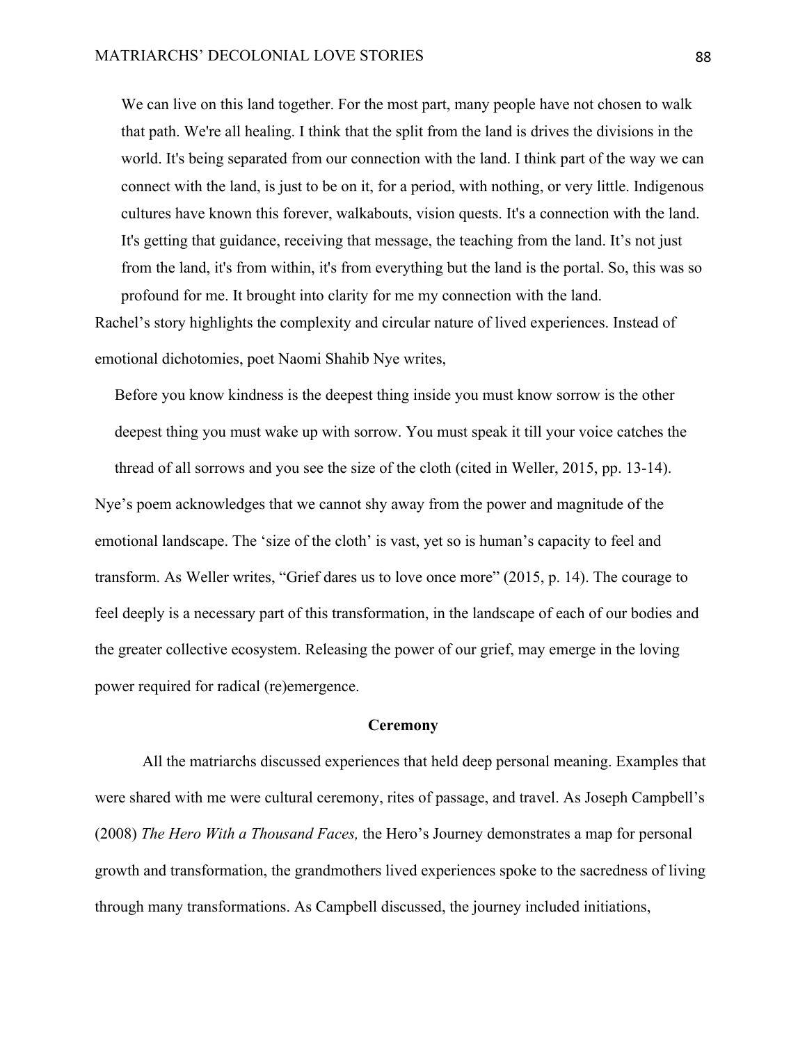> We can live on this land together. For the most part, many people have not chosen to walk that path. We're all healing. I think that the split from the land is drives the divisions in the world. It's being separated from our connection with the land. I think part of the way we can connect with the land, is just to be on it, for a period, with nothing, or very little. Indigenous cultures have known this forever, walkabouts, vision quests. It's a connection with the land. It's getting that guidance, receiving that message, the teaching from the land. It's not just from the land, it's from within, it's from everything but the land is the portal. So, this was so profound for me. It brought into clarity for me my connection with the land.

Rachel's story highlights the complexity and circular nature of lived experiences. Instead of emotional dichotomies, poet Naomi Shahib Nye writes,

> Before you know kindness is the deepest thing inside you must know sorrow is the other deepest thing you must wake up with sorrow. You must speak it till your voice catches the thread of all sorrows and you see the size of the cloth (cited in Weller, 2015, pp. 13-14).

Nye's poem acknowledges that we cannot shy away from the power and magnitude of the emotional landscape. The 'size of the cloth' is vast, yet so is human's capacity to feel and transform. As Weller writes, "Grief dares us to love once more" (2015, p. 14). The courage to feel deeply is a necessary part of this transformation, in the landscape of each of our bodies and the greater collective ecosystem. Releasing the power of our grief, may emerge in the loving power required for radical (re)emergence.

### Ceremony

All the matriarchs discussed experiences that held deep personal meaning. Examples that were shared with me were cultural ceremony, rites of passage, and travel. As Joseph Campbell's (2008) *The Hero With a Thousand Faces,* the Hero's Journey demonstrates a map for personal growth and transformation, the grandmothers lived experiences spoke to the sacredness of living through many transformations. As Campbell discussed, the journey included initiations,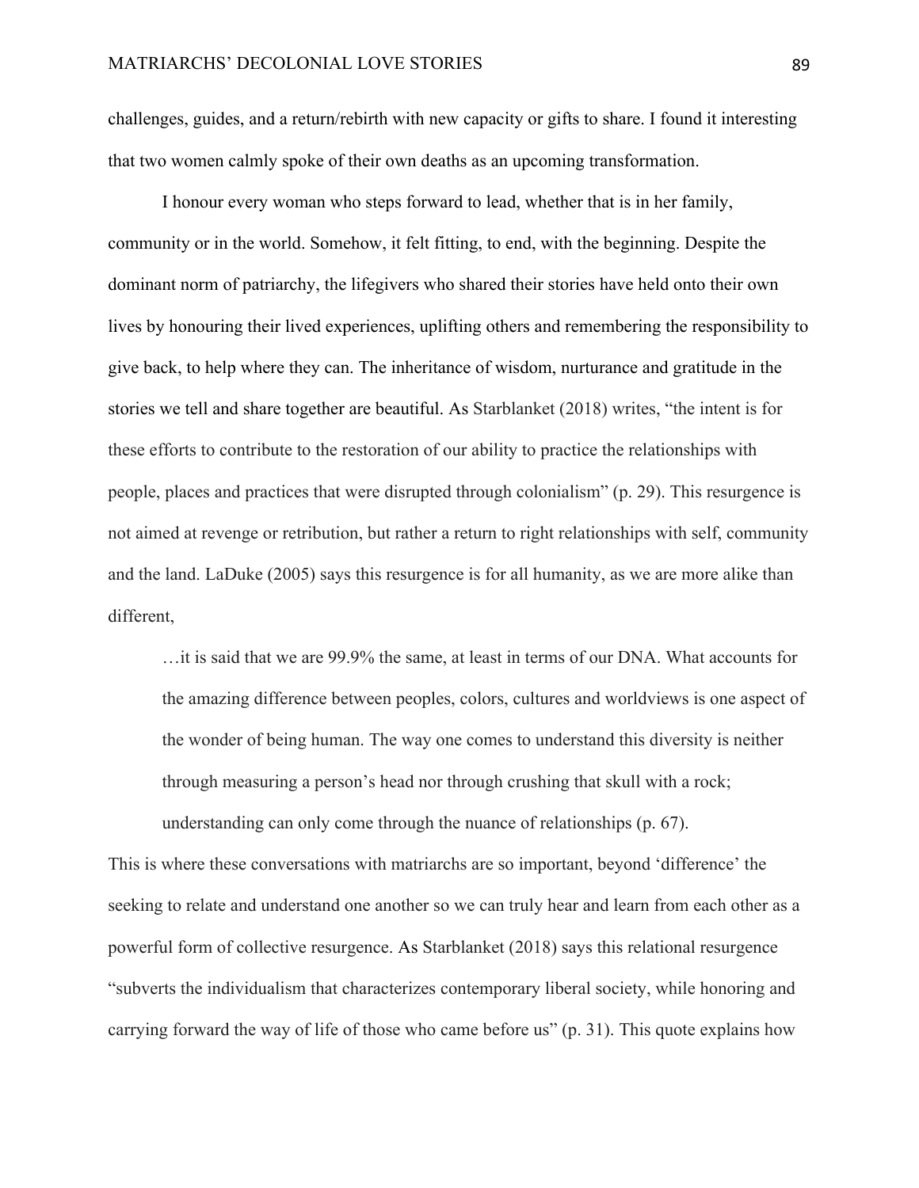challenges, guides, and a return/rebirth with new capacity or gifts to share. I found it interesting that two women calmly spoke of their own deaths as an upcoming transformation.

I honour every woman who steps forward to lead, whether that is in her family, community or in the world. Somehow, it felt fitting, to end, with the beginning. Despite the dominant norm of patriarchy, the lifegivers who shared their stories have held onto their own lives by honouring their lived experiences, uplifting others and remembering the responsibility to give back, to help where they can. The inheritance of wisdom, nurturance and gratitude in the stories we tell and share together are beautiful. As Starblanket (2018) writes, "the intent is for these efforts to contribute to the restoration of our ability to practice the relationships with people, places and practices that were disrupted through colonialism" (p. 29). This resurgence is not aimed at revenge or retribution, but rather a return to right relationships with self, community and the land. LaDuke (2005) says this resurgence is for all humanity, as we are more alike than different,

> …it is said that we are 99.9% the same, at least in terms of our DNA. What accounts for the amazing difference between peoples, colors, cultures and worldviews is one aspect of the wonder of being human. The way one comes to understand this diversity is neither through measuring a person's head nor through crushing that skull with a rock; understanding can only come through the nuance of relationships (p. 67).

This is where these conversations with matriarchs are so important, beyond 'difference' the seeking to relate and understand one another so we can truly hear and learn from each other as a powerful form of collective resurgence. As Starblanket (2018) says this relational resurgence "subverts the individualism that characterizes contemporary liberal society, while honoring and carrying forward the way of life of those who came before us" (p. 31). This quote explains how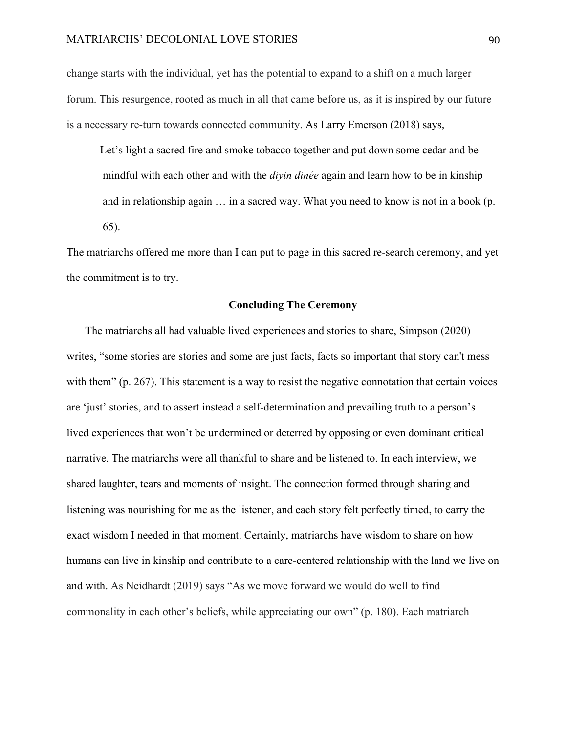change starts with the individual, yet has the potential to expand to a shift on a much larger forum. This resurgence, rooted as much in all that came before us, as it is inspired by our future is a necessary re-turn towards connected community. As Larry Emerson (2018) says,

> Let's light a sacred fire and smoke tobacco together and put down some cedar and be mindful with each other and with the *diyin dinée* again and learn how to be in kinship and in relationship again … in a sacred way. What you need to know is not in a book (p. 65).

The matriarchs offered me more than I can put to page in this sacred re-search ceremony, and yet the commitment is to try.

## Concluding The Ceremony

The matriarchs all had valuable lived experiences and stories to share, Simpson (2020) writes, "some stories are stories and some are just facts, facts so important that story can't mess with them" (p. 267). This statement is a way to resist the negative connotation that certain voices are 'just' stories, and to assert instead a self-determination and prevailing truth to a person's lived experiences that won't be undermined or deterred by opposing or even dominant critical narrative. The matriarchs were all thankful to share and be listened to. In each interview, we shared laughter, tears and moments of insight. The connection formed through sharing and listening was nourishing for me as the listener, and each story felt perfectly timed, to carry the exact wisdom I needed in that moment. Certainly, matriarchs have wisdom to share on how humans can live in kinship and contribute to a care-centered relationship with the land we live on and with. As Neidhardt (2019) says "As we move forward we would do well to find commonality in each other's beliefs, while appreciating our own" (p. 180). Each matriarch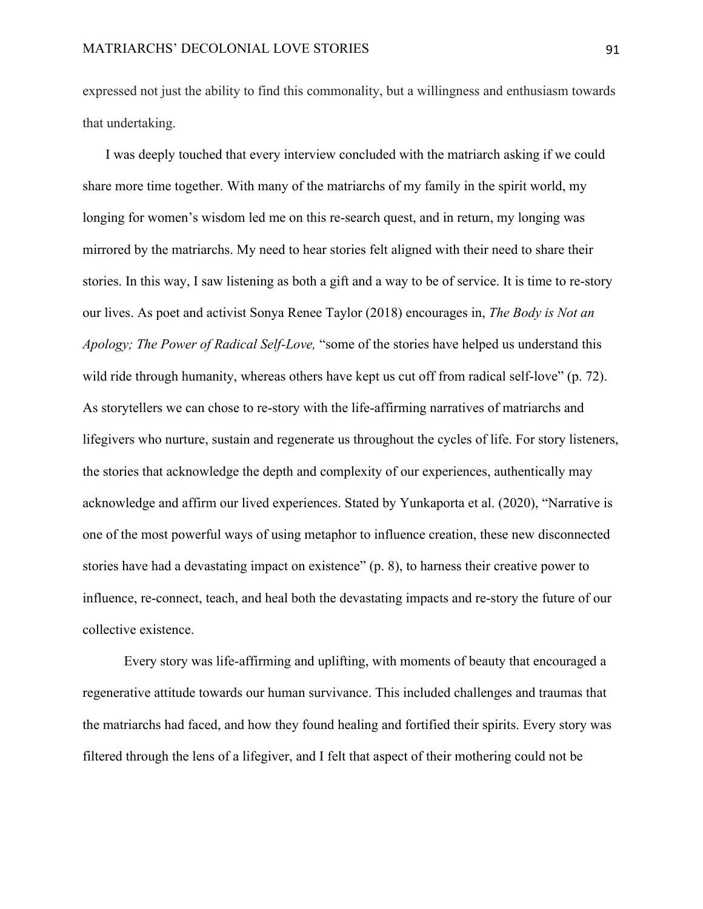expressed not just the ability to find this commonality, but a willingness and enthusiasm towards that undertaking.

I was deeply touched that every interview concluded with the matriarch asking if we could share more time together. With many of the matriarchs of my family in the spirit world, my longing for women's wisdom led me on this re-search quest, and in return, my longing was mirrored by the matriarchs. My need to hear stories felt aligned with their need to share their stories. In this way, I saw listening as both a gift and a way to be of service. It is time to re-story our lives. As poet and activist Sonya Renee Taylor (2018) encourages in, *The Body is Not an Apology; The Power of Radical Self-Love,* "some of the stories have helped us understand this wild ride through humanity, whereas others have kept us cut off from radical self-love" (p. 72). As storytellers we can chose to re-story with the life-affirming narratives of matriarchs and lifegivers who nurture, sustain and regenerate us throughout the cycles of life. For story listeners, the stories that acknowledge the depth and complexity of our experiences, authentically may acknowledge and affirm our lived experiences. Stated by Yunkaporta et al. (2020), "Narrative is one of the most powerful ways of using metaphor to influence creation, these new disconnected stories have had a devastating impact on existence" (p. 8), to harness their creative power to influence, re-connect, teach, and heal both the devastating impacts and re-story the future of our collective existence.

Every story was life-affirming and uplifting, with moments of beauty that encouraged a regenerative attitude towards our human survivance. This included challenges and traumas that the matriarchs had faced, and how they found healing and fortified their spirits. Every story was filtered through the lens of a lifegiver, and I felt that aspect of their mothering could not be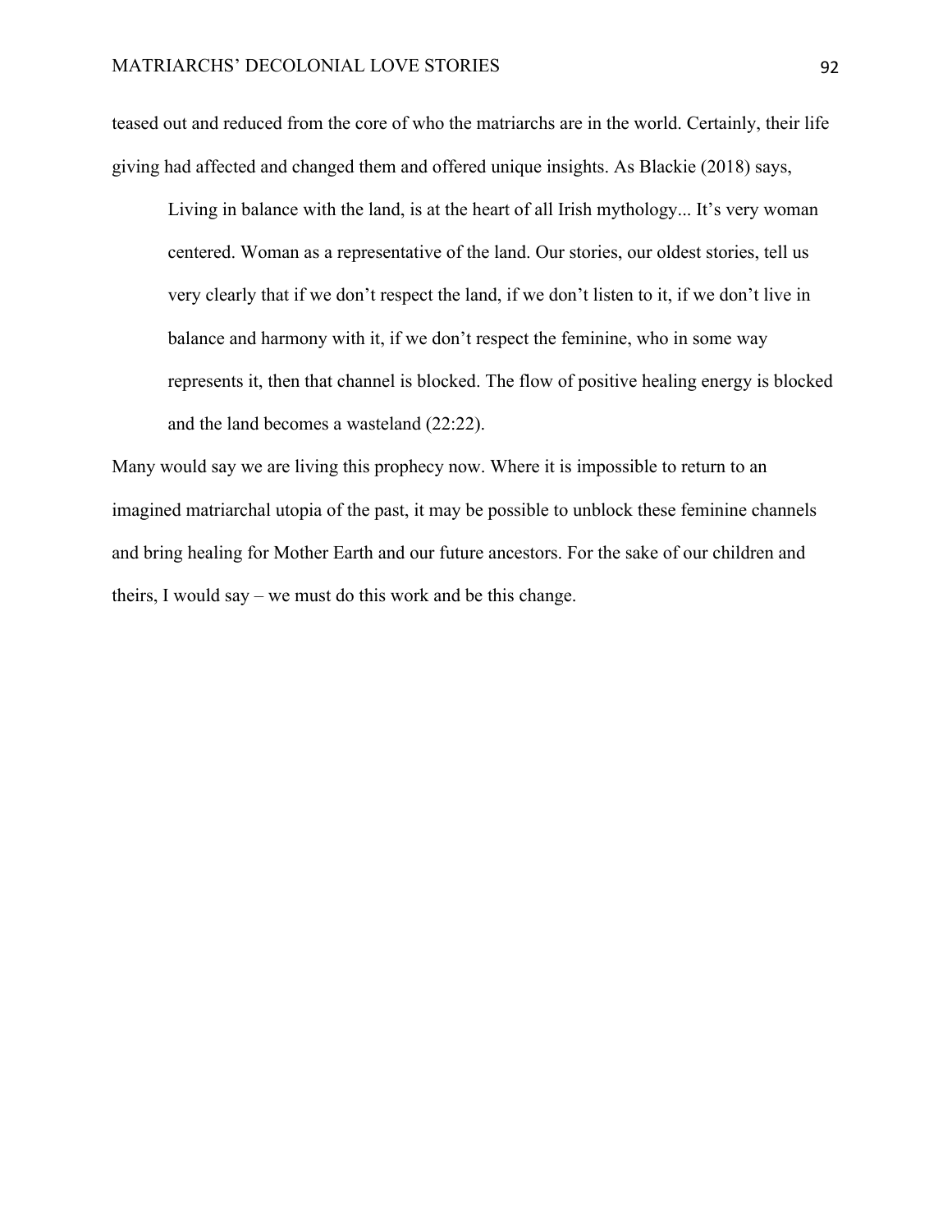teased out and reduced from the core of who the matriarchs are in the world. Certainly, their life giving had affected and changed them and offered unique insights. As Blackie (2018) says,

> Living in balance with the land, is at the heart of all Irish mythology... It's very woman centered. Woman as a representative of the land. Our stories, our oldest stories, tell us very clearly that if we don't respect the land, if we don't listen to it, if we don't live in balance and harmony with it, if we don't respect the feminine, who in some way represents it, then that channel is blocked. The flow of positive healing energy is blocked and the land becomes a wasteland (22:22).

Many would say we are living this prophecy now. Where it is impossible to return to an imagined matriarchal utopia of the past, it may be possible to unblock these feminine channels and bring healing for Mother Earth and our future ancestors. For the sake of our children and theirs, I would say – we must do this work and be this change.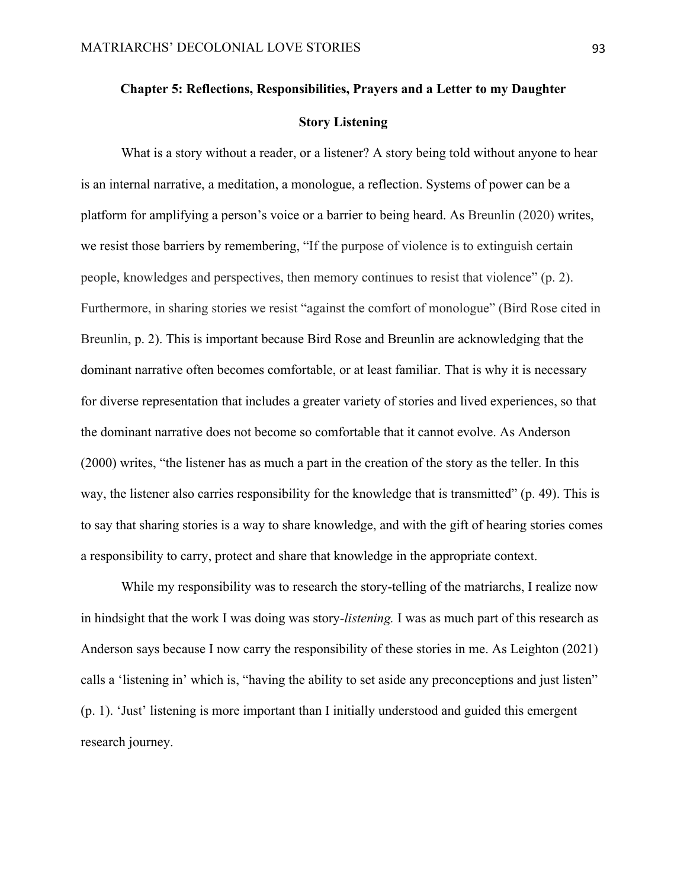# Chapter 5: Reflections, Responsibilities, Prayers and a Letter to my Daughter

## Story Listening

What is a story without a reader, or a listener? A story being told without anyone to hear is an internal narrative, a meditation, a monologue, a reflection. Systems of power can be a platform for amplifying a person's voice or a barrier to being heard. As Breunlin (2020) writes, we resist those barriers by remembering, "If the purpose of violence is to extinguish certain people, knowledges and perspectives, then memory continues to resist that violence" (p. 2). Furthermore, in sharing stories we resist "against the comfort of monologue" (Bird Rose cited in Breunlin, p. 2). This is important because Bird Rose and Breunlin are acknowledging that the dominant narrative often becomes comfortable, or at least familiar. That is why it is necessary for diverse representation that includes a greater variety of stories and lived experiences, so that the dominant narrative does not become so comfortable that it cannot evolve. As Anderson (2000) writes, "the listener has as much a part in the creation of the story as the teller. In this way, the listener also carries responsibility for the knowledge that is transmitted" (p. 49). This is to say that sharing stories is a way to share knowledge, and with the gift of hearing stories comes a responsibility to carry, protect and share that knowledge in the appropriate context.

While my responsibility was to research the story-telling of the matriarchs, I realize now in hindsight that the work I was doing was story-*listening.* I was as much part of this research as Anderson says because I now carry the responsibility of these stories in me. As Leighton (2021) calls a 'listening in' which is, "having the ability to set aside any preconceptions and just listen" (p. 1). 'Just' listening is more important than I initially understood and guided this emergent research journey.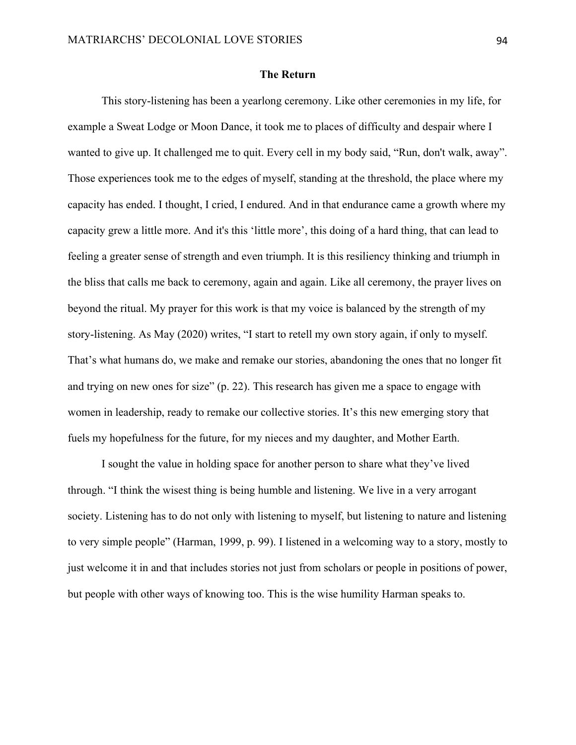## The Return

This story-listening has been a yearlong ceremony. Like other ceremonies in my life, for example a Sweat Lodge or Moon Dance, it took me to places of difficulty and despair where I wanted to give up. It challenged me to quit. Every cell in my body said, "Run, don't walk, away". Those experiences took me to the edges of myself, standing at the threshold, the place where my capacity has ended. I thought, I cried, I endured. And in that endurance came a growth where my capacity grew a little more. And it's this 'little more', this doing of a hard thing, that can lead to feeling a greater sense of strength and even triumph. It is this resiliency thinking and triumph in the bliss that calls me back to ceremony, again and again. Like all ceremony, the prayer lives on beyond the ritual. My prayer for this work is that my voice is balanced by the strength of my story-listening. As May (2020) writes, "I start to retell my own story again, if only to myself. That's what humans do, we make and remake our stories, abandoning the ones that no longer fit and trying on new ones for size" (p. 22). This research has given me a space to engage with women in leadership, ready to remake our collective stories. It's this new emerging story that fuels my hopefulness for the future, for my nieces and my daughter, and Mother Earth.

I sought the value in holding space for another person to share what they've lived through. "I think the wisest thing is being humble and listening. We live in a very arrogant society. Listening has to do not only with listening to myself, but listening to nature and listening to very simple people" (Harman, 1999, p. 99). I listened in a welcoming way to a story, mostly to just welcome it in and that includes stories not just from scholars or people in positions of power, but people with other ways of knowing too. This is the wise humility Harman speaks to.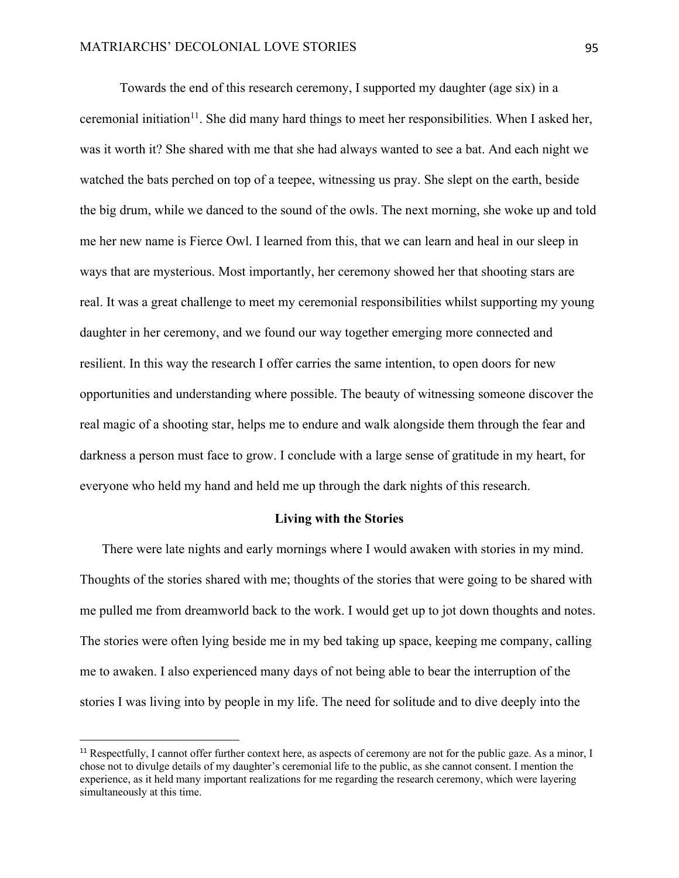Towards the end of this research ceremony, I supported my daughter (age six) in a ceremonial initiation[11]. She did many hard things to meet her responsibilities. When I asked her, was it worth it? She shared with me that she had always wanted to see a bat. And each night we watched the bats perched on top of a teepee, witnessing us pray. She slept on the earth, beside the big drum, while we danced to the sound of the owls. The next morning, she woke up and told me her new name is Fierce Owl. I learned from this, that we can learn and heal in our sleep in ways that are mysterious. Most importantly, her ceremony showed her that shooting stars are real. It was a great challenge to meet my ceremonial responsibilities whilst supporting my young daughter in her ceremony, and we found our way together emerging more connected and resilient. In this way the research I offer carries the same intention, to open doors for new opportunities and understanding where possible. The beauty of witnessing someone discover the real magic of a shooting star, helps me to endure and walk alongside them through the fear and darkness a person must face to grow. I conclude with a large sense of gratitude in my heart, for everyone who held my hand and held me up through the dark nights of this research.

### Living with the Stories

There were late nights and early mornings where I would awaken with stories in my mind. Thoughts of the stories shared with me; thoughts of the stories that were going to be shared with me pulled me from dreamworld back to the work. I would get up to jot down thoughts and notes. The stories were often lying beside me in my bed taking up space, keeping me company, calling me to awaken. I also experienced many days of not being able to bear the interruption of the stories I was living into by people in my life. The need for solitude and to dive deeply into the

---

[11] Respectfully, I cannot offer further context here, as aspects of ceremony are not for the public gaze. As a minor, I chose not to divulge details of my daughter's ceremonial life to the public, as she cannot consent. I mention the experience, as it held many important realizations for me regarding the research ceremony, which were layering simultaneously at this time.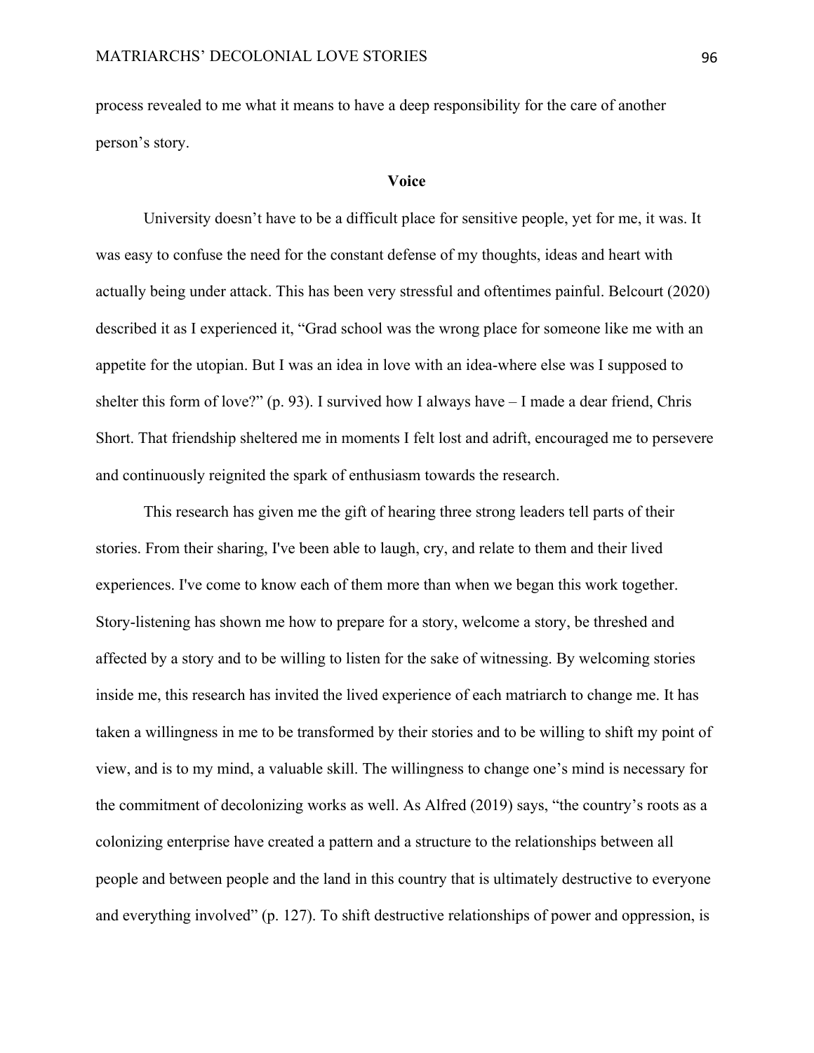process revealed to me what it means to have a deep responsibility for the care of another person's story.

## Voice

University doesn't have to be a difficult place for sensitive people, yet for me, it was. It was easy to confuse the need for the constant defense of my thoughts, ideas and heart with actually being under attack. This has been very stressful and oftentimes painful. Belcourt (2020) described it as I experienced it, "Grad school was the wrong place for someone like me with an appetite for the utopian. But I was an idea in love with an idea-where else was I supposed to shelter this form of love?" (p. 93). I survived how I always have – I made a dear friend, Chris Short. That friendship sheltered me in moments I felt lost and adrift, encouraged me to persevere and continuously reignited the spark of enthusiasm towards the research.

This research has given me the gift of hearing three strong leaders tell parts of their stories. From their sharing, I've been able to laugh, cry, and relate to them and their lived experiences. I've come to know each of them more than when we began this work together. Story-listening has shown me how to prepare for a story, welcome a story, be threshed and affected by a story and to be willing to listen for the sake of witnessing. By welcoming stories inside me, this research has invited the lived experience of each matriarch to change me. It has taken a willingness in me to be transformed by their stories and to be willing to shift my point of view, and is to my mind, a valuable skill. The willingness to change one's mind is necessary for the commitment of decolonizing works as well. As Alfred (2019) says, "the country's roots as a colonizing enterprise have created a pattern and a structure to the relationships between all people and between people and the land in this country that is ultimately destructive to everyone and everything involved" (p. 127). To shift destructive relationships of power and oppression, is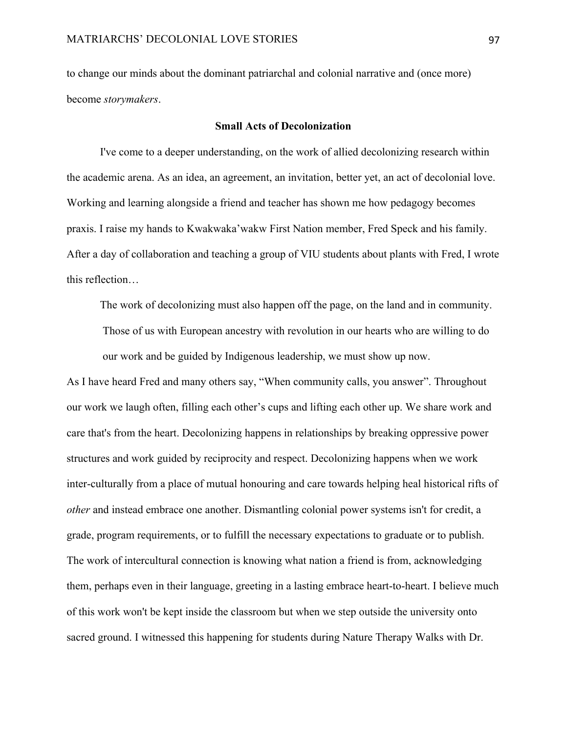to change our minds about the dominant patriarchal and colonial narrative and (once more) become *storymakers*.

## Small Acts of Decolonization

I've come to a deeper understanding, on the work of allied decolonizing research within the academic arena. As an idea, an agreement, an invitation, better yet, an act of decolonial love. Working and learning alongside a friend and teacher has shown me how pedagogy becomes praxis. I raise my hands to Kwakwaka'wakw First Nation member, Fred Speck and his family. After a day of collaboration and teaching a group of VIU students about plants with Fred, I wrote this reflection…

> The work of decolonizing must also happen off the page, on the land and in community. Those of us with European ancestry with revolution in our hearts who are willing to do our work and be guided by Indigenous leadership, we must show up now.

As I have heard Fred and many others say, "When community calls, you answer". Throughout our work we laugh often, filling each other's cups and lifting each other up. We share work and care that's from the heart. Decolonizing happens in relationships by breaking oppressive power structures and work guided by reciprocity and respect. Decolonizing happens when we work inter-culturally from a place of mutual honouring and care towards helping heal historical rifts of *other* and instead embrace one another. Dismantling colonial power systems isn't for credit, a grade, program requirements, or to fulfill the necessary expectations to graduate or to publish. The work of intercultural connection is knowing what nation a friend is from, acknowledging them, perhaps even in their language, greeting in a lasting embrace heart-to-heart. I believe much of this work won't be kept inside the classroom but when we step outside the university onto sacred ground. I witnessed this happening for students during Nature Therapy Walks with Dr.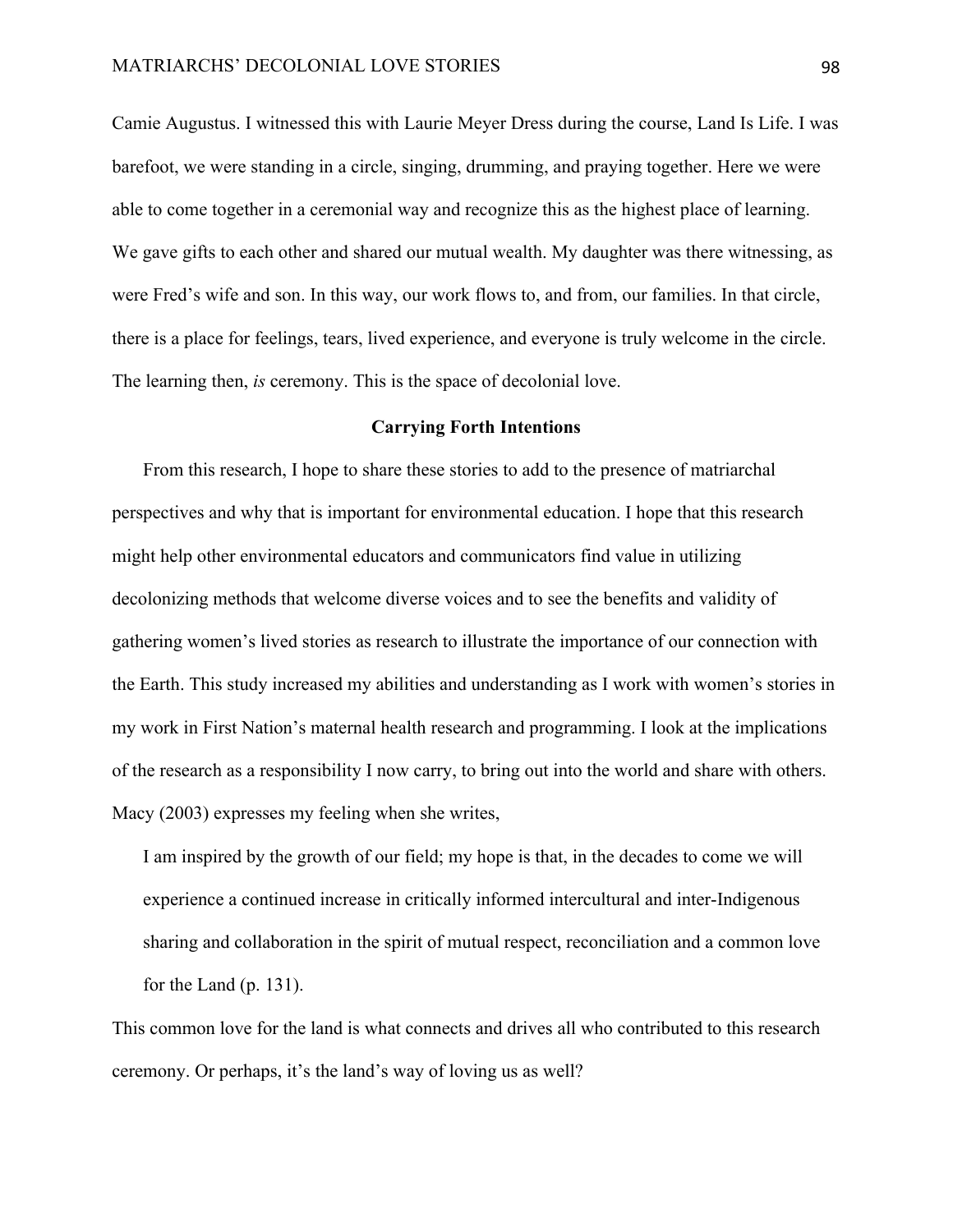Camie Augustus. I witnessed this with Laurie Meyer Dress during the course, Land Is Life. I was barefoot, we were standing in a circle, singing, drumming, and praying together. Here we were able to come together in a ceremonial way and recognize this as the highest place of learning. We gave gifts to each other and shared our mutual wealth. My daughter was there witnessing, as were Fred's wife and son. In this way, our work flows to, and from, our families. In that circle, there is a place for feelings, tears, lived experience, and everyone is truly welcome in the circle. The learning then, *is* ceremony. This is the space of decolonial love.

## Carrying Forth Intentions

From this research, I hope to share these stories to add to the presence of matriarchal perspectives and why that is important for environmental education. I hope that this research might help other environmental educators and communicators find value in utilizing decolonizing methods that welcome diverse voices and to see the benefits and validity of gathering women's lived stories as research to illustrate the importance of our connection with the Earth. This study increased my abilities and understanding as I work with women's stories in my work in First Nation's maternal health research and programming. I look at the implications of the research as a responsibility I now carry, to bring out into the world and share with others. Macy (2003) expresses my feeling when she writes,

> I am inspired by the growth of our field; my hope is that, in the decades to come we will experience a continued increase in critically informed intercultural and inter-Indigenous sharing and collaboration in the spirit of mutual respect, reconciliation and a common love for the Land (p. 131).

This common love for the land is what connects and drives all who contributed to this research ceremony. Or perhaps, it's the land's way of loving us as well?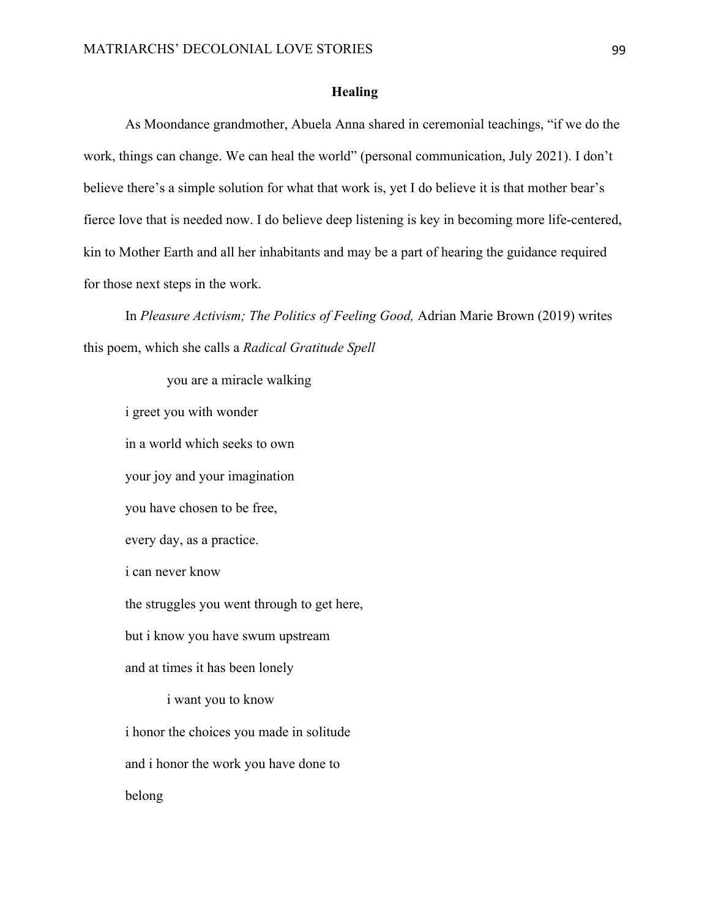**Healing**

As Moondance grandmother, Abuela Anna shared in ceremonial teachings, "if we do the work, things can change. We can heal the world" (personal communication, July 2021). I don't believe there's a simple solution for what that work is, yet I do believe it is that mother bear's fierce love that is needed now. I do believe deep listening is key in becoming more life-centered, kin to Mother Earth and all her inhabitants and may be a part of hearing the guidance required for those next steps in the work.

In *Pleasure Activism; The Politics of Feeling Good,* Adrian Marie Brown (2019) writes this poem, which she calls a *Radical Gratitude Spell*

> you are a miracle walking
>
> i greet you with wonder
>
> in a world which seeks to own
>
> your joy and your imagination
>
> you have chosen to be free,
>
> every day, as a practice.
>
> i can never know
>
> the struggles you went through to get here,
>
> but i know you have swum upstream
>
> and at times it has been lonely
>
> i want you to know
>
> i honor the choices you made in solitude
>
> and i honor the work you have done to
>
> belong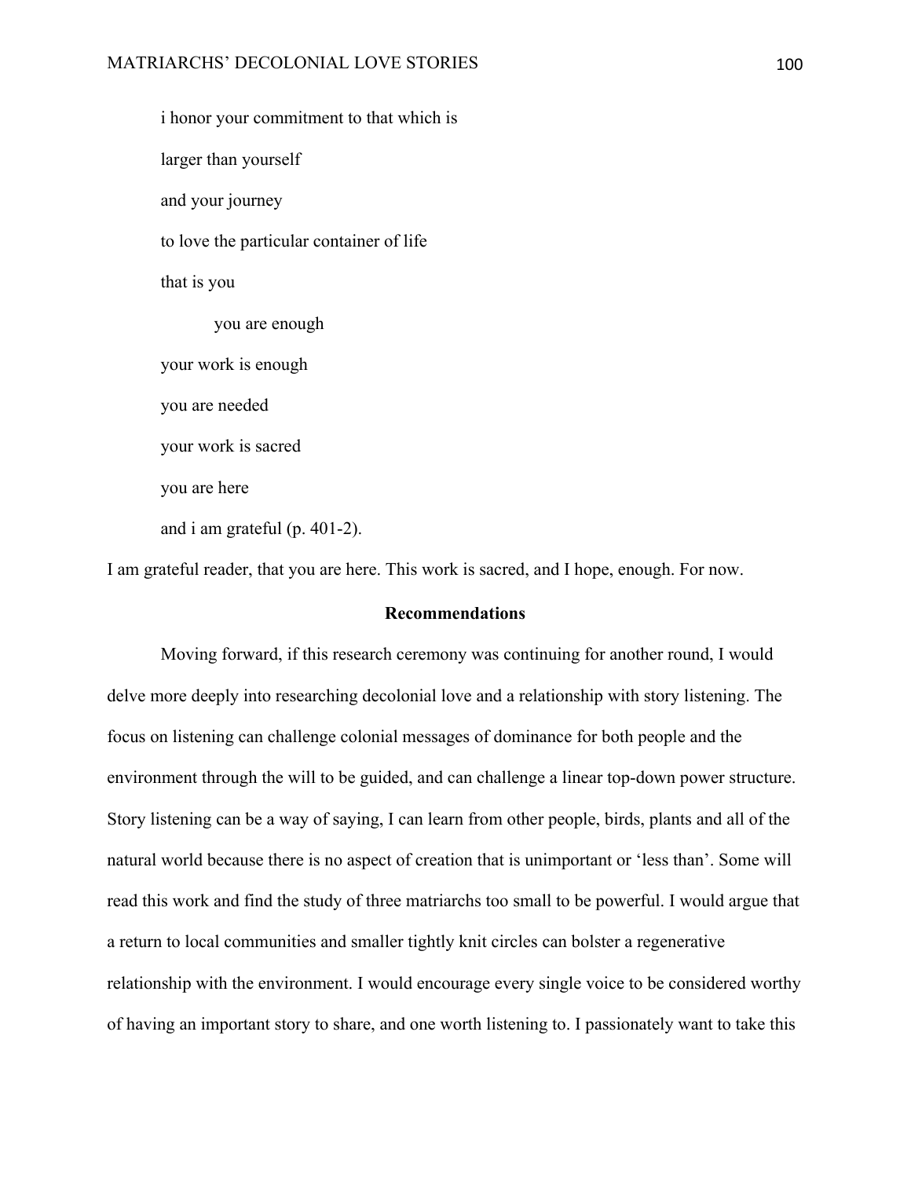i honor your commitment to that which is

larger than yourself

and your journey

to love the particular container of life

that is you

&nbsp;&nbsp;&nbsp;&nbsp;&nbsp;&nbsp;&nbsp;&nbsp;you are enough

your work is enough

you are needed

your work is sacred

you are here

and i am grateful (p. 401-2).

I am grateful reader, that you are here. This work is sacred, and I hope, enough. For now.

## Recommendations

Moving forward, if this research ceremony was continuing for another round, I would delve more deeply into researching decolonial love and a relationship with story listening. The focus on listening can challenge colonial messages of dominance for both people and the environment through the will to be guided, and can challenge a linear top-down power structure. Story listening can be a way of saying, I can learn from other people, birds, plants and all of the natural world because there is no aspect of creation that is unimportant or 'less than'. Some will read this work and find the study of three matriarchs too small to be powerful. I would argue that a return to local communities and smaller tightly knit circles can bolster a regenerative relationship with the environment. I would encourage every single voice to be considered worthy of having an important story to share, and one worth listening to. I passionately want to take this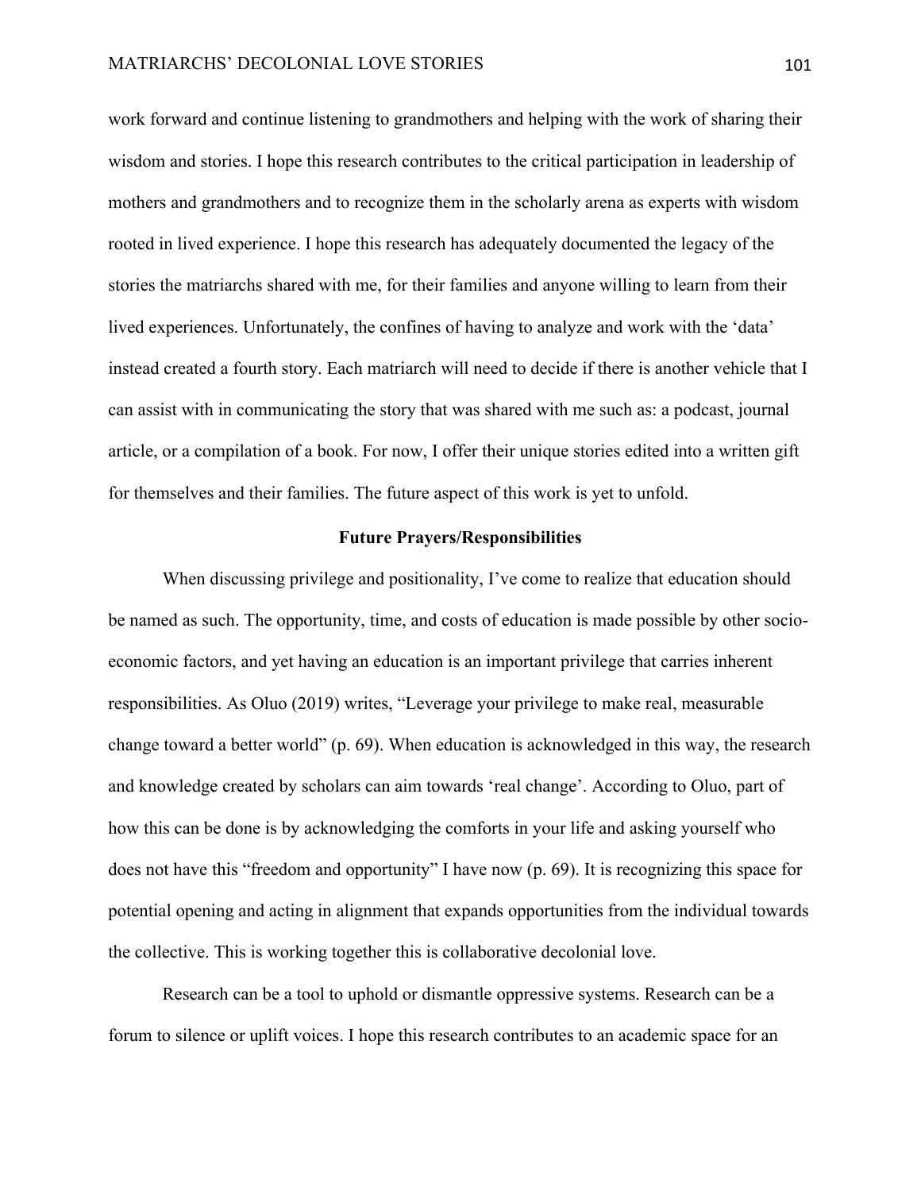work forward and continue listening to grandmothers and helping with the work of sharing their wisdom and stories. I hope this research contributes to the critical participation in leadership of mothers and grandmothers and to recognize them in the scholarly arena as experts with wisdom rooted in lived experience. I hope this research has adequately documented the legacy of the stories the matriarchs shared with me, for their families and anyone willing to learn from their lived experiences. Unfortunately, the confines of having to analyze and work with the 'data' instead created a fourth story. Each matriarch will need to decide if there is another vehicle that I can assist with in communicating the story that was shared with me such as: a podcast, journal article, or a compilation of a book. For now, I offer their unique stories edited into a written gift for themselves and their families. The future aspect of this work is yet to unfold.

## Future Prayers/Responsibilities

When discussing privilege and positionality, I've come to realize that education should be named as such. The opportunity, time, and costs of education is made possible by other socio-economic factors, and yet having an education is an important privilege that carries inherent responsibilities. As Oluo (2019) writes, "Leverage your privilege to make real, measurable change toward a better world" (p. 69). When education is acknowledged in this way, the research and knowledge created by scholars can aim towards 'real change'. According to Oluo, part of how this can be done is by acknowledging the comforts in your life and asking yourself who does not have this "freedom and opportunity" I have now (p. 69). It is recognizing this space for potential opening and acting in alignment that expands opportunities from the individual towards the collective. This is working together this is collaborative decolonial love.

Research can be a tool to uphold or dismantle oppressive systems. Research can be a forum to silence or uplift voices. I hope this research contributes to an academic space for an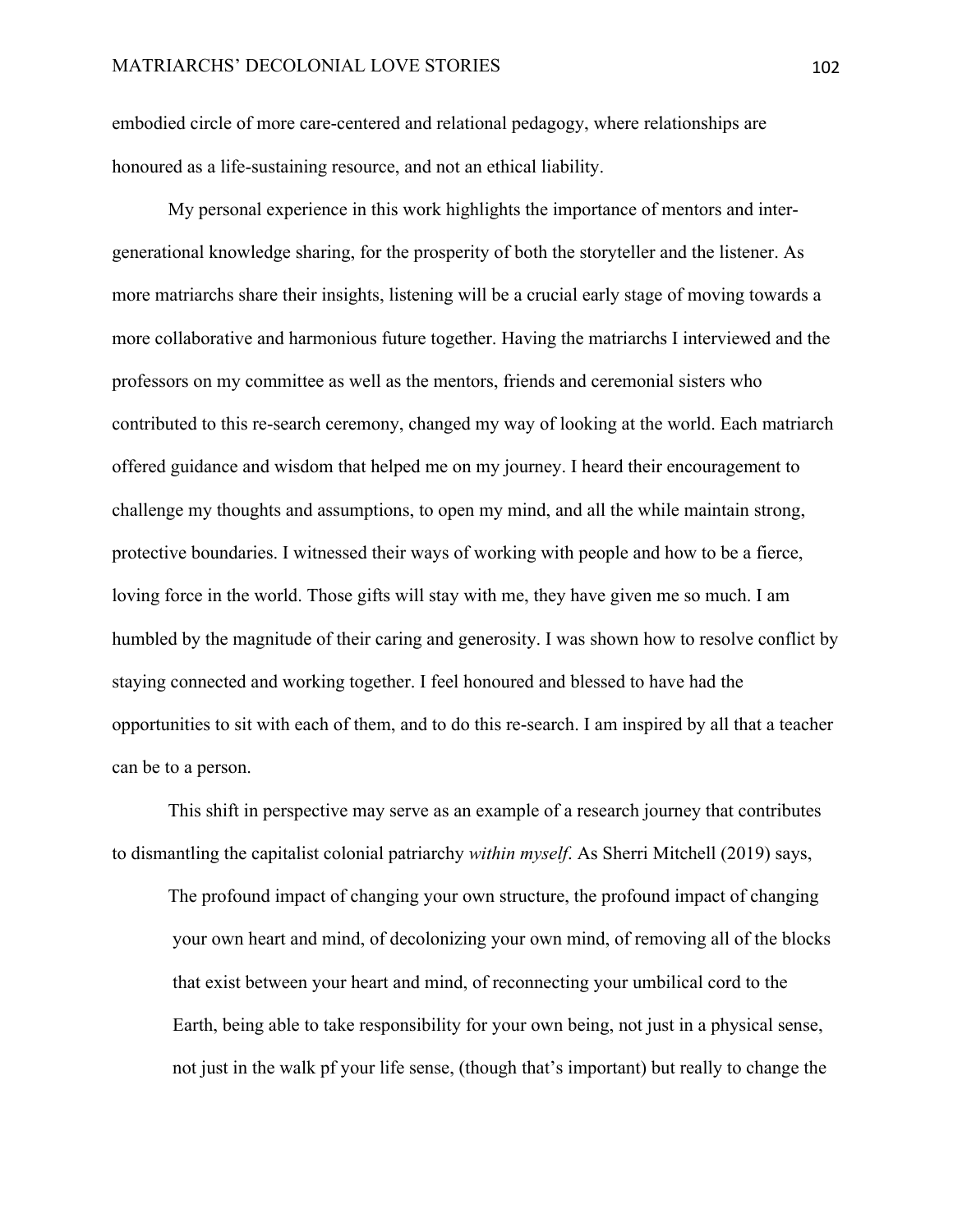embodied circle of more care-centered and relational pedagogy, where relationships are honoured as a life-sustaining resource, and not an ethical liability.

My personal experience in this work highlights the importance of mentors and inter-generational knowledge sharing, for the prosperity of both the storyteller and the listener. As more matriarchs share their insights, listening will be a crucial early stage of moving towards a more collaborative and harmonious future together. Having the matriarchs I interviewed and the professors on my committee as well as the mentors, friends and ceremonial sisters who contributed to this re-search ceremony, changed my way of looking at the world. Each matriarch offered guidance and wisdom that helped me on my journey. I heard their encouragement to challenge my thoughts and assumptions, to open my mind, and all the while maintain strong, protective boundaries. I witnessed their ways of working with people and how to be a fierce, loving force in the world. Those gifts will stay with me, they have given me so much. I am humbled by the magnitude of their caring and generosity. I was shown how to resolve conflict by staying connected and working together. I feel honoured and blessed to have had the opportunities to sit with each of them, and to do this re-search. I am inspired by all that a teacher can be to a person.

This shift in perspective may serve as an example of a research journey that contributes to dismantling the capitalist colonial patriarchy *within myself*. As Sherri Mitchell (2019) says,

> The profound impact of changing your own structure, the profound impact of changing your own heart and mind, of decolonizing your own mind, of removing all of the blocks that exist between your heart and mind, of reconnecting your umbilical cord to the Earth, being able to take responsibility for your own being, not just in a physical sense, not just in the walk pf your life sense, (though that's important) but really to change the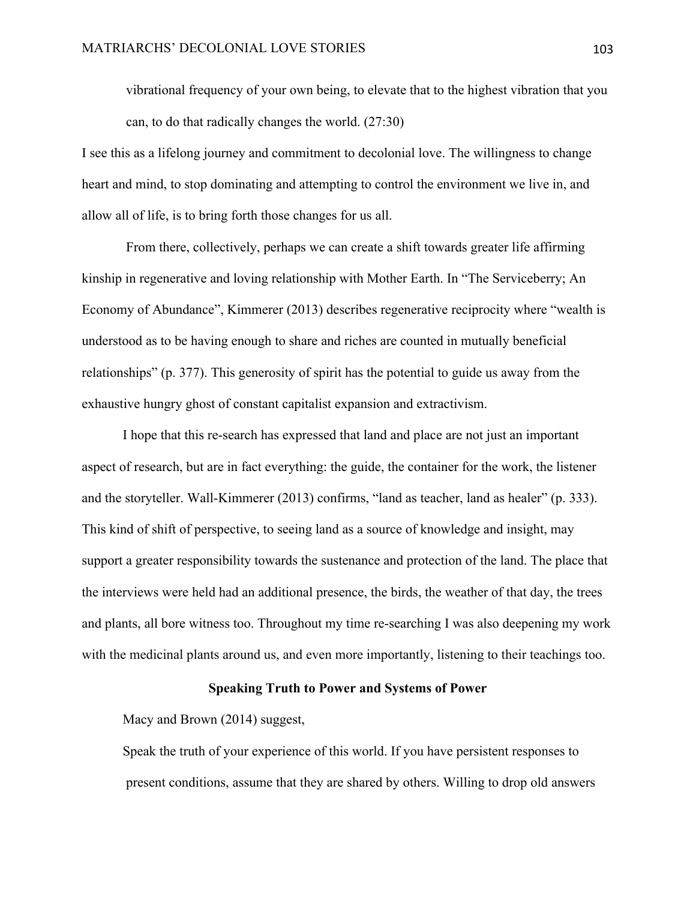> vibrational frequency of your own being, to elevate that to the highest vibration that you can, to do that radically changes the world. (27:30)

I see this as a lifelong journey and commitment to decolonial love. The willingness to change heart and mind, to stop dominating and attempting to control the environment we live in, and allow all of life, is to bring forth those changes for us all.

From there, collectively, perhaps we can create a shift towards greater life affirming kinship in regenerative and loving relationship with Mother Earth. In "The Serviceberry; An Economy of Abundance", Kimmerer (2013) describes regenerative reciprocity where "wealth is understood as to be having enough to share and riches are counted in mutually beneficial relationships" (p. 377). This generosity of spirit has the potential to guide us away from the exhaustive hungry ghost of constant capitalist expansion and extractivism.

I hope that this re-search has expressed that land and place are not just an important aspect of research, but are in fact everything: the guide, the container for the work, the listener and the storyteller. Wall-Kimmerer (2013) confirms, "land as teacher, land as healer" (p. 333). This kind of shift of perspective, to seeing land as a source of knowledge and insight, may support a greater responsibility towards the sustenance and protection of the land. The place that the interviews were held had an additional presence, the birds, the weather of that day, the trees and plants, all bore witness too. Throughout my time re-searching I was also deepening my work with the medicinal plants around us, and even more importantly, listening to their teachings too.

## Speaking Truth to Power and Systems of Power

Macy and Brown (2014) suggest,

> Speak the truth of your experience of this world. If you have persistent responses to present conditions, assume that they are shared by others. Willing to drop old answers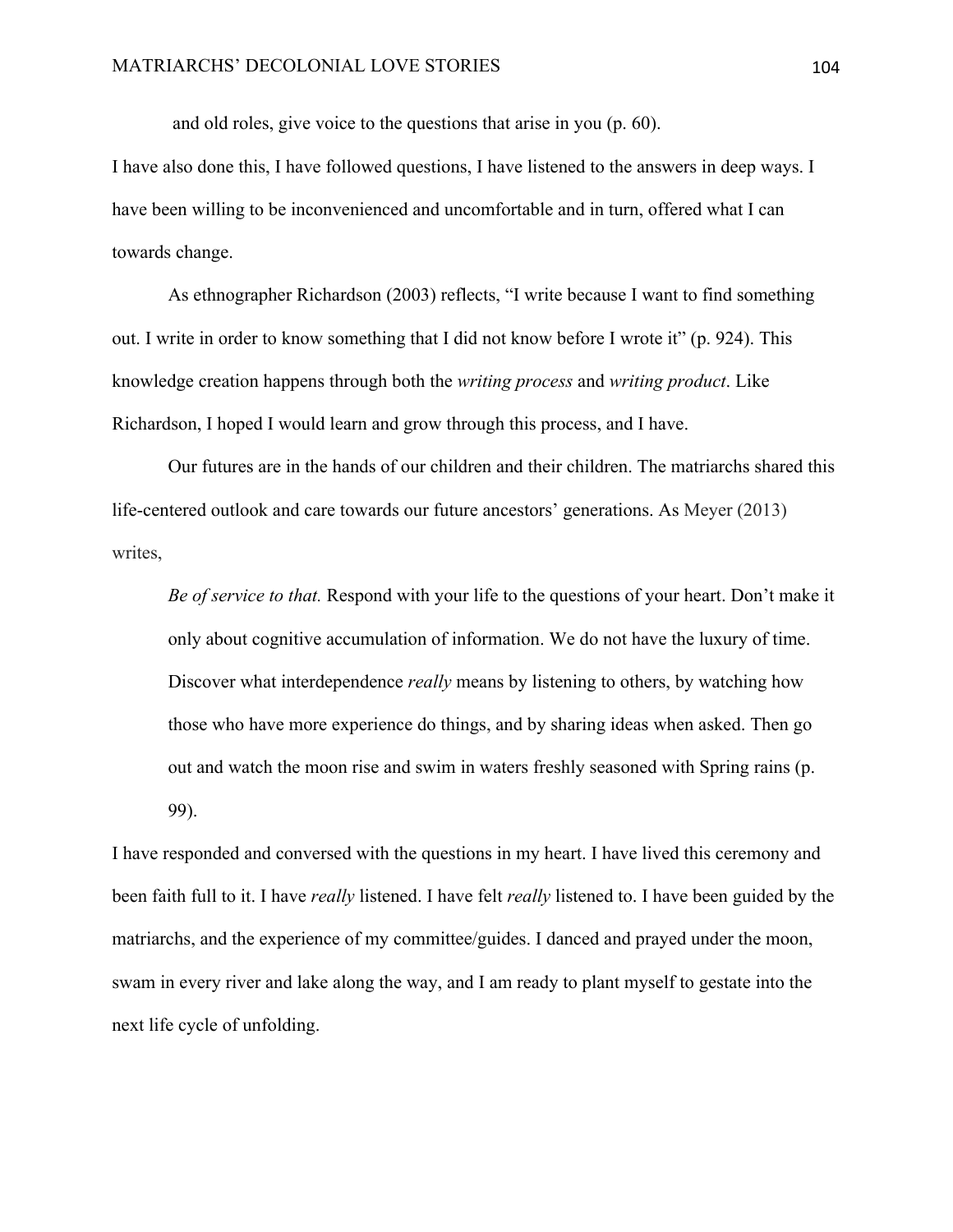and old roles, give voice to the questions that arise in you (p. 60).

I have also done this, I have followed questions, I have listened to the answers in deep ways. I have been willing to be inconvenienced and uncomfortable and in turn, offered what I can towards change.

As ethnographer Richardson (2003) reflects, "I write because I want to find something out. I write in order to know something that I did not know before I wrote it" (p. 924). This knowledge creation happens through both the *writing process* and *writing product*. Like Richardson, I hoped I would learn and grow through this process, and I have.

Our futures are in the hands of our children and their children. The matriarchs shared this life-centered outlook and care towards our future ancestors' generations. As Meyer (2013) writes,

> *Be of service to that.* Respond with your life to the questions of your heart. Don't make it only about cognitive accumulation of information. We do not have the luxury of time. Discover what interdependence *really* means by listening to others, by watching how those who have more experience do things, and by sharing ideas when asked. Then go out and watch the moon rise and swim in waters freshly seasoned with Spring rains (p. 99).

I have responded and conversed with the questions in my heart. I have lived this ceremony and been faith full to it. I have *really* listened. I have felt *really* listened to. I have been guided by the matriarchs, and the experience of my committee/guides. I danced and prayed under the moon, swam in every river and lake along the way, and I am ready to plant myself to gestate into the next life cycle of unfolding.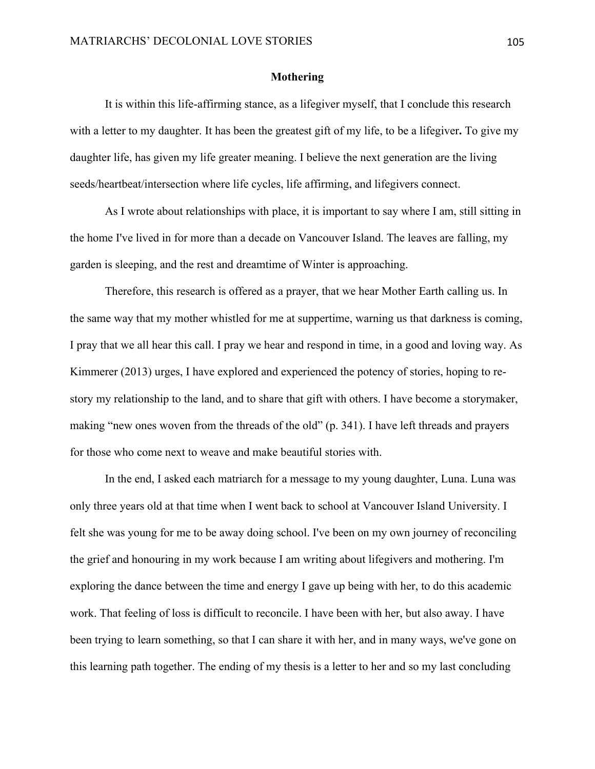## Mothering

It is within this life-affirming stance, as a lifegiver myself, that I conclude this research with a letter to my daughter. It has been the greatest gift of my life, to be a lifegiver**.** To give my daughter life, has given my life greater meaning. I believe the next generation are the living seeds/heartbeat/intersection where life cycles, life affirming, and lifegivers connect.

As I wrote about relationships with place, it is important to say where I am, still sitting in the home I've lived in for more than a decade on Vancouver Island. The leaves are falling, my garden is sleeping, and the rest and dreamtime of Winter is approaching.

Therefore, this research is offered as a prayer, that we hear Mother Earth calling us. In the same way that my mother whistled for me at suppertime, warning us that darkness is coming, I pray that we all hear this call. I pray we hear and respond in time, in a good and loving way. As Kimmerer (2013) urges, I have explored and experienced the potency of stories, hoping to re-story my relationship to the land, and to share that gift with others. I have become a storymaker, making "new ones woven from the threads of the old" (p. 341). I have left threads and prayers for those who come next to weave and make beautiful stories with.

In the end, I asked each matriarch for a message to my young daughter, Luna. Luna was only three years old at that time when I went back to school at Vancouver Island University. I felt she was young for me to be away doing school. I've been on my own journey of reconciling the grief and honouring in my work because I am writing about lifegivers and mothering. I'm exploring the dance between the time and energy I gave up being with her, to do this academic work. That feeling of loss is difficult to reconcile. I have been with her, but also away. I have been trying to learn something, so that I can share it with her, and in many ways, we've gone on this learning path together. The ending of my thesis is a letter to her and so my last concluding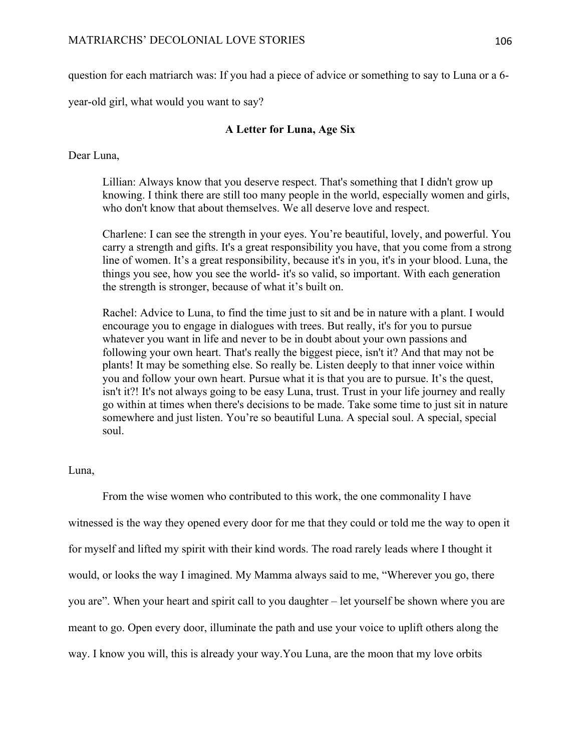question for each matriarch was: If you had a piece of advice or something to say to Luna or a 6-year-old girl, what would you want to say?

**A Letter for Luna, Age Six**

Dear Luna,

> Lillian: Always know that you deserve respect. That's something that I didn't grow up knowing. I think there are still too many people in the world, especially women and girls, who don't know that about themselves. We all deserve love and respect.
>
> Charlene: I can see the strength in your eyes. You're beautiful, lovely, and powerful. You carry a strength and gifts. It's a great responsibility you have, that you come from a strong line of women. It's a great responsibility, because it's in you, it's in your blood. Luna, the things you see, how you see the world- it's so valid, so important. With each generation the strength is stronger, because of what it's built on.
>
> Rachel: Advice to Luna, to find the time just to sit and be in nature with a plant. I would encourage you to engage in dialogues with trees. But really, it's for you to pursue whatever you want in life and never to be in doubt about your own passions and following your own heart. That's really the biggest piece, isn't it? And that may not be plants! It may be something else. So really be. Listen deeply to that inner voice within you and follow your own heart. Pursue what it is that you are to pursue. It's the quest, isn't it?! It's not always going to be easy Luna, trust. Trust in your life journey and really go within at times when there's decisions to be made. Take some time to just sit in nature somewhere and just listen. You're so beautiful Luna. A special soul. A special, special soul.

Luna,

From the wise women who contributed to this work, the one commonality I have witnessed is the way they opened every door for me that they could or told me the way to open it for myself and lifted my spirit with their kind words. The road rarely leads where I thought it would, or looks the way I imagined. My Mamma always said to me, "Wherever you go, there you are". When your heart and spirit call to you daughter – let yourself be shown where you are meant to go. Open every door, illuminate the path and use your voice to uplift others along the way. I know you will, this is already your way.You Luna, are the moon that my love orbits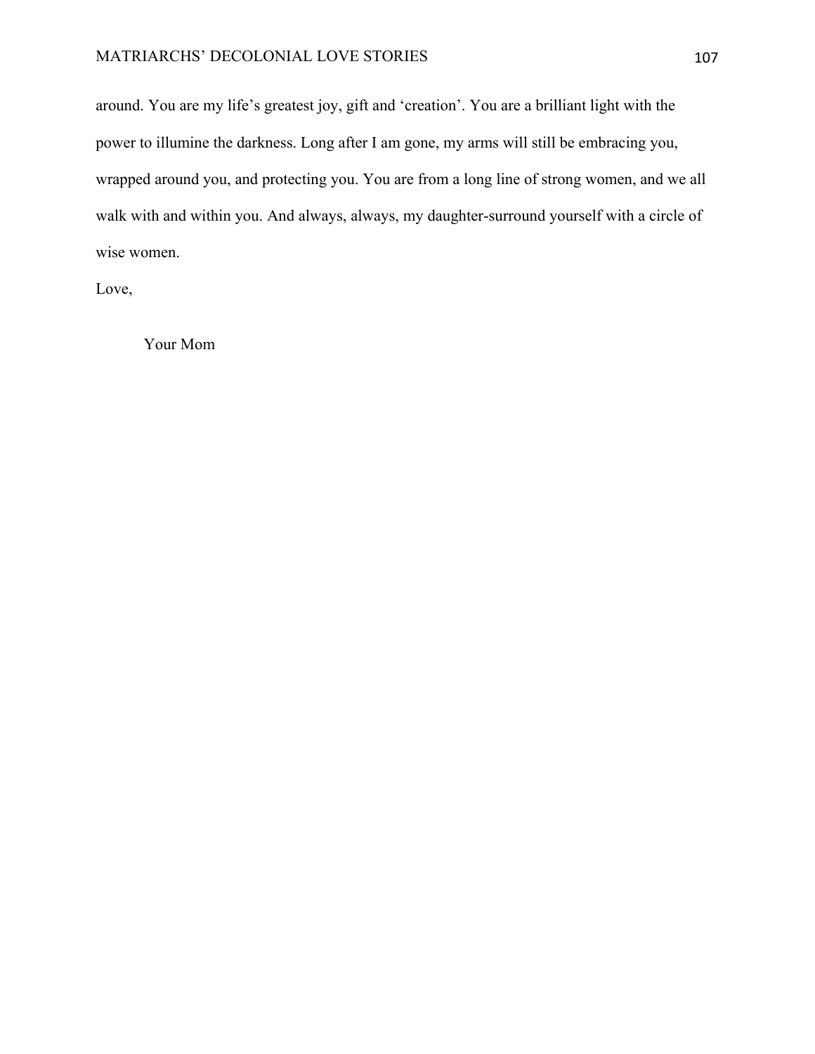around. You are my life's greatest joy, gift and 'creation'. You are a brilliant light with the power to illumine the darkness. Long after I am gone, my arms will still be embracing you, wrapped around you, and protecting you. You are from a long line of strong women, and we all walk with and within you. And always, always, my daughter-surround yourself with a circle of wise women.

Love,

Your Mom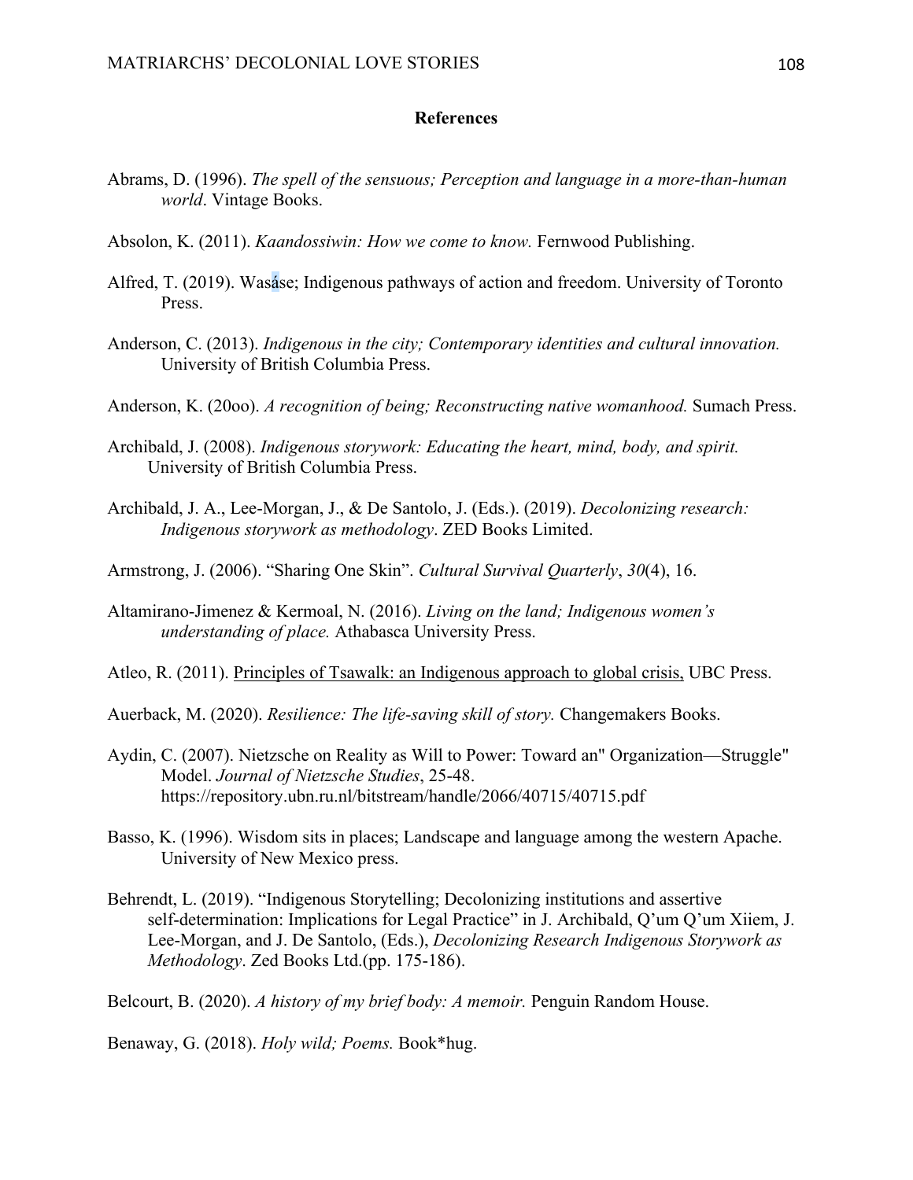## References

Abrams, D. (1996). *The spell of the sensuous; Perception and language in a more-than-human world*. Vintage Books.

Absolon, K. (2011). *Kaandossiwin: How we come to know.* Fernwood Publishing.

Alfred, T. (2019). Wasáse; Indigenous pathways of action and freedom. University of Toronto Press.

Anderson, C. (2013). *Indigenous in the city; Contemporary identities and cultural innovation.* University of British Columbia Press.

Anderson, K. (20oo). *A recognition of being; Reconstructing native womanhood.* Sumach Press.

Archibald, J. (2008). *Indigenous storywork: Educating the heart, mind, body, and spirit.* University of British Columbia Press.

Archibald, J. A., Lee-Morgan, J., & De Santolo, J. (Eds.). (2019). *Decolonizing research: Indigenous storywork as methodology*. ZED Books Limited.

Armstrong, J. (2006). "Sharing One Skin". *Cultural Survival Quarterly*, *30*(4), 16.

Altamirano-Jimenez & Kermoal, N. (2016). *Living on the land; Indigenous women's understanding of place.* Athabasca University Press.

Atleo, R. (2011). Principles of Tsawalk: an Indigenous approach to global crisis, UBC Press.

Auerback, M. (2020). *Resilience: The life-saving skill of story.* Changemakers Books.

Aydin, C. (2007). Nietzsche on Reality as Will to Power: Toward an" Organization—Struggle" Model. *Journal of Nietzsche Studies*, 25-48. https://repository.ubn.ru.nl/bitstream/handle/2066/40715/40715.pdf

Basso, K. (1996). Wisdom sits in places; Landscape and language among the western Apache. University of New Mexico press.

Behrendt, L. (2019). "Indigenous Storytelling; Decolonizing institutions and assertive self-determination: Implications for Legal Practice" in J. Archibald, Q'um Q'um Xiiem, J. Lee-Morgan, and J. De Santolo, (Eds.), *Decolonizing Research Indigenous Storywork as Methodology*. Zed Books Ltd.(pp. 175-186).

Belcourt, B. (2020). *A history of my brief body: A memoir.* Penguin Random House.

Benaway, G. (2018). *Holy wild; Poems.* Book*hug.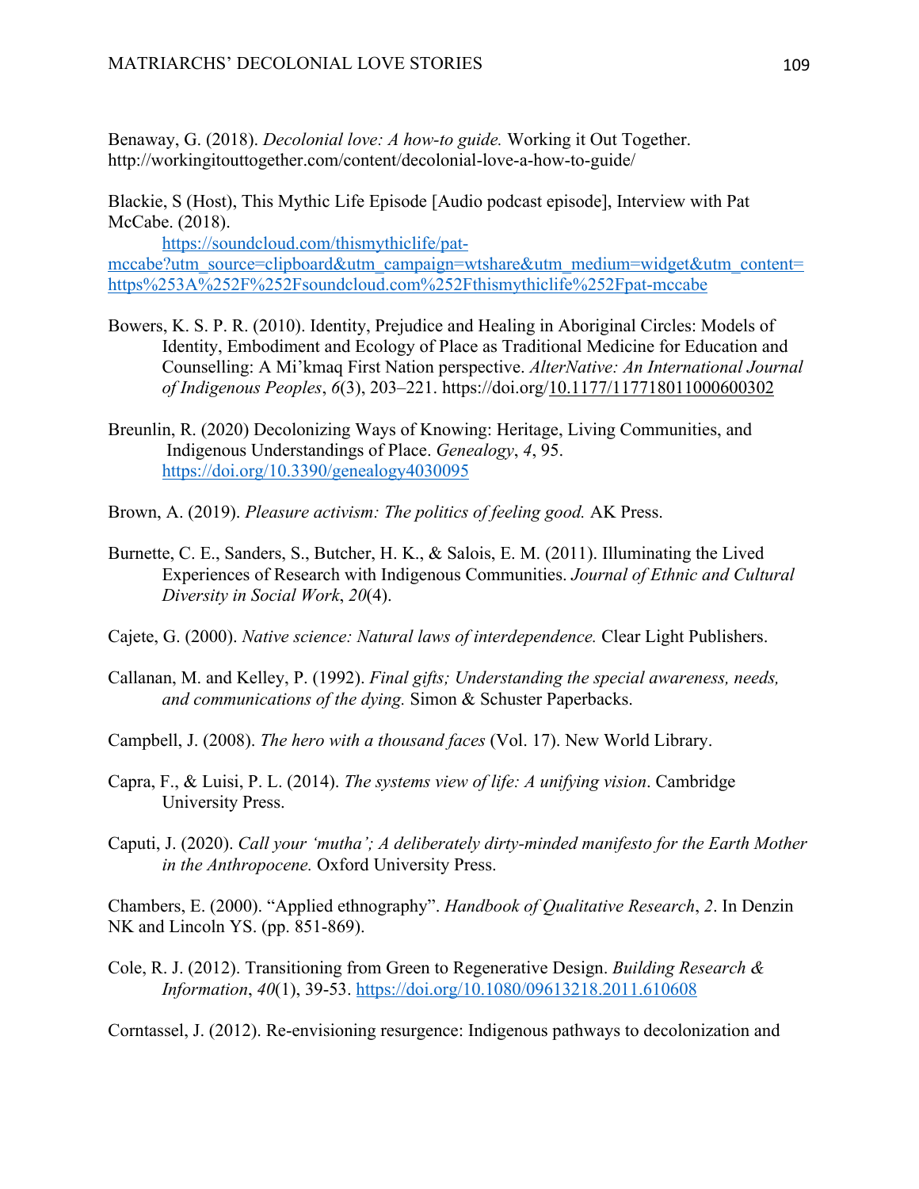Benaway, G. (2018). *Decolonial love: A how-to guide.* Working it Out Together. http://workingitouttogether.com/content/decolonial-love-a-how-to-guide/

Blackie, S (Host), This Mythic Life Episode [Audio podcast episode], Interview with Pat McCabe. (2018). https://soundcloud.com/thismythiclife/pat-mccabe?utm_source=clipboard&utm_campaign=wtshare&utm_medium=widget&utm_content=https%253A%252F%252Fsoundcloud.com%252Fthismythiclife%252Fpat-mccabe

Bowers, K. S. P. R. (2010). Identity, Prejudice and Healing in Aboriginal Circles: Models of Identity, Embodiment and Ecology of Place as Traditional Medicine for Education and Counselling: A Mi'kmaq First Nation perspective. *AlterNative: An International Journal of Indigenous Peoples*, *6*(3), 203–221. https://doi.org/10.1177/117718011000600302

Breunlin, R. (2020) Decolonizing Ways of Knowing: Heritage, Living Communities, and Indigenous Understandings of Place. *Genealogy*, *4*, 95. https://doi.org/10.3390/genealogy4030095

Brown, A. (2019). *Pleasure activism: The politics of feeling good.* AK Press.

Burnette, C. E., Sanders, S., Butcher, H. K., & Salois, E. M. (2011). Illuminating the Lived Experiences of Research with Indigenous Communities. *Journal of Ethnic and Cultural Diversity in Social Work*, *20*(4).

Cajete, G. (2000). *Native science: Natural laws of interdependence.* Clear Light Publishers.

Callanan, M. and Kelley, P. (1992). *Final gifts; Understanding the special awareness, needs, and communications of the dying.* Simon & Schuster Paperbacks.

Campbell, J. (2008). *The hero with a thousand faces* (Vol. 17). New World Library.

Capra, F., & Luisi, P. L. (2014). *The systems view of life: A unifying vision*. Cambridge University Press.

Caputi, J. (2020). *Call your 'mutha'; A deliberately dirty-minded manifesto for the Earth Mother in the Anthropocene.* Oxford University Press.

Chambers, E. (2000). "Applied ethnography". *Handbook of Qualitative Research*, *2*. In Denzin NK and Lincoln YS. (pp. 851-869).

Cole, R. J. (2012). Transitioning from Green to Regenerative Design. *Building Research & Information*, *40*(1), 39-53. https://doi.org/10.1080/09613218.2011.610608

Corntassel, J. (2012). Re-envisioning resurgence: Indigenous pathways to decolonization and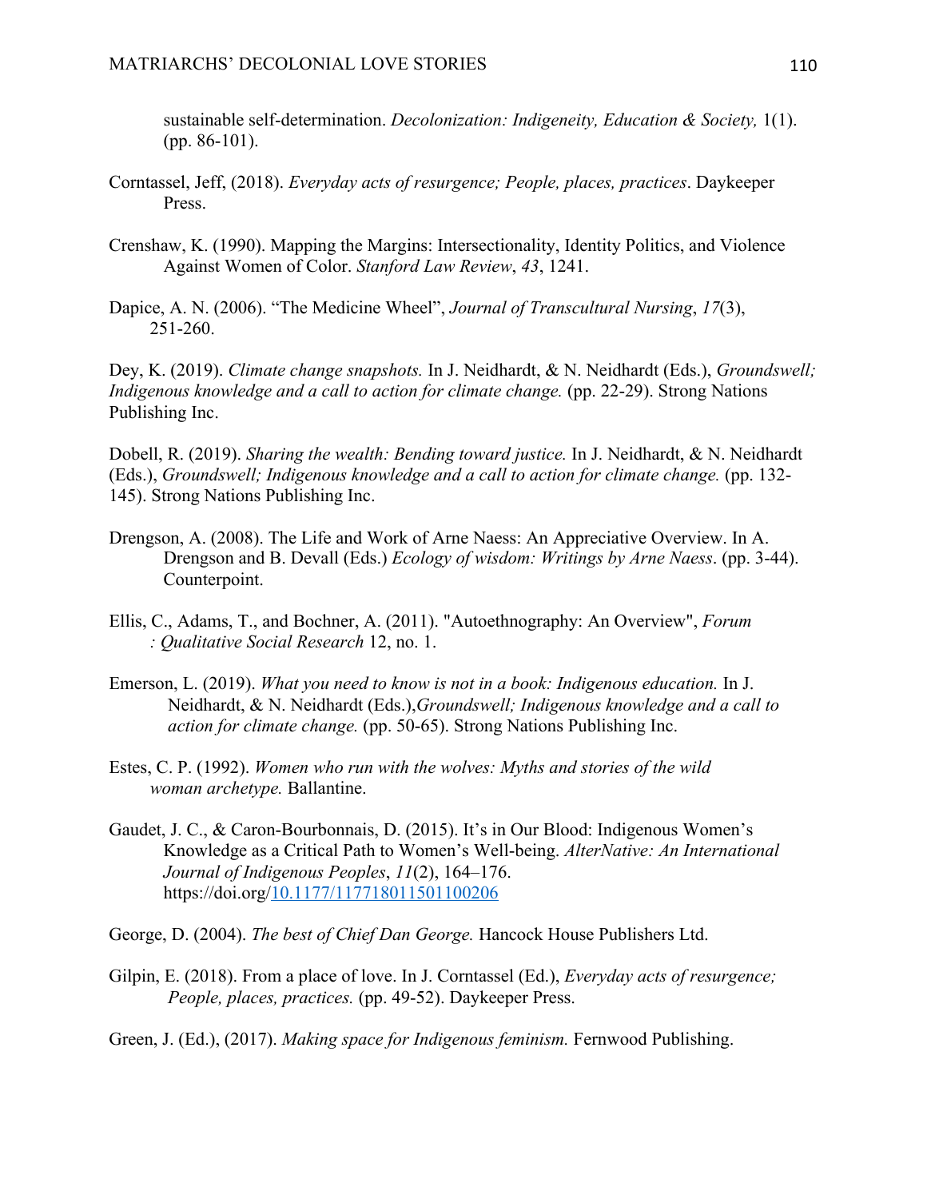sustainable self-determination. *Decolonization: Indigeneity, Education & Society,* 1(1). (pp. 86-101).

Corntassel, Jeff, (2018). *Everyday acts of resurgence; People, places, practices*. Daykeeper Press.

Crenshaw, K. (1990). Mapping the Margins: Intersectionality, Identity Politics, and Violence Against Women of Color. *Stanford Law Review*, *43*, 1241.

Dapice, A. N. (2006). "The Medicine Wheel", *Journal of Transcultural Nursing*, *17*(3), 251-260.

Dey, K. (2019). *Climate change snapshots.* In J. Neidhardt, & N. Neidhardt (Eds.), *Groundswell; Indigenous knowledge and a call to action for climate change.* (pp. 22-29). Strong Nations Publishing Inc.

Dobell, R. (2019). *Sharing the wealth: Bending toward justice.* In J. Neidhardt, & N. Neidhardt (Eds.), *Groundswell; Indigenous knowledge and a call to action for climate change.* (pp. 132-145). Strong Nations Publishing Inc.

Drengson, A. (2008). The Life and Work of Arne Naess: An Appreciative Overview. In A. Drengson and B. Devall (Eds.) *Ecology of wisdom: Writings by Arne Naess*. (pp. 3-44). Counterpoint.

Ellis, C., Adams, T., and Bochner, A. (2011). "Autoethnography: An Overview", *Forum : Qualitative Social Research* 12, no. 1.

Emerson, L. (2019). *What you need to know is not in a book: Indigenous education.* In J. Neidhardt, & N. Neidhardt (Eds.),*Groundswell; Indigenous knowledge and a call to action for climate change.* (pp. 50-65). Strong Nations Publishing Inc.

Estes, C. P. (1992). *Women who run with the wolves: Myths and stories of the wild woman archetype.* Ballantine.

Gaudet, J. C., & Caron-Bourbonnais, D. (2015). It's in Our Blood: Indigenous Women's Knowledge as a Critical Path to Women's Well-being. *AlterNative: An International Journal of Indigenous Peoples*, *11*(2), 164–176. https://doi.org/10.1177/117718011501100206

George, D. (2004). *The best of Chief Dan George.* Hancock House Publishers Ltd.

Gilpin, E. (2018). From a place of love. In J. Corntassel (Ed.), *Everyday acts of resurgence; People, places, practices.* (pp. 49-52). Daykeeper Press.

Green, J. (Ed.), (2017). *Making space for Indigenous feminism.* Fernwood Publishing.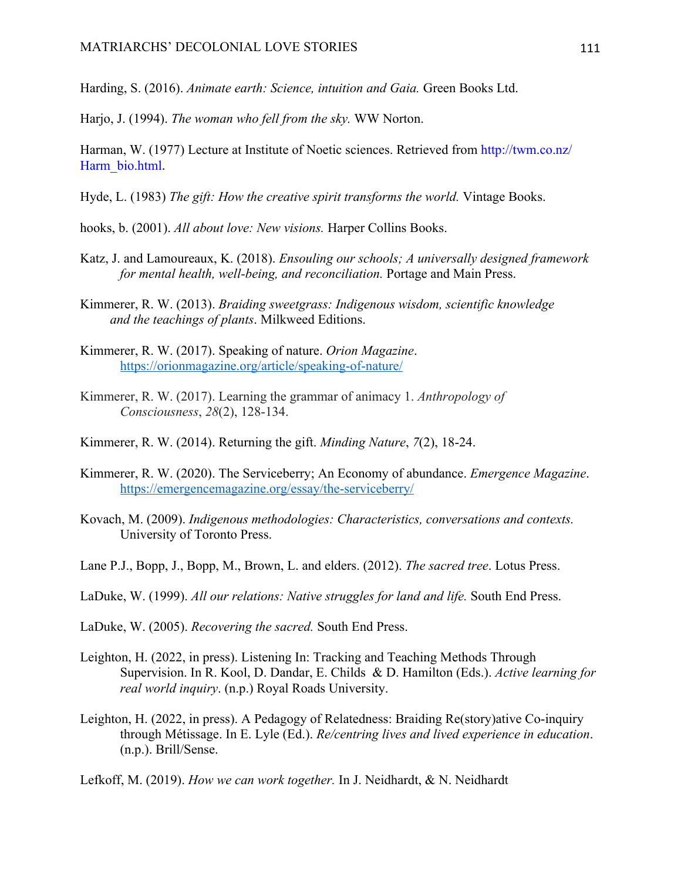Harding, S. (2016). *Animate earth: Science, intuition and Gaia.* Green Books Ltd.

Harjo, J. (1994). *The woman who fell from the sky.* WW Norton.

Harman, W. (1977) Lecture at Institute of Noetic sciences. Retrieved from http://twm.co.nz/Harm_bio.html.

Hyde, L. (1983) *The gift: How the creative spirit transforms the world.* Vintage Books.

hooks, b. (2001). *All about love: New visions.* Harper Collins Books.

Katz, J. and Lamoureaux, K. (2018). *Ensouling our schools; A universally designed framework for mental health, well-being, and reconciliation.* Portage and Main Press.

Kimmerer, R. W. (2013). *Braiding sweetgrass: Indigenous wisdom, scientific knowledge and the teachings of plants*. Milkweed Editions.

Kimmerer, R. W. (2017). Speaking of nature. *Orion Magazine*. https://orionmagazine.org/article/speaking-of-nature/

Kimmerer, R. W. (2017). Learning the grammar of animacy 1. *Anthropology of Consciousness*, *28*(2), 128-134.

Kimmerer, R. W. (2014). Returning the gift. *Minding Nature*, *7*(2), 18-24.

Kimmerer, R. W. (2020). The Serviceberry; An Economy of abundance. *Emergence Magazine*. https://emergencemagazine.org/essay/the-serviceberry/

Kovach, M. (2009). *Indigenous methodologies: Characteristics, conversations and contexts.* University of Toronto Press.

Lane P.J., Bopp, J., Bopp, M., Brown, L. and elders. (2012). *The sacred tree*. Lotus Press.

LaDuke, W. (1999). *All our relations: Native struggles for land and life.* South End Press.

LaDuke, W. (2005). *Recovering the sacred.* South End Press.

Leighton, H. (2022, in press). Listening In: Tracking and Teaching Methods Through Supervision. In R. Kool, D. Dandar, E. Childs & D. Hamilton (Eds.). *Active learning for real world inquiry*. (n.p.) Royal Roads University.

Leighton, H. (2022, in press). A Pedagogy of Relatedness: Braiding Re(story)ative Co-inquiry through Métissage. In E. Lyle (Ed.). *Re/centring lives and lived experience in education*. (n.p.). Brill/Sense.

Lefkoff, M. (2019). *How we can work together.* In J. Neidhardt, & N. Neidhardt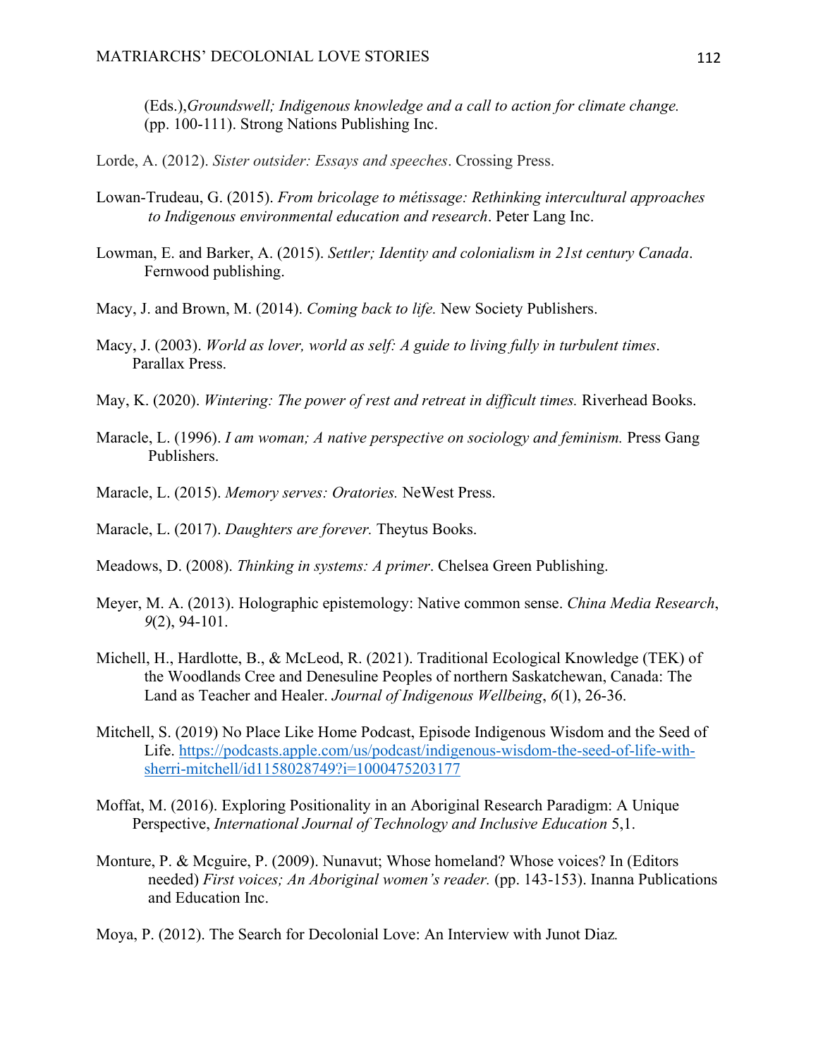(Eds.),*Groundswell; Indigenous knowledge and a call to action for climate change.* (pp. 100-111). Strong Nations Publishing Inc.

Lorde, A. (2012). *Sister outsider: Essays and speeches*. Crossing Press.

Lowan-Trudeau, G. (2015). *From bricolage to métissage: Rethinking intercultural approaches to Indigenous environmental education and research*. Peter Lang Inc.

Lowman, E. and Barker, A. (2015). *Settler; Identity and colonialism in 21st century Canada*. Fernwood publishing.

Macy, J. and Brown, M. (2014). *Coming back to life.* New Society Publishers.

Macy, J. (2003). *World as lover, world as self: A guide to living fully in turbulent times*. Parallax Press.

May, K. (2020). *Wintering: The power of rest and retreat in difficult times.* Riverhead Books.

Maracle, L. (1996). *I am woman; A native perspective on sociology and feminism.* Press Gang Publishers.

Maracle, L. (2015). *Memory serves: Oratories.* NeWest Press.

Maracle, L. (2017). *Daughters are forever.* Theytus Books.

Meadows, D. (2008). *Thinking in systems: A primer*. Chelsea Green Publishing.

Meyer, M. A. (2013). Holographic epistemology: Native common sense. *China Media Research*, *9*(2), 94-101.

Michell, H., Hardlotte, B., & McLeod, R. (2021). Traditional Ecological Knowledge (TEK) of the Woodlands Cree and Denesuline Peoples of northern Saskatchewan, Canada: The Land as Teacher and Healer. *Journal of Indigenous Wellbeing*, *6*(1), 26-36.

Mitchell, S. (2019) No Place Like Home Podcast, Episode Indigenous Wisdom and the Seed of Life. https://podcasts.apple.com/us/podcast/indigenous-wisdom-the-seed-of-life-with-sherri-mitchell/id1158028749?i=1000475203177

Moffat, M. (2016). Exploring Positionality in an Aboriginal Research Paradigm: A Unique Perspective, *International Journal of Technology and Inclusive Education* 5,1.

Monture, P. & Mcguire, P. (2009). Nunavut; Whose homeland? Whose voices? In (Editors needed) *First voices; An Aboriginal women's reader.* (pp. 143-153). Inanna Publications and Education Inc.

Moya, P. (2012). The Search for Decolonial Love: An Interview with Junot Diaz*.*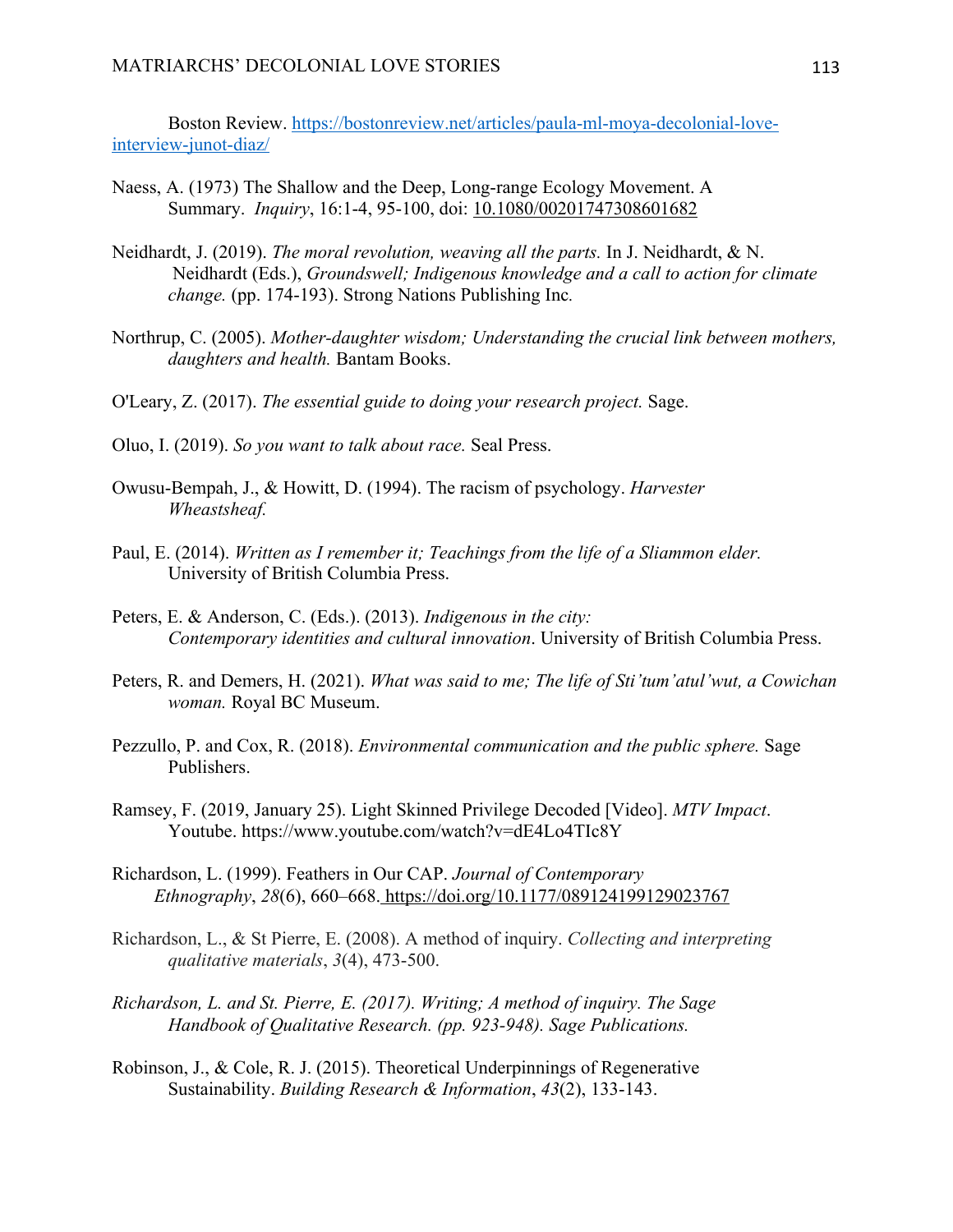Boston Review. https://bostonreview.net/articles/paula-ml-moya-decolonial-love-interview-junot-diaz/

Naess, A. (1973) The Shallow and the Deep, Long-range Ecology Movement. A Summary. *Inquiry*, 16:1-4, 95-100, doi: 10.1080/00201747308601682

Neidhardt, J. (2019). *The moral revolution, weaving all the parts.* In J. Neidhardt, & N. Neidhardt (Eds.), *Groundswell; Indigenous knowledge and a call to action for climate change.* (pp. 174-193). Strong Nations Publishing Inc.

Northrup, C. (2005). *Mother-daughter wisdom; Understanding the crucial link between mothers, daughters and health.* Bantam Books.

O'Leary, Z. (2017). *The essential guide to doing your research project.* Sage.

Oluo, I. (2019). *So you want to talk about race.* Seal Press.

Owusu-Bempah, J., & Howitt, D. (1994). The racism of psychology. *Harvester Wheastsheaf.*

Paul, E. (2014). *Written as I remember it; Teachings from the life of a Sliammon elder.* University of British Columbia Press.

Peters, E. & Anderson, C. (Eds.). (2013). *Indigenous in the city: Contemporary identities and cultural innovation*. University of British Columbia Press.

Peters, R. and Demers, H. (2021). *What was said to me; The life of Sti'tum'atul'wut, a Cowichan woman.* Royal BC Museum.

Pezzullo, P. and Cox, R. (2018). *Environmental communication and the public sphere.* Sage Publishers.

Ramsey, F. (2019, January 25). Light Skinned Privilege Decoded [Video]. *MTV Impact*. Youtube. https://www.youtube.com/watch?v=dE4Lo4TIc8Y

Richardson, L. (1999). Feathers in Our CAP. *Journal of Contemporary Ethnography*, *28*(6), 660–668. https://doi.org/10.1177/089124199129023767

Richardson, L., & St Pierre, E. (2008). A method of inquiry. *Collecting and interpreting qualitative materials*, *3*(4), 473-500.

*Richardson, L. and St. Pierre, E. (2017). Writing; A method of inquiry. The Sage Handbook of Qualitative Research. (pp. 923-948). Sage Publications.*

Robinson, J., & Cole, R. J. (2015). Theoretical Underpinnings of Regenerative Sustainability. *Building Research & Information*, *43*(2), 133-143.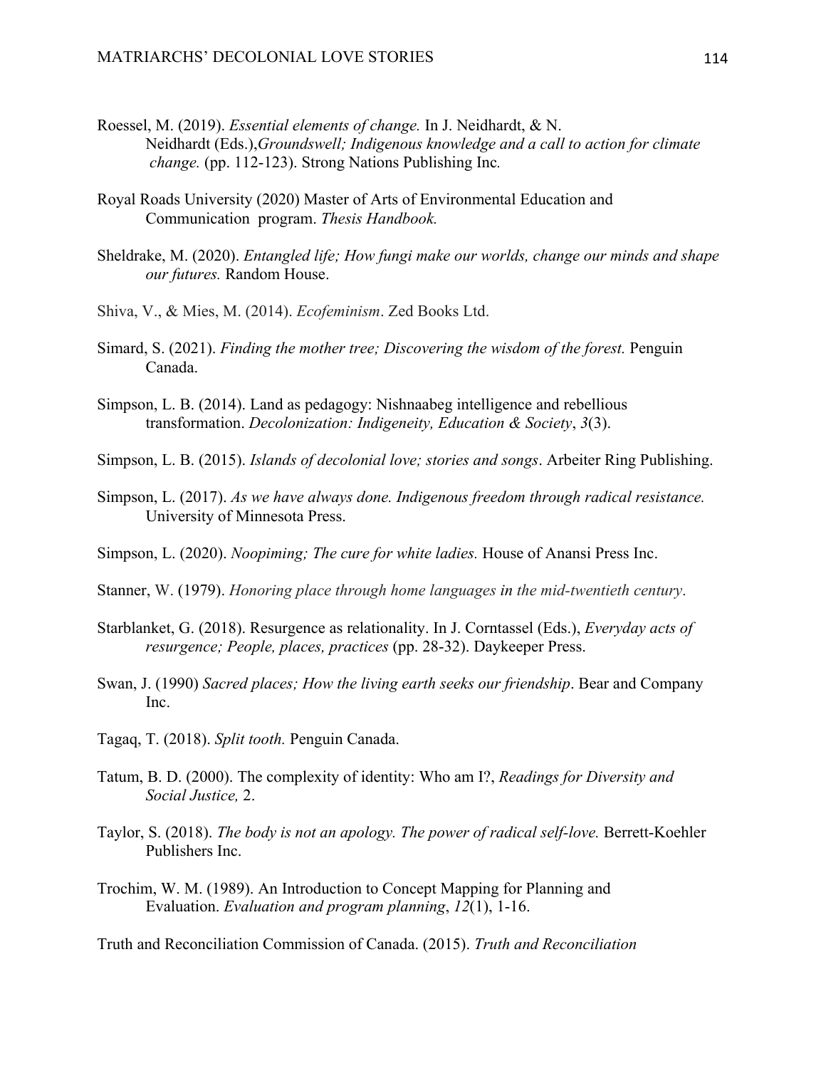Roessel, M. (2019). *Essential elements of change.* In J. Neidhardt, & N. Neidhardt (Eds.),*Groundswell; Indigenous knowledge and a call to action for climate change.* (pp. 112-123). Strong Nations Publishing Inc*.*

Royal Roads University (2020) Master of Arts of Environmental Education and Communication program. *Thesis Handbook.*

Sheldrake, M. (2020). *Entangled life; How fungi make our worlds, change our minds and shape our futures.* Random House.

Shiva, V., & Mies, M. (2014). *Ecofeminism*. Zed Books Ltd.

Simard, S. (2021). *Finding the mother tree; Discovering the wisdom of the forest.* Penguin Canada.

Simpson, L. B. (2014). Land as pedagogy: Nishnaabeg intelligence and rebellious transformation. *Decolonization: Indigeneity, Education & Society*, *3*(3).

Simpson, L. B. (2015). *Islands of decolonial love; stories and songs*. Arbeiter Ring Publishing.

Simpson, L. (2017). *As we have always done. Indigenous freedom through radical resistance.* University of Minnesota Press.

Simpson, L. (2020). *Noopiming; The cure for white ladies.* House of Anansi Press Inc.

Stanner, W. (1979). *Honoring place through home languages in the mid-twentieth century*.

Starblanket, G. (2018). Resurgence as relationality. In J. Corntassel (Eds.), *Everyday acts of resurgence; People, places, practices* (pp. 28-32). Daykeeper Press.

Swan, J. (1990) *Sacred places; How the living earth seeks our friendship*. Bear and Company Inc.

Tagaq, T. (2018). *Split tooth.* Penguin Canada.

Tatum, B. D. (2000). The complexity of identity: Who am I?, *Readings for Diversity and Social Justice,* 2.

Taylor, S. (2018). *The body is not an apology. The power of radical self-love.* Berrett-Koehler Publishers Inc.

Trochim, W. M. (1989). An Introduction to Concept Mapping for Planning and Evaluation. *Evaluation and program planning*, *12*(1), 1-16.

Truth and Reconciliation Commission of Canada. (2015). *Truth and Reconciliation*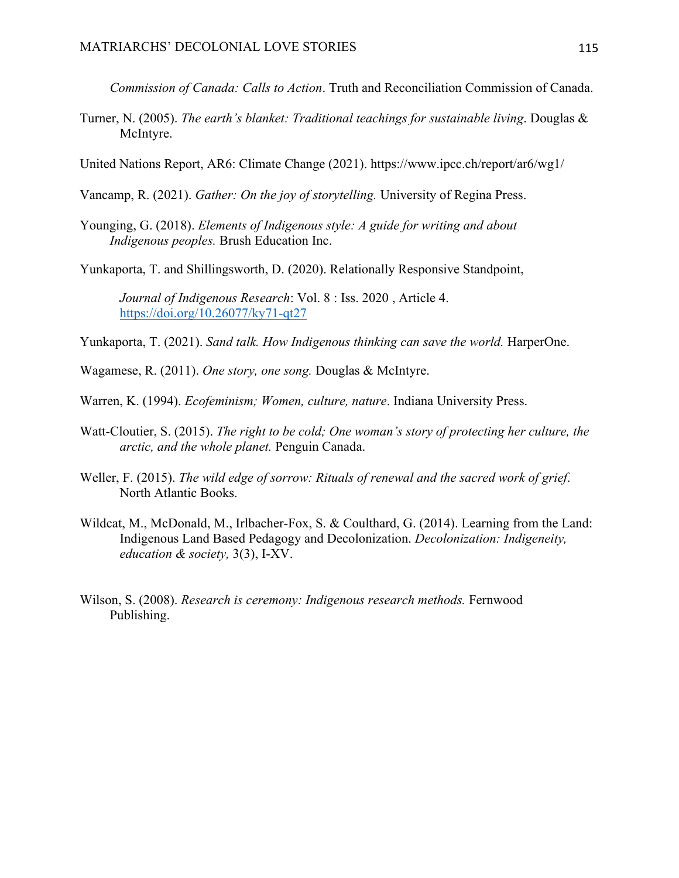*Commission of Canada: Calls to Action*. Truth and Reconciliation Commission of Canada.

Turner, N. (2005). *The earth's blanket: Traditional teachings for sustainable living*. Douglas & McIntyre.

United Nations Report, AR6: Climate Change (2021). https://www.ipcc.ch/report/ar6/wg1/

Vancamp, R. (2021). *Gather: On the joy of storytelling.* University of Regina Press.

Younging, G. (2018). *Elements of Indigenous style: A guide for writing and about Indigenous peoples.* Brush Education Inc.

Yunkaporta, T. and Shillingsworth, D. (2020). Relationally Responsive Standpoint, *Journal of Indigenous Research*: Vol. 8 : Iss. 2020 , Article 4. https://doi.org/10.26077/ky71-qt27

Yunkaporta, T. (2021). *Sand talk. How Indigenous thinking can save the world.* HarperOne.

Wagamese, R. (2011). *One story, one song.* Douglas & McIntyre.

Warren, K. (1994). *Ecofeminism; Women, culture, nature*. Indiana University Press.

Watt-Cloutier, S. (2015). *The right to be cold; One woman's story of protecting her culture, the arctic, and the whole planet.* Penguin Canada.

Weller, F. (2015). *The wild edge of sorrow: Rituals of renewal and the sacred work of grief*. North Atlantic Books.

Wildcat, M., McDonald, M., Irlbacher-Fox, S. & Coulthard, G. (2014). Learning from the Land: Indigenous Land Based Pedagogy and Decolonization. *Decolonization: Indigeneity, education & society,* 3(3), I-XV.

Wilson, S. (2008). *Research is ceremony: Indigenous research methods.* Fernwood Publishing.